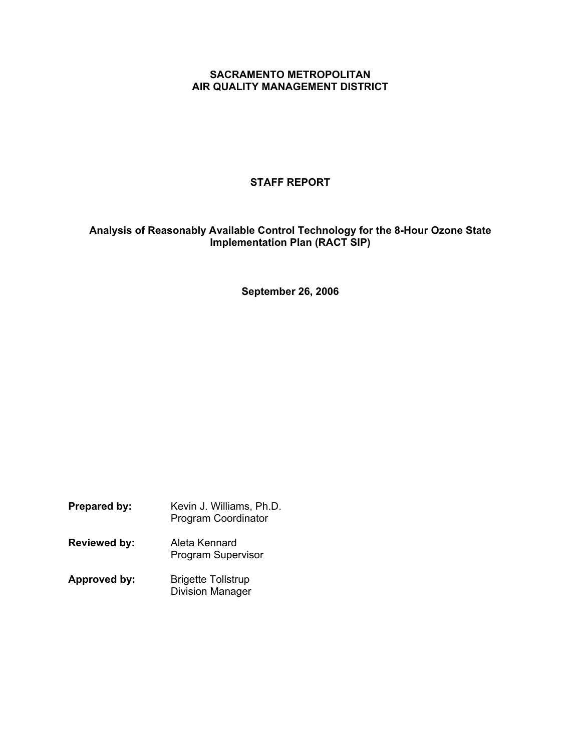**SACRAMENTO METROPOLITAN**
**AIR QUALITY MANAGEMENT DISTRICT**

# STAFF REPORT

## Analysis of Reasonably Available Control Technology for the 8-Hour Ozone State Implementation Plan (RACT SIP)

**September 26, 2006**

**Prepared by:** Kevin J. Williams, Ph.D.
Program Coordinator

**Reviewed by:** Aleta Kennard
Program Supervisor

**Approved by:** Brigette Tollstrup
Division Manager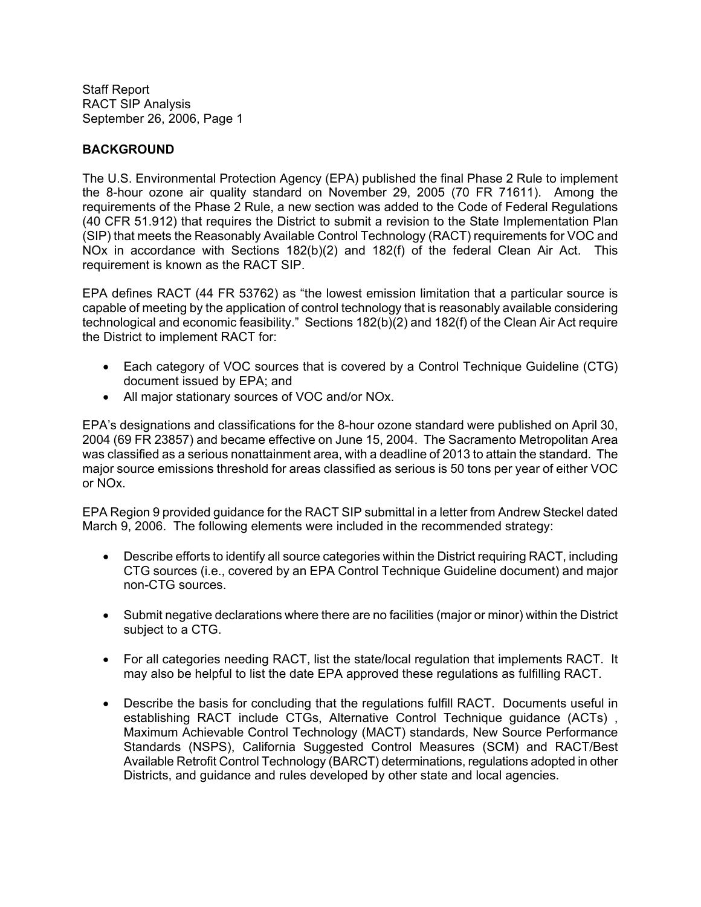## BACKGROUND

The U.S. Environmental Protection Agency (EPA) published the final Phase 2 Rule to implement the 8-hour ozone air quality standard on November 29, 2005 (70 FR 71611). Among the requirements of the Phase 2 Rule, a new section was added to the Code of Federal Regulations (40 CFR 51.912) that requires the District to submit a revision to the State Implementation Plan (SIP) that meets the Reasonably Available Control Technology (RACT) requirements for VOC and NOx in accordance with Sections 182(b)(2) and 182(f) of the federal Clean Air Act. This requirement is known as the RACT SIP.

EPA defines RACT (44 FR 53762) as "the lowest emission limitation that a particular source is capable of meeting by the application of control technology that is reasonably available considering technological and economic feasibility." Sections 182(b)(2) and 182(f) of the Clean Air Act require the District to implement RACT for:

- Each category of VOC sources that is covered by a Control Technique Guideline (CTG) document issued by EPA; and
- All major stationary sources of VOC and/or NOx.

EPA's designations and classifications for the 8-hour ozone standard were published on April 30, 2004 (69 FR 23857) and became effective on June 15, 2004. The Sacramento Metropolitan Area was classified as a serious nonattainment area, with a deadline of 2013 to attain the standard. The major source emissions threshold for areas classified as serious is 50 tons per year of either VOC or NOx.

EPA Region 9 provided guidance for the RACT SIP submittal in a letter from Andrew Steckel dated March 9, 2006. The following elements were included in the recommended strategy:

- Describe efforts to identify all source categories within the District requiring RACT, including CTG sources (i.e., covered by an EPA Control Technique Guideline document) and major non-CTG sources.

- Submit negative declarations where there are no facilities (major or minor) within the District subject to a CTG.

- For all categories needing RACT, list the state/local regulation that implements RACT. It may also be helpful to list the date EPA approved these regulations as fulfilling RACT.

- Describe the basis for concluding that the regulations fulfill RACT. Documents useful in establishing RACT include CTGs, Alternative Control Technique guidance (ACTs) , Maximum Achievable Control Technology (MACT) standards, New Source Performance Standards (NSPS), California Suggested Control Measures (SCM) and RACT/Best Available Retrofit Control Technology (BARCT) determinations, regulations adopted in other Districts, and guidance and rules developed by other state and local agencies.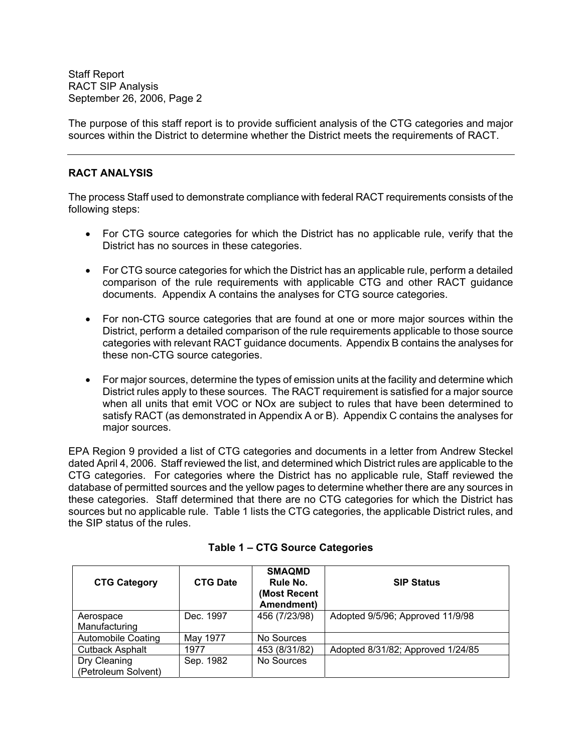The purpose of this staff report is to provide sufficient analysis of the CTG categories and major sources within the District to determine whether the District meets the requirements of RACT.

---

## RACT ANALYSIS

The process Staff used to demonstrate compliance with federal RACT requirements consists of the following steps:

- For CTG source categories for which the District has no applicable rule, verify that the District has no sources in these categories.
- For CTG source categories for which the District has an applicable rule, perform a detailed comparison of the rule requirements with applicable CTG and other RACT guidance documents. Appendix A contains the analyses for CTG source categories.
- For non-CTG source categories that are found at one or more major sources within the District, perform a detailed comparison of the rule requirements applicable to those source categories with relevant RACT guidance documents. Appendix B contains the analyses for these non-CTG source categories.
- For major sources, determine the types of emission units at the facility and determine which District rules apply to these sources. The RACT requirement is satisfied for a major source when all units that emit VOC or NOx are subject to rules that have been determined to satisfy RACT (as demonstrated in Appendix A or B). Appendix C contains the analyses for major sources.

EPA Region 9 provided a list of CTG categories and documents in a letter from Andrew Steckel dated April 4, 2006. Staff reviewed the list, and determined which District rules are applicable to the CTG categories. For categories where the District has no applicable rule, Staff reviewed the database of permitted sources and the yellow pages to determine whether there are any sources in these categories. Staff determined that there are no CTG categories for which the District has sources but no applicable rule. Table 1 lists the CTG categories, the applicable District rules, and the SIP status of the rules.

**Table 1 – CTG Source Categories**

| CTG Category | CTG Date | SMAQMD Rule No. (Most Recent Amendment) | SIP Status |
|---|---|---|---|
| Aerospace Manufacturing | Dec. 1997 | 456 (7/23/98) | Adopted 9/5/96; Approved 11/9/98 |
| Automobile Coating | May 1977 | No Sources | |
| Cutback Asphalt | 1977 | 453 (8/31/82) | Adopted 8/31/82; Approved 1/24/85 |
| Dry Cleaning (Petroleum Solvent) | Sep. 1982 | No Sources | |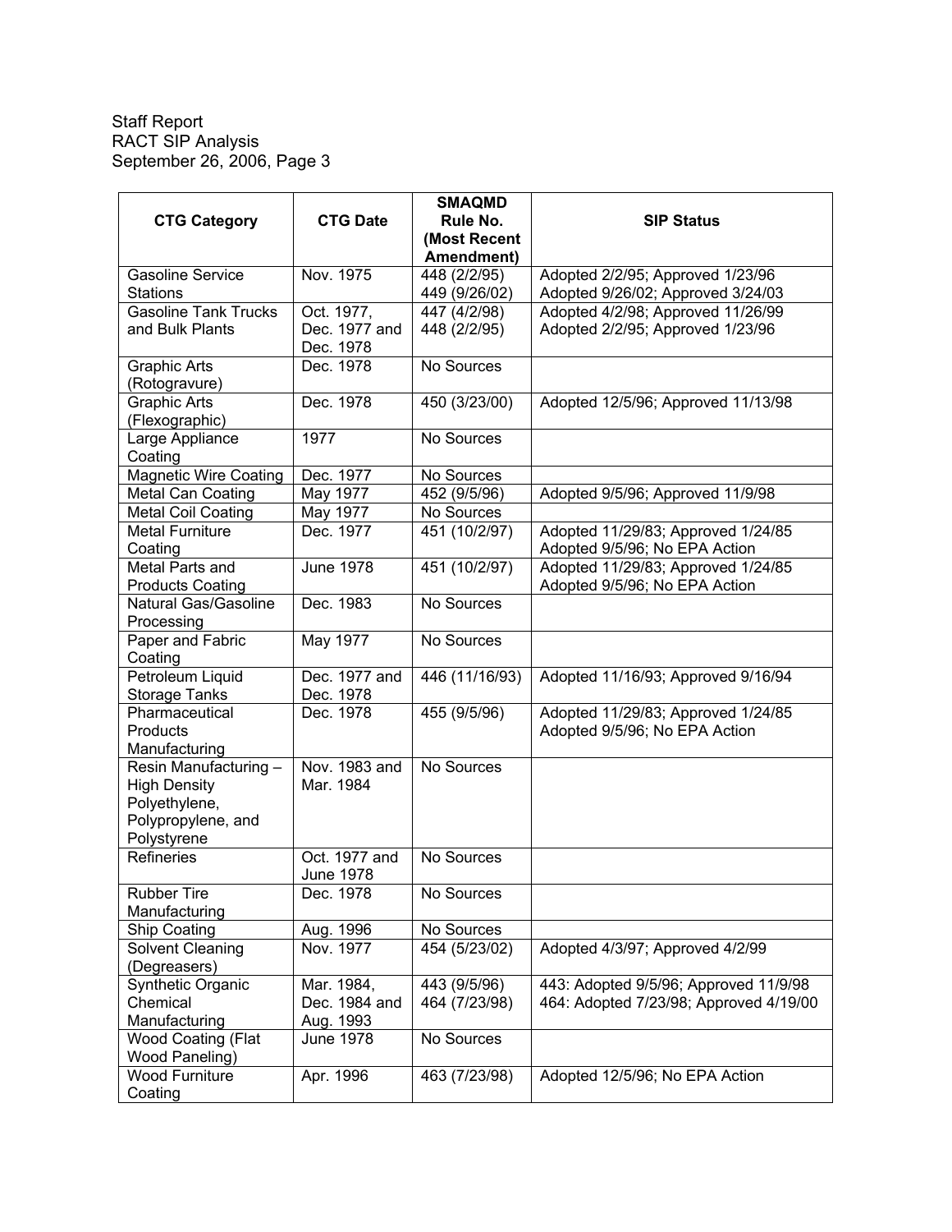| CTG Category | CTG Date | SMAQMD Rule No. (Most Recent Amendment) | SIP Status |
|---|---|---|---|
| Gasoline Service Stations | Nov. 1975 | 448 (2/2/95)<br>449 (9/26/02) | Adopted 2/2/95; Approved 1/23/96<br>Adopted 9/26/02; Approved 3/24/03 |
| Gasoline Tank Trucks and Bulk Plants | Oct. 1977, Dec. 1977 and Dec. 1978 | 447 (4/2/98)<br>448 (2/2/95) | Adopted 4/2/98; Approved 11/26/99<br>Adopted 2/2/95; Approved 1/23/96 |
| Graphic Arts (Rotogravure) | Dec. 1978 | No Sources | |
| Graphic Arts (Flexographic) | Dec. 1978 | 450 (3/23/00) | Adopted 12/5/96; Approved 11/13/98 |
| Large Appliance Coating | 1977 | No Sources | |
| Magnetic Wire Coating | Dec. 1977 | No Sources | |
| Metal Can Coating | May 1977 | 452 (9/5/96) | Adopted 9/5/96; Approved 11/9/98 |
| Metal Coil Coating | May 1977 | No Sources | |
| Metal Furniture Coating | Dec. 1977 | 451 (10/2/97) | Adopted 11/29/83; Approved 1/24/85<br>Adopted 9/5/96; No EPA Action |
| Metal Parts and Products Coating | June 1978 | 451 (10/2/97) | Adopted 11/29/83; Approved 1/24/85<br>Adopted 9/5/96; No EPA Action |
| Natural Gas/Gasoline Processing | Dec. 1983 | No Sources | |
| Paper and Fabric Coating | May 1977 | No Sources | |
| Petroleum Liquid Storage Tanks | Dec. 1977 and Dec. 1978 | 446 (11/16/93) | Adopted 11/16/93; Approved 9/16/94 |
| Pharmaceutical Products Manufacturing | Dec. 1978 | 455 (9/5/96) | Adopted 11/29/83; Approved 1/24/85<br>Adopted 9/5/96; No EPA Action |
| Resin Manufacturing – High Density Polyethylene, Polypropylene, and Polystyrene | Nov. 1983 and Mar. 1984 | No Sources | |
| Refineries | Oct. 1977 and June 1978 | No Sources | |
| Rubber Tire Manufacturing | Dec. 1978 | No Sources | |
| Ship Coating | Aug. 1996 | No Sources | |
| Solvent Cleaning (Degreasers) | Nov. 1977 | 454 (5/23/02) | Adopted 4/3/97; Approved 4/2/99 |
| Synthetic Organic Chemical Manufacturing | Mar. 1984, Dec. 1984 and Aug. 1993 | 443 (9/5/96)<br>464 (7/23/98) | 443: Adopted 9/5/96; Approved 11/9/98<br>464: Adopted 7/23/98; Approved 4/19/00 |
| Wood Coating (Flat Wood Paneling) | June 1978 | No Sources | |
| Wood Furniture Coating | Apr. 1996 | 463 (7/23/98) | Adopted 12/5/96; No EPA Action |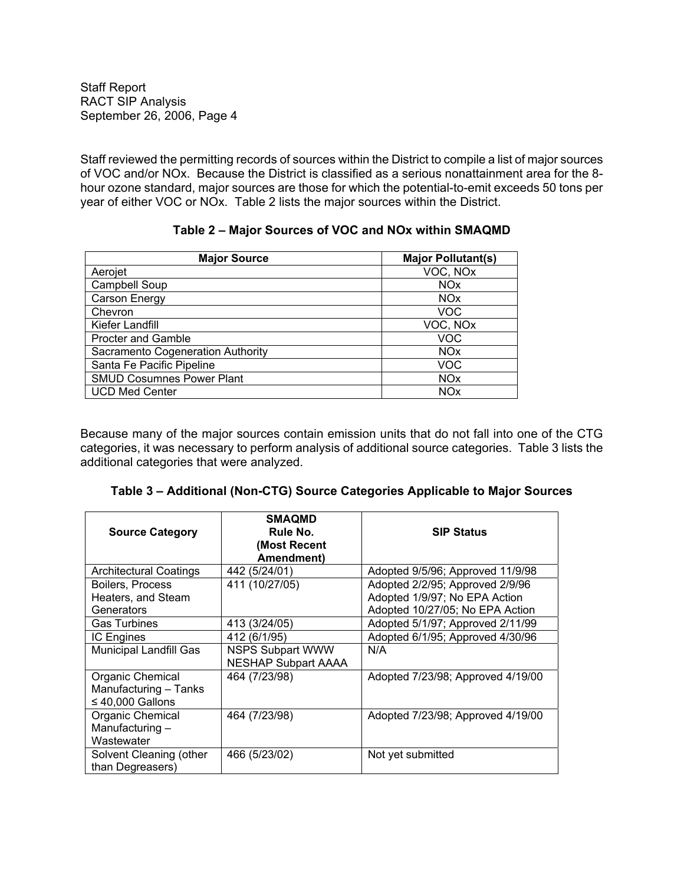Staff reviewed the permitting records of sources within the District to compile a list of major sources of VOC and/or NOx. Because the District is classified as a serious nonattainment area for the 8-hour ozone standard, major sources are those for which the potential-to-emit exceeds 50 tons per year of either VOC or NOx. Table 2 lists the major sources within the District.

**Table 2 – Major Sources of VOC and NOx within SMAQMD**

| Major Source | Major Pollutant(s) |
|---|---|
| Aerojet | VOC, NOx |
| Campbell Soup | NOx |
| Carson Energy | NOx |
| Chevron | VOC |
| Kiefer Landfill | VOC, NOx |
| Procter and Gamble | VOC |
| Sacramento Cogeneration Authority | NOx |
| Santa Fe Pacific Pipeline | VOC |
| SMUD Cosumnes Power Plant | NOx |
| UCD Med Center | NOx |

Because many of the major sources contain emission units that do not fall into one of the CTG categories, it was necessary to perform analysis of additional source categories. Table 3 lists the additional categories that were analyzed.

**Table 3 – Additional (Non-CTG) Source Categories Applicable to Major Sources**

| Source Category | SMAQMD Rule No. (Most Recent Amendment) | SIP Status |
|---|---|---|
| Architectural Coatings | 442 (5/24/01) | Adopted 9/5/96; Approved 11/9/98 |
| Boilers, Process Heaters, and Steam Generators | 411 (10/27/05) | Adopted 2/2/95; Approved 2/9/96<br>Adopted 1/9/97; No EPA Action<br>Adopted 10/27/05; No EPA Action |
| Gas Turbines | 413 (3/24/05) | Adopted 5/1/97; Approved 2/11/99 |
| IC Engines | 412 (6/1/95) | Adopted 6/1/95; Approved 4/30/96 |
| Municipal Landfill Gas | NSPS Subpart WWW<br>NESHAP Subpart AAAA | N/A |
| Organic Chemical Manufacturing – Tanks ≤ 40,000 Gallons | 464 (7/23/98) | Adopted 7/23/98; Approved 4/19/00 |
| Organic Chemical Manufacturing – Wastewater | 464 (7/23/98) | Adopted 7/23/98; Approved 4/19/00 |
| Solvent Cleaning (other than Degreasers) | 466 (5/23/02) | Not yet submitted |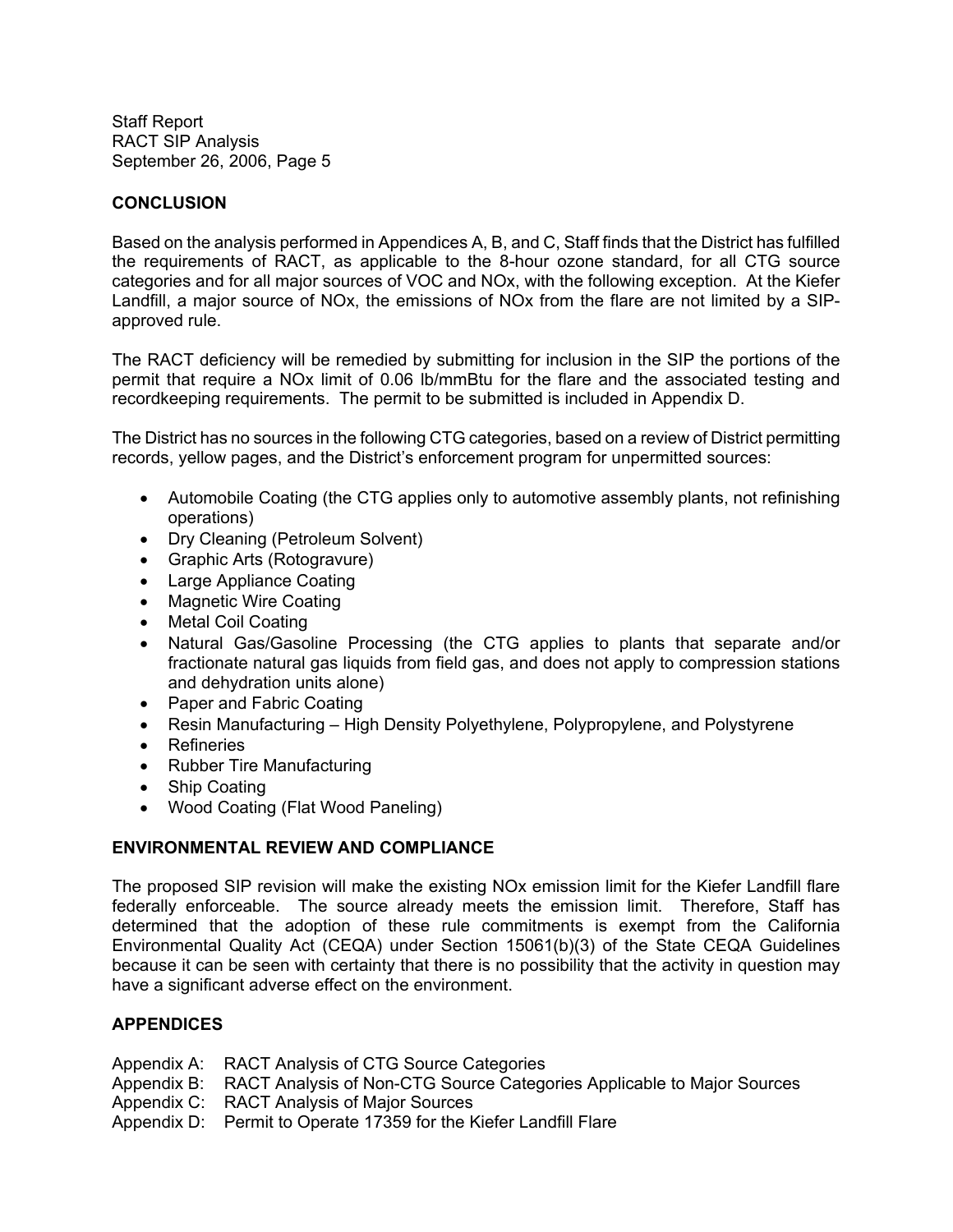## CONCLUSION

Based on the analysis performed in Appendices A, B, and C, Staff finds that the District has fulfilled the requirements of RACT, as applicable to the 8-hour ozone standard, for all CTG source categories and for all major sources of VOC and NOx, with the following exception. At the Kiefer Landfill, a major source of NOx, the emissions of NOx from the flare are not limited by a SIP-approved rule.

The RACT deficiency will be remedied by submitting for inclusion in the SIP the portions of the permit that require a NOx limit of 0.06 lb/mmBtu for the flare and the associated testing and recordkeeping requirements. The permit to be submitted is included in Appendix D.

The District has no sources in the following CTG categories, based on a review of District permitting records, yellow pages, and the District's enforcement program for unpermitted sources:

- Automobile Coating (the CTG applies only to automotive assembly plants, not refinishing operations)
- Dry Cleaning (Petroleum Solvent)
- Graphic Arts (Rotogravure)
- Large Appliance Coating
- Magnetic Wire Coating
- Metal Coil Coating
- Natural Gas/Gasoline Processing (the CTG applies to plants that separate and/or fractionate natural gas liquids from field gas, and does not apply to compression stations and dehydration units alone)
- Paper and Fabric Coating
- Resin Manufacturing – High Density Polyethylene, Polypropylene, and Polystyrene
- Refineries
- Rubber Tire Manufacturing
- Ship Coating
- Wood Coating (Flat Wood Paneling)

## ENVIRONMENTAL REVIEW AND COMPLIANCE

The proposed SIP revision will make the existing NOx emission limit for the Kiefer Landfill flare federally enforceable. The source already meets the emission limit. Therefore, Staff has determined that the adoption of these rule commitments is exempt from the California Environmental Quality Act (CEQA) under Section 15061(b)(3) of the State CEQA Guidelines because it can be seen with certainty that there is no possibility that the activity in question may have a significant adverse effect on the environment.

## APPENDICES

Appendix A: RACT Analysis of CTG Source Categories
Appendix B: RACT Analysis of Non-CTG Source Categories Applicable to Major Sources
Appendix C: RACT Analysis of Major Sources
Appendix D: Permit to Operate 17359 for the Kiefer Landfill Flare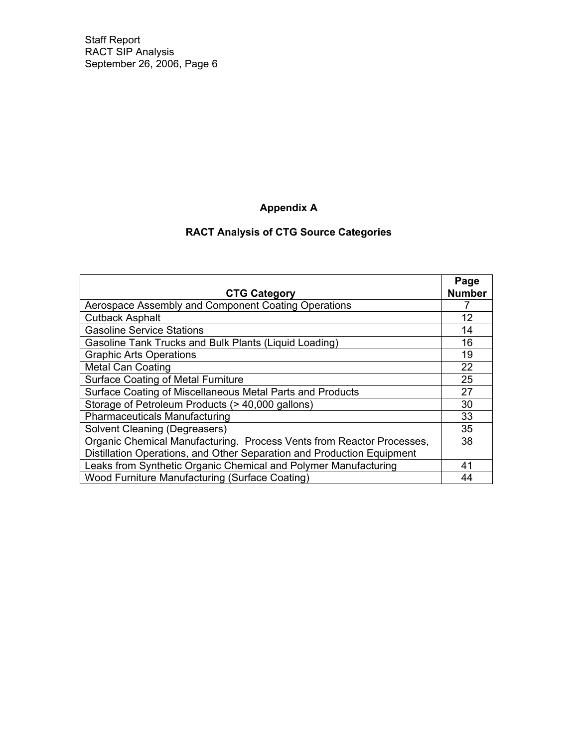## Appendix A

## RACT Analysis of CTG Source Categories

| CTG Category | Page Number |
|---|---|
| Aerospace Assembly and Component Coating Operations | 7 |
| Cutback Asphalt | 12 |
| Gasoline Service Stations | 14 |
| Gasoline Tank Trucks and Bulk Plants (Liquid Loading) | 16 |
| Graphic Arts Operations | 19 |
| Metal Can Coating | 22 |
| Surface Coating of Metal Furniture | 25 |
| Surface Coating of Miscellaneous Metal Parts and Products | 27 |
| Storage of Petroleum Products (> 40,000 gallons) | 30 |
| Pharmaceuticals Manufacturing | 33 |
| Solvent Cleaning (Degreasers) | 35 |
| Organic Chemical Manufacturing. Process Vents from Reactor Processes, Distillation Operations, and Other Separation and Production Equipment | 38 |
| Leaks from Synthetic Organic Chemical and Polymer Manufacturing | 41 |
| Wood Furniture Manufacturing (Surface Coating) | 44 |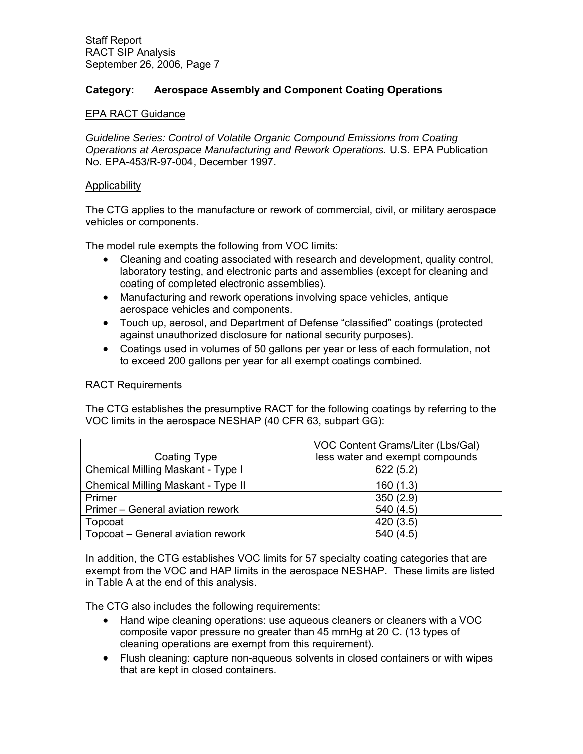**Category: Aerospace Assembly and Component Coating Operations**

EPA RACT Guidance

*Guideline Series: Control of Volatile Organic Compound Emissions from Coating Operations at Aerospace Manufacturing and Rework Operations.* U.S. EPA Publication No. EPA-453/R-97-004, December 1997.

Applicability

The CTG applies to the manufacture or rework of commercial, civil, or military aerospace vehicles or components.

The model rule exempts the following from VOC limits:

- Cleaning and coating associated with research and development, quality control, laboratory testing, and electronic parts and assemblies (except for cleaning and coating of completed electronic assemblies).
- Manufacturing and rework operations involving space vehicles, antique aerospace vehicles and components.
- Touch up, aerosol, and Department of Defense "classified" coatings (protected against unauthorized disclosure for national security purposes).
- Coatings used in volumes of 50 gallons per year or less of each formulation, not to exceed 200 gallons per year for all exempt coatings combined.

RACT Requirements

The CTG establishes the presumptive RACT for the following coatings by referring to the VOC limits in the aerospace NESHAP (40 CFR 63, subpart GG):

| Coating Type | VOC Content Grams/Liter (Lbs/Gal) less water and exempt compounds |
|---|---|
| Chemical Milling Maskant - Type I | 622 (5.2) |
| Chemical Milling Maskant - Type II | 160 (1.3) |
| Primer | 350 (2.9) |
| Primer – General aviation rework | 540 (4.5) |
| Topcoat | 420 (3.5) |
| Topcoat – General aviation rework | 540 (4.5) |

In addition, the CTG establishes VOC limits for 57 specialty coating categories that are exempt from the VOC and HAP limits in the aerospace NESHAP. These limits are listed in Table A at the end of this analysis.

The CTG also includes the following requirements:

- Hand wipe cleaning operations: use aqueous cleaners or cleaners with a VOC composite vapor pressure no greater than 45 mmHg at 20 C. (13 types of cleaning operations are exempt from this requirement).
- Flush cleaning: capture non-aqueous solvents in closed containers or with wipes that are kept in closed containers.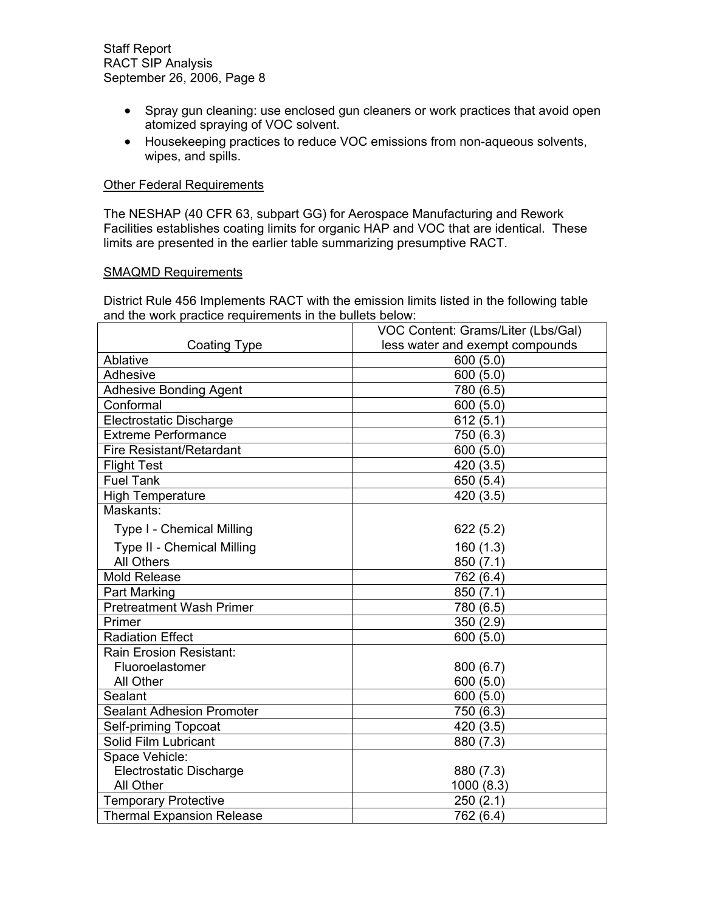- Spray gun cleaning: use enclosed gun cleaners or work practices that avoid open atomized spraying of VOC solvent.
- Housekeeping practices to reduce VOC emissions from non-aqueous solvents, wipes, and spills.

Other Federal Requirements

The NESHAP (40 CFR 63, subpart GG) for Aerospace Manufacturing and Rework Facilities establishes coating limits for organic HAP and VOC that are identical. These limits are presented in the earlier table summarizing presumptive RACT.

SMAQMD Requirements

District Rule 456 Implements RACT with the emission limits listed in the following table and the work practice requirements in the bullets below:

| Coating Type | VOC Content: Grams/Liter (Lbs/Gal) less water and exempt compounds |
|---|---|
| Ablative | 600 (5.0) |
| Adhesive | 600 (5.0) |
| Adhesive Bonding Agent | 780 (6.5) |
| Conformal | 600 (5.0) |
| Electrostatic Discharge | 612 (5.1) |
| Extreme Performance | 750 (6.3) |
| Fire Resistant/Retardant | 600 (5.0) |
| Flight Test | 420 (3.5) |
| Fuel Tank | 650 (5.4) |
| High Temperature | 420 (3.5) |
| Maskants: | |
| Type I - Chemical Milling | 622 (5.2) |
| Type II - Chemical Milling | 160 (1.3) |
| All Others | 850 (7.1) |
| Mold Release | 762 (6.4) |
| Part Marking | 850 (7.1) |
| Pretreatment Wash Primer | 780 (6.5) |
| Primer | 350 (2.9) |
| Radiation Effect | 600 (5.0) |
| Rain Erosion Resistant: | |
| Fluoroelastomer | 800 (6.7) |
| All Other | 600 (5.0) |
| Sealant | 600 (5.0) |
| Sealant Adhesion Promoter | 750 (6.3) |
| Self-priming Topcoat | 420 (3.5) |
| Solid Film Lubricant | 880 (7.3) |
| Space Vehicle: | |
| Electrostatic Discharge | 880 (7.3) |
| All Other | 1000 (8.3) |
| Temporary Protective | 250 (2.1) |
| Thermal Expansion Release | 762 (6.4) |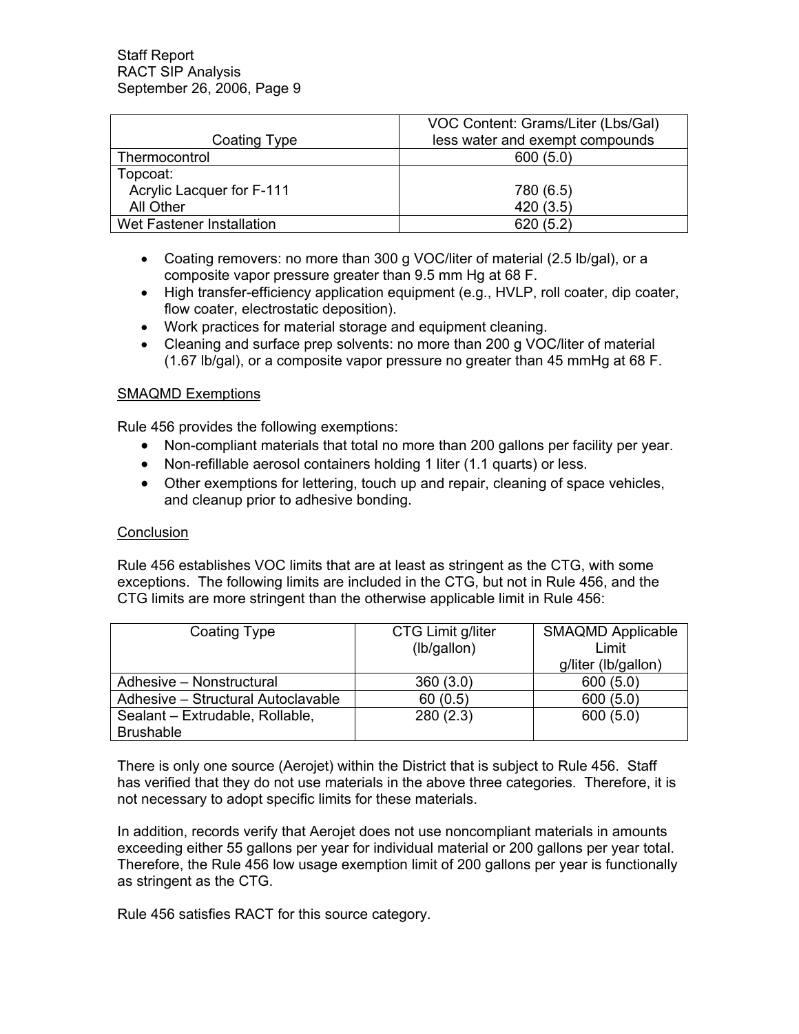| Coating Type | VOC Content: Grams/Liter (Lbs/Gal) less water and exempt compounds |
|---|---|
| Thermocontrol | 600 (5.0) |
| Topcoat: | |
| Acrylic Lacquer for F-111 | 780 (6.5) |
| All Other | 420 (3.5) |
| Wet Fastener Installation | 620 (5.2) |

- Coating removers: no more than 300 g VOC/liter of material (2.5 lb/gal), or a composite vapor pressure greater than 9.5 mm Hg at 68 F.
- High transfer-efficiency application equipment (e.g., HVLP, roll coater, dip coater, flow coater, electrostatic deposition).
- Work practices for material storage and equipment cleaning.
- Cleaning and surface prep solvents: no more than 200 g VOC/liter of material (1.67 lb/gal), or a composite vapor pressure no greater than 45 mmHg at 68 F.

SMAQMD Exemptions

Rule 456 provides the following exemptions:

- Non-compliant materials that total no more than 200 gallons per facility per year.
- Non-refillable aerosol containers holding 1 liter (1.1 quarts) or less.
- Other exemptions for lettering, touch up and repair, cleaning of space vehicles, and cleanup prior to adhesive bonding.

Conclusion

Rule 456 establishes VOC limits that are at least as stringent as the CTG, with some exceptions. The following limits are included in the CTG, but not in Rule 456, and the CTG limits are more stringent than the otherwise applicable limit in Rule 456:

| Coating Type | CTG Limit g/liter (lb/gallon) | SMAQMD Applicable Limit g/liter (lb/gallon) |
|---|---|---|
| Adhesive – Nonstructural | 360 (3.0) | 600 (5.0) |
| Adhesive – Structural Autoclavable | 60 (0.5) | 600 (5.0) |
| Sealant – Extrudable, Rollable, Brushable | 280 (2.3) | 600 (5.0) |

There is only one source (Aerojet) within the District that is subject to Rule 456. Staff has verified that they do not use materials in the above three categories. Therefore, it is not necessary to adopt specific limits for these materials.

In addition, records verify that Aerojet does not use noncompliant materials in amounts exceeding either 55 gallons per year for individual material or 200 gallons per year total. Therefore, the Rule 456 low usage exemption limit of 200 gallons per year is functionally as stringent as the CTG.

Rule 456 satisfies RACT for this source category.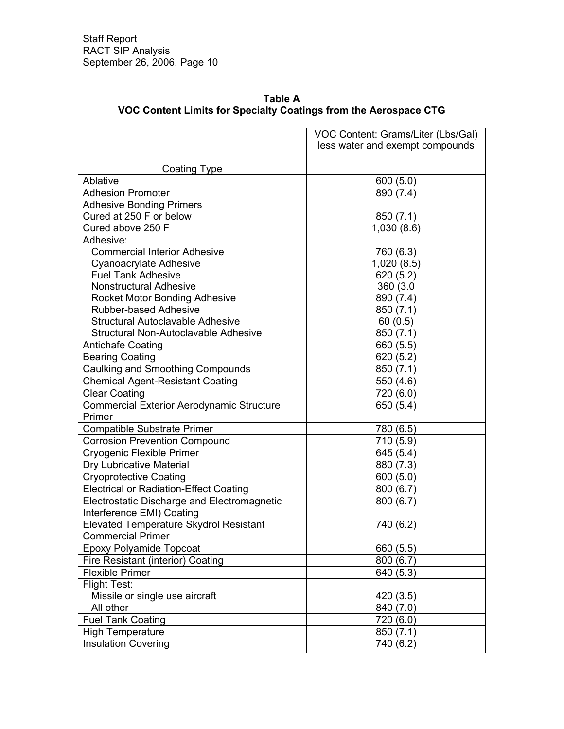**Table A**
**VOC Content Limits for Specialty Coatings from the Aerospace CTG**

| Coating Type | VOC Content: Grams/Liter (Lbs/Gal) less water and exempt compounds |
|---|---|
| Ablative | 600 (5.0) |
| Adhesion Promoter | 890 (7.4) |
| Adhesive Bonding Primers | |
| Cured at 250 F or below | 850 (7.1) |
| Cured above 250 F | 1,030 (8.6) |
| Adhesive: | |
| Commercial Interior Adhesive | 760 (6.3) |
| Cyanoacrylate Adhesive | 1,020 (8.5) |
| Fuel Tank Adhesive | 620 (5.2) |
| Nonstructural Adhesive | 360 (3.0 |
| Rocket Motor Bonding Adhesive | 890 (7.4) |
| Rubber-based Adhesive | 850 (7.1) |
| Structural Autoclavable Adhesive | 60 (0.5) |
| Structural Non-Autoclavable Adhesive | 850 (7.1) |
| Antichafe Coating | 660 (5.5) |
| Bearing Coating | 620 (5.2) |
| Caulking and Smoothing Compounds | 850 (7.1) |
| Chemical Agent-Resistant Coating | 550 (4.6) |
| Clear Coating | 720 (6.0) |
| Commercial Exterior Aerodynamic Structure Primer | 650 (5.4) |
| Compatible Substrate Primer | 780 (6.5) |
| Corrosion Prevention Compound | 710 (5.9) |
| Cryogenic Flexible Primer | 645 (5.4) |
| Dry Lubricative Material | 880 (7.3) |
| Cryoprotective Coating | 600 (5.0) |
| Electrical or Radiation-Effect Coating | 800 (6.7) |
| Electrostatic Discharge and Electromagnetic Interference EMI) Coating | 800 (6.7) |
| Elevated Temperature Skydrol Resistant Commercial Primer | 740 (6.2) |
| Epoxy Polyamide Topcoat | 660 (5.5) |
| Fire Resistant (interior) Coating | 800 (6.7) |
| Flexible Primer | 640 (5.3) |
| Flight Test: | |
| Missile or single use aircraft | 420 (3.5) |
| All other | 840 (7.0) |
| Fuel Tank Coating | 720 (6.0) |
| High Temperature | 850 (7.1) |
| Insulation Covering | 740 (6.2) |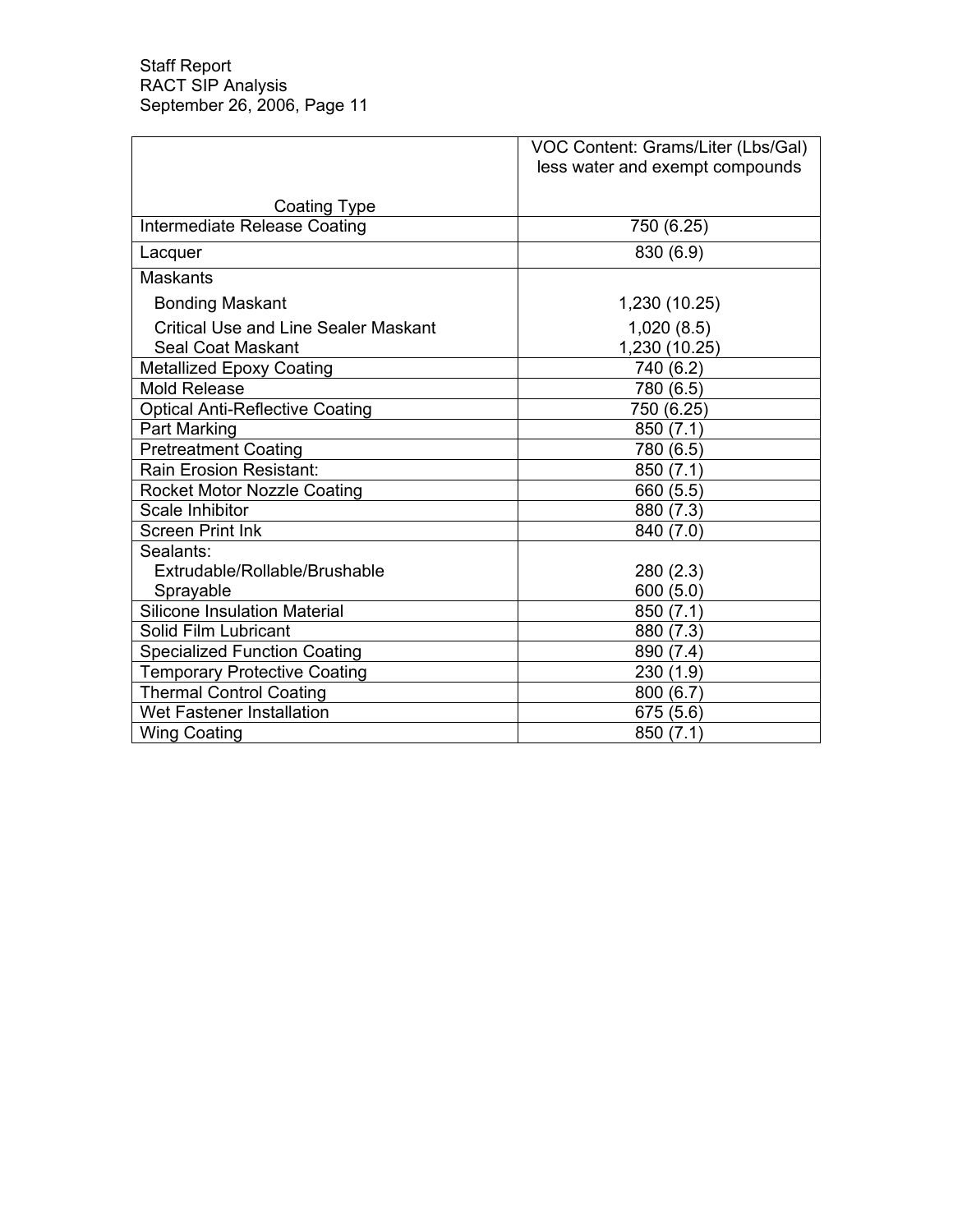| Coating Type | VOC Content: Grams/Liter (Lbs/Gal) less water and exempt compounds |
|---|---|
| Intermediate Release Coating | 750 (6.25) |
| Lacquer | 830 (6.9) |
| Maskants | |
| Bonding Maskant | 1,230 (10.25) |
| Critical Use and Line Sealer Maskant | 1,020 (8.5) |
| Seal Coat Maskant | 1,230 (10.25) |
| Metallized Epoxy Coating | 740 (6.2) |
| Mold Release | 780 (6.5) |
| Optical Anti-Reflective Coating | 750 (6.25) |
| Part Marking | 850 (7.1) |
| Pretreatment Coating | 780 (6.5) |
| Rain Erosion Resistant: | 850 (7.1) |
| Rocket Motor Nozzle Coating | 660 (5.5) |
| Scale Inhibitor | 880 (7.3) |
| Screen Print Ink | 840 (7.0) |
| Sealants: | |
| Extrudable/Rollable/Brushable | 280 (2.3) |
| Sprayable | 600 (5.0) |
| Silicone Insulation Material | 850 (7.1) |
| Solid Film Lubricant | 880 (7.3) |
| Specialized Function Coating | 890 (7.4) |
| Temporary Protective Coating | 230 (1.9) |
| Thermal Control Coating | 800 (6.7) |
| Wet Fastener Installation | 675 (5.6) |
| Wing Coating | 850 (7.1) |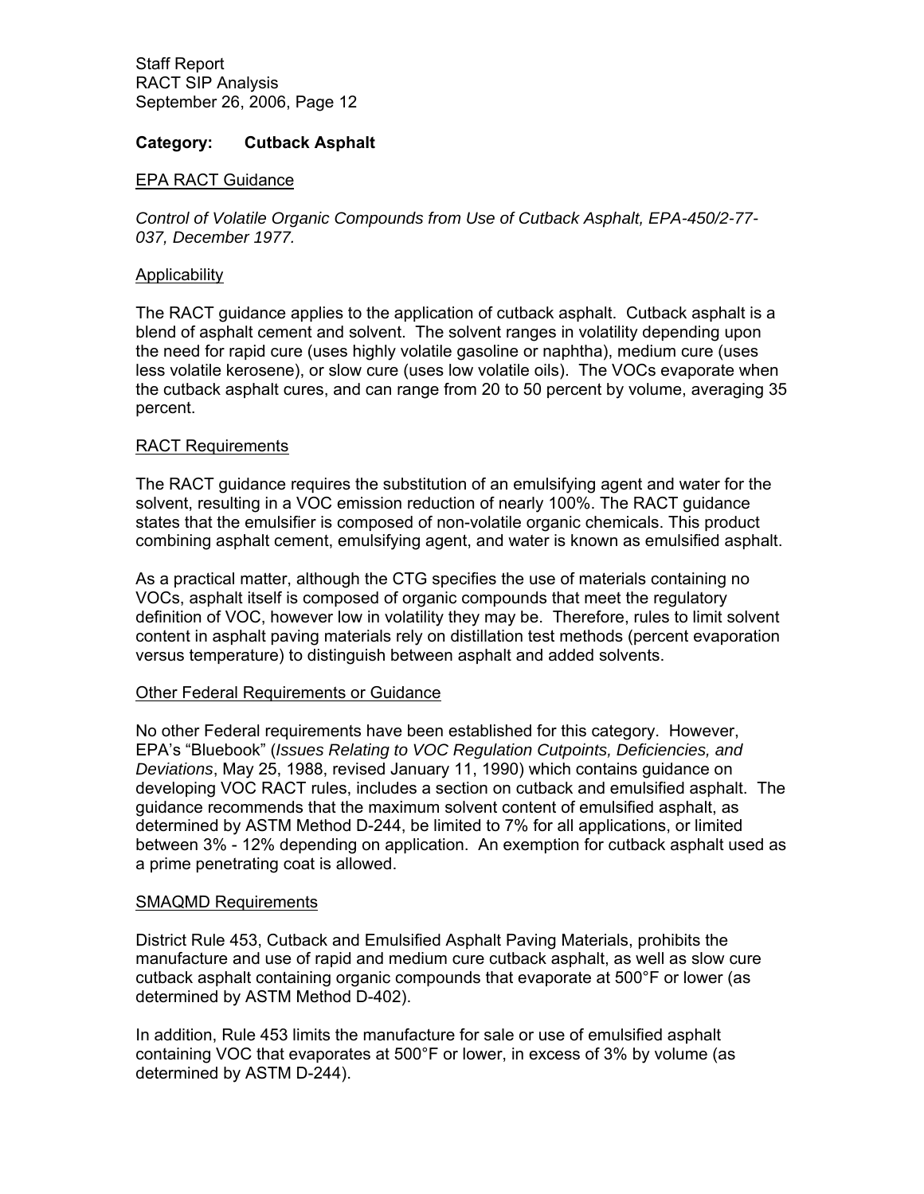**Category: Cutback Asphalt**

EPA RACT Guidance

*Control of Volatile Organic Compounds from Use of Cutback Asphalt, EPA-450/2-77-037, December 1977.*

Applicability

The RACT guidance applies to the application of cutback asphalt. Cutback asphalt is a blend of asphalt cement and solvent. The solvent ranges in volatility depending upon the need for rapid cure (uses highly volatile gasoline or naphtha), medium cure (uses less volatile kerosene), or slow cure (uses low volatile oils). The VOCs evaporate when the cutback asphalt cures, and can range from 20 to 50 percent by volume, averaging 35 percent.

RACT Requirements

The RACT guidance requires the substitution of an emulsifying agent and water for the solvent, resulting in a VOC emission reduction of nearly 100%. The RACT guidance states that the emulsifier is composed of non-volatile organic chemicals. This product combining asphalt cement, emulsifying agent, and water is known as emulsified asphalt.

As a practical matter, although the CTG specifies the use of materials containing no VOCs, asphalt itself is composed of organic compounds that meet the regulatory definition of VOC, however low in volatility they may be. Therefore, rules to limit solvent content in asphalt paving materials rely on distillation test methods (percent evaporation versus temperature) to distinguish between asphalt and added solvents.

Other Federal Requirements or Guidance

No other Federal requirements have been established for this category. However, EPA's "Bluebook" (*Issues Relating to VOC Regulation Cutpoints, Deficiencies, and Deviations*, May 25, 1988, revised January 11, 1990) which contains guidance on developing VOC RACT rules, includes a section on cutback and emulsified asphalt. The guidance recommends that the maximum solvent content of emulsified asphalt, as determined by ASTM Method D-244, be limited to 7% for all applications, or limited between 3% - 12% depending on application. An exemption for cutback asphalt used as a prime penetrating coat is allowed.

SMAQMD Requirements

District Rule 453, Cutback and Emulsified Asphalt Paving Materials, prohibits the manufacture and use of rapid and medium cure cutback asphalt, as well as slow cure cutback asphalt containing organic compounds that evaporate at 500°F or lower (as determined by ASTM Method D-402).

In addition, Rule 453 limits the manufacture for sale or use of emulsified asphalt containing VOC that evaporates at 500°F or lower, in excess of 3% by volume (as determined by ASTM D-244).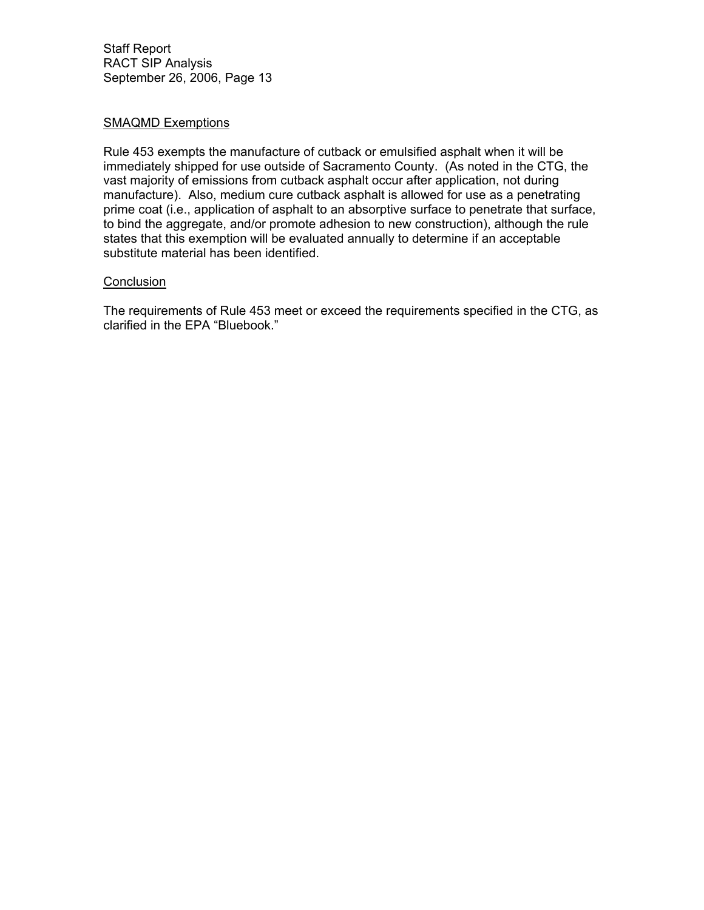<u>SMAQMD Exemptions</u>

Rule 453 exempts the manufacture of cutback or emulsified asphalt when it will be immediately shipped for use outside of Sacramento County. (As noted in the CTG, the vast majority of emissions from cutback asphalt occur after application, not during manufacture). Also, medium cure cutback asphalt is allowed for use as a penetrating prime coat (i.e., application of asphalt to an absorptive surface to penetrate that surface, to bind the aggregate, and/or promote adhesion to new construction), although the rule states that this exemption will be evaluated annually to determine if an acceptable substitute material has been identified.

<u>Conclusion</u>

The requirements of Rule 453 meet or exceed the requirements specified in the CTG, as clarified in the EPA "Bluebook."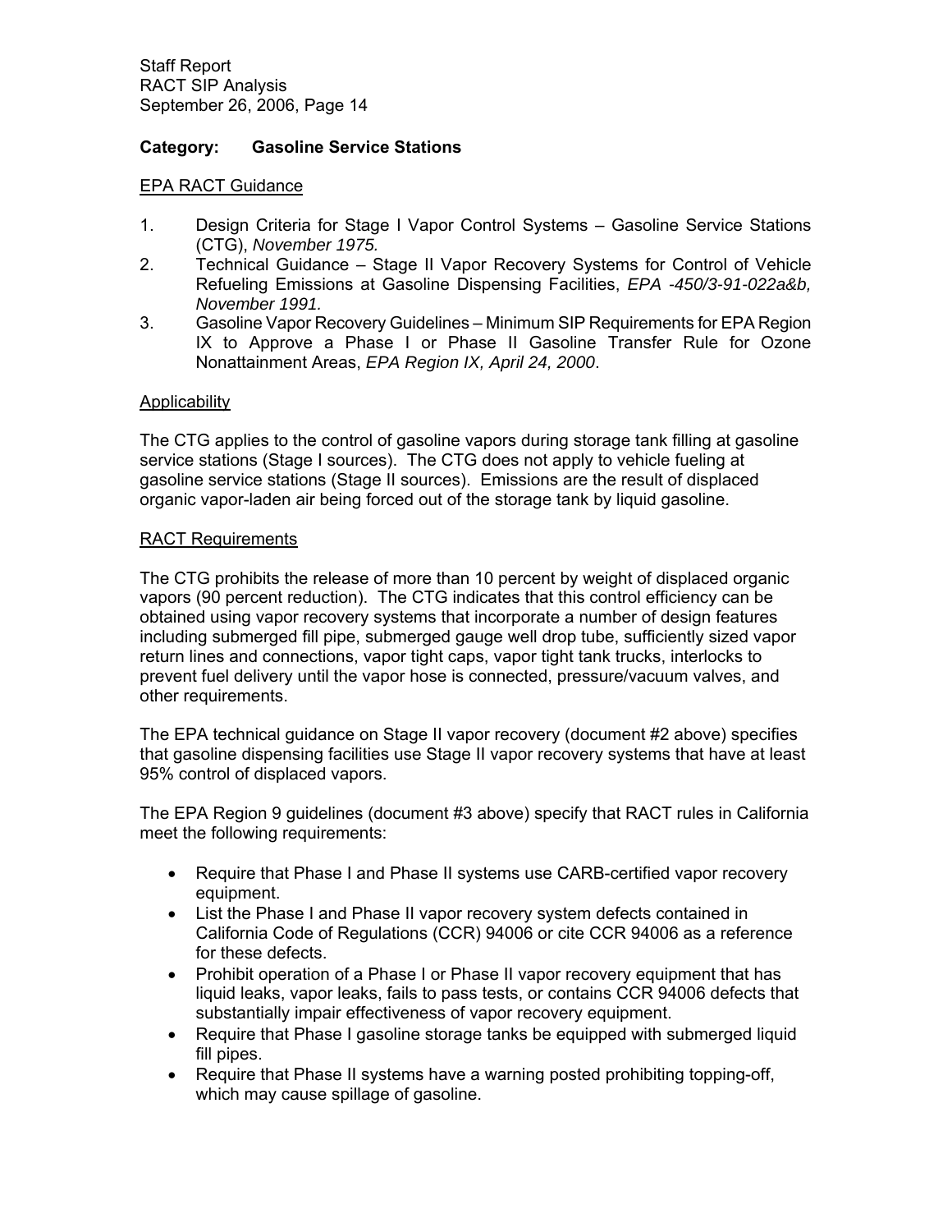**Category: Gasoline Service Stations**

EPA RACT Guidance

1. Design Criteria for Stage I Vapor Control Systems – Gasoline Service Stations (CTG), *November 1975.*
2. Technical Guidance – Stage II Vapor Recovery Systems for Control of Vehicle Refueling Emissions at Gasoline Dispensing Facilities, *EPA -450/3-91-022a&b, November 1991.*
3. Gasoline Vapor Recovery Guidelines – Minimum SIP Requirements for EPA Region IX to Approve a Phase I or Phase II Gasoline Transfer Rule for Ozone Nonattainment Areas, *EPA Region IX, April 24, 2000*.

Applicability

The CTG applies to the control of gasoline vapors during storage tank filling at gasoline service stations (Stage I sources). The CTG does not apply to vehicle fueling at gasoline service stations (Stage II sources). Emissions are the result of displaced organic vapor-laden air being forced out of the storage tank by liquid gasoline.

RACT Requirements

The CTG prohibits the release of more than 10 percent by weight of displaced organic vapors (90 percent reduction). The CTG indicates that this control efficiency can be obtained using vapor recovery systems that incorporate a number of design features including submerged fill pipe, submerged gauge well drop tube, sufficiently sized vapor return lines and connections, vapor tight caps, vapor tight tank trucks, interlocks to prevent fuel delivery until the vapor hose is connected, pressure/vacuum valves, and other requirements.

The EPA technical guidance on Stage II vapor recovery (document #2 above) specifies that gasoline dispensing facilities use Stage II vapor recovery systems that have at least 95% control of displaced vapors.

The EPA Region 9 guidelines (document #3 above) specify that RACT rules in California meet the following requirements:

- Require that Phase I and Phase II systems use CARB-certified vapor recovery equipment.
- List the Phase I and Phase II vapor recovery system defects contained in California Code of Regulations (CCR) 94006 or cite CCR 94006 as a reference for these defects.
- Prohibit operation of a Phase I or Phase II vapor recovery equipment that has liquid leaks, vapor leaks, fails to pass tests, or contains CCR 94006 defects that substantially impair effectiveness of vapor recovery equipment.
- Require that Phase I gasoline storage tanks be equipped with submerged liquid fill pipes.
- Require that Phase II systems have a warning posted prohibiting topping-off, which may cause spillage of gasoline.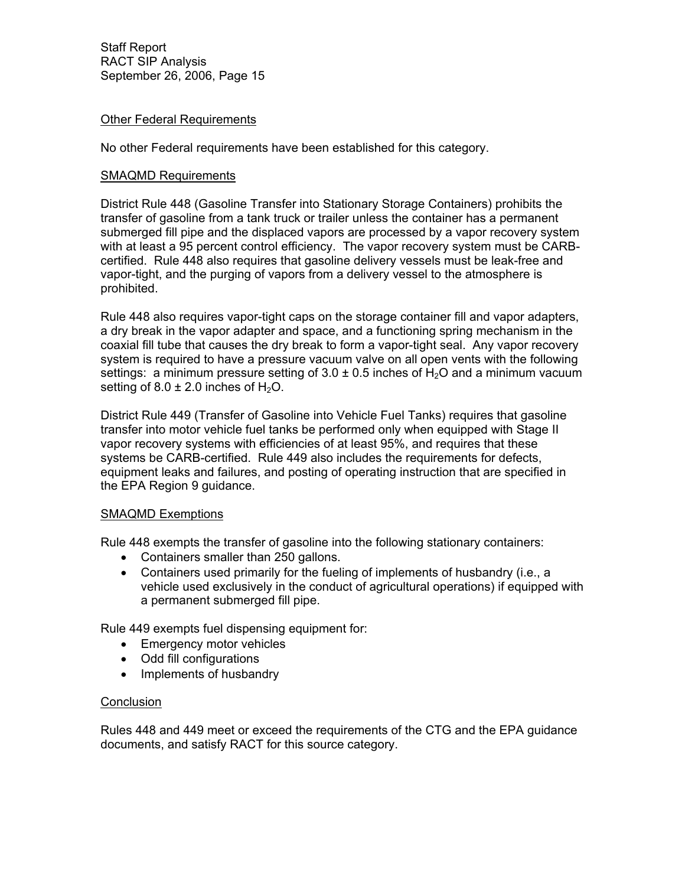Other Federal Requirements

No other Federal requirements have been established for this category.

SMAQMD Requirements

District Rule 448 (Gasoline Transfer into Stationary Storage Containers) prohibits the transfer of gasoline from a tank truck or trailer unless the container has a permanent submerged fill pipe and the displaced vapors are processed by a vapor recovery system with at least a 95 percent control efficiency. The vapor recovery system must be CARB-certified. Rule 448 also requires that gasoline delivery vessels must be leak-free and vapor-tight, and the purging of vapors from a delivery vessel to the atmosphere is prohibited.

Rule 448 also requires vapor-tight caps on the storage container fill and vapor adapters, a dry break in the vapor adapter and space, and a functioning spring mechanism in the coaxial fill tube that causes the dry break to form a vapor-tight seal. Any vapor recovery system is required to have a pressure vacuum valve on all open vents with the following settings: a minimum pressure setting of 3.0 ± 0.5 inches of $H_2O$ and a minimum vacuum setting of 8.0 ± 2.0 inches of $H_2O$.

District Rule 449 (Transfer of Gasoline into Vehicle Fuel Tanks) requires that gasoline transfer into motor vehicle fuel tanks be performed only when equipped with Stage II vapor recovery systems with efficiencies of at least 95%, and requires that these systems be CARB-certified. Rule 449 also includes the requirements for defects, equipment leaks and failures, and posting of operating instruction that are specified in the EPA Region 9 guidance.

SMAQMD Exemptions

Rule 448 exempts the transfer of gasoline into the following stationary containers:

- Containers smaller than 250 gallons.
- Containers used primarily for the fueling of implements of husbandry (i.e., a vehicle used exclusively in the conduct of agricultural operations) if equipped with a permanent submerged fill pipe.

Rule 449 exempts fuel dispensing equipment for:

- Emergency motor vehicles
- Odd fill configurations
- Implements of husbandry

Conclusion

Rules 448 and 449 meet or exceed the requirements of the CTG and the EPA guidance documents, and satisfy RACT for this source category.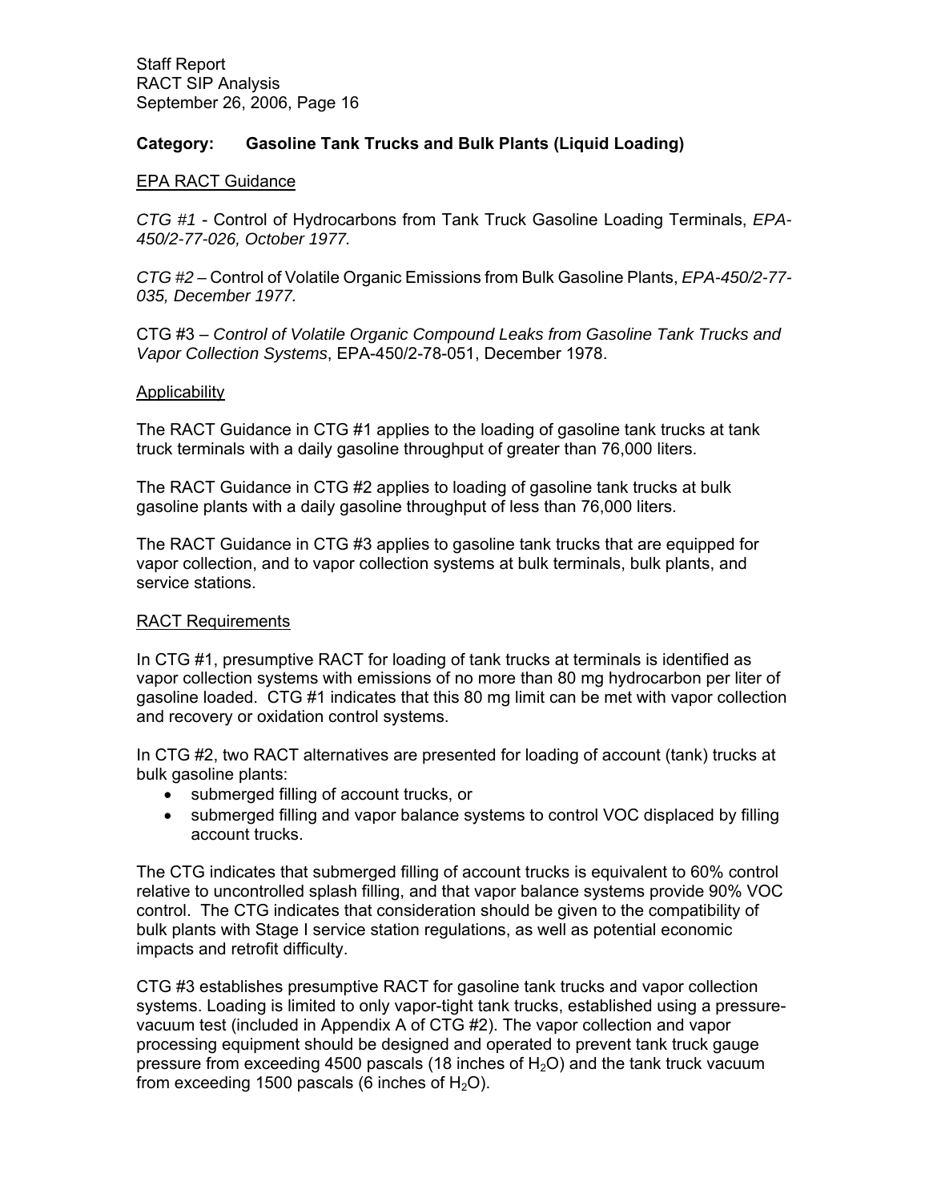## Category: Gasoline Tank Trucks and Bulk Plants (Liquid Loading)

### EPA RACT Guidance

*CTG #1* - Control of Hydrocarbons from Tank Truck Gasoline Loading Terminals, *EPA-450/2-77-026, October 1977.*

*CTG #2* – Control of Volatile Organic Emissions from Bulk Gasoline Plants, *EPA-450/2-77-035, December 1977.*

CTG #3 – *Control of Volatile Organic Compound Leaks from Gasoline Tank Trucks and Vapor Collection Systems*, EPA-450/2-78-051, December 1978.

### Applicability

The RACT Guidance in CTG #1 applies to the loading of gasoline tank trucks at tank truck terminals with a daily gasoline throughput of greater than 76,000 liters.

The RACT Guidance in CTG #2 applies to loading of gasoline tank trucks at bulk gasoline plants with a daily gasoline throughput of less than 76,000 liters.

The RACT Guidance in CTG #3 applies to gasoline tank trucks that are equipped for vapor collection, and to vapor collection systems at bulk terminals, bulk plants, and service stations.

### RACT Requirements

In CTG #1, presumptive RACT for loading of tank trucks at terminals is identified as vapor collection systems with emissions of no more than 80 mg hydrocarbon per liter of gasoline loaded. CTG #1 indicates that this 80 mg limit can be met with vapor collection and recovery or oxidation control systems.

In CTG #2, two RACT alternatives are presented for loading of account (tank) trucks at bulk gasoline plants:

- submerged filling of account trucks, or
- submerged filling and vapor balance systems to control VOC displaced by filling account trucks.

The CTG indicates that submerged filling of account trucks is equivalent to 60% control relative to uncontrolled splash filling, and that vapor balance systems provide 90% VOC control. The CTG indicates that consideration should be given to the compatibility of bulk plants with Stage I service station regulations, as well as potential economic impacts and retrofit difficulty.

CTG #3 establishes presumptive RACT for gasoline tank trucks and vapor collection systems. Loading is limited to only vapor-tight tank trucks, established using a pressure-vacuum test (included in Appendix A of CTG #2). The vapor collection and vapor processing equipment should be designed and operated to prevent tank truck gauge pressure from exceeding 4500 pascals (18 inches of $H_2O$) and the tank truck vacuum from exceeding 1500 pascals (6 inches of $H_2O$).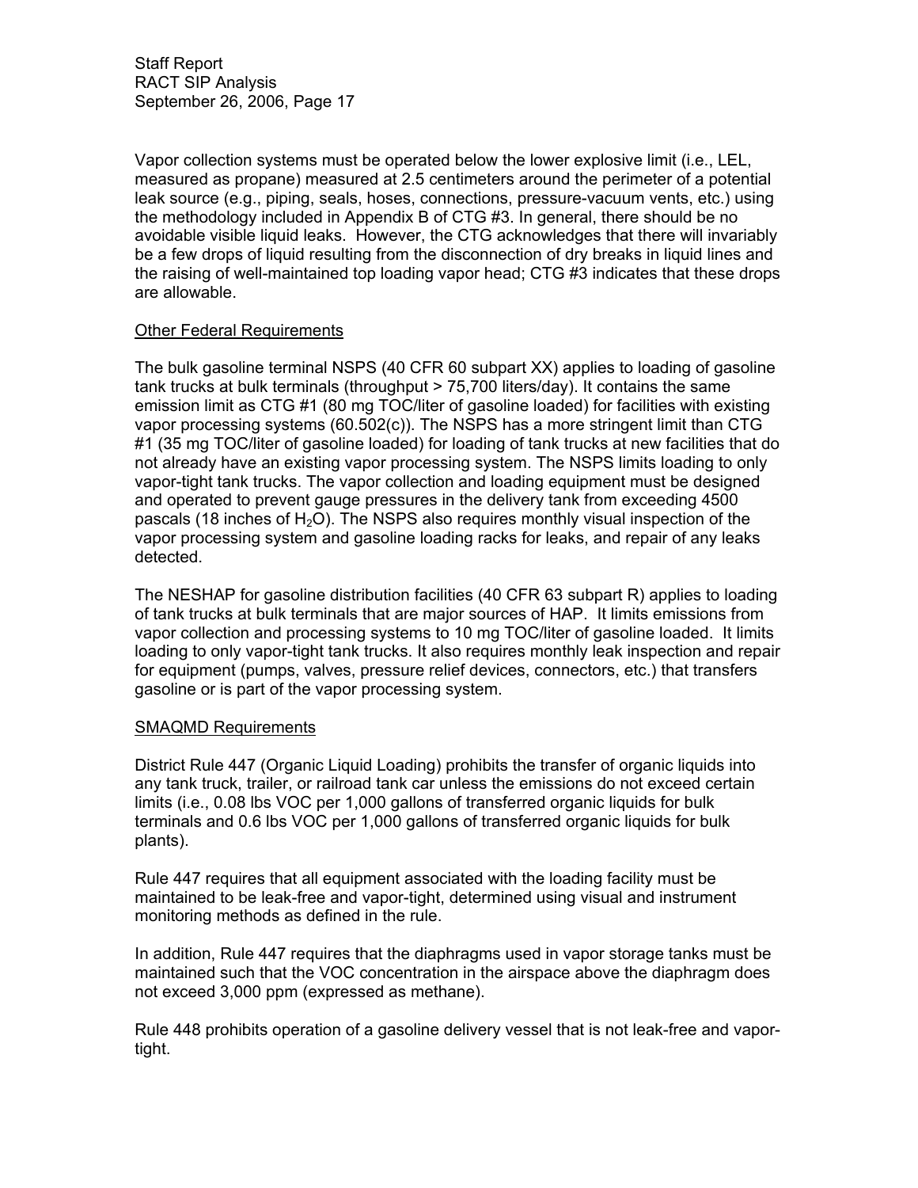Vapor collection systems must be operated below the lower explosive limit (i.e., LEL, measured as propane) measured at 2.5 centimeters around the perimeter of a potential leak source (e.g., piping, seals, hoses, connections, pressure-vacuum vents, etc.) using the methodology included in Appendix B of CTG #3. In general, there should be no avoidable visible liquid leaks. However, the CTG acknowledges that there will invariably be a few drops of liquid resulting from the disconnection of dry breaks in liquid lines and the raising of well-maintained top loading vapor head; CTG #3 indicates that these drops are allowable.

<u>Other Federal Requirements</u>

The bulk gasoline terminal NSPS (40 CFR 60 subpart XX) applies to loading of gasoline tank trucks at bulk terminals (throughput > 75,700 liters/day). It contains the same emission limit as CTG #1 (80 mg TOC/liter of gasoline loaded) for facilities with existing vapor processing systems (60.502(c)). The NSPS has a more stringent limit than CTG #1 (35 mg TOC/liter of gasoline loaded) for loading of tank trucks at new facilities that do not already have an existing vapor processing system. The NSPS limits loading to only vapor-tight tank trucks. The vapor collection and loading equipment must be designed and operated to prevent gauge pressures in the delivery tank from exceeding 4500 pascals (18 inches of $H_2O$). The NSPS also requires monthly visual inspection of the vapor processing system and gasoline loading racks for leaks, and repair of any leaks detected.

The NESHAP for gasoline distribution facilities (40 CFR 63 subpart R) applies to loading of tank trucks at bulk terminals that are major sources of HAP. It limits emissions from vapor collection and processing systems to 10 mg TOC/liter of gasoline loaded. It limits loading to only vapor-tight tank trucks. It also requires monthly leak inspection and repair for equipment (pumps, valves, pressure relief devices, connectors, etc.) that transfers gasoline or is part of the vapor processing system.

<u>SMAQMD Requirements</u>

District Rule 447 (Organic Liquid Loading) prohibits the transfer of organic liquids into any tank truck, trailer, or railroad tank car unless the emissions do not exceed certain limits (i.e., 0.08 lbs VOC per 1,000 gallons of transferred organic liquids for bulk terminals and 0.6 lbs VOC per 1,000 gallons of transferred organic liquids for bulk plants).

Rule 447 requires that all equipment associated with the loading facility must be maintained to be leak-free and vapor-tight, determined using visual and instrument monitoring methods as defined in the rule.

In addition, Rule 447 requires that the diaphragms used in vapor storage tanks must be maintained such that the VOC concentration in the airspace above the diaphragm does not exceed 3,000 ppm (expressed as methane).

Rule 448 prohibits operation of a gasoline delivery vessel that is not leak-free and vapor-tight.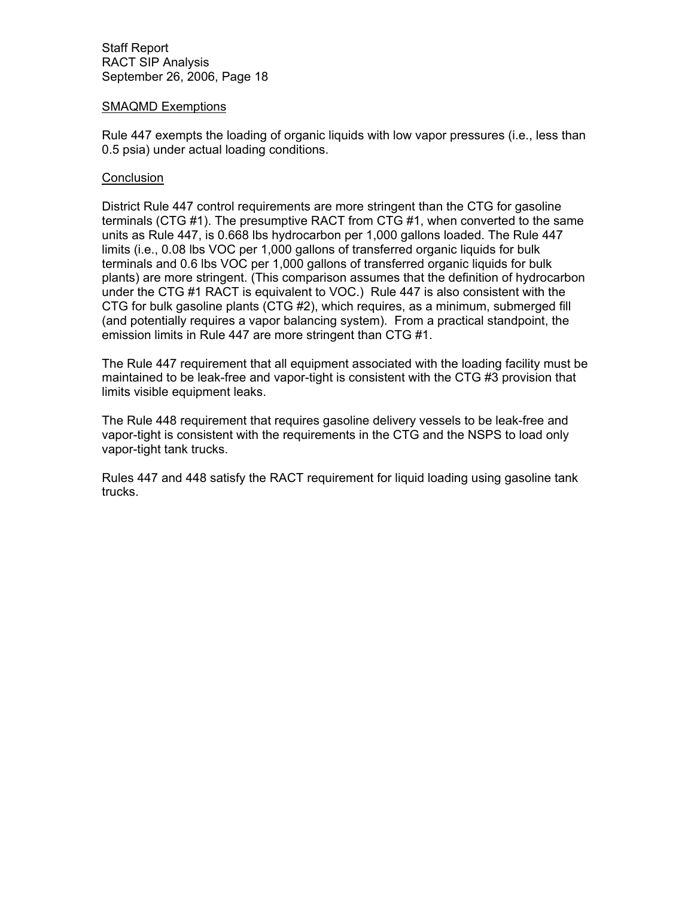SMAQMD Exemptions

Rule 447 exempts the loading of organic liquids with low vapor pressures (i.e., less than 0.5 psia) under actual loading conditions.

Conclusion

District Rule 447 control requirements are more stringent than the CTG for gasoline terminals (CTG #1). The presumptive RACT from CTG #1, when converted to the same units as Rule 447, is 0.668 lbs hydrocarbon per 1,000 gallons loaded. The Rule 447 limits (i.e., 0.08 lbs VOC per 1,000 gallons of transferred organic liquids for bulk terminals and 0.6 lbs VOC per 1,000 gallons of transferred organic liquids for bulk plants) are more stringent. (This comparison assumes that the definition of hydrocarbon under the CTG #1 RACT is equivalent to VOC.) Rule 447 is also consistent with the CTG for bulk gasoline plants (CTG #2), which requires, as a minimum, submerged fill (and potentially requires a vapor balancing system). From a practical standpoint, the emission limits in Rule 447 are more stringent than CTG #1.

The Rule 447 requirement that all equipment associated with the loading facility must be maintained to be leak-free and vapor-tight is consistent with the CTG #3 provision that limits visible equipment leaks.

The Rule 448 requirement that requires gasoline delivery vessels to be leak-free and vapor-tight is consistent with the requirements in the CTG and the NSPS to load only vapor-tight tank trucks.

Rules 447 and 448 satisfy the RACT requirement for liquid loading using gasoline tank trucks.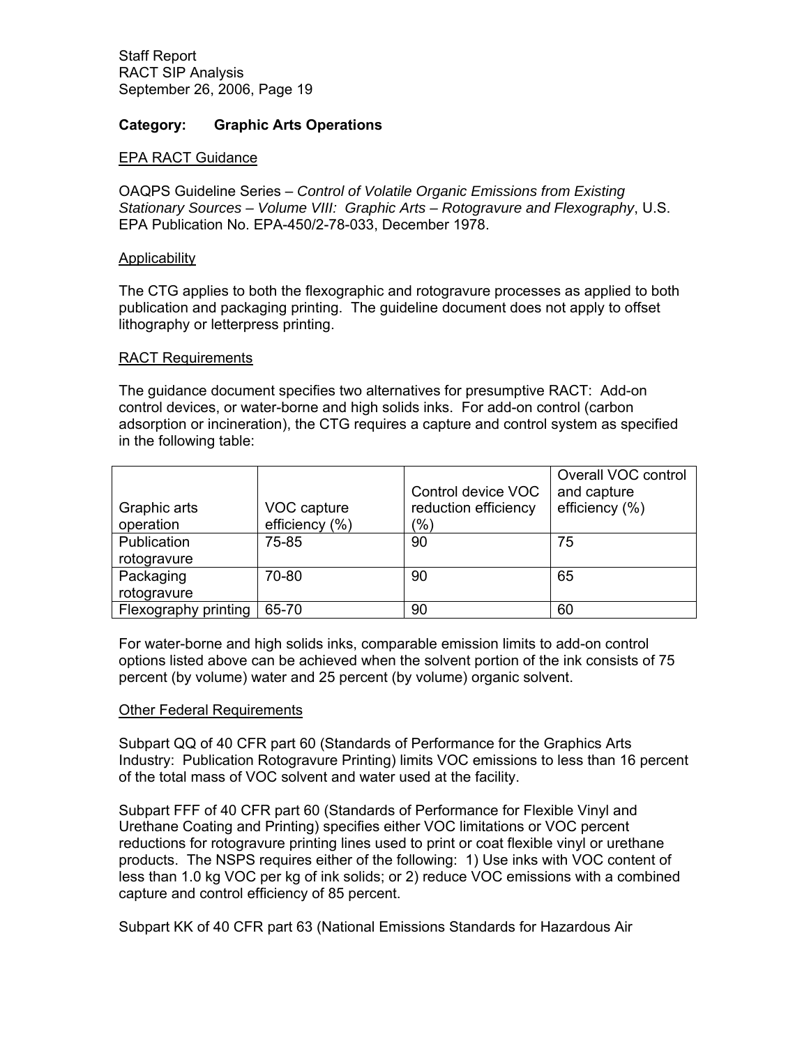**Category: Graphic Arts Operations**

EPA RACT Guidance

OAQPS Guideline Series – *Control of Volatile Organic Emissions from Existing Stationary Sources – Volume VIII: Graphic Arts – Rotogravure and Flexography*, U.S. EPA Publication No. EPA-450/2-78-033, December 1978.

Applicability

The CTG applies to both the flexographic and rotogravure processes as applied to both publication and packaging printing. The guideline document does not apply to offset lithography or letterpress printing.

RACT Requirements

The guidance document specifies two alternatives for presumptive RACT: Add-on control devices, or water-borne and high solids inks. For add-on control (carbon adsorption or incineration), the CTG requires a capture and control system as specified in the following table:

| Graphic arts operation | VOC capture efficiency (%) | Control device VOC reduction efficiency (%) | Overall VOC control and capture efficiency (%) |
|---|---|---|---|
| Publication rotogravure | 75-85 | 90 | 75 |
| Packaging rotogravure | 70-80 | 90 | 65 |
| Flexography printing | 65-70 | 90 | 60 |

For water-borne and high solids inks, comparable emission limits to add-on control options listed above can be achieved when the solvent portion of the ink consists of 75 percent (by volume) water and 25 percent (by volume) organic solvent.

Other Federal Requirements

Subpart QQ of 40 CFR part 60 (Standards of Performance for the Graphics Arts Industry: Publication Rotogravure Printing) limits VOC emissions to less than 16 percent of the total mass of VOC solvent and water used at the facility.

Subpart FFF of 40 CFR part 60 (Standards of Performance for Flexible Vinyl and Urethane Coating and Printing) specifies either VOC limitations or VOC percent reductions for rotogravure printing lines used to print or coat flexible vinyl or urethane products. The NSPS requires either of the following: 1) Use inks with VOC content of less than 1.0 kg VOC per kg of ink solids; or 2) reduce VOC emissions with a combined capture and control efficiency of 85 percent.

Subpart KK of 40 CFR part 63 (National Emissions Standards for Hazardous Air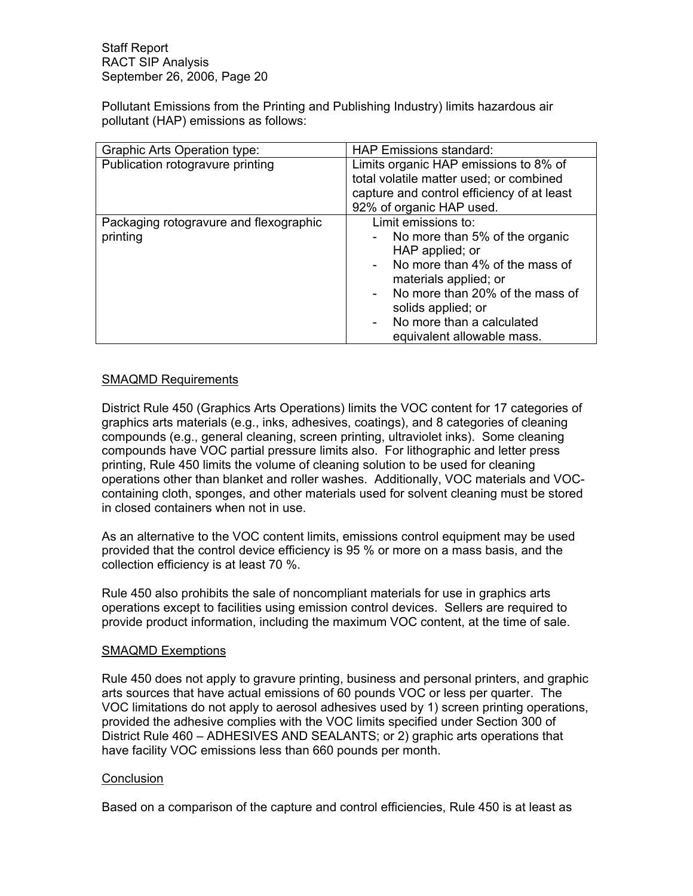Pollutant Emissions from the Printing and Publishing Industry) limits hazardous air pollutant (HAP) emissions as follows:

| Graphic Arts Operation type: | HAP Emissions standard: |
|---|---|
| Publication rotogravure printing | Limits organic HAP emissions to 8% of total volatile matter used; or combined capture and control efficiency of at least 92% of organic HAP used. |
| Packaging rotogravure and flexographic printing | Limit emissions to:<br>- No more than 5% of the organic HAP applied; or<br>- No more than 4% of the mass of materials applied; or<br>- No more than 20% of the mass of solids applied; or<br>- No more than a calculated equivalent allowable mass. |

SMAQMD Requirements

District Rule 450 (Graphics Arts Operations) limits the VOC content for 17 categories of graphics arts materials (e.g., inks, adhesives, coatings), and 8 categories of cleaning compounds (e.g., general cleaning, screen printing, ultraviolet inks). Some cleaning compounds have VOC partial pressure limits also. For lithographic and letter press printing, Rule 450 limits the volume of cleaning solution to be used for cleaning operations other than blanket and roller washes. Additionally, VOC materials and VOC-containing cloth, sponges, and other materials used for solvent cleaning must be stored in closed containers when not in use.

As an alternative to the VOC content limits, emissions control equipment may be used provided that the control device efficiency is 95 % or more on a mass basis, and the collection efficiency is at least 70 %.

Rule 450 also prohibits the sale of noncompliant materials for use in graphics arts operations except to facilities using emission control devices. Sellers are required to provide product information, including the maximum VOC content, at the time of sale.

SMAQMD Exemptions

Rule 450 does not apply to gravure printing, business and personal printers, and graphic arts sources that have actual emissions of 60 pounds VOC or less per quarter. The VOC limitations do not apply to aerosol adhesives used by 1) screen printing operations, provided the adhesive complies with the VOC limits specified under Section 300 of District Rule 460 – ADHESIVES AND SEALANTS; or 2) graphic arts operations that have facility VOC emissions less than 660 pounds per month.

Conclusion

Based on a comparison of the capture and control efficiencies, Rule 450 is at least as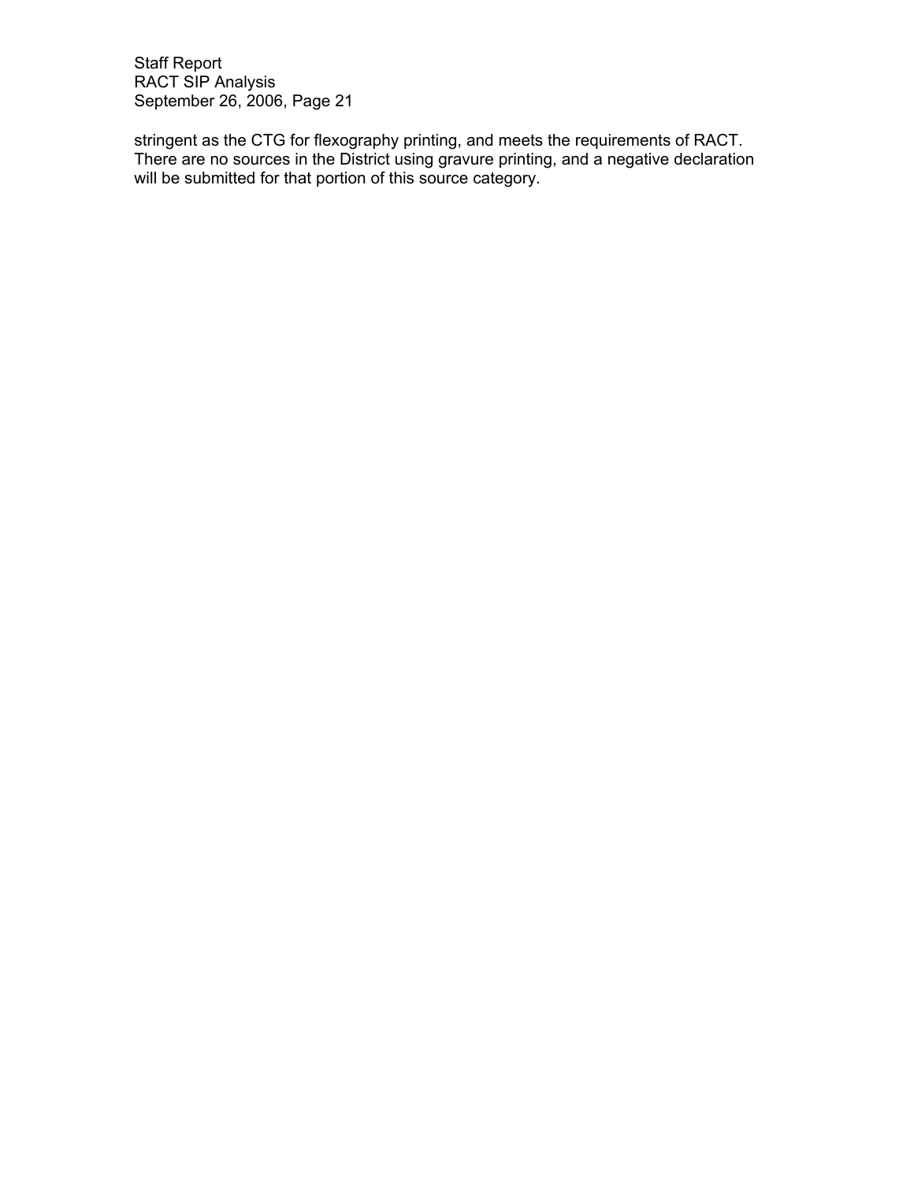stringent as the CTG for flexography printing, and meets the requirements of RACT. There are no sources in the District using gravure printing, and a negative declaration will be submitted for that portion of this source category.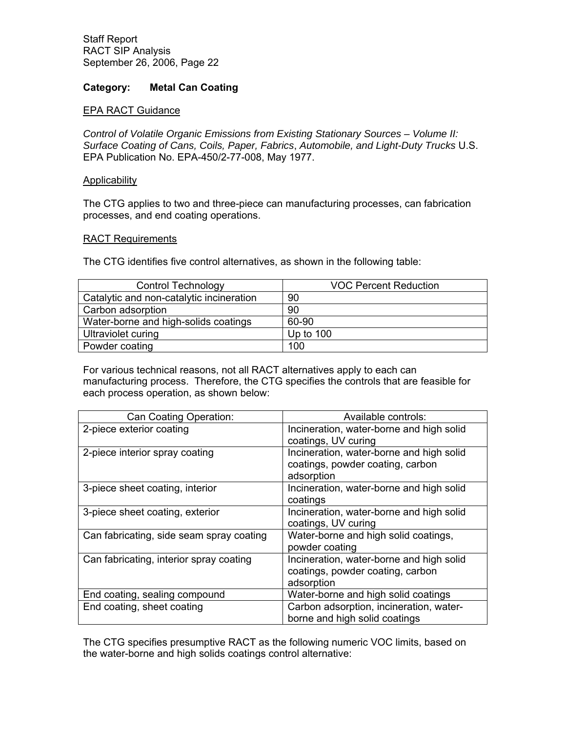**Category: Metal Can Coating**

EPA RACT Guidance

*Control of Volatile Organic Emissions from Existing Stationary Sources – Volume II: Surface Coating of Cans, Coils, Paper, Fabrics*, *Automobile, and Light-Duty Trucks* U.S. EPA Publication No. EPA-450/2-77-008, May 1977.

Applicability

The CTG applies to two and three-piece can manufacturing processes, can fabrication processes, and end coating operations.

RACT Requirements

The CTG identifies five control alternatives, as shown in the following table:

| Control Technology | VOC Percent Reduction |
|---|---|
| Catalytic and non-catalytic incineration | 90 |
| Carbon adsorption | 90 |
| Water-borne and high-solids coatings | 60-90 |
| Ultraviolet curing | Up to 100 |
| Powder coating | 100 |

For various technical reasons, not all RACT alternatives apply to each can manufacturing process. Therefore, the CTG specifies the controls that are feasible for each process operation, as shown below:

| Can Coating Operation: | Available controls: |
|---|---|
| 2-piece exterior coating | Incineration, water-borne and high solid coatings, UV curing |
| 2-piece interior spray coating | Incineration, water-borne and high solid coatings, powder coating, carbon adsorption |
| 3-piece sheet coating, interior | Incineration, water-borne and high solid coatings |
| 3-piece sheet coating, exterior | Incineration, water-borne and high solid coatings, UV curing |
| Can fabricating, side seam spray coating | Water-borne and high solid coatings, powder coating |
| Can fabricating, interior spray coating | Incineration, water-borne and high solid coatings, powder coating, carbon adsorption |
| End coating, sealing compound | Water-borne and high solid coatings |
| End coating, sheet coating | Carbon adsorption, incineration, water-borne and high solid coatings |

The CTG specifies presumptive RACT as the following numeric VOC limits, based on the water-borne and high solids coatings control alternative: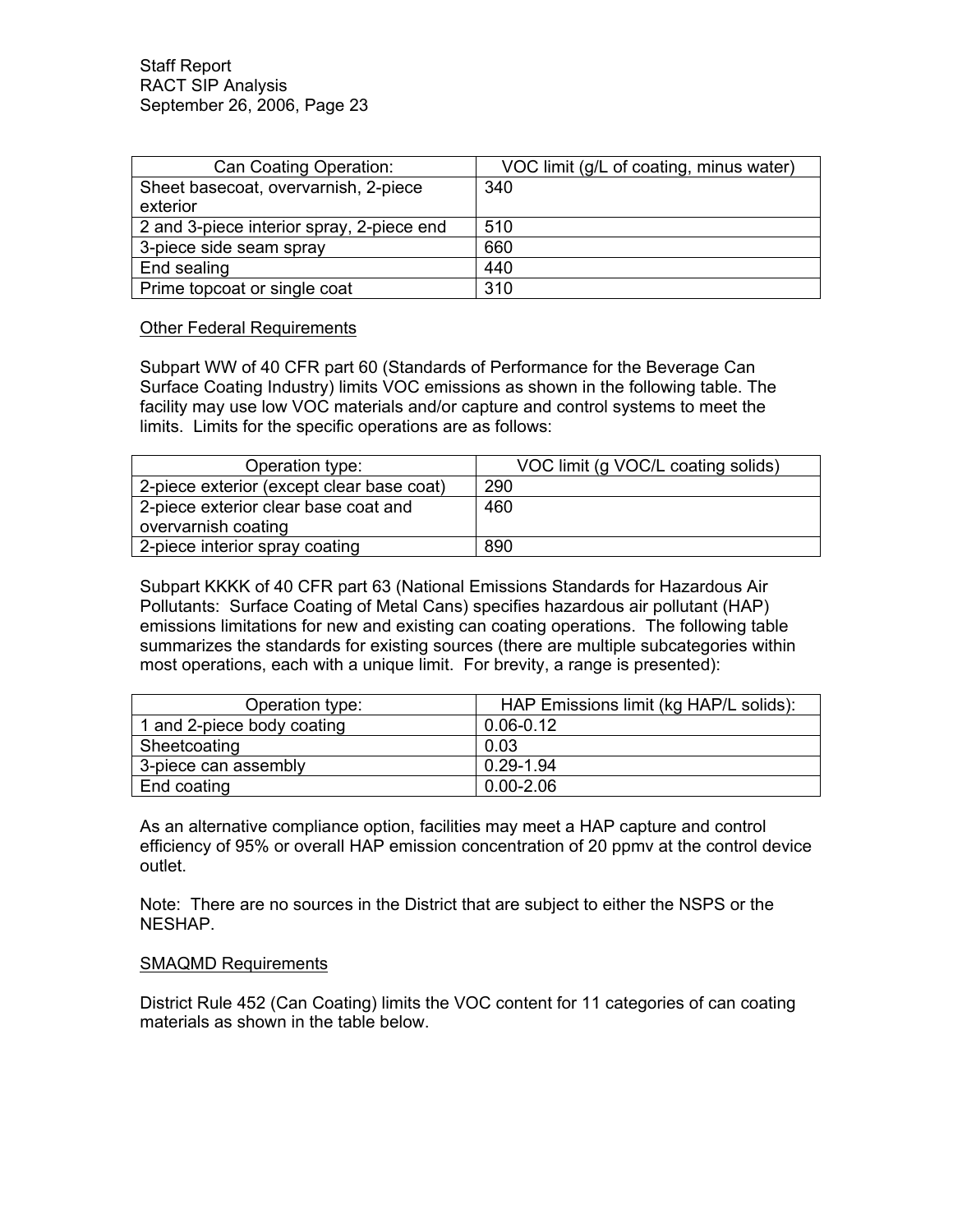| Can Coating Operation: | VOC limit (g/L of coating, minus water) |
|---|---|
| Sheet basecoat, overvarnish, 2-piece exterior | 340 |
| 2 and 3-piece interior spray, 2-piece end | 510 |
| 3-piece side seam spray | 660 |
| End sealing | 440 |
| Prime topcoat or single coat | 310 |

Other Federal Requirements

Subpart WW of 40 CFR part 60 (Standards of Performance for the Beverage Can Surface Coating Industry) limits VOC emissions as shown in the following table. The facility may use low VOC materials and/or capture and control systems to meet the limits. Limits for the specific operations are as follows:

| Operation type: | VOC limit (g VOC/L coating solids) |
|---|---|
| 2-piece exterior (except clear base coat) | 290 |
| 2-piece exterior clear base coat and overvarnish coating | 460 |
| 2-piece interior spray coating | 890 |

Subpart KKKK of 40 CFR part 63 (National Emissions Standards for Hazardous Air Pollutants: Surface Coating of Metal Cans) specifies hazardous air pollutant (HAP) emissions limitations for new and existing can coating operations. The following table summarizes the standards for existing sources (there are multiple subcategories within most operations, each with a unique limit. For brevity, a range is presented):

| Operation type: | HAP Emissions limit (kg HAP/L solids): |
|---|---|
| 1 and 2-piece body coating | 0.06-0.12 |
| Sheetcoating | 0.03 |
| 3-piece can assembly | 0.29-1.94 |
| End coating | 0.00-2.06 |

As an alternative compliance option, facilities may meet a HAP capture and control efficiency of 95% or overall HAP emission concentration of 20 ppmv at the control device outlet.

Note: There are no sources in the District that are subject to either the NSPS or the NESHAP.

SMAQMD Requirements

District Rule 452 (Can Coating) limits the VOC content for 11 categories of can coating materials as shown in the table below.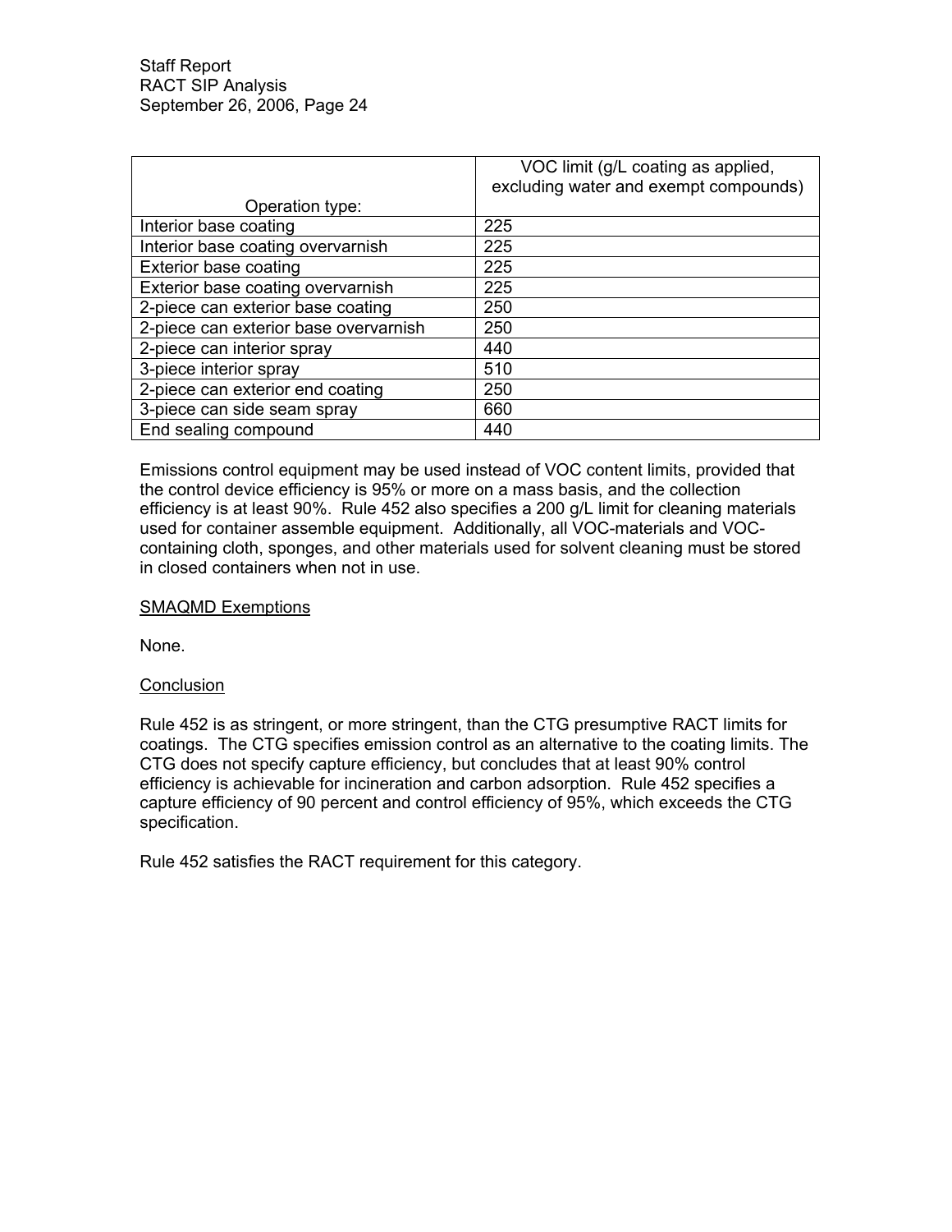| Operation type: | VOC limit (g/L coating as applied, excluding water and exempt compounds) |
|---|---|
| Interior base coating | 225 |
| Interior base coating overvarnish | 225 |
| Exterior base coating | 225 |
| Exterior base coating overvarnish | 225 |
| 2-piece can exterior base coating | 250 |
| 2-piece can exterior base overvarnish | 250 |
| 2-piece can interior spray | 440 |
| 3-piece interior spray | 510 |
| 2-piece can exterior end coating | 250 |
| 3-piece can side seam spray | 660 |
| End sealing compound | 440 |

Emissions control equipment may be used instead of VOC content limits, provided that the control device efficiency is 95% or more on a mass basis, and the collection efficiency is at least 90%. Rule 452 also specifies a 200 g/L limit for cleaning materials used for container assemble equipment. Additionally, all VOC-materials and VOC-containing cloth, sponges, and other materials used for solvent cleaning must be stored in closed containers when not in use.

<u>SMAQMD Exemptions</u>

None.

<u>Conclusion</u>

Rule 452 is as stringent, or more stringent, than the CTG presumptive RACT limits for coatings. The CTG specifies emission control as an alternative to the coating limits. The CTG does not specify capture efficiency, but concludes that at least 90% control efficiency is achievable for incineration and carbon adsorption. Rule 452 specifies a capture efficiency of 90 percent and control efficiency of 95%, which exceeds the CTG specification.

Rule 452 satisfies the RACT requirement for this category.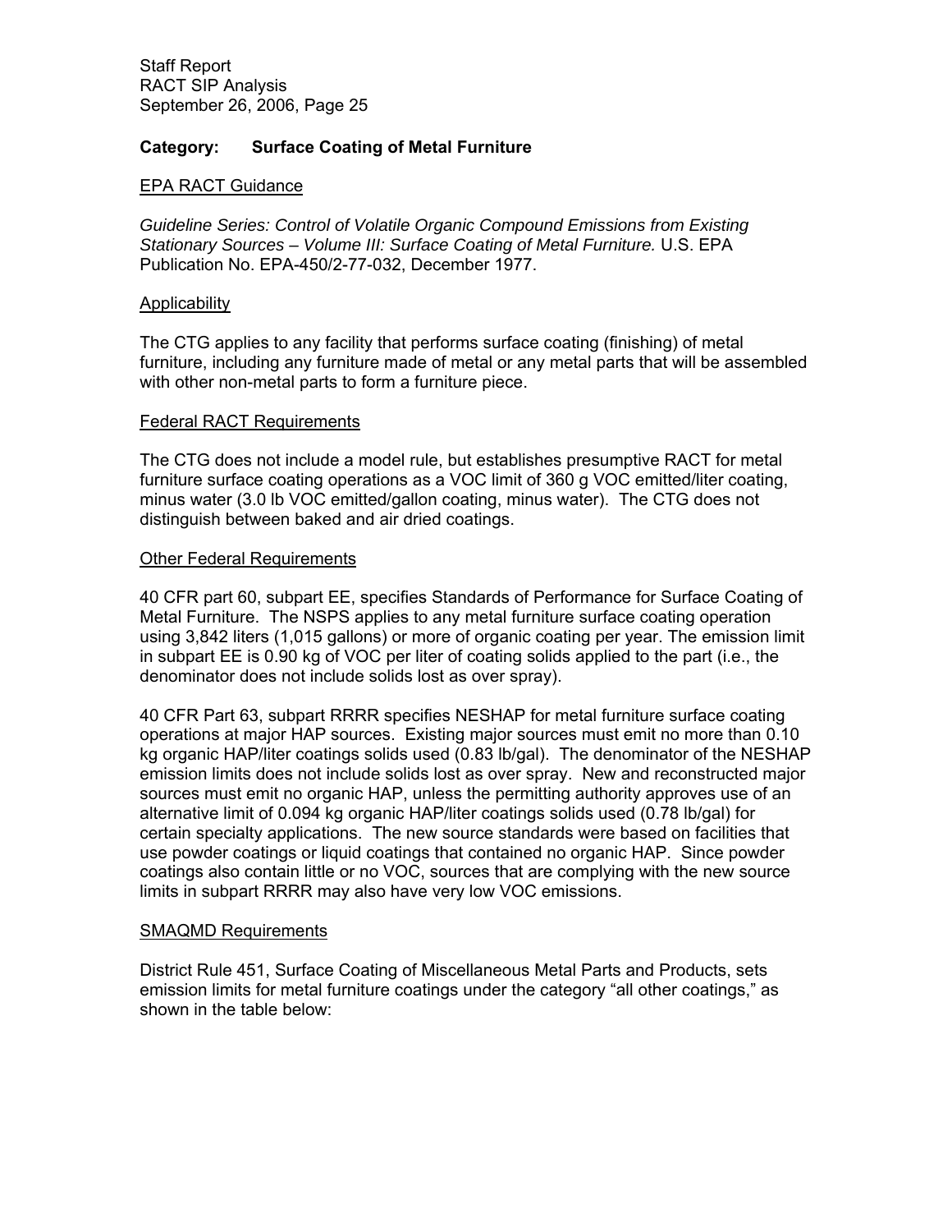**Category: Surface Coating of Metal Furniture**

EPA RACT Guidance

*Guideline Series: Control of Volatile Organic Compound Emissions from Existing Stationary Sources – Volume III: Surface Coating of Metal Furniture.* U.S. EPA Publication No. EPA-450/2-77-032, December 1977.

Applicability

The CTG applies to any facility that performs surface coating (finishing) of metal furniture, including any furniture made of metal or any metal parts that will be assembled with other non-metal parts to form a furniture piece.

Federal RACT Requirements

The CTG does not include a model rule, but establishes presumptive RACT for metal furniture surface coating operations as a VOC limit of 360 g VOC emitted/liter coating, minus water (3.0 lb VOC emitted/gallon coating, minus water). The CTG does not distinguish between baked and air dried coatings.

Other Federal Requirements

40 CFR part 60, subpart EE, specifies Standards of Performance for Surface Coating of Metal Furniture. The NSPS applies to any metal furniture surface coating operation using 3,842 liters (1,015 gallons) or more of organic coating per year. The emission limit in subpart EE is 0.90 kg of VOC per liter of coating solids applied to the part (i.e., the denominator does not include solids lost as over spray).

40 CFR Part 63, subpart RRRR specifies NESHAP for metal furniture surface coating operations at major HAP sources. Existing major sources must emit no more than 0.10 kg organic HAP/liter coatings solids used (0.83 lb/gal). The denominator of the NESHAP emission limits does not include solids lost as over spray. New and reconstructed major sources must emit no organic HAP, unless the permitting authority approves use of an alternative limit of 0.094 kg organic HAP/liter coatings solids used (0.78 lb/gal) for certain specialty applications. The new source standards were based on facilities that use powder coatings or liquid coatings that contained no organic HAP. Since powder coatings also contain little or no VOC, sources that are complying with the new source limits in subpart RRRR may also have very low VOC emissions.

SMAQMD Requirements

District Rule 451, Surface Coating of Miscellaneous Metal Parts and Products, sets emission limits for metal furniture coatings under the category "all other coatings," as shown in the table below: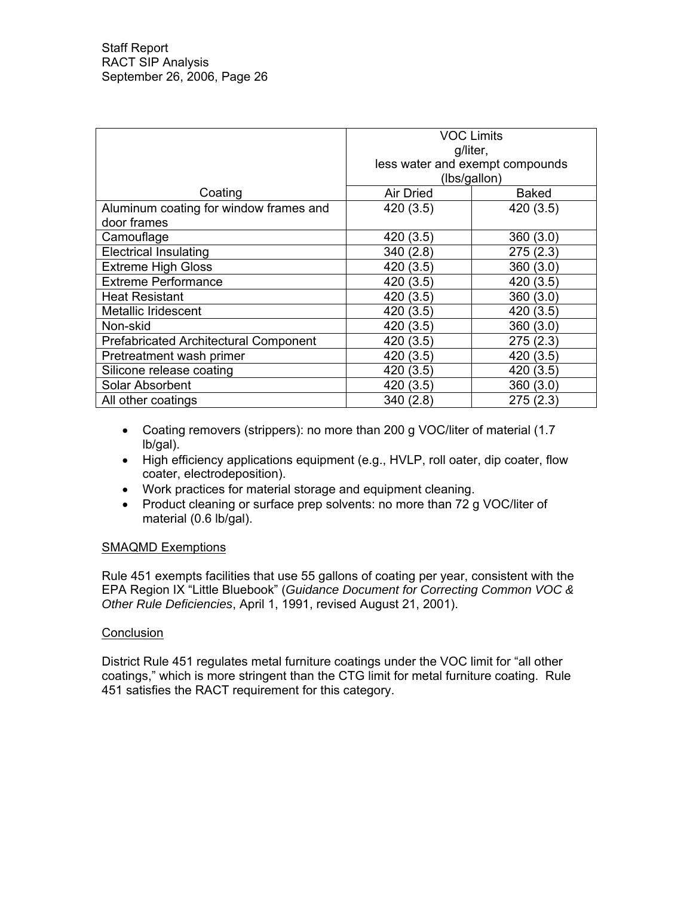| Coating | VOC Limits g/liter, less water and exempt compounds (lbs/gallon) | |
|---|---|---|
| | Air Dried | Baked |
| Aluminum coating for window frames and door frames | 420 (3.5) | 420 (3.5) |
| Camouflage | 420 (3.5) | 360 (3.0) |
| Electrical Insulating | 340 (2.8) | 275 (2.3) |
| Extreme High Gloss | 420 (3.5) | 360 (3.0) |
| Extreme Performance | 420 (3.5) | 420 (3.5) |
| Heat Resistant | 420 (3.5) | 360 (3.0) |
| Metallic Iridescent | 420 (3.5) | 420 (3.5) |
| Non-skid | 420 (3.5) | 360 (3.0) |
| Prefabricated Architectural Component | 420 (3.5) | 275 (2.3) |
| Pretreatment wash primer | 420 (3.5) | 420 (3.5) |
| Silicone release coating | 420 (3.5) | 420 (3.5) |
| Solar Absorbent | 420 (3.5) | 360 (3.0) |
| All other coatings | 340 (2.8) | 275 (2.3) |

- Coating removers (strippers): no more than 200 g VOC/liter of material (1.7 lb/gal).
- High efficiency applications equipment (e.g., HVLP, roll oater, dip coater, flow coater, electrodeposition).
- Work practices for material storage and equipment cleaning.
- Product cleaning or surface prep solvents: no more than 72 g VOC/liter of material (0.6 lb/gal).

SMAQMD Exemptions

Rule 451 exempts facilities that use 55 gallons of coating per year, consistent with the EPA Region IX "Little Bluebook" (*Guidance Document for Correcting Common VOC & Other Rule Deficiencies*, April 1, 1991, revised August 21, 2001).

Conclusion

District Rule 451 regulates metal furniture coatings under the VOC limit for "all other coatings," which is more stringent than the CTG limit for metal furniture coating. Rule 451 satisfies the RACT requirement for this category.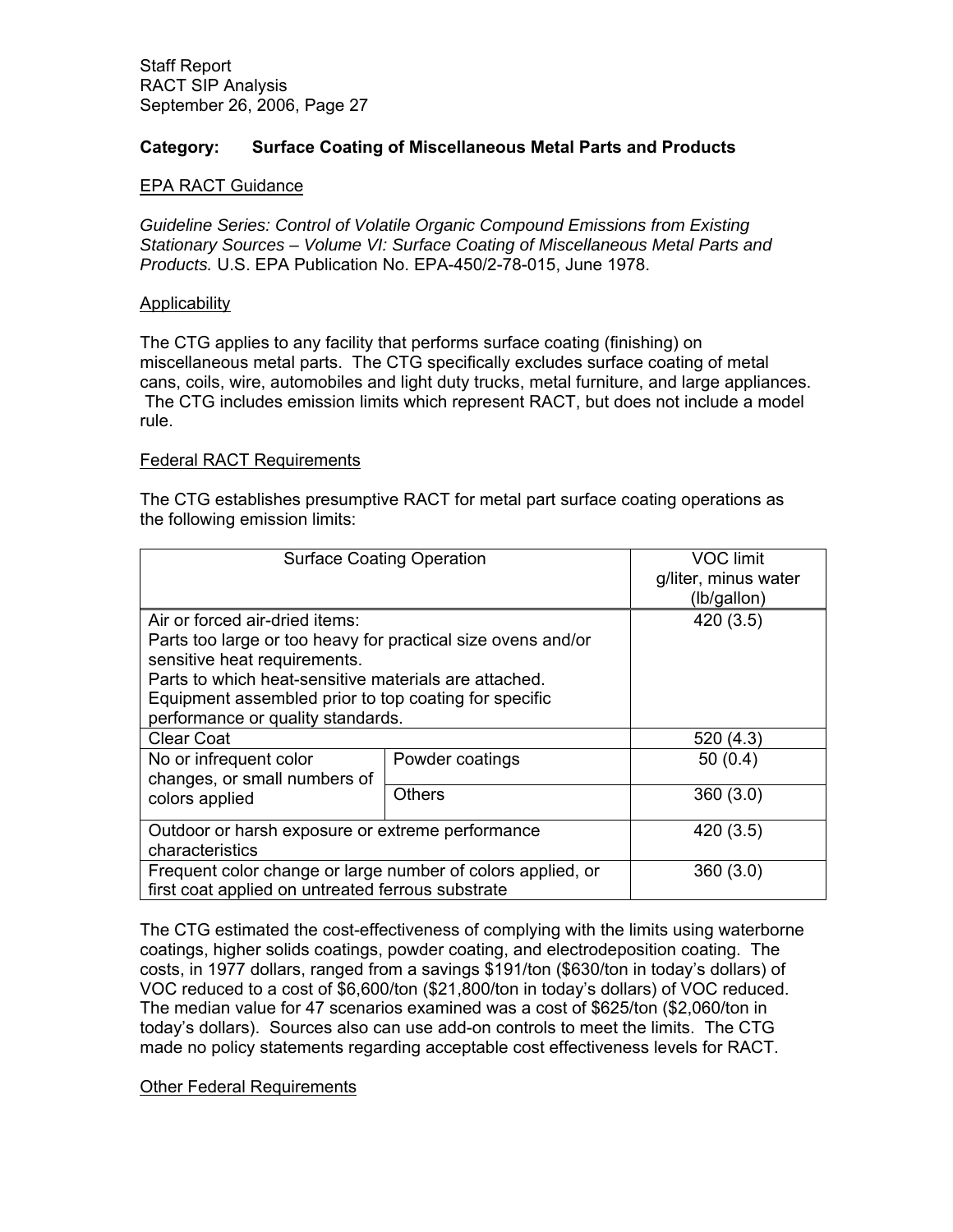## Category: Surface Coating of Miscellaneous Metal Parts and Products

### EPA RACT Guidance

*Guideline Series: Control of Volatile Organic Compound Emissions from Existing Stationary Sources – Volume VI: Surface Coating of Miscellaneous Metal Parts and Products.* U.S. EPA Publication No. EPA-450/2-78-015, June 1978.

### Applicability

The CTG applies to any facility that performs surface coating (finishing) on miscellaneous metal parts. The CTG specifically excludes surface coating of metal cans, coils, wire, automobiles and light duty trucks, metal furniture, and large appliances. The CTG includes emission limits which represent RACT, but does not include a model rule.

### Federal RACT Requirements

The CTG establishes presumptive RACT for metal part surface coating operations as the following emission limits:

| Surface Coating Operation | | VOC limit g/liter, minus water (lb/gallon) |
|---|---|---|
| Air or forced air-dried items: Parts too large or too heavy for practical size ovens and/or sensitive heat requirements. Parts to which heat-sensitive materials are attached. Equipment assembled prior to top coating for specific performance or quality standards. | | 420 (3.5) |
| Clear Coat | | 520 (4.3) |
| No or infrequent color changes, or small numbers of colors applied | Powder coatings | 50 (0.4) |
| | Others | 360 (3.0) |
| Outdoor or harsh exposure or extreme performance characteristics | | 420 (3.5) |
| Frequent color change or large number of colors applied, or first coat applied on untreated ferrous substrate | | 360 (3.0) |

The CTG estimated the cost-effectiveness of complying with the limits using waterborne coatings, higher solids coatings, powder coating, and electrodeposition coating. The costs, in 1977 dollars, ranged from a savings $191/ton ($630/ton in today's dollars) of VOC reduced to a cost of $6,600/ton ($21,800/ton in today's dollars) of VOC reduced. The median value for 47 scenarios examined was a cost of $625/ton ($2,060/ton in today's dollars). Sources also can use add-on controls to meet the limits. The CTG made no policy statements regarding acceptable cost effectiveness levels for RACT.

### Other Federal Requirements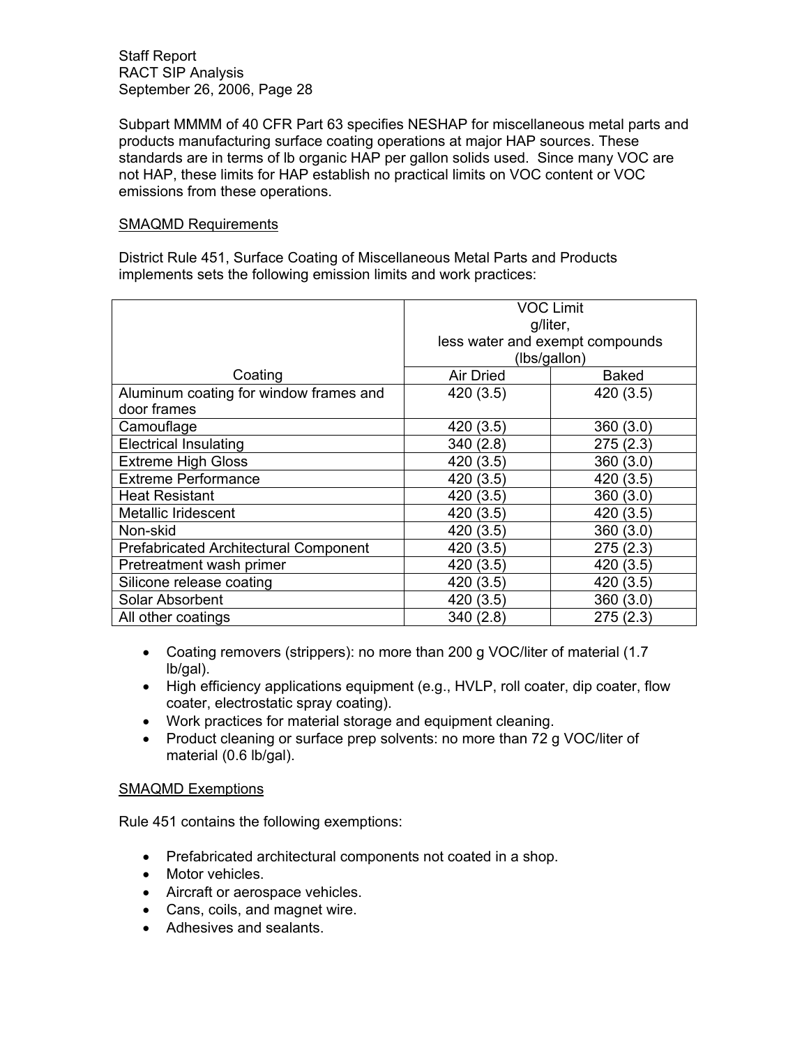Subpart MMMM of 40 CFR Part 63 specifies NESHAP for miscellaneous metal parts and products manufacturing surface coating operations at major HAP sources. These standards are in terms of lb organic HAP per gallon solids used. Since many VOC are not HAP, these limits for HAP establish no practical limits on VOC content or VOC emissions from these operations.

SMAQMD Requirements

District Rule 451, Surface Coating of Miscellaneous Metal Parts and Products implements sets the following emission limits and work practices:

| | VOC Limit g/liter, less water and exempt compounds (lbs/gallon) | |
|---|---|---|
| Coating | Air Dried | Baked |
| Aluminum coating for window frames and door frames | 420 (3.5) | 420 (3.5) |
| Camouflage | 420 (3.5) | 360 (3.0) |
| Electrical Insulating | 340 (2.8) | 275 (2.3) |
| Extreme High Gloss | 420 (3.5) | 360 (3.0) |
| Extreme Performance | 420 (3.5) | 420 (3.5) |
| Heat Resistant | 420 (3.5) | 360 (3.0) |
| Metallic Iridescent | 420 (3.5) | 420 (3.5) |
| Non-skid | 420 (3.5) | 360 (3.0) |
| Prefabricated Architectural Component | 420 (3.5) | 275 (2.3) |
| Pretreatment wash primer | 420 (3.5) | 420 (3.5) |
| Silicone release coating | 420 (3.5) | 420 (3.5) |
| Solar Absorbent | 420 (3.5) | 360 (3.0) |
| All other coatings | 340 (2.8) | 275 (2.3) |

- Coating removers (strippers): no more than 200 g VOC/liter of material (1.7 lb/gal).
- High efficiency applications equipment (e.g., HVLP, roll coater, dip coater, flow coater, electrostatic spray coating).
- Work practices for material storage and equipment cleaning.
- Product cleaning or surface prep solvents: no more than 72 g VOC/liter of material (0.6 lb/gal).

SMAQMD Exemptions

Rule 451 contains the following exemptions:

- Prefabricated architectural components not coated in a shop.
- Motor vehicles.
- Aircraft or aerospace vehicles.
- Cans, coils, and magnet wire.
- Adhesives and sealants.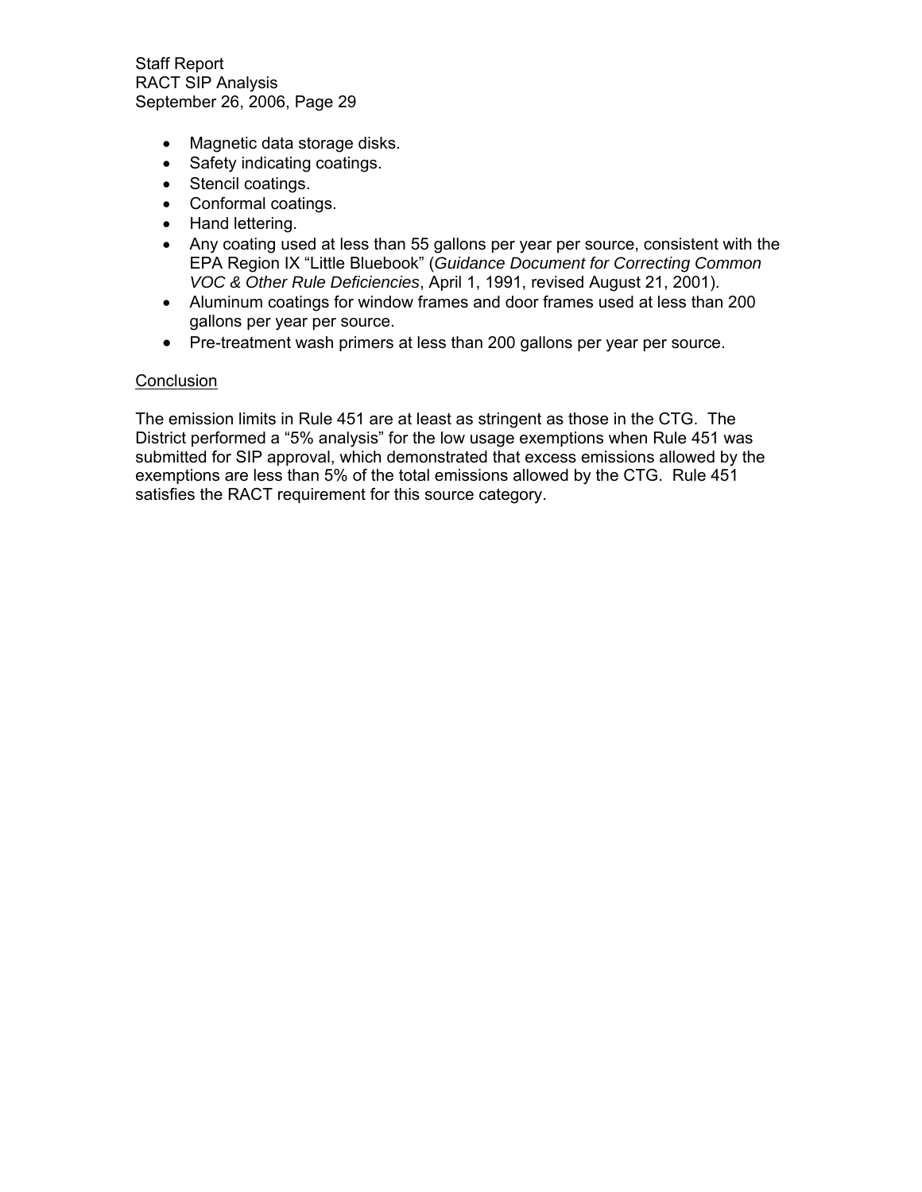- Magnetic data storage disks.
- Safety indicating coatings.
- Stencil coatings.
- Conformal coatings.
- Hand lettering.
- Any coating used at less than 55 gallons per year per source, consistent with the EPA Region IX "Little Bluebook" (*Guidance Document for Correcting Common VOC & Other Rule Deficiencies*, April 1, 1991, revised August 21, 2001).
- Aluminum coatings for window frames and door frames used at less than 200 gallons per year per source.
- Pre-treatment wash primers at less than 200 gallons per year per source.

<u>Conclusion</u>

The emission limits in Rule 451 are at least as stringent as those in the CTG. The District performed a "5% analysis" for the low usage exemptions when Rule 451 was submitted for SIP approval, which demonstrated that excess emissions allowed by the exemptions are less than 5% of the total emissions allowed by the CTG. Rule 451 satisfies the RACT requirement for this source category.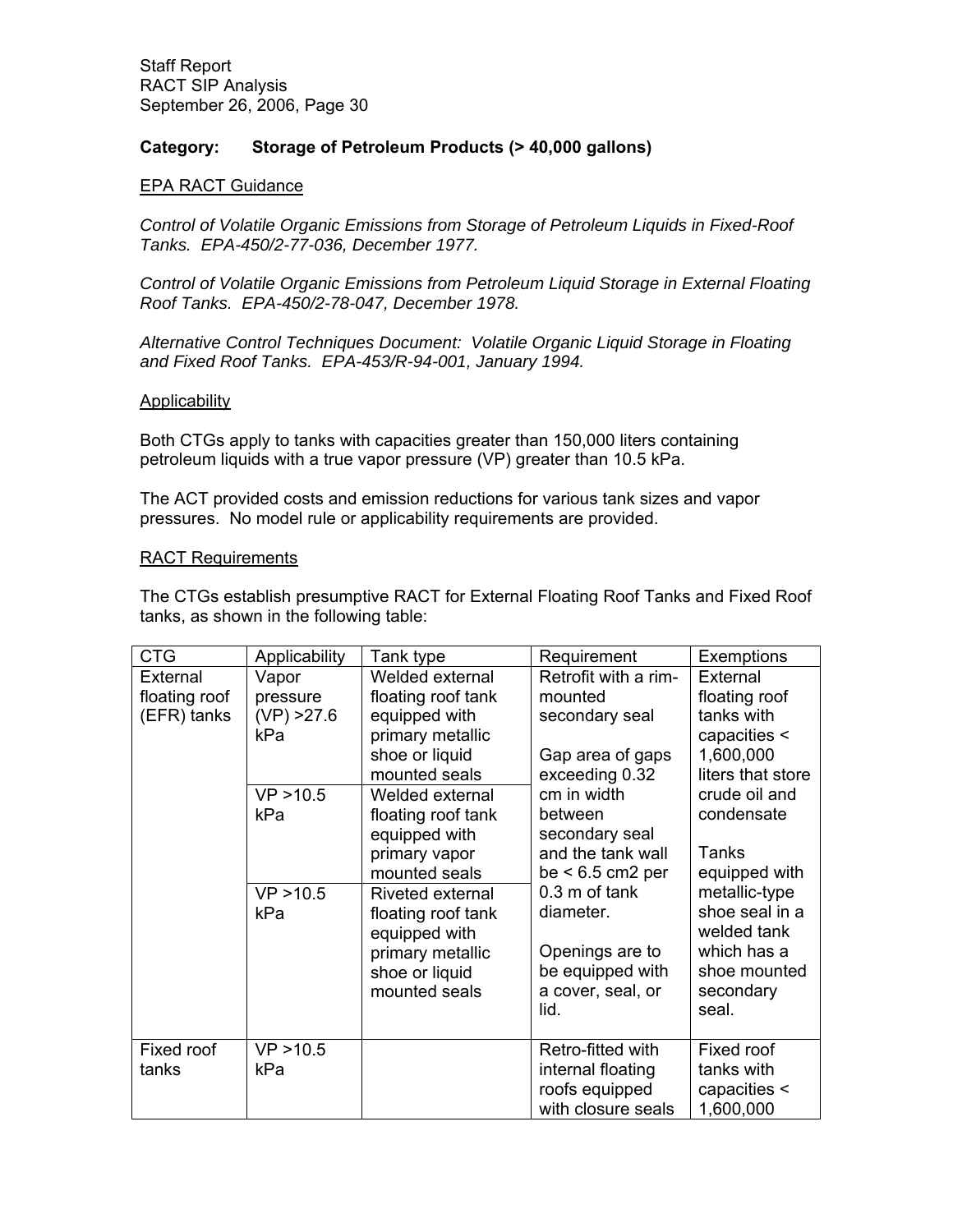**Category: Storage of Petroleum Products (> 40,000 gallons)**

EPA RACT Guidance

*Control of Volatile Organic Emissions from Storage of Petroleum Liquids in Fixed-Roof Tanks. EPA-450/2-77-036, December 1977.*

*Control of Volatile Organic Emissions from Petroleum Liquid Storage in External Floating Roof Tanks. EPA-450/2-78-047, December 1978.*

*Alternative Control Techniques Document: Volatile Organic Liquid Storage in Floating and Fixed Roof Tanks. EPA-453/R-94-001, January 1994.*

Applicability

Both CTGs apply to tanks with capacities greater than 150,000 liters containing petroleum liquids with a true vapor pressure (VP) greater than 10.5 kPa.

The ACT provided costs and emission reductions for various tank sizes and vapor pressures. No model rule or applicability requirements are provided.

RACT Requirements

The CTGs establish presumptive RACT for External Floating Roof Tanks and Fixed Roof tanks, as shown in the following table:

| CTG | Applicability | Tank type | Requirement | Exemptions |
|---|---|---|---|---|
| External floating roof (EFR) tanks | Vapor pressure (VP) >27.6 kPa | Welded external floating roof tank equipped with primary metallic shoe or liquid mounted seals | Retrofit with a rim-mounted secondary seal<br><br>Gap area of gaps exceeding 0.32 cm in width between secondary seal and the tank wall be < 6.5 cm2 per 0.3 m of tank diameter.<br><br>Openings are to be equipped with a cover, seal, or lid. | External floating roof tanks with capacities < 1,600,000 liters that store crude oil and condensate<br><br>Tanks equipped with metallic-type shoe seal in a welded tank which has a shoe mounted secondary seal. |
| | VP >10.5 kPa | Welded external floating roof tank equipped with primary vapor mounted seals | | |
| | VP >10.5 kPa | Riveted external floating roof tank equipped with primary metallic shoe or liquid mounted seals | | |
| Fixed roof tanks | VP >10.5 kPa | | Retro-fitted with internal floating roofs equipped with closure seals | Fixed roof tanks with capacities < 1,600,000 |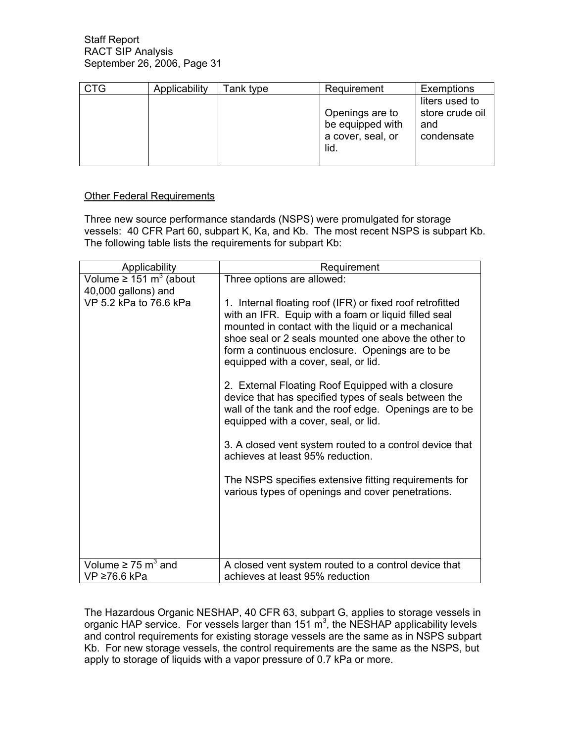| CTG | Applicability | Tank type | Requirement | Exemptions |
|---|---|---|---|---|
| | | | Openings are to be equipped with a cover, seal, or lid. | liters used to store crude oil and condensate |

Other Federal Requirements

Three new source performance standards (NSPS) were promulgated for storage vessels: 40 CFR Part 60, subpart K, Ka, and Kb. The most recent NSPS is subpart Kb. The following table lists the requirements for subpart Kb:

| Applicability | Requirement |
|---|---|
| Volume ≥ 151 $m^3$ (about 40,000 gallons) and VP 5.2 kPa to 76.6 kPa | Three options are allowed:<br><br>1. Internal floating roof (IFR) or fixed roof retrofitted with an IFR. Equip with a foam or liquid filled seal mounted in contact with the liquid or a mechanical shoe seal or 2 seals mounted one above the other to form a continuous enclosure. Openings are to be equipped with a cover, seal, or lid.<br><br>2. External Floating Roof Equipped with a closure device that has specified types of seals between the wall of the tank and the roof edge. Openings are to be equipped with a cover, seal, or lid.<br><br>3. A closed vent system routed to a control device that achieves at least 95% reduction.<br><br>The NSPS specifies extensive fitting requirements for various types of openings and cover penetrations. |
| Volume ≥ 75 $m^3$ and VP ≥76.6 kPa | A closed vent system routed to a control device that achieves at least 95% reduction |

The Hazardous Organic NESHAP, 40 CFR 63, subpart G, applies to storage vessels in organic HAP service. For vessels larger than 151 $m^3$, the NESHAP applicability levels and control requirements for existing storage vessels are the same as in NSPS subpart Kb. For new storage vessels, the control requirements are the same as the NSPS, but apply to storage of liquids with a vapor pressure of 0.7 kPa or more.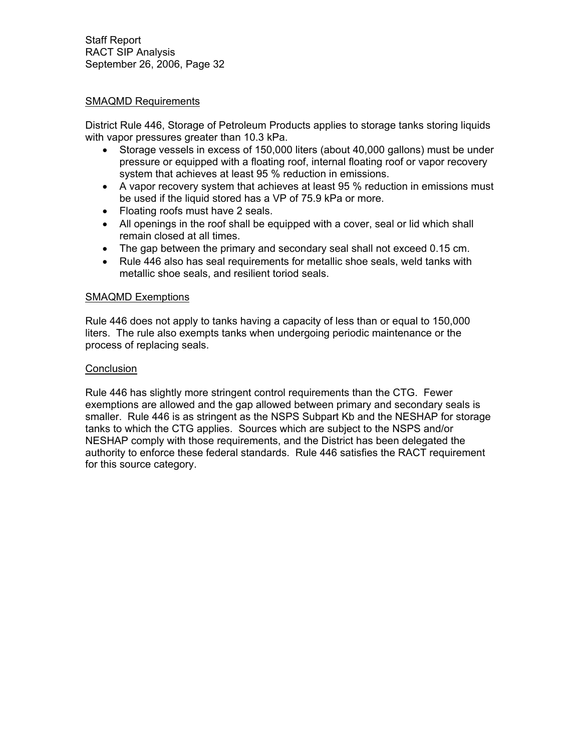<u>SMAQMD Requirements</u>

District Rule 446, Storage of Petroleum Products applies to storage tanks storing liquids with vapor pressures greater than 10.3 kPa.

- Storage vessels in excess of 150,000 liters (about 40,000 gallons) must be under pressure or equipped with a floating roof, internal floating roof or vapor recovery system that achieves at least 95 % reduction in emissions.
- A vapor recovery system that achieves at least 95 % reduction in emissions must be used if the liquid stored has a VP of 75.9 kPa or more.
- Floating roofs must have 2 seals.
- All openings in the roof shall be equipped with a cover, seal or lid which shall remain closed at all times.
- The gap between the primary and secondary seal shall not exceed 0.15 cm.
- Rule 446 also has seal requirements for metallic shoe seals, weld tanks with metallic shoe seals, and resilient toriod seals.

<u>SMAQMD Exemptions</u>

Rule 446 does not apply to tanks having a capacity of less than or equal to 150,000 liters. The rule also exempts tanks when undergoing periodic maintenance or the process of replacing seals.

<u>Conclusion</u>

Rule 446 has slightly more stringent control requirements than the CTG. Fewer exemptions are allowed and the gap allowed between primary and secondary seals is smaller. Rule 446 is as stringent as the NSPS Subpart Kb and the NESHAP for storage tanks to which the CTG applies. Sources which are subject to the NSPS and/or NESHAP comply with those requirements, and the District has been delegated the authority to enforce these federal standards. Rule 446 satisfies the RACT requirement for this source category.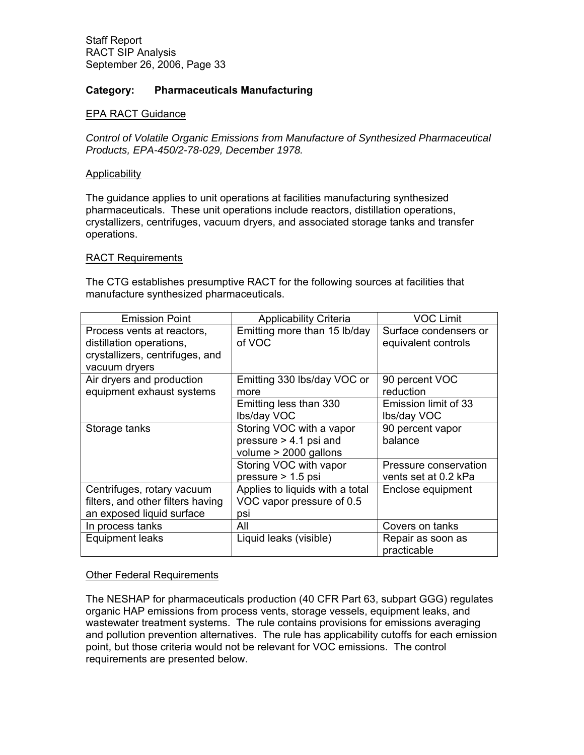**Category: Pharmaceuticals Manufacturing**

EPA RACT Guidance

*Control of Volatile Organic Emissions from Manufacture of Synthesized Pharmaceutical Products, EPA-450/2-78-029, December 1978.*

Applicability

The guidance applies to unit operations at facilities manufacturing synthesized pharmaceuticals. These unit operations include reactors, distillation operations, crystallizers, centrifuges, vacuum dryers, and associated storage tanks and transfer operations.

RACT Requirements

The CTG establishes presumptive RACT for the following sources at facilities that manufacture synthesized pharmaceuticals.

| Emission Point | Applicability Criteria | VOC Limit |
|---|---|---|
| Process vents at reactors, distillation operations, crystallizers, centrifuges, and vacuum dryers | Emitting more than 15 lb/day of VOC | Surface condensers or equivalent controls |
| Air dryers and production equipment exhaust systems | Emitting 330 lbs/day VOC or more | 90 percent VOC reduction |
| | Emitting less than 330 lbs/day VOC | Emission limit of 33 lbs/day VOC |
| Storage tanks | Storing VOC with a vapor pressure > 4.1 psi and volume > 2000 gallons | 90 percent vapor balance |
| | Storing VOC with vapor pressure > 1.5 psi | Pressure conservation vents set at 0.2 kPa |
| Centrifuges, rotary vacuum filters, and other filters having an exposed liquid surface | Applies to liquids with a total VOC vapor pressure of 0.5 psi | Enclose equipment |
| In process tanks | All | Covers on tanks |
| Equipment leaks | Liquid leaks (visible) | Repair as soon as practicable |

Other Federal Requirements

The NESHAP for pharmaceuticals production (40 CFR Part 63, subpart GGG) regulates organic HAP emissions from process vents, storage vessels, equipment leaks, and wastewater treatment systems. The rule contains provisions for emissions averaging and pollution prevention alternatives. The rule has applicability cutoffs for each emission point, but those criteria would not be relevant for VOC emissions. The control requirements are presented below.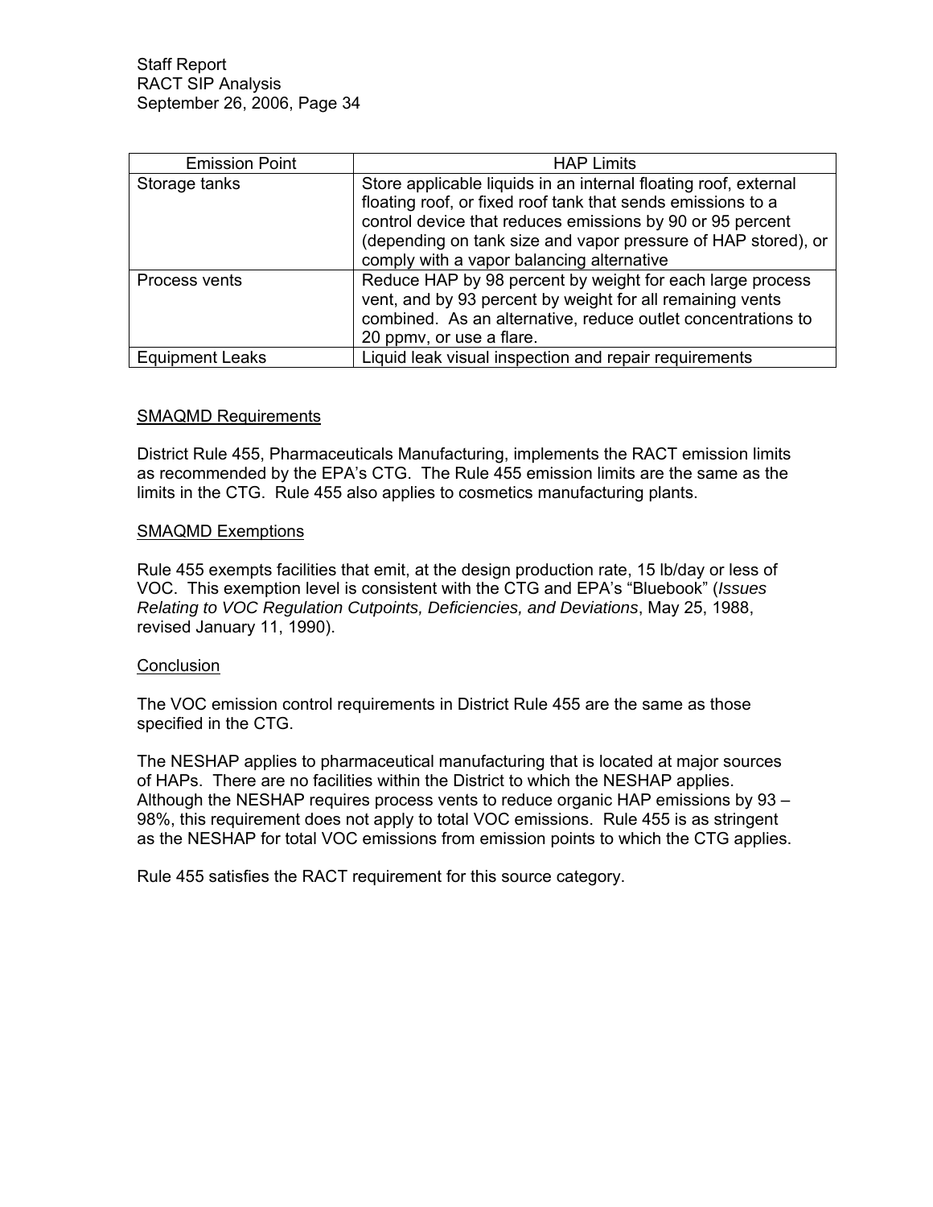| Emission Point | HAP Limits |
|---|---|
| Storage tanks | Store applicable liquids in an internal floating roof, external floating roof, or fixed roof tank that sends emissions to a control device that reduces emissions by 90 or 95 percent (depending on tank size and vapor pressure of HAP stored), or comply with a vapor balancing alternative |
| Process vents | Reduce HAP by 98 percent by weight for each large process vent, and by 93 percent by weight for all remaining vents combined. As an alternative, reduce outlet concentrations to 20 ppmv, or use a flare. |
| Equipment Leaks | Liquid leak visual inspection and repair requirements |

SMAQMD Requirements

District Rule 455, Pharmaceuticals Manufacturing, implements the RACT emission limits as recommended by the EPA's CTG. The Rule 455 emission limits are the same as the limits in the CTG. Rule 455 also applies to cosmetics manufacturing plants.

SMAQMD Exemptions

Rule 455 exempts facilities that emit, at the design production rate, 15 lb/day or less of VOC. This exemption level is consistent with the CTG and EPA's "Bluebook" (*Issues Relating to VOC Regulation Cutpoints, Deficiencies, and Deviations*, May 25, 1988, revised January 11, 1990).

Conclusion

The VOC emission control requirements in District Rule 455 are the same as those specified in the CTG.

The NESHAP applies to pharmaceutical manufacturing that is located at major sources of HAPs. There are no facilities within the District to which the NESHAP applies. Although the NESHAP requires process vents to reduce organic HAP emissions by 93 – 98%, this requirement does not apply to total VOC emissions. Rule 455 is as stringent as the NESHAP for total VOC emissions from emission points to which the CTG applies.

Rule 455 satisfies the RACT requirement for this source category.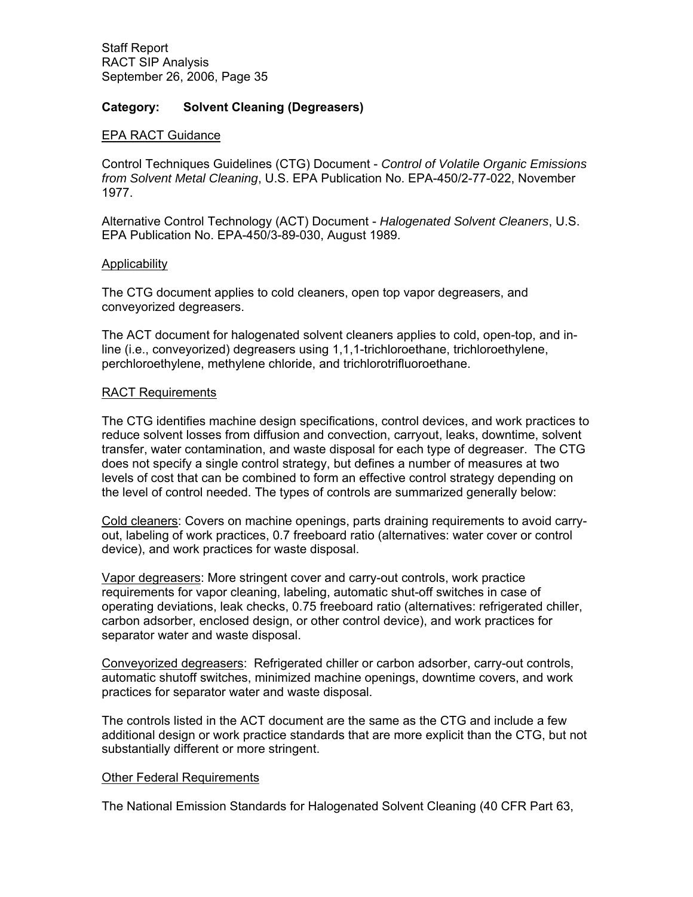## Category: Solvent Cleaning (Degreasers)

### EPA RACT Guidance

Control Techniques Guidelines (CTG) Document - *Control of Volatile Organic Emissions from Solvent Metal Cleaning*, U.S. EPA Publication No. EPA-450/2-77-022, November 1977.

Alternative Control Technology (ACT) Document - *Halogenated Solvent Cleaners*, U.S. EPA Publication No. EPA-450/3-89-030, August 1989.

### Applicability

The CTG document applies to cold cleaners, open top vapor degreasers, and conveyorized degreasers.

The ACT document for halogenated solvent cleaners applies to cold, open-top, and in-line (i.e., conveyorized) degreasers using 1,1,1-trichloroethane, trichloroethylene, perchloroethylene, methylene chloride, and trichlorotrifluoroethane.

### RACT Requirements

The CTG identifies machine design specifications, control devices, and work practices to reduce solvent losses from diffusion and convection, carryout, leaks, downtime, solvent transfer, water contamination, and waste disposal for each type of degreaser. The CTG does not specify a single control strategy, but defines a number of measures at two levels of cost that can be combined to form an effective control strategy depending on the level of control needed. The types of controls are summarized generally below:

Cold cleaners: Covers on machine openings, parts draining requirements to avoid carry-out, labeling of work practices, 0.7 freeboard ratio (alternatives: water cover or control device), and work practices for waste disposal.

Vapor degreasers: More stringent cover and carry-out controls, work practice requirements for vapor cleaning, labeling, automatic shut-off switches in case of operating deviations, leak checks, 0.75 freeboard ratio (alternatives: refrigerated chiller, carbon adsorber, enclosed design, or other control device), and work practices for separator water and waste disposal.

Conveyorized degreasers: Refrigerated chiller or carbon adsorber, carry-out controls, automatic shutoff switches, minimized machine openings, downtime covers, and work practices for separator water and waste disposal.

The controls listed in the ACT document are the same as the CTG and include a few additional design or work practice standards that are more explicit than the CTG, but not substantially different or more stringent.

### Other Federal Requirements

The National Emission Standards for Halogenated Solvent Cleaning (40 CFR Part 63,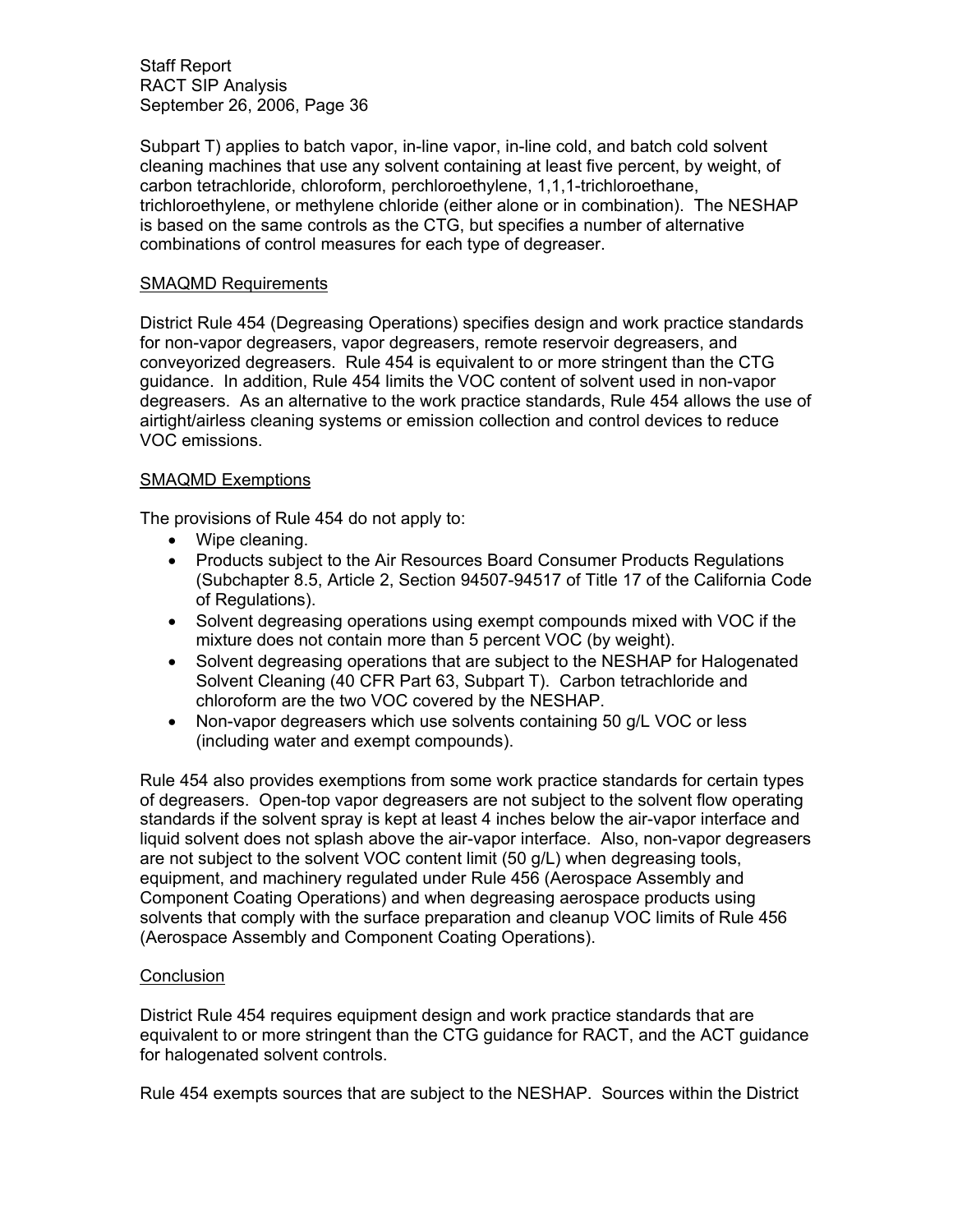Subpart T) applies to batch vapor, in-line vapor, in-line cold, and batch cold solvent cleaning machines that use any solvent containing at least five percent, by weight, of carbon tetrachloride, chloroform, perchloroethylene, 1,1,1-trichloroethane, trichloroethylene, or methylene chloride (either alone or in combination). The NESHAP is based on the same controls as the CTG, but specifies a number of alternative combinations of control measures for each type of degreaser.

<u>SMAQMD Requirements</u>

District Rule 454 (Degreasing Operations) specifies design and work practice standards for non-vapor degreasers, vapor degreasers, remote reservoir degreasers, and conveyorized degreasers. Rule 454 is equivalent to or more stringent than the CTG guidance. In addition, Rule 454 limits the VOC content of solvent used in non-vapor degreasers. As an alternative to the work practice standards, Rule 454 allows the use of airtight/airless cleaning systems or emission collection and control devices to reduce VOC emissions.

<u>SMAQMD Exemptions</u>

The provisions of Rule 454 do not apply to:

- Wipe cleaning.
- Products subject to the Air Resources Board Consumer Products Regulations (Subchapter 8.5, Article 2, Section 94507-94517 of Title 17 of the California Code of Regulations).
- Solvent degreasing operations using exempt compounds mixed with VOC if the mixture does not contain more than 5 percent VOC (by weight).
- Solvent degreasing operations that are subject to the NESHAP for Halogenated Solvent Cleaning (40 CFR Part 63, Subpart T). Carbon tetrachloride and chloroform are the two VOC covered by the NESHAP.
- Non-vapor degreasers which use solvents containing 50 g/L VOC or less (including water and exempt compounds).

Rule 454 also provides exemptions from some work practice standards for certain types of degreasers. Open-top vapor degreasers are not subject to the solvent flow operating standards if the solvent spray is kept at least 4 inches below the air-vapor interface and liquid solvent does not splash above the air-vapor interface. Also, non-vapor degreasers are not subject to the solvent VOC content limit (50 g/L) when degreasing tools, equipment, and machinery regulated under Rule 456 (Aerospace Assembly and Component Coating Operations) and when degreasing aerospace products using solvents that comply with the surface preparation and cleanup VOC limits of Rule 456 (Aerospace Assembly and Component Coating Operations).

<u>Conclusion</u>

District Rule 454 requires equipment design and work practice standards that are equivalent to or more stringent than the CTG guidance for RACT, and the ACT guidance for halogenated solvent controls.

Rule 454 exempts sources that are subject to the NESHAP. Sources within the District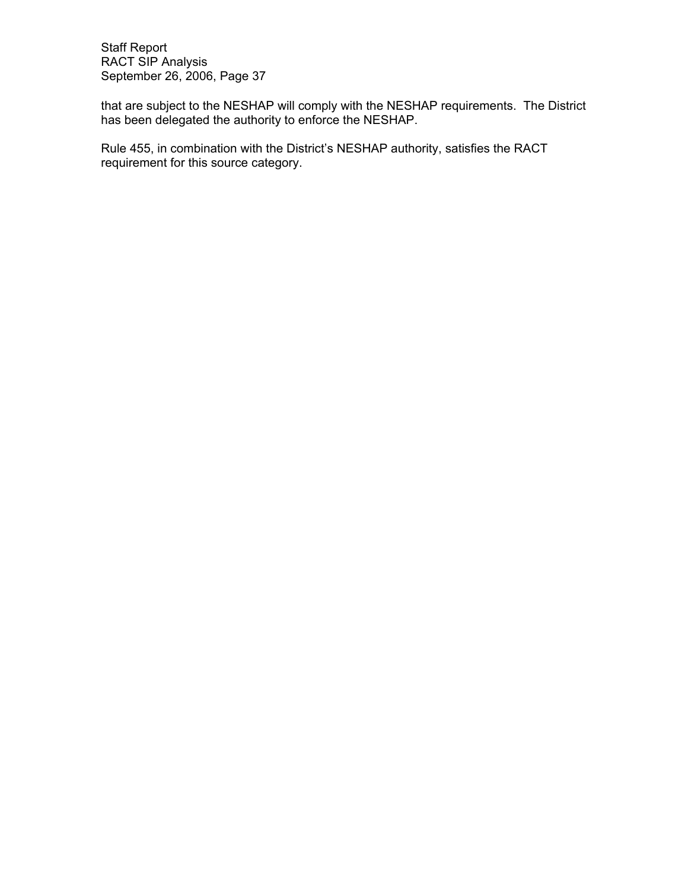that are subject to the NESHAP will comply with the NESHAP requirements. The District has been delegated the authority to enforce the NESHAP.

Rule 455, in combination with the District's NESHAP authority, satisfies the RACT requirement for this source category.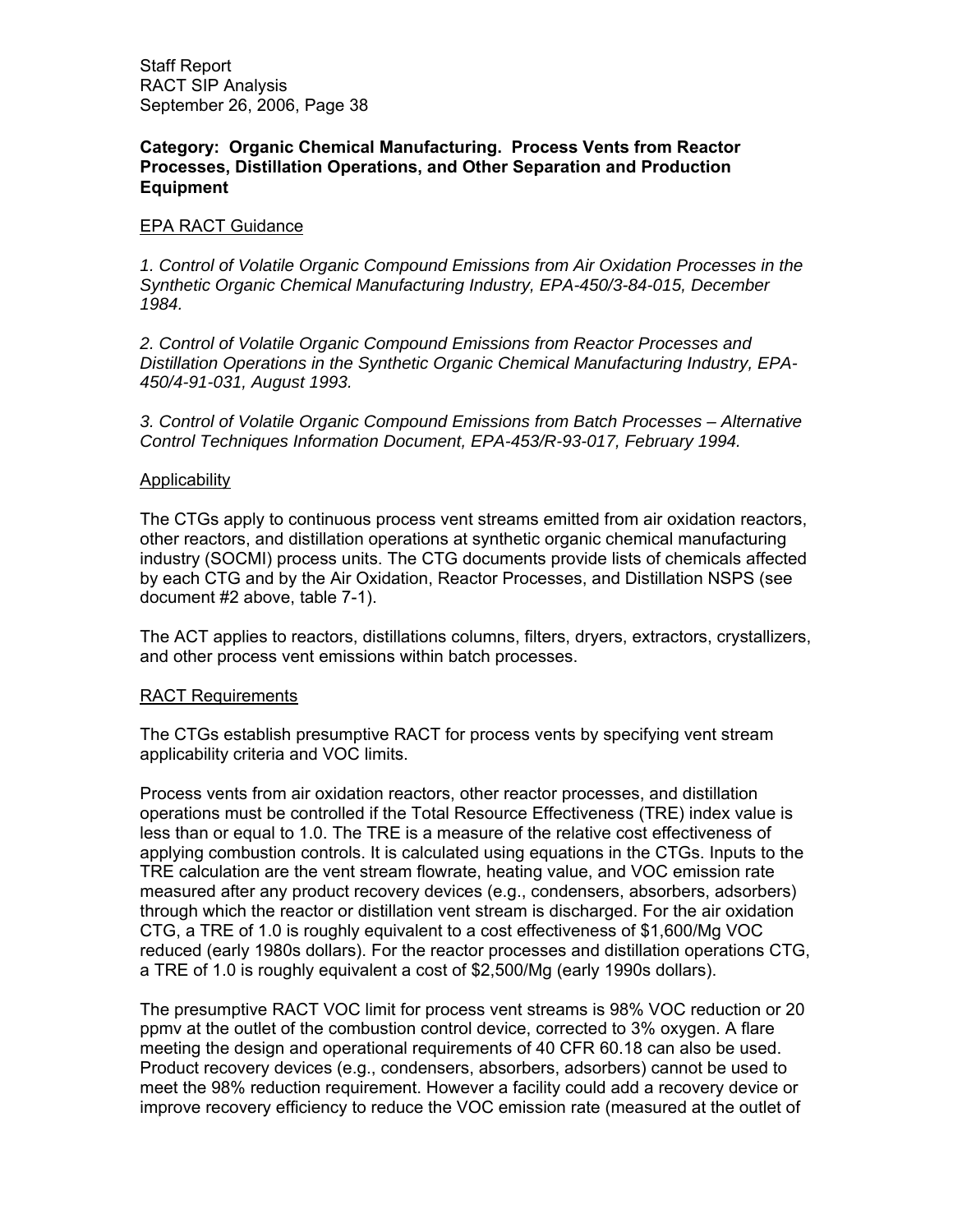**Category: Organic Chemical Manufacturing. Process Vents from Reactor Processes, Distillation Operations, and Other Separation and Production Equipment**

EPA RACT Guidance

*1. Control of Volatile Organic Compound Emissions from Air Oxidation Processes in the Synthetic Organic Chemical Manufacturing Industry, EPA-450/3-84-015, December 1984.*

*2. Control of Volatile Organic Compound Emissions from Reactor Processes and Distillation Operations in the Synthetic Organic Chemical Manufacturing Industry, EPA-450/4-91-031, August 1993.*

*3. Control of Volatile Organic Compound Emissions from Batch Processes – Alternative Control Techniques Information Document, EPA-453/R-93-017, February 1994.*

Applicability

The CTGs apply to continuous process vent streams emitted from air oxidation reactors, other reactors, and distillation operations at synthetic organic chemical manufacturing industry (SOCMI) process units. The CTG documents provide lists of chemicals affected by each CTG and by the Air Oxidation, Reactor Processes, and Distillation NSPS (see document #2 above, table 7-1).

The ACT applies to reactors, distillations columns, filters, dryers, extractors, crystallizers, and other process vent emissions within batch processes.

RACT Requirements

The CTGs establish presumptive RACT for process vents by specifying vent stream applicability criteria and VOC limits.

Process vents from air oxidation reactors, other reactor processes, and distillation operations must be controlled if the Total Resource Effectiveness (TRE) index value is less than or equal to 1.0. The TRE is a measure of the relative cost effectiveness of applying combustion controls. It is calculated using equations in the CTGs. Inputs to the TRE calculation are the vent stream flowrate, heating value, and VOC emission rate measured after any product recovery devices (e.g., condensers, absorbers, adsorbers) through which the reactor or distillation vent stream is discharged. For the air oxidation CTG, a TRE of 1.0 is roughly equivalent to a cost effectiveness of $1,600/Mg VOC reduced (early 1980s dollars). For the reactor processes and distillation operations CTG, a TRE of 1.0 is roughly equivalent a cost of $2,500/Mg (early 1990s dollars).

The presumptive RACT VOC limit for process vent streams is 98% VOC reduction or 20 ppmv at the outlet of the combustion control device, corrected to 3% oxygen. A flare meeting the design and operational requirements of 40 CFR 60.18 can also be used. Product recovery devices (e.g., condensers, absorbers, adsorbers) cannot be used to meet the 98% reduction requirement. However a facility could add a recovery device or improve recovery efficiency to reduce the VOC emission rate (measured at the outlet of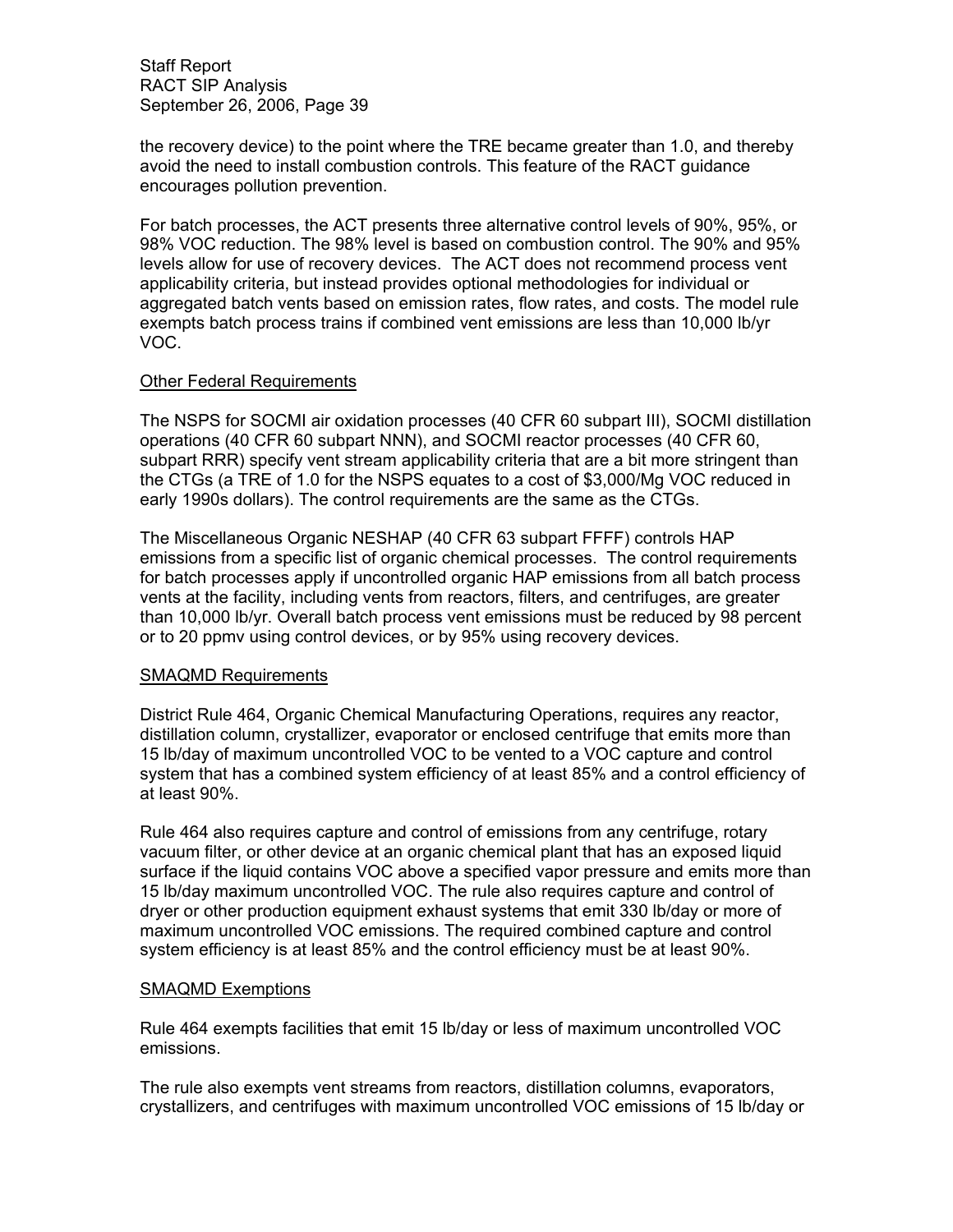the recovery device) to the point where the TRE became greater than 1.0, and thereby avoid the need to install combustion controls. This feature of the RACT guidance encourages pollution prevention.

For batch processes, the ACT presents three alternative control levels of 90%, 95%, or 98% VOC reduction. The 98% level is based on combustion control. The 90% and 95% levels allow for use of recovery devices. The ACT does not recommend process vent applicability criteria, but instead provides optional methodologies for individual or aggregated batch vents based on emission rates, flow rates, and costs. The model rule exempts batch process trains if combined vent emissions are less than 10,000 lb/yr VOC.

Other Federal Requirements

The NSPS for SOCMI air oxidation processes (40 CFR 60 subpart III), SOCMI distillation operations (40 CFR 60 subpart NNN), and SOCMI reactor processes (40 CFR 60, subpart RRR) specify vent stream applicability criteria that are a bit more stringent than the CTGs (a TRE of 1.0 for the NSPS equates to a cost of $3,000/Mg VOC reduced in early 1990s dollars). The control requirements are the same as the CTGs.

The Miscellaneous Organic NESHAP (40 CFR 63 subpart FFFF) controls HAP emissions from a specific list of organic chemical processes. The control requirements for batch processes apply if uncontrolled organic HAP emissions from all batch process vents at the facility, including vents from reactors, filters, and centrifuges, are greater than 10,000 lb/yr. Overall batch process vent emissions must be reduced by 98 percent or to 20 ppmv using control devices, or by 95% using recovery devices.

SMAQMD Requirements

District Rule 464, Organic Chemical Manufacturing Operations, requires any reactor, distillation column, crystallizer, evaporator or enclosed centrifuge that emits more than 15 lb/day of maximum uncontrolled VOC to be vented to a VOC capture and control system that has a combined system efficiency of at least 85% and a control efficiency of at least 90%.

Rule 464 also requires capture and control of emissions from any centrifuge, rotary vacuum filter, or other device at an organic chemical plant that has an exposed liquid surface if the liquid contains VOC above a specified vapor pressure and emits more than 15 lb/day maximum uncontrolled VOC. The rule also requires capture and control of dryer or other production equipment exhaust systems that emit 330 lb/day or more of maximum uncontrolled VOC emissions. The required combined capture and control system efficiency is at least 85% and the control efficiency must be at least 90%.

SMAQMD Exemptions

Rule 464 exempts facilities that emit 15 lb/day or less of maximum uncontrolled VOC emissions.

The rule also exempts vent streams from reactors, distillation columns, evaporators, crystallizers, and centrifuges with maximum uncontrolled VOC emissions of 15 lb/day or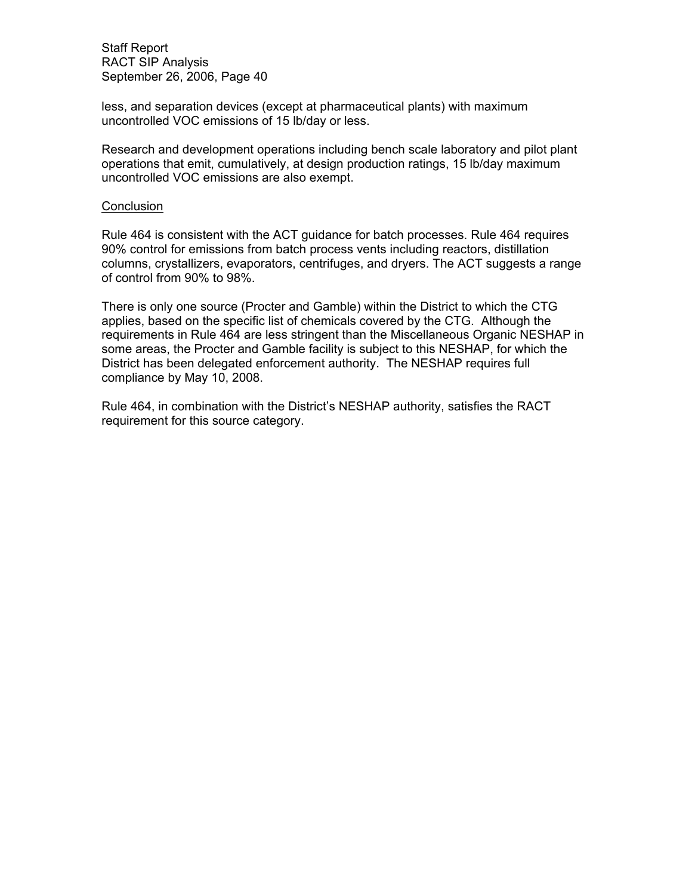less, and separation devices (except at pharmaceutical plants) with maximum uncontrolled VOC emissions of 15 lb/day or less.

Research and development operations including bench scale laboratory and pilot plant operations that emit, cumulatively, at design production ratings, 15 lb/day maximum uncontrolled VOC emissions are also exempt.

Conclusion

Rule 464 is consistent with the ACT guidance for batch processes. Rule 464 requires 90% control for emissions from batch process vents including reactors, distillation columns, crystallizers, evaporators, centrifuges, and dryers. The ACT suggests a range of control from 90% to 98%.

There is only one source (Procter and Gamble) within the District to which the CTG applies, based on the specific list of chemicals covered by the CTG. Although the requirements in Rule 464 are less stringent than the Miscellaneous Organic NESHAP in some areas, the Procter and Gamble facility is subject to this NESHAP, for which the District has been delegated enforcement authority. The NESHAP requires full compliance by May 10, 2008.

Rule 464, in combination with the District's NESHAP authority, satisfies the RACT requirement for this source category.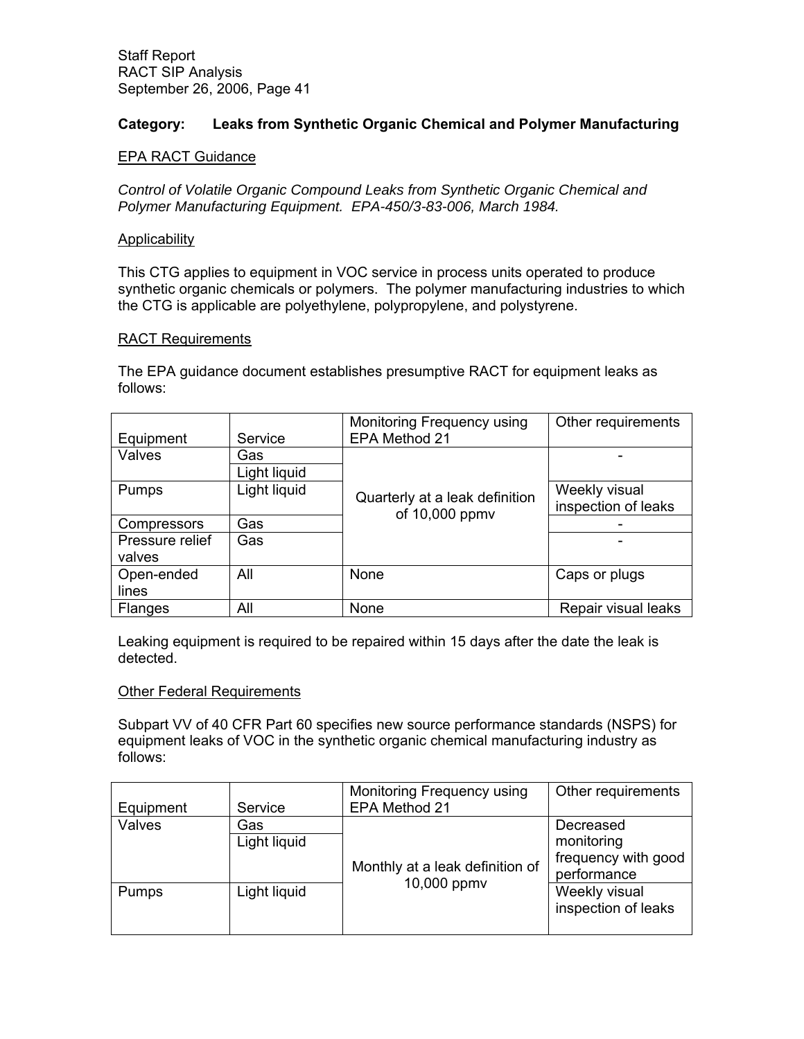**Category: Leaks from Synthetic Organic Chemical and Polymer Manufacturing**

EPA RACT Guidance

*Control of Volatile Organic Compound Leaks from Synthetic Organic Chemical and Polymer Manufacturing Equipment. EPA-450/3-83-006, March 1984.*

Applicability

This CTG applies to equipment in VOC service in process units operated to produce synthetic organic chemicals or polymers. The polymer manufacturing industries to which the CTG is applicable are polyethylene, polypropylene, and polystyrene.

RACT Requirements

The EPA guidance document establishes presumptive RACT for equipment leaks as follows:

| Equipment | Service | Monitoring Frequency using EPA Method 21 | Other requirements |
|---|---|---|---|
| Valves | Gas | Quarterly at a leak definition of 10,000 ppmv | - |
| | Light liquid | | |
| Pumps | Light liquid | | Weekly visual inspection of leaks |
| Compressors | Gas | | - |
| Pressure relief valves | Gas | | - |
| Open-ended lines | All | None | Caps or plugs |
| Flanges | All | None | Repair visual leaks |

Leaking equipment is required to be repaired within 15 days after the date the leak is detected.

Other Federal Requirements

Subpart VV of 40 CFR Part 60 specifies new source performance standards (NSPS) for equipment leaks of VOC in the synthetic organic chemical manufacturing industry as follows:

| Equipment | Service | Monitoring Frequency using EPA Method 21 | Other requirements |
|---|---|---|---|
| Valves | Gas | Monthly at a leak definition of 10,000 ppmv | Decreased monitoring frequency with good performance |
| | Light liquid | | |
| Pumps | Light liquid | | Weekly visual inspection of leaks |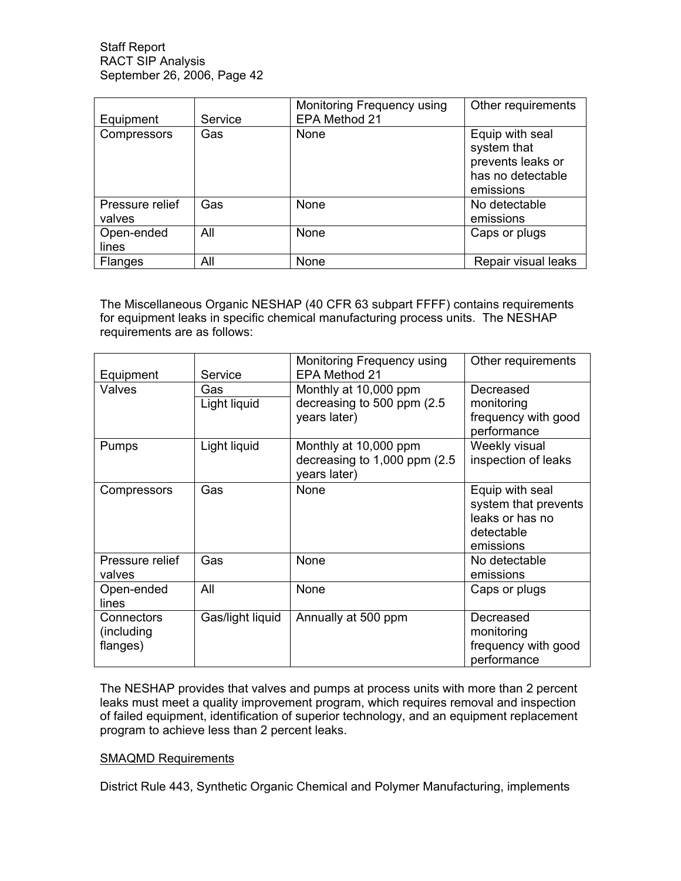| Equipment | Service | Monitoring Frequency using EPA Method 21 | Other requirements |
|---|---|---|---|
| Compressors | Gas | None | Equip with seal system that prevents leaks or has no detectable emissions |
| Pressure relief valves | Gas | None | No detectable emissions |
| Open-ended lines | All | None | Caps or plugs |
| Flanges | All | None | Repair visual leaks |

The Miscellaneous Organic NESHAP (40 CFR 63 subpart FFFF) contains requirements for equipment leaks in specific chemical manufacturing process units. The NESHAP requirements are as follows:

| Equipment | Service | Monitoring Frequency using EPA Method 21 | Other requirements |
|---|---|---|---|
| Valves | Gas<br>Light liquid | Monthly at 10,000 ppm decreasing to 500 ppm (2.5 years later) | Decreased monitoring frequency with good performance |
| Pumps | Light liquid | Monthly at 10,000 ppm decreasing to 1,000 ppm (2.5 years later) | Weekly visual inspection of leaks |
| Compressors | Gas | None | Equip with seal system that prevents leaks or has no detectable emissions |
| Pressure relief valves | Gas | None | No detectable emissions |
| Open-ended lines | All | None | Caps or plugs |
| Connectors (including flanges) | Gas/light liquid | Annually at 500 ppm | Decreased monitoring frequency with good performance |

The NESHAP provides that valves and pumps at process units with more than 2 percent leaks must meet a quality improvement program, which requires removal and inspection of failed equipment, identification of superior technology, and an equipment replacement program to achieve less than 2 percent leaks.

SMAQMD Requirements

District Rule 443, Synthetic Organic Chemical and Polymer Manufacturing, implements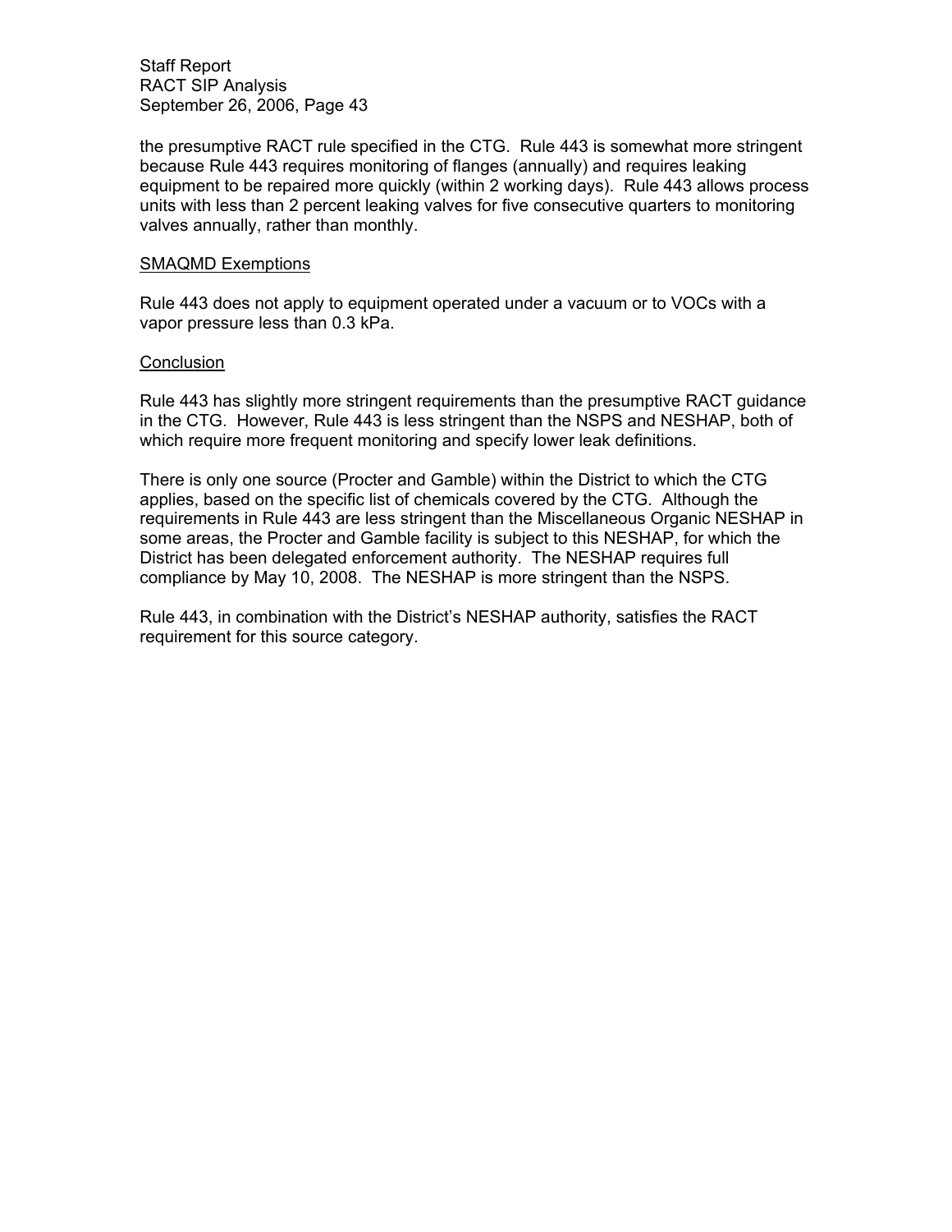the presumptive RACT rule specified in the CTG. Rule 443 is somewhat more stringent because Rule 443 requires monitoring of flanges (annually) and requires leaking equipment to be repaired more quickly (within 2 working days). Rule 443 allows process units with less than 2 percent leaking valves for five consecutive quarters to monitoring valves annually, rather than monthly.

SMAQMD Exemptions

Rule 443 does not apply to equipment operated under a vacuum or to VOCs with a vapor pressure less than 0.3 kPa.

Conclusion

Rule 443 has slightly more stringent requirements than the presumptive RACT guidance in the CTG. However, Rule 443 is less stringent than the NSPS and NESHAP, both of which require more frequent monitoring and specify lower leak definitions.

There is only one source (Procter and Gamble) within the District to which the CTG applies, based on the specific list of chemicals covered by the CTG. Although the requirements in Rule 443 are less stringent than the Miscellaneous Organic NESHAP in some areas, the Procter and Gamble facility is subject to this NESHAP, for which the District has been delegated enforcement authority. The NESHAP requires full compliance by May 10, 2008. The NESHAP is more stringent than the NSPS.

Rule 443, in combination with the District's NESHAP authority, satisfies the RACT requirement for this source category.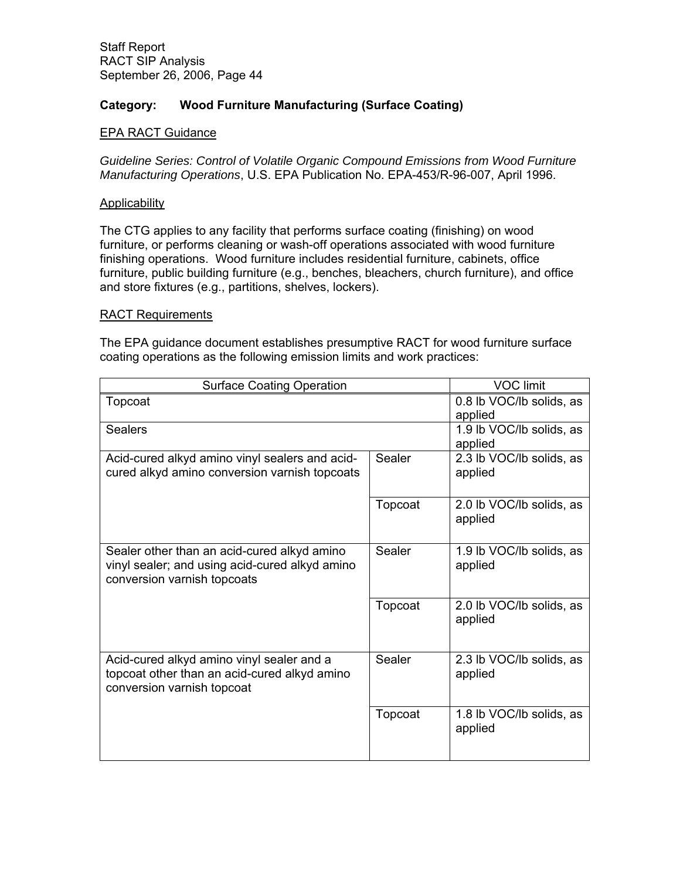**Category: Wood Furniture Manufacturing (Surface Coating)**

EPA RACT Guidance

*Guideline Series: Control of Volatile Organic Compound Emissions from Wood Furniture Manufacturing Operations*, U.S. EPA Publication No. EPA-453/R-96-007, April 1996.

Applicability

The CTG applies to any facility that performs surface coating (finishing) on wood furniture, or performs cleaning or wash-off operations associated with wood furniture finishing operations. Wood furniture includes residential furniture, cabinets, office furniture, public building furniture (e.g., benches, bleachers, church furniture), and office and store fixtures (e.g., partitions, shelves, lockers).

RACT Requirements

The EPA guidance document establishes presumptive RACT for wood furniture surface coating operations as the following emission limits and work practices:

| Surface Coating Operation | | VOC limit |
|---|---|---|
| Topcoat | | 0.8 lb VOC/lb solids, as applied |
| Sealers | | 1.9 lb VOC/lb solids, as applied |
| Acid-cured alkyd amino vinyl sealers and acid-cured alkyd amino conversion varnish topcoats | Sealer | 2.3 lb VOC/lb solids, as applied |
| | Topcoat | 2.0 lb VOC/lb solids, as applied |
| Sealer other than an acid-cured alkyd amino vinyl sealer; and using acid-cured alkyd amino conversion varnish topcoats | Sealer | 1.9 lb VOC/lb solids, as applied |
| | Topcoat | 2.0 lb VOC/lb solids, as applied |
| Acid-cured alkyd amino vinyl sealer and a topcoat other than an acid-cured alkyd amino conversion varnish topcoat | Sealer | 2.3 lb VOC/lb solids, as applied |
| | Topcoat | 1.8 lb VOC/lb solids, as applied |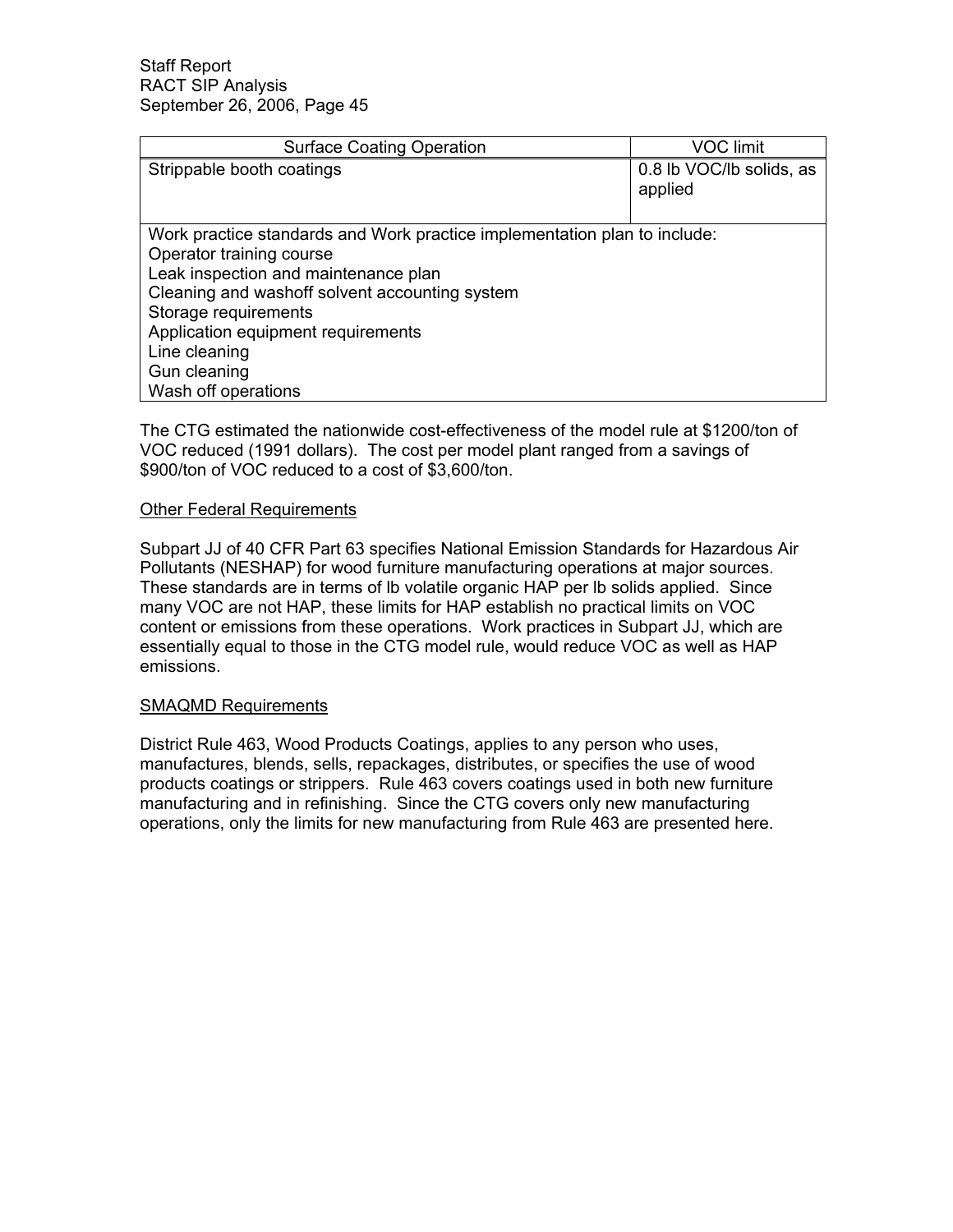| Surface Coating Operation | VOC limit |
|---|---|
| Strippable booth coatings | 0.8 lb VOC/lb solids, as applied |
| Work practice standards and Work practice implementation plan to include:<br>Operator training course<br>Leak inspection and maintenance plan<br>Cleaning and washoff solvent accounting system<br>Storage requirements<br>Application equipment requirements<br>Line cleaning<br>Gun cleaning<br>Wash off operations | |

The CTG estimated the nationwide cost-effectiveness of the model rule at $1200/ton of VOC reduced (1991 dollars). The cost per model plant ranged from a savings of $900/ton of VOC reduced to a cost of $3,600/ton.

Other Federal Requirements

Subpart JJ of 40 CFR Part 63 specifies National Emission Standards for Hazardous Air Pollutants (NESHAP) for wood furniture manufacturing operations at major sources. These standards are in terms of lb volatile organic HAP per lb solids applied. Since many VOC are not HAP, these limits for HAP establish no practical limits on VOC content or emissions from these operations. Work practices in Subpart JJ, which are essentially equal to those in the CTG model rule, would reduce VOC as well as HAP emissions.

SMAQMD Requirements

District Rule 463, Wood Products Coatings, applies to any person who uses, manufactures, blends, sells, repackages, distributes, or specifies the use of wood products coatings or strippers. Rule 463 covers coatings used in both new furniture manufacturing and in refinishing. Since the CTG covers only new manufacturing operations, only the limits for new manufacturing from Rule 463 are presented here.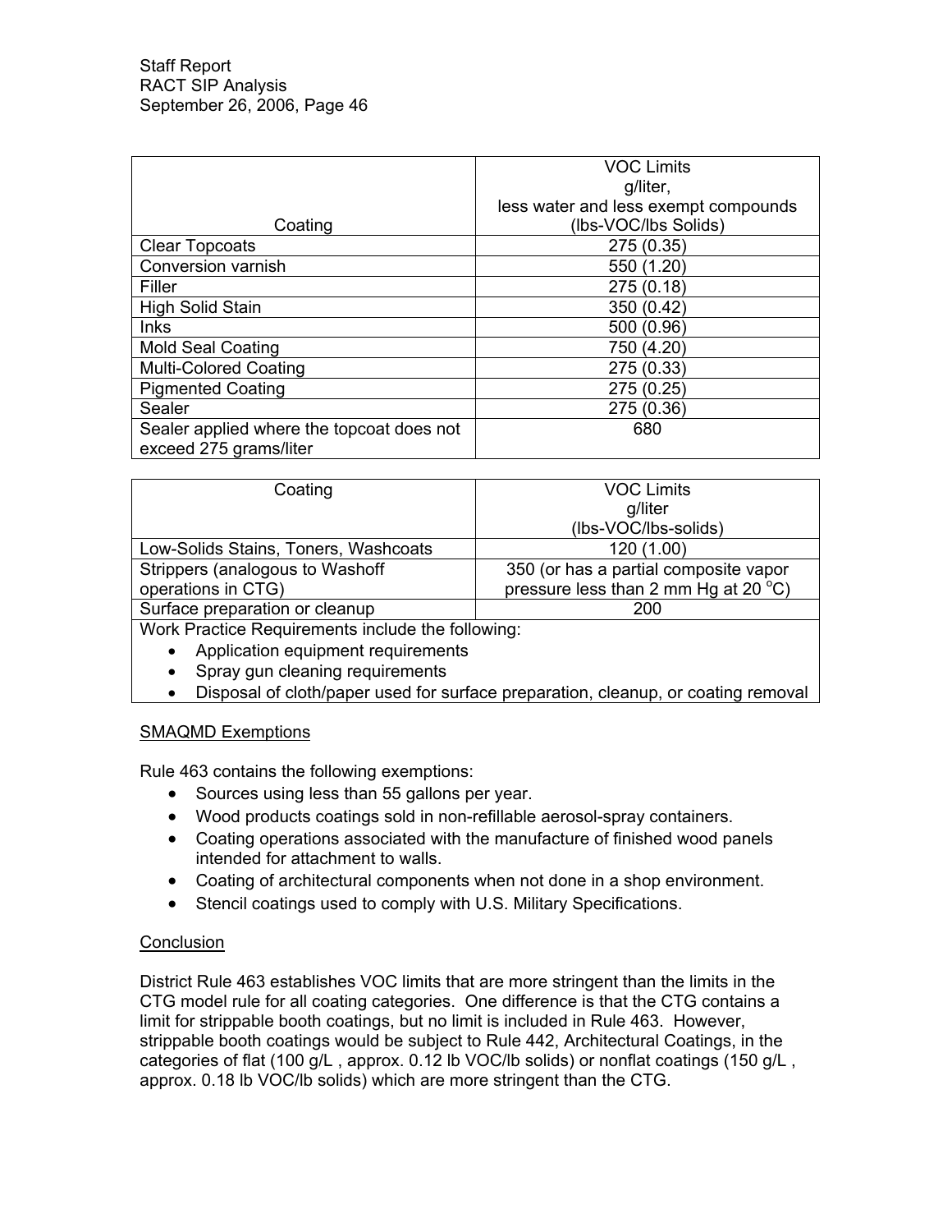| Coating | VOC Limits g/liter, less water and less exempt compounds (lbs-VOC/lbs Solids) |
|---|---|
| Clear Topcoats | 275 (0.35) |
| Conversion varnish | 550 (1.20) |
| Filler | 275 (0.18) |
| High Solid Stain | 350 (0.42) |
| Inks | 500 (0.96) |
| Mold Seal Coating | 750 (4.20) |
| Multi-Colored Coating | 275 (0.33) |
| Pigmented Coating | 275 (0.25) |
| Sealer | 275 (0.36) |
| Sealer applied where the topcoat does not exceed 275 grams/liter | 680 |

| Coating | VOC Limits g/liter (lbs-VOC/lbs-solids) |
|---|---|
| Low-Solids Stains, Toners, Washcoats | 120 (1.00) |
| Strippers (analogous to Washoff operations in CTG) | 350 (or has a partial composite vapor pressure less than 2 mm Hg at 20 °C) |
| Surface preparation or cleanup | 200 |

Work Practice Requirements include the following:

- Application equipment requirements
- Spray gun cleaning requirements
- Disposal of cloth/paper used for surface preparation, cleanup, or coating removal

SMAQMD Exemptions

Rule 463 contains the following exemptions:

- Sources using less than 55 gallons per year.
- Wood products coatings sold in non-refillable aerosol-spray containers.
- Coating operations associated with the manufacture of finished wood panels intended for attachment to walls.
- Coating of architectural components when not done in a shop environment.
- Stencil coatings used to comply with U.S. Military Specifications.

Conclusion

District Rule 463 establishes VOC limits that are more stringent than the limits in the CTG model rule for all coating categories. One difference is that the CTG contains a limit for strippable booth coatings, but no limit is included in Rule 463. However, strippable booth coatings would be subject to Rule 442, Architectural Coatings, in the categories of flat (100 g/L , approx. 0.12 lb VOC/lb solids) or nonflat coatings (150 g/L , approx. 0.18 lb VOC/lb solids) which are more stringent than the CTG.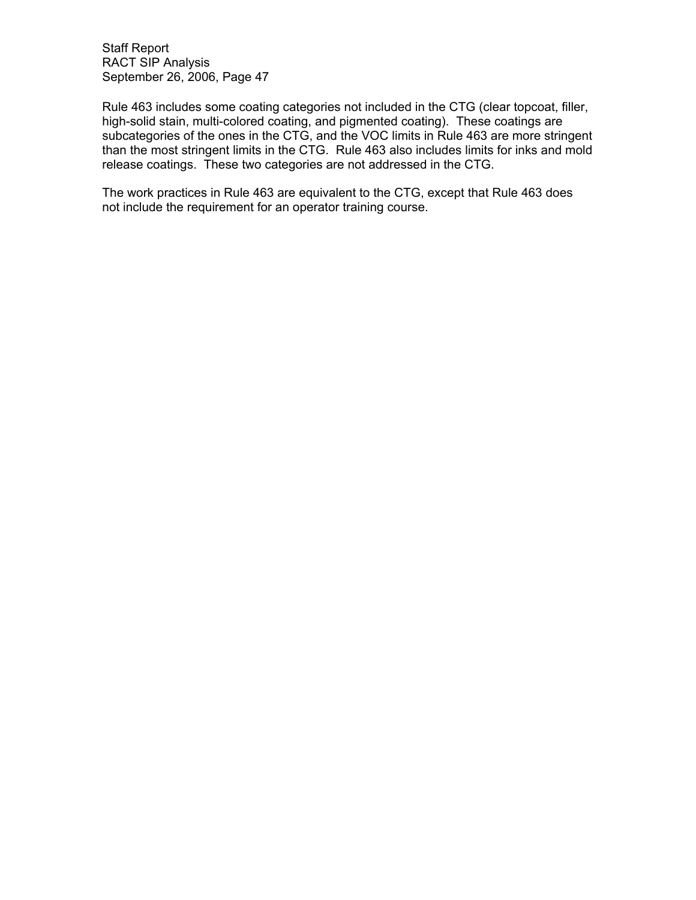Rule 463 includes some coating categories not included in the CTG (clear topcoat, filler, high-solid stain, multi-colored coating, and pigmented coating). These coatings are subcategories of the ones in the CTG, and the VOC limits in Rule 463 are more stringent than the most stringent limits in the CTG. Rule 463 also includes limits for inks and mold release coatings. These two categories are not addressed in the CTG.

The work practices in Rule 463 are equivalent to the CTG, except that Rule 463 does not include the requirement for an operator training course.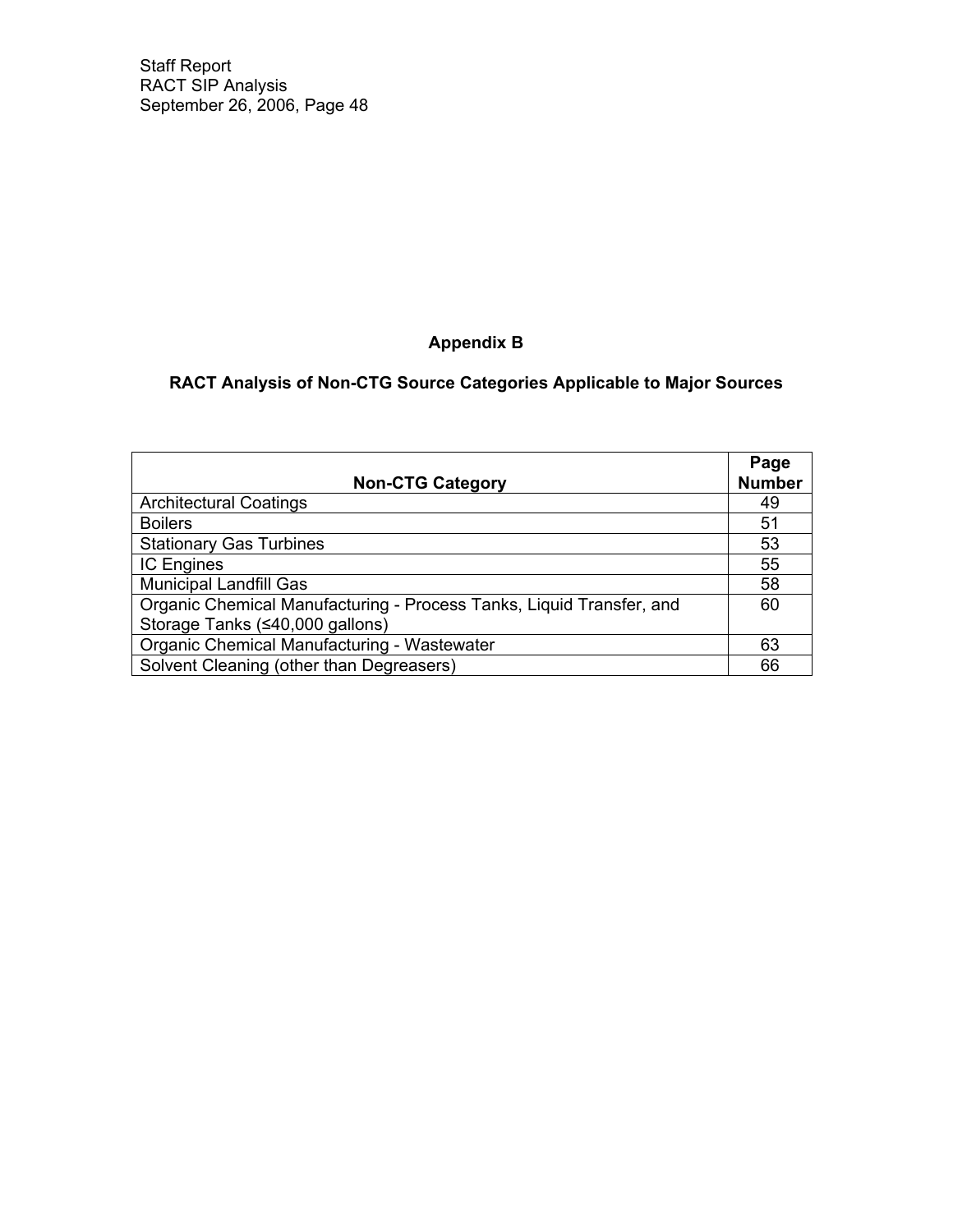## Appendix B

## RACT Analysis of Non-CTG Source Categories Applicable to Major Sources

| Non-CTG Category | Page Number |
|---|---|
| Architectural Coatings | 49 |
| Boilers | 51 |
| Stationary Gas Turbines | 53 |
| IC Engines | 55 |
| Municipal Landfill Gas | 58 |
| Organic Chemical Manufacturing - Process Tanks, Liquid Transfer, and Storage Tanks (≤40,000 gallons) | 60 |
| Organic Chemical Manufacturing - Wastewater | 63 |
| Solvent Cleaning (other than Degreasers) | 66 |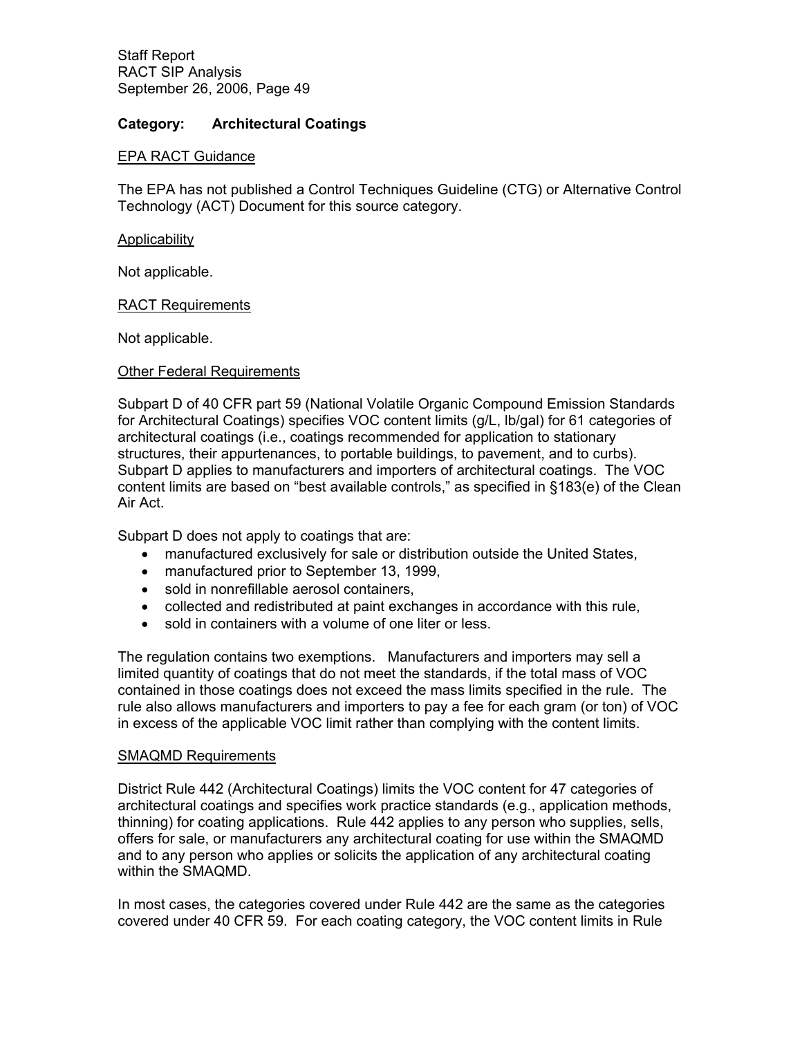**Category: Architectural Coatings**

EPA RACT Guidance

The EPA has not published a Control Techniques Guideline (CTG) or Alternative Control Technology (ACT) Document for this source category.

Applicability

Not applicable.

RACT Requirements

Not applicable.

Other Federal Requirements

Subpart D of 40 CFR part 59 (National Volatile Organic Compound Emission Standards for Architectural Coatings) specifies VOC content limits (g/L, lb/gal) for 61 categories of architectural coatings (i.e., coatings recommended for application to stationary structures, their appurtenances, to portable buildings, to pavement, and to curbs). Subpart D applies to manufacturers and importers of architectural coatings. The VOC content limits are based on "best available controls," as specified in §183(e) of the Clean Air Act.

Subpart D does not apply to coatings that are:

- manufactured exclusively for sale or distribution outside the United States,
- manufactured prior to September 13, 1999,
- sold in nonrefillable aerosol containers,
- collected and redistributed at paint exchanges in accordance with this rule,
- sold in containers with a volume of one liter or less.

The regulation contains two exemptions. Manufacturers and importers may sell a limited quantity of coatings that do not meet the standards, if the total mass of VOC contained in those coatings does not exceed the mass limits specified in the rule. The rule also allows manufacturers and importers to pay a fee for each gram (or ton) of VOC in excess of the applicable VOC limit rather than complying with the content limits.

SMAQMD Requirements

District Rule 442 (Architectural Coatings) limits the VOC content for 47 categories of architectural coatings and specifies work practice standards (e.g., application methods, thinning) for coating applications. Rule 442 applies to any person who supplies, sells, offers for sale, or manufacturers any architectural coating for use within the SMAQMD and to any person who applies or solicits the application of any architectural coating within the SMAQMD.

In most cases, the categories covered under Rule 442 are the same as the categories covered under 40 CFR 59. For each coating category, the VOC content limits in Rule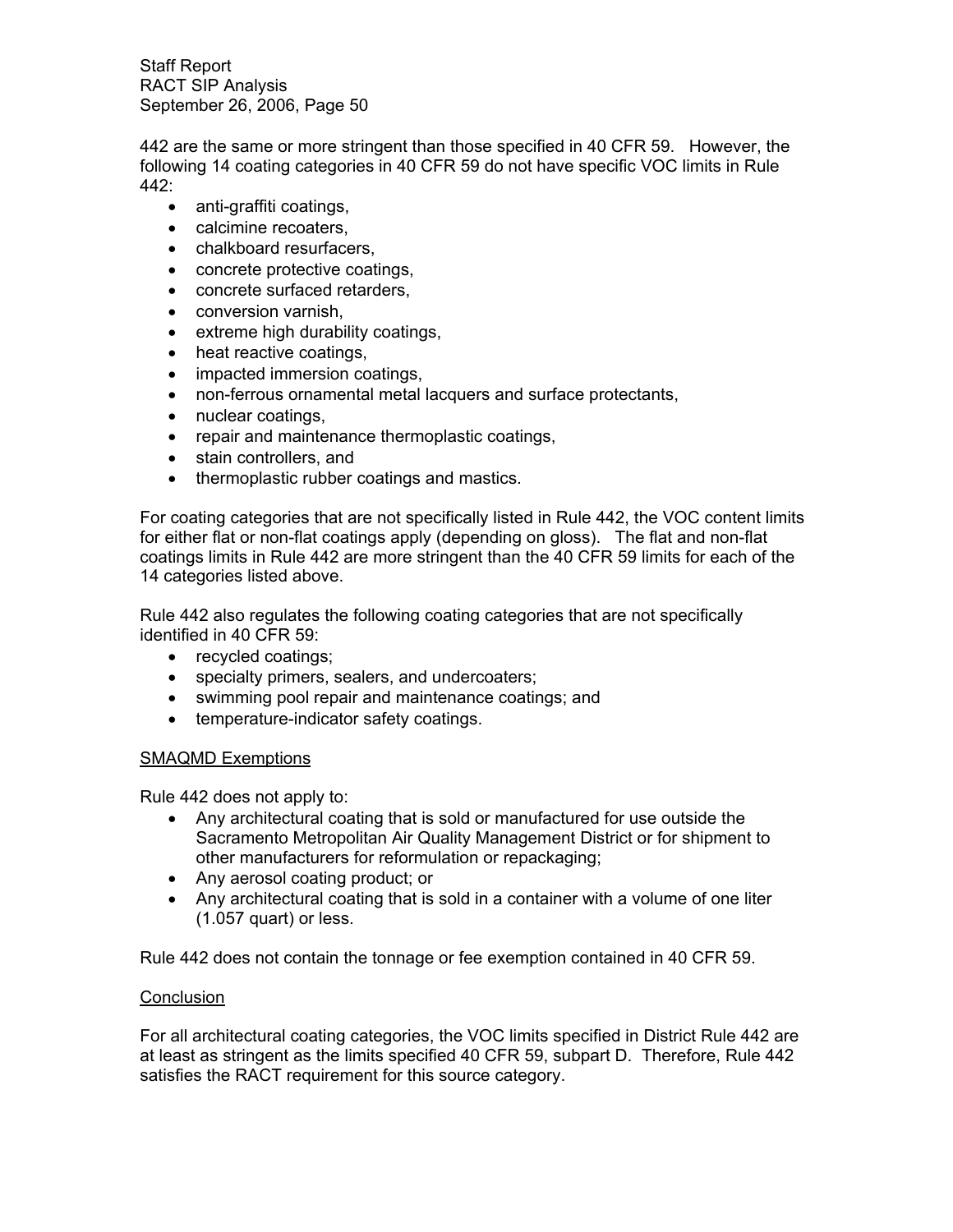442 are the same or more stringent than those specified in 40 CFR 59. However, the following 14 coating categories in 40 CFR 59 do not have specific VOC limits in Rule 442:

- anti-graffiti coatings,
- calcimine recoaters,
- chalkboard resurfacers,
- concrete protective coatings,
- concrete surfaced retarders,
- conversion varnish,
- extreme high durability coatings,
- heat reactive coatings,
- impacted immersion coatings,
- non-ferrous ornamental metal lacquers and surface protectants,
- nuclear coatings,
- repair and maintenance thermoplastic coatings,
- stain controllers, and
- thermoplastic rubber coatings and mastics.

For coating categories that are not specifically listed in Rule 442, the VOC content limits for either flat or non-flat coatings apply (depending on gloss). The flat and non-flat coatings limits in Rule 442 are more stringent than the 40 CFR 59 limits for each of the 14 categories listed above.

Rule 442 also regulates the following coating categories that are not specifically identified in 40 CFR 59:

- recycled coatings;
- specialty primers, sealers, and undercoaters;
- swimming pool repair and maintenance coatings; and
- temperature-indicator safety coatings.

<u>SMAQMD Exemptions</u>

Rule 442 does not apply to:

- Any architectural coating that is sold or manufactured for use outside the Sacramento Metropolitan Air Quality Management District or for shipment to other manufacturers for reformulation or repackaging;
- Any aerosol coating product; or
- Any architectural coating that is sold in a container with a volume of one liter (1.057 quart) or less.

Rule 442 does not contain the tonnage or fee exemption contained in 40 CFR 59.

<u>Conclusion</u>

For all architectural coating categories, the VOC limits specified in District Rule 442 are at least as stringent as the limits specified 40 CFR 59, subpart D. Therefore, Rule 442 satisfies the RACT requirement for this source category.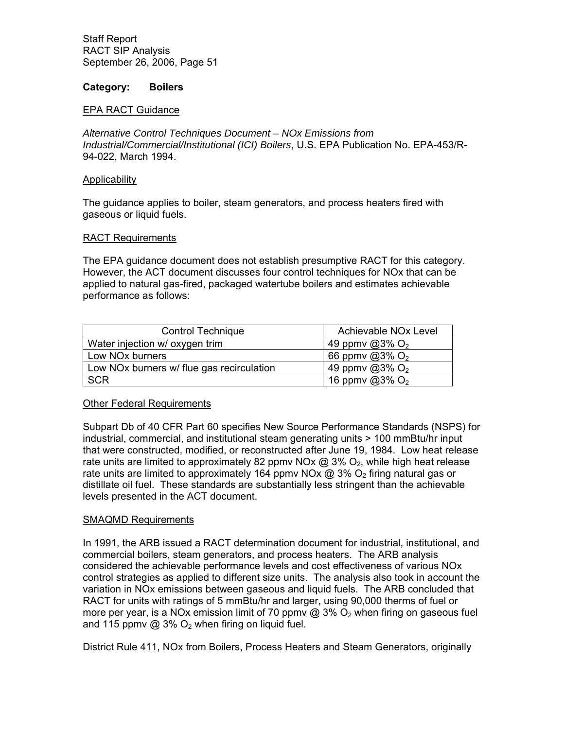**Category: Boilers**

EPA RACT Guidance

*Alternative Control Techniques Document – NOx Emissions from Industrial/Commercial/Institutional (ICI) Boilers*, U.S. EPA Publication No. EPA-453/R-94-022, March 1994.

Applicability

The guidance applies to boiler, steam generators, and process heaters fired with gaseous or liquid fuels.

RACT Requirements

The EPA guidance document does not establish presumptive RACT for this category. However, the ACT document discusses four control techniques for NOx that can be applied to natural gas-fired, packaged watertube boilers and estimates achievable performance as follows:

| Control Technique | Achievable NOx Level |
|---|---|
| Water injection w/ oxygen trim | 49 ppmv @3% $O_2$ |
| Low NOx burners | 66 ppmv @3% $O_2$ |
| Low NOx burners w/ flue gas recirculation | 49 ppmv @3% $O_2$ |
| SCR | 16 ppmv @3% $O_2$ |

Other Federal Requirements

Subpart Db of 40 CFR Part 60 specifies New Source Performance Standards (NSPS) for industrial, commercial, and institutional steam generating units > 100 mmBtu/hr input that were constructed, modified, or reconstructed after June 19, 1984. Low heat release rate units are limited to approximately 82 ppmv NOx @ 3% $O_2$, while high heat release rate units are limited to approximately 164 ppmv NOx @ 3% $O_2$ firing natural gas or distillate oil fuel. These standards are substantially less stringent than the achievable levels presented in the ACT document.

SMAQMD Requirements

In 1991, the ARB issued a RACT determination document for industrial, institutional, and commercial boilers, steam generators, and process heaters. The ARB analysis considered the achievable performance levels and cost effectiveness of various NOx control strategies as applied to different size units. The analysis also took in account the variation in NOx emissions between gaseous and liquid fuels. The ARB concluded that RACT for units with ratings of 5 mmBtu/hr and larger, using 90,000 therms of fuel or more per year, is a NOx emission limit of 70 ppmv @ 3% $O_2$ when firing on gaseous fuel and 115 ppmv @ 3% $O_2$ when firing on liquid fuel.

District Rule 411, NOx from Boilers, Process Heaters and Steam Generators, originally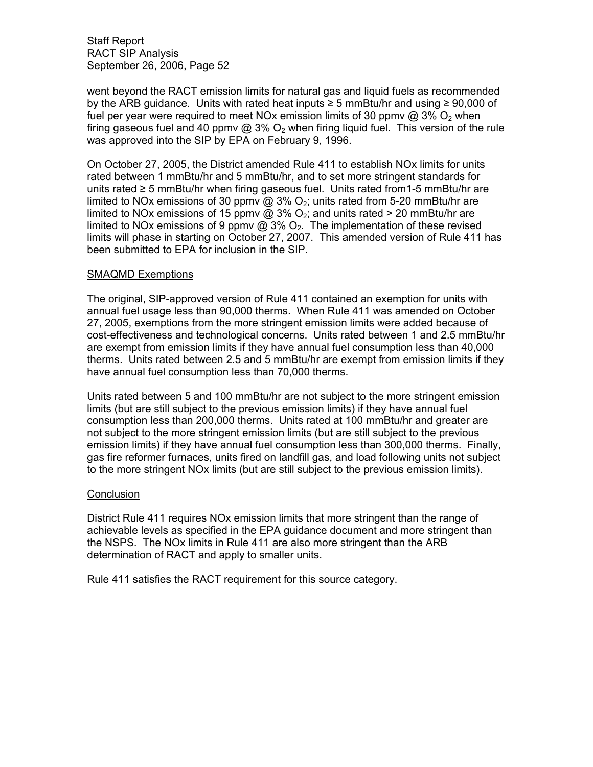went beyond the RACT emission limits for natural gas and liquid fuels as recommended by the ARB guidance. Units with rated heat inputs ≥ 5 mmBtu/hr and using ≥ 90,000 of fuel per year were required to meet NOx emission limits of 30 ppmv @ 3% $O_2$ when firing gaseous fuel and 40 ppmv @ 3% $O_2$ when firing liquid fuel. This version of the rule was approved into the SIP by EPA on February 9, 1996.

On October 27, 2005, the District amended Rule 411 to establish NOx limits for units rated between 1 mmBtu/hr and 5 mmBtu/hr, and to set more stringent standards for units rated ≥ 5 mmBtu/hr when firing gaseous fuel. Units rated from1-5 mmBtu/hr are limited to NOx emissions of 30 ppmv @ 3% $O_2$; units rated from 5-20 mmBtu/hr are limited to NOx emissions of 15 ppmv @ 3% $O_2$; and units rated > 20 mmBtu/hr are limited to NOx emissions of 9 ppmv @ 3% $O_2$. The implementation of these revised limits will phase in starting on October 27, 2007. This amended version of Rule 411 has been submitted to EPA for inclusion in the SIP.

<u>SMAQMD Exemptions</u>

The original, SIP-approved version of Rule 411 contained an exemption for units with annual fuel usage less than 90,000 therms. When Rule 411 was amended on October 27, 2005, exemptions from the more stringent emission limits were added because of cost-effectiveness and technological concerns. Units rated between 1 and 2.5 mmBtu/hr are exempt from emission limits if they have annual fuel consumption less than 40,000 therms. Units rated between 2.5 and 5 mmBtu/hr are exempt from emission limits if they have annual fuel consumption less than 70,000 therms.

Units rated between 5 and 100 mmBtu/hr are not subject to the more stringent emission limits (but are still subject to the previous emission limits) if they have annual fuel consumption less than 200,000 therms. Units rated at 100 mmBtu/hr and greater are not subject to the more stringent emission limits (but are still subject to the previous emission limits) if they have annual fuel consumption less than 300,000 therms. Finally, gas fire reformer furnaces, units fired on landfill gas, and load following units not subject to the more stringent NOx limits (but are still subject to the previous emission limits).

<u>Conclusion</u>

District Rule 411 requires NOx emission limits that more stringent than the range of achievable levels as specified in the EPA guidance document and more stringent than the NSPS. The NOx limits in Rule 411 are also more stringent than the ARB determination of RACT and apply to smaller units.

Rule 411 satisfies the RACT requirement for this source category.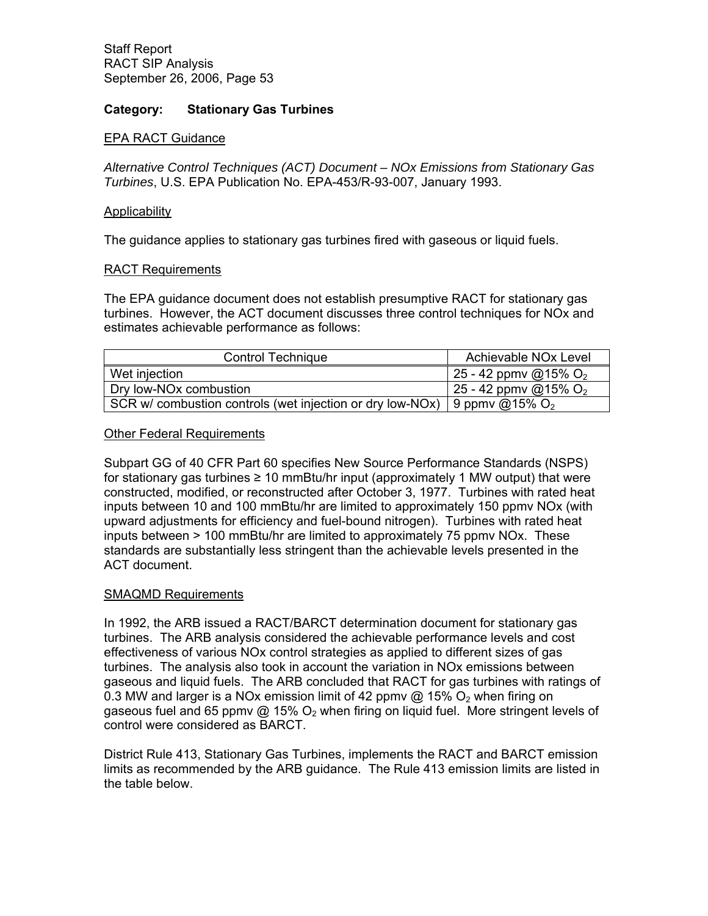## Category: Stationary Gas Turbines

### EPA RACT Guidance

*Alternative Control Techniques (ACT) Document – NOx Emissions from Stationary Gas Turbines*, U.S. EPA Publication No. EPA-453/R-93-007, January 1993.

### Applicability

The guidance applies to stationary gas turbines fired with gaseous or liquid fuels.

### RACT Requirements

The EPA guidance document does not establish presumptive RACT for stationary gas turbines. However, the ACT document discusses three control techniques for NOx and estimates achievable performance as follows:

| Control Technique | Achievable NOx Level |
|---|---|
| Wet injection | 25 - 42 ppmv @15% $O_2$ |
| Dry low-NOx combustion | 25 - 42 ppmv @15% $O_2$ |
| SCR w/ combustion controls (wet injection or dry low-NOx) | 9 ppmv @15% $O_2$ |

### Other Federal Requirements

Subpart GG of 40 CFR Part 60 specifies New Source Performance Standards (NSPS) for stationary gas turbines ≥ 10 mmBtu/hr input (approximately 1 MW output) that were constructed, modified, or reconstructed after October 3, 1977. Turbines with rated heat inputs between 10 and 100 mmBtu/hr are limited to approximately 150 ppmv NOx (with upward adjustments for efficiency and fuel-bound nitrogen). Turbines with rated heat inputs between > 100 mmBtu/hr are limited to approximately 75 ppmv NOx. These standards are substantially less stringent than the achievable levels presented in the ACT document.

### SMAQMD Requirements

In 1992, the ARB issued a RACT/BARCT determination document for stationary gas turbines. The ARB analysis considered the achievable performance levels and cost effectiveness of various NOx control strategies as applied to different sizes of gas turbines. The analysis also took in account the variation in NOx emissions between gaseous and liquid fuels. The ARB concluded that RACT for gas turbines with ratings of 0.3 MW and larger is a NOx emission limit of 42 ppmv @ 15% $O_2$ when firing on gaseous fuel and 65 ppmv @ 15% $O_2$ when firing on liquid fuel. More stringent levels of control were considered as BARCT.

District Rule 413, Stationary Gas Turbines, implements the RACT and BARCT emission limits as recommended by the ARB guidance. The Rule 413 emission limits are listed in the table below.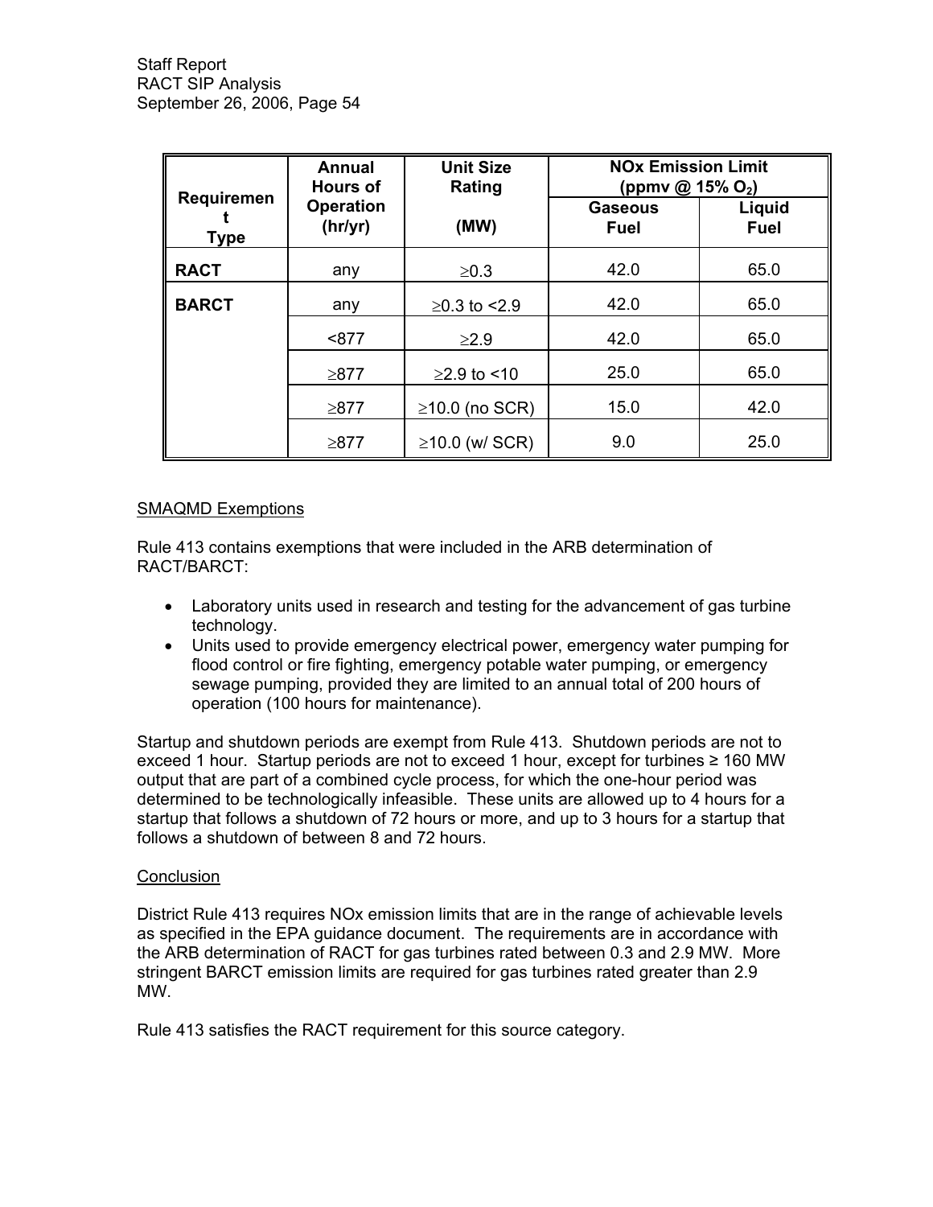| Requirement Type | Annual Hours of Operation (hr/yr) | Unit Size Rating (MW) | NOx Emission Limit (ppmv @ 15% $O_2$) | |
|---|---|---|---|---|
| | | | Gaseous Fuel | Liquid Fuel |
| **RACT** | any | ≥0.3 | 42.0 | 65.0 |
| **BARCT** | any | ≥0.3 to <2.9 | 42.0 | 65.0 |
| | <877 | ≥2.9 | 42.0 | 65.0 |
| | ≥877 | ≥2.9 to <10 | 25.0 | 65.0 |
| | ≥877 | ≥10.0 (no SCR) | 15.0 | 42.0 |
| | ≥877 | ≥10.0 (w/ SCR) | 9.0 | 25.0 |

SMAQMD Exemptions

Rule 413 contains exemptions that were included in the ARB determination of RACT/BARCT:

- Laboratory units used in research and testing for the advancement of gas turbine technology.
- Units used to provide emergency electrical power, emergency water pumping for flood control or fire fighting, emergency potable water pumping, or emergency sewage pumping, provided they are limited to an annual total of 200 hours of operation (100 hours for maintenance).

Startup and shutdown periods are exempt from Rule 413. Shutdown periods are not to exceed 1 hour. Startup periods are not to exceed 1 hour, except for turbines ≥ 160 MW output that are part of a combined cycle process, for which the one-hour period was determined to be technologically infeasible. These units are allowed up to 4 hours for a startup that follows a shutdown of 72 hours or more, and up to 3 hours for a startup that follows a shutdown of between 8 and 72 hours.

Conclusion

District Rule 413 requires NOx emission limits that are in the range of achievable levels as specified in the EPA guidance document. The requirements are in accordance with the ARB determination of RACT for gas turbines rated between 0.3 and 2.9 MW. More stringent BARCT emission limits are required for gas turbines rated greater than 2.9 MW.

Rule 413 satisfies the RACT requirement for this source category.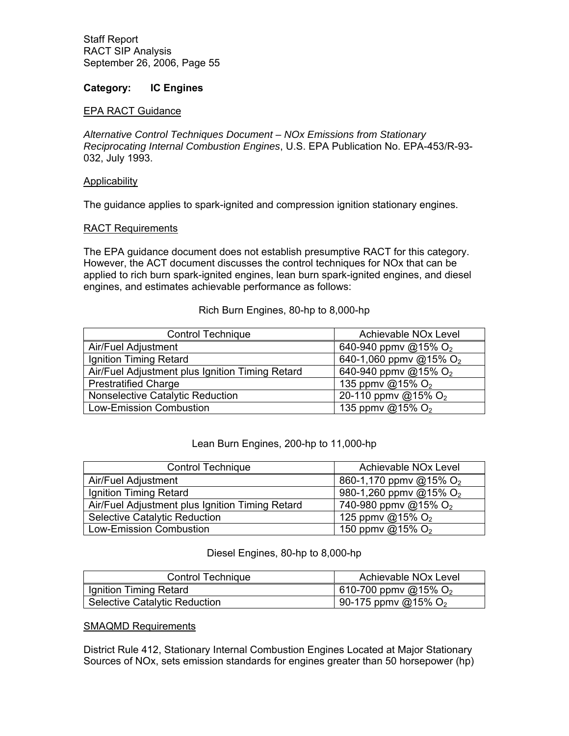**Category: IC Engines**

EPA RACT Guidance

*Alternative Control Techniques Document – NOx Emissions from Stationary Reciprocating Internal Combustion Engines*, U.S. EPA Publication No. EPA-453/R-93-032, July 1993.

Applicability

The guidance applies to spark-ignited and compression ignition stationary engines.

RACT Requirements

The EPA guidance document does not establish presumptive RACT for this category. However, the ACT document discusses the control techniques for NOx that can be applied to rich burn spark-ignited engines, lean burn spark-ignited engines, and diesel engines, and estimates achievable performance as follows:

Rich Burn Engines, 80-hp to 8,000-hp

| Control Technique | Achievable NOx Level |
|---|---|
| Air/Fuel Adjustment | 640-940 ppmv @15% $O_2$ |
| Ignition Timing Retard | 640-1,060 ppmv @15% $O_2$ |
| Air/Fuel Adjustment plus Ignition Timing Retard | 640-940 ppmv @15% $O_2$ |
| Prestratified Charge | 135 ppmv @15% $O_2$ |
| Nonselective Catalytic Reduction | 20-110 ppmv @15% $O_2$ |
| Low-Emission Combustion | 135 ppmv @15% $O_2$ |

Lean Burn Engines, 200-hp to 11,000-hp

| Control Technique | Achievable NOx Level |
|---|---|
| Air/Fuel Adjustment | 860-1,170 ppmv @15% $O_2$ |
| Ignition Timing Retard | 980-1,260 ppmv @15% $O_2$ |
| Air/Fuel Adjustment plus Ignition Timing Retard | 740-980 ppmv @15% $O_2$ |
| Selective Catalytic Reduction | 125 ppmv @15% $O_2$ |
| Low-Emission Combustion | 150 ppmv @15% $O_2$ |

Diesel Engines, 80-hp to 8,000-hp

| Control Technique | Achievable NOx Level |
|---|---|
| Ignition Timing Retard | 610-700 ppmv @15% $O_2$ |
| Selective Catalytic Reduction | 90-175 ppmv @15% $O_2$ |

SMAQMD Requirements

District Rule 412, Stationary Internal Combustion Engines Located at Major Stationary Sources of NOx, sets emission standards for engines greater than 50 horsepower (hp)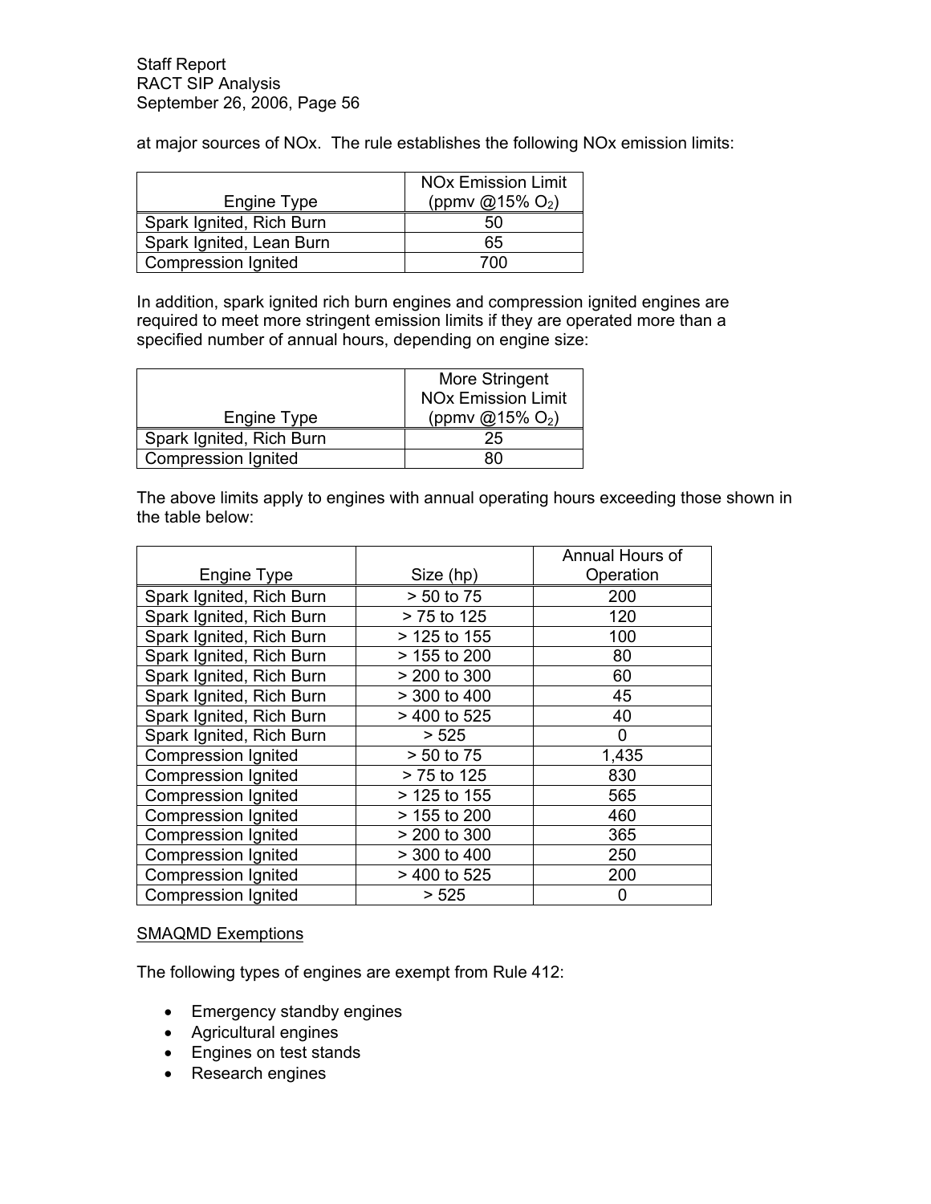at major sources of NOx. The rule establishes the following NOx emission limits:

| Engine Type | NOx Emission Limit (ppmv @15% $O_2$) |
|---|---|
| Spark Ignited, Rich Burn | 50 |
| Spark Ignited, Lean Burn | 65 |
| Compression Ignited | 700 |

In addition, spark ignited rich burn engines and compression ignited engines are required to meet more stringent emission limits if they are operated more than a specified number of annual hours, depending on engine size:

| Engine Type | More Stringent NOx Emission Limit (ppmv @15% $O_2$) |
|---|---|
| Spark Ignited, Rich Burn | 25 |
| Compression Ignited | 80 |

The above limits apply to engines with annual operating hours exceeding those shown in the table below:

| Engine Type | Size (hp) | Annual Hours of Operation |
|---|---|---|
| Spark Ignited, Rich Burn | > 50 to 75 | 200 |
| Spark Ignited, Rich Burn | > 75 to 125 | 120 |
| Spark Ignited, Rich Burn | > 125 to 155 | 100 |
| Spark Ignited, Rich Burn | > 155 to 200 | 80 |
| Spark Ignited, Rich Burn | > 200 to 300 | 60 |
| Spark Ignited, Rich Burn | > 300 to 400 | 45 |
| Spark Ignited, Rich Burn | > 400 to 525 | 40 |
| Spark Ignited, Rich Burn | > 525 | 0 |
| Compression Ignited | > 50 to 75 | 1,435 |
| Compression Ignited | > 75 to 125 | 830 |
| Compression Ignited | > 125 to 155 | 565 |
| Compression Ignited | > 155 to 200 | 460 |
| Compression Ignited | > 200 to 300 | 365 |
| Compression Ignited | > 300 to 400 | 250 |
| Compression Ignited | > 400 to 525 | 200 |
| Compression Ignited | > 525 | 0 |

SMAQMD Exemptions

The following types of engines are exempt from Rule 412:

- Emergency standby engines
- Agricultural engines
- Engines on test stands
- Research engines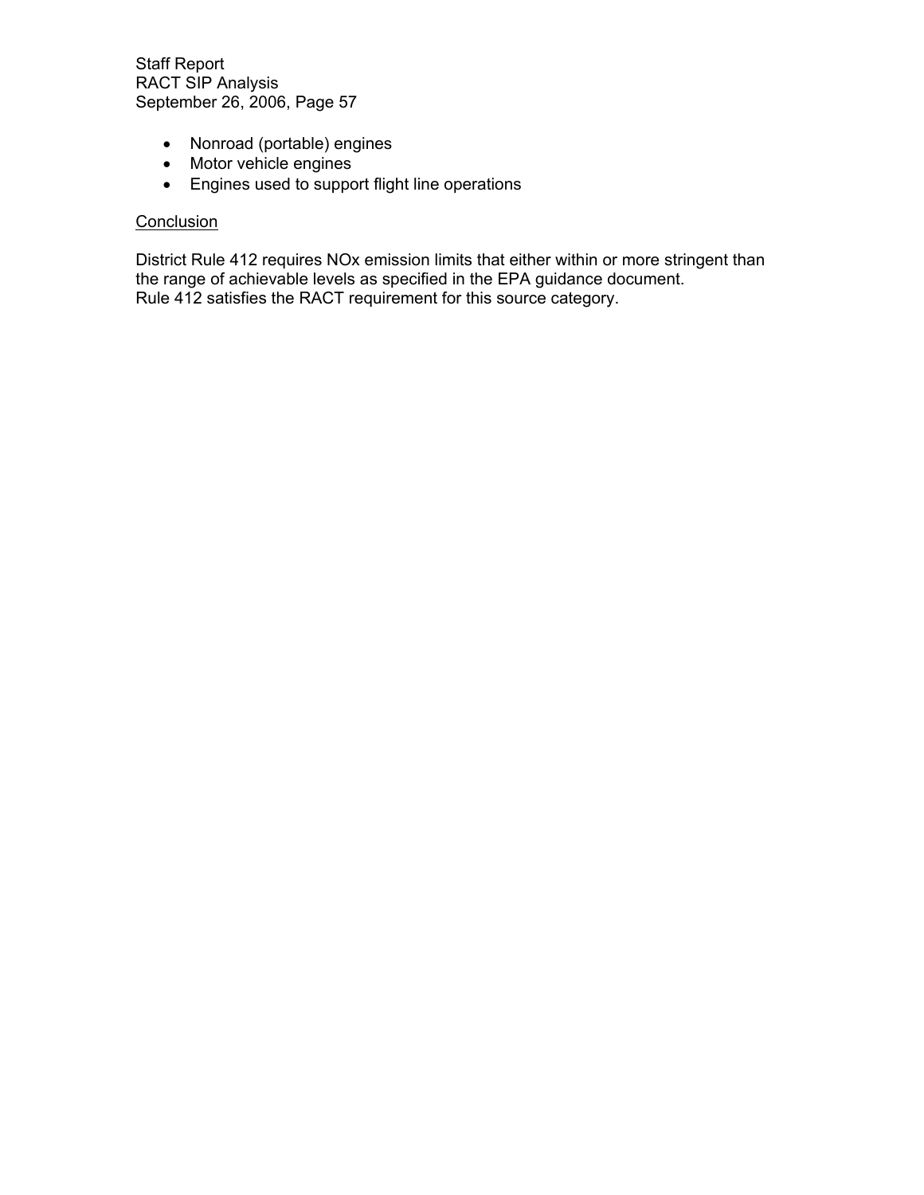- Nonroad (portable) engines
- Motor vehicle engines
- Engines used to support flight line operations

Conclusion

District Rule 412 requires NOx emission limits that either within or more stringent than the range of achievable levels as specified in the EPA guidance document.
Rule 412 satisfies the RACT requirement for this source category.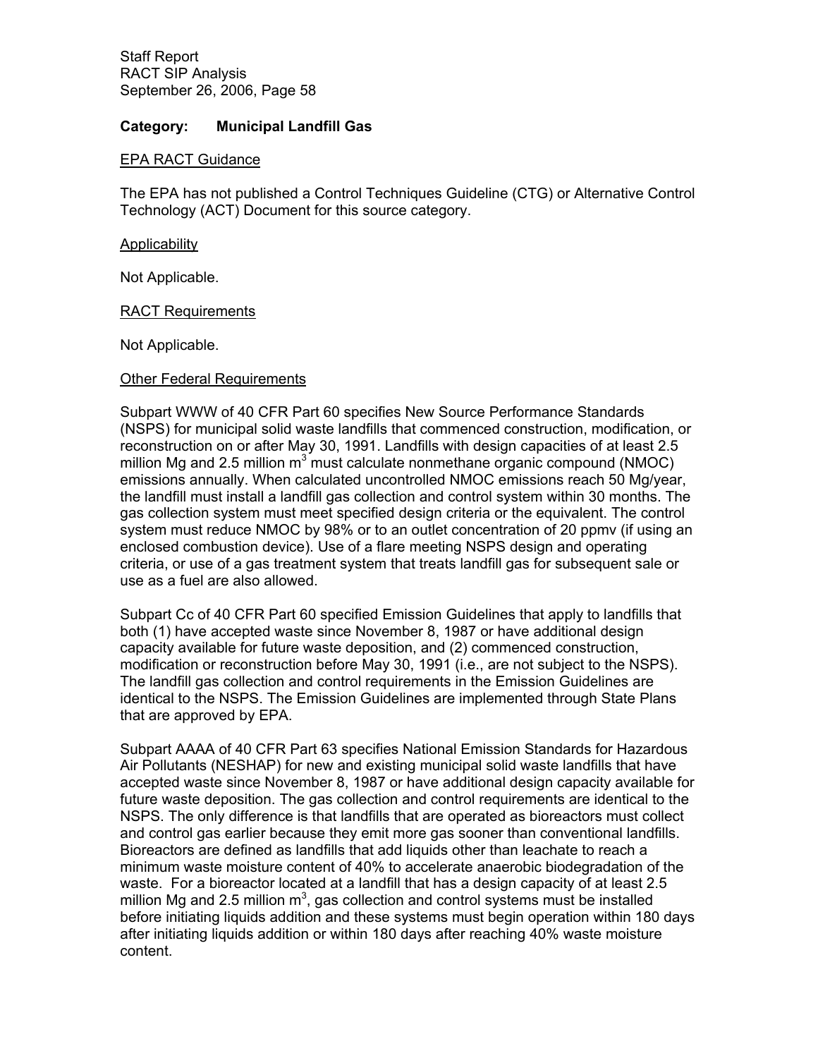**Category: Municipal Landfill Gas**

EPA RACT Guidance

The EPA has not published a Control Techniques Guideline (CTG) or Alternative Control Technology (ACT) Document for this source category.

Applicability

Not Applicable.

RACT Requirements

Not Applicable.

Other Federal Requirements

Subpart WWW of 40 CFR Part 60 specifies New Source Performance Standards (NSPS) for municipal solid waste landfills that commenced construction, modification, or reconstruction on or after May 30, 1991. Landfills with design capacities of at least 2.5 million Mg and 2.5 million $m^3$ must calculate nonmethane organic compound (NMOC) emissions annually. When calculated uncontrolled NMOC emissions reach 50 Mg/year, the landfill must install a landfill gas collection and control system within 30 months. The gas collection system must meet specified design criteria or the equivalent. The control system must reduce NMOC by 98% or to an outlet concentration of 20 ppmv (if using an enclosed combustion device). Use of a flare meeting NSPS design and operating criteria, or use of a gas treatment system that treats landfill gas for subsequent sale or use as a fuel are also allowed.

Subpart Cc of 40 CFR Part 60 specified Emission Guidelines that apply to landfills that both (1) have accepted waste since November 8, 1987 or have additional design capacity available for future waste deposition, and (2) commenced construction, modification or reconstruction before May 30, 1991 (i.e., are not subject to the NSPS). The landfill gas collection and control requirements in the Emission Guidelines are identical to the NSPS. The Emission Guidelines are implemented through State Plans that are approved by EPA.

Subpart AAAA of 40 CFR Part 63 specifies National Emission Standards for Hazardous Air Pollutants (NESHAP) for new and existing municipal solid waste landfills that have accepted waste since November 8, 1987 or have additional design capacity available for future waste deposition. The gas collection and control requirements are identical to the NSPS. The only difference is that landfills that are operated as bioreactors must collect and control gas earlier because they emit more gas sooner than conventional landfills. Bioreactors are defined as landfills that add liquids other than leachate to reach a minimum waste moisture content of 40% to accelerate anaerobic biodegradation of the waste. For a bioreactor located at a landfill that has a design capacity of at least 2.5 million Mg and 2.5 million $m^3$, gas collection and control systems must be installed before initiating liquids addition and these systems must begin operation within 180 days after initiating liquids addition or within 180 days after reaching 40% waste moisture content.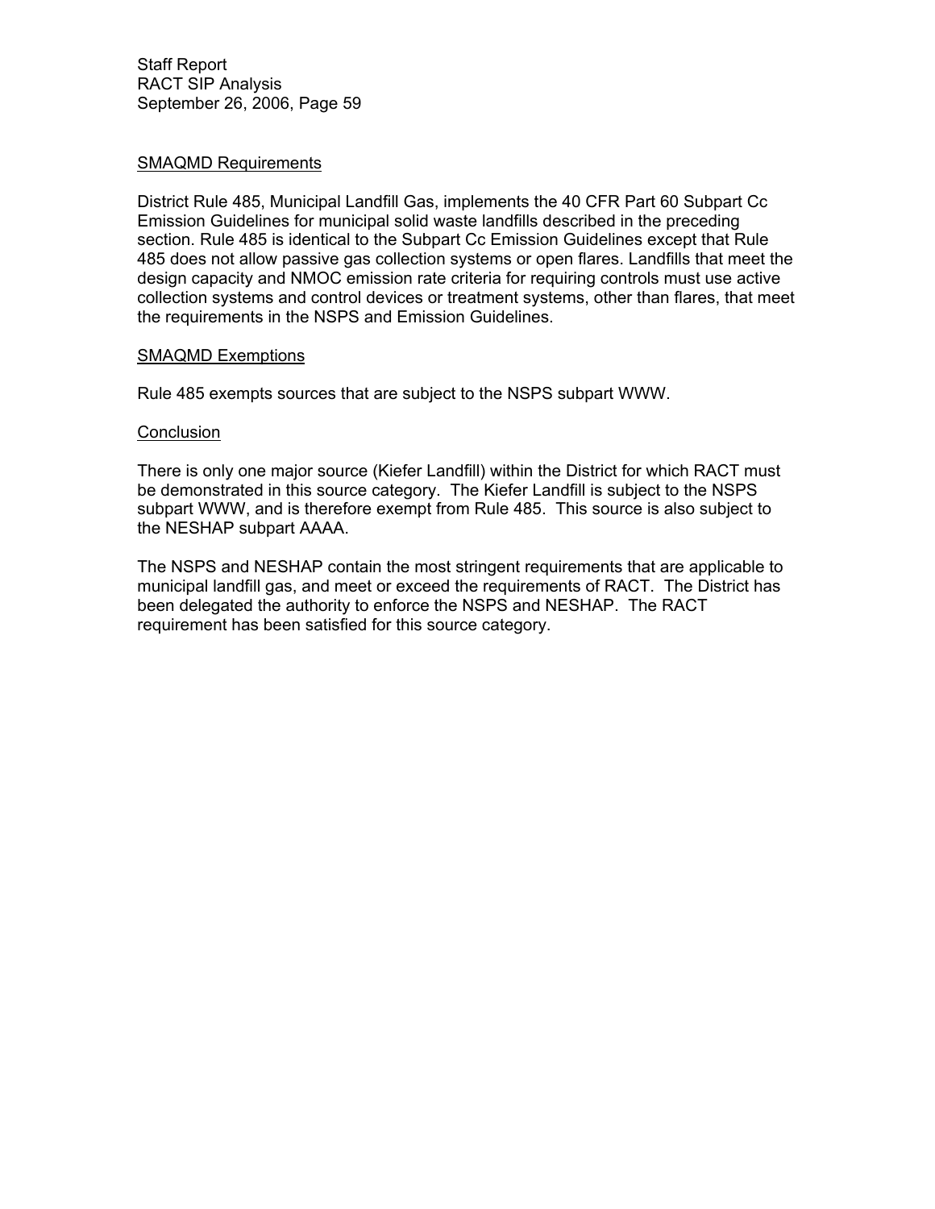SMAQMD Requirements

District Rule 485, Municipal Landfill Gas, implements the 40 CFR Part 60 Subpart Cc Emission Guidelines for municipal solid waste landfills described in the preceding section. Rule 485 is identical to the Subpart Cc Emission Guidelines except that Rule 485 does not allow passive gas collection systems or open flares. Landfills that meet the design capacity and NMOC emission rate criteria for requiring controls must use active collection systems and control devices or treatment systems, other than flares, that meet the requirements in the NSPS and Emission Guidelines.

SMAQMD Exemptions

Rule 485 exempts sources that are subject to the NSPS subpart WWW.

Conclusion

There is only one major source (Kiefer Landfill) within the District for which RACT must be demonstrated in this source category. The Kiefer Landfill is subject to the NSPS subpart WWW, and is therefore exempt from Rule 485. This source is also subject to the NESHAP subpart AAAA.

The NSPS and NESHAP contain the most stringent requirements that are applicable to municipal landfill gas, and meet or exceed the requirements of RACT. The District has been delegated the authority to enforce the NSPS and NESHAP. The RACT requirement has been satisfied for this source category.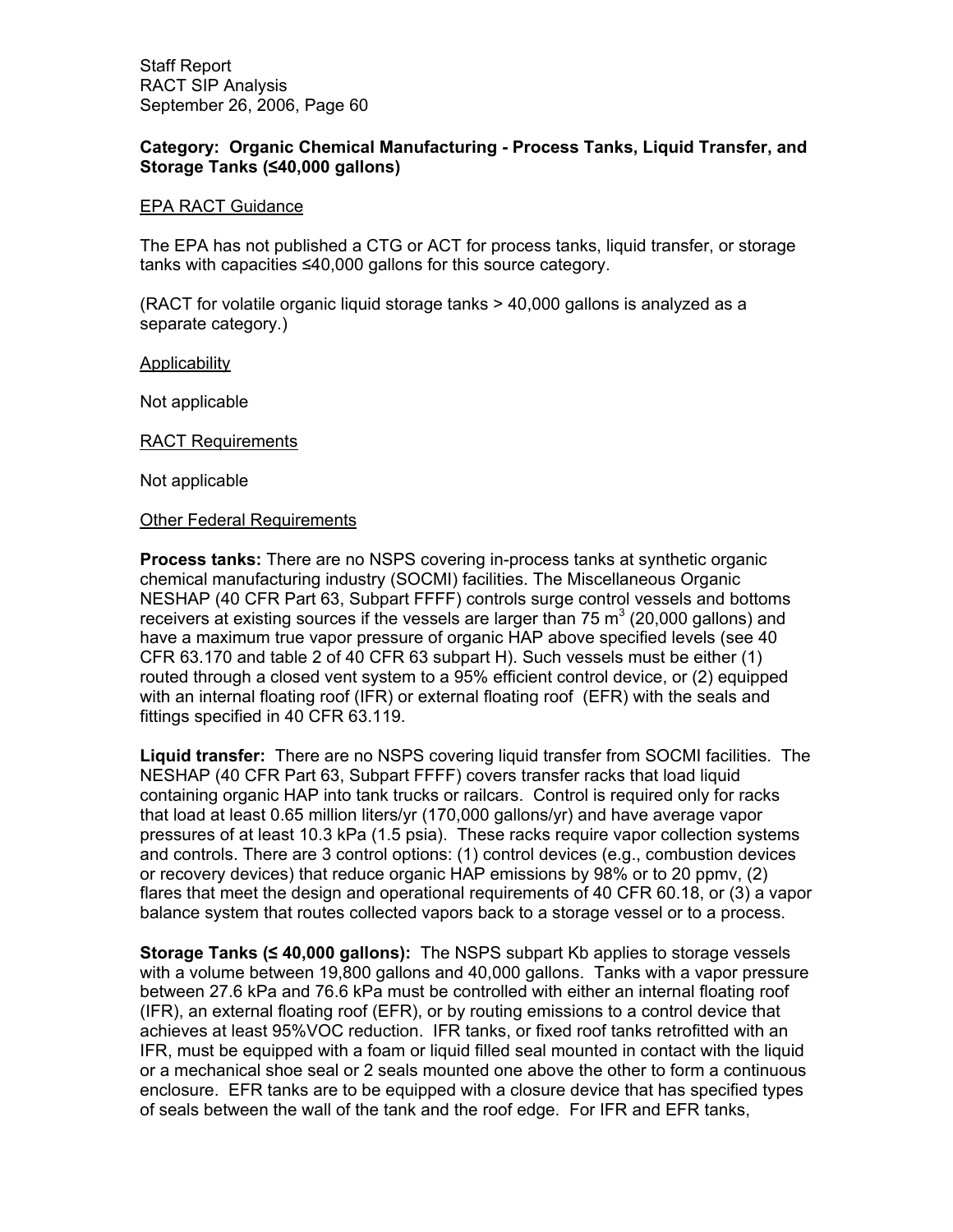**Category: Organic Chemical Manufacturing - Process Tanks, Liquid Transfer, and Storage Tanks (≤40,000 gallons)**

<u>EPA RACT Guidance</u>

The EPA has not published a CTG or ACT for process tanks, liquid transfer, or storage tanks with capacities ≤40,000 gallons for this source category.

(RACT for volatile organic liquid storage tanks > 40,000 gallons is analyzed as a separate category.)

<u>Applicability</u>

Not applicable

<u>RACT Requirements</u>

Not applicable

<u>Other Federal Requirements</u>

**Process tanks:** There are no NSPS covering in-process tanks at synthetic organic chemical manufacturing industry (SOCMI) facilities. The Miscellaneous Organic NESHAP (40 CFR Part 63, Subpart FFFF) controls surge control vessels and bottoms receivers at existing sources if the vessels are larger than 75 $m^3$ (20,000 gallons) and have a maximum true vapor pressure of organic HAP above specified levels (see 40 CFR 63.170 and table 2 of 40 CFR 63 subpart H). Such vessels must be either (1) routed through a closed vent system to a 95% efficient control device, or (2) equipped with an internal floating roof (IFR) or external floating roof (EFR) with the seals and fittings specified in 40 CFR 63.119.

**Liquid transfer:** There are no NSPS covering liquid transfer from SOCMI facilities. The NESHAP (40 CFR Part 63, Subpart FFFF) covers transfer racks that load liquid containing organic HAP into tank trucks or railcars. Control is required only for racks that load at least 0.65 million liters/yr (170,000 gallons/yr) and have average vapor pressures of at least 10.3 kPa (1.5 psia). These racks require vapor collection systems and controls. There are 3 control options: (1) control devices (e.g., combustion devices or recovery devices) that reduce organic HAP emissions by 98% or to 20 ppmv, (2) flares that meet the design and operational requirements of 40 CFR 60.18, or (3) a vapor balance system that routes collected vapors back to a storage vessel or to a process.

**Storage Tanks (≤ 40,000 gallons):** The NSPS subpart Kb applies to storage vessels with a volume between 19,800 gallons and 40,000 gallons. Tanks with a vapor pressure between 27.6 kPa and 76.6 kPa must be controlled with either an internal floating roof (IFR), an external floating roof (EFR), or by routing emissions to a control device that achieves at least 95%VOC reduction. IFR tanks, or fixed roof tanks retrofitted with an IFR, must be equipped with a foam or liquid filled seal mounted in contact with the liquid or a mechanical shoe seal or 2 seals mounted one above the other to form a continuous enclosure. EFR tanks are to be equipped with a closure device that has specified types of seals between the wall of the tank and the roof edge. For IFR and EFR tanks,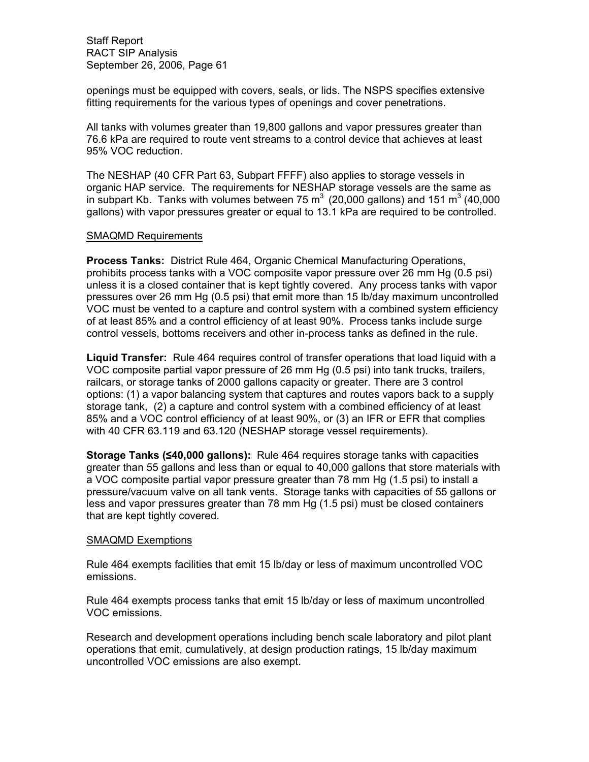openings must be equipped with covers, seals, or lids. The NSPS specifies extensive fitting requirements for the various types of openings and cover penetrations.

All tanks with volumes greater than 19,800 gallons and vapor pressures greater than 76.6 kPa are required to route vent streams to a control device that achieves at least 95% VOC reduction.

The NESHAP (40 CFR Part 63, Subpart FFFF) also applies to storage vessels in organic HAP service. The requirements for NESHAP storage vessels are the same as in subpart Kb. Tanks with volumes between 75 $m^3$ (20,000 gallons) and 151 $m^3$ (40,000 gallons) with vapor pressures greater or equal to 13.1 kPa are required to be controlled.

SMAQMD Requirements

**Process Tanks:** District Rule 464, Organic Chemical Manufacturing Operations, prohibits process tanks with a VOC composite vapor pressure over 26 mm Hg (0.5 psi) unless it is a closed container that is kept tightly covered. Any process tanks with vapor pressures over 26 mm Hg (0.5 psi) that emit more than 15 lb/day maximum uncontrolled VOC must be vented to a capture and control system with a combined system efficiency of at least 85% and a control efficiency of at least 90%. Process tanks include surge control vessels, bottoms receivers and other in-process tanks as defined in the rule.

**Liquid Transfer:** Rule 464 requires control of transfer operations that load liquid with a VOC composite partial vapor pressure of 26 mm Hg (0.5 psi) into tank trucks, trailers, railcars, or storage tanks of 2000 gallons capacity or greater. There are 3 control options: (1) a vapor balancing system that captures and routes vapors back to a supply storage tank, (2) a capture and control system with a combined efficiency of at least 85% and a VOC control efficiency of at least 90%, or (3) an IFR or EFR that complies with 40 CFR 63.119 and 63.120 (NESHAP storage vessel requirements).

**Storage Tanks (≤40,000 gallons):** Rule 464 requires storage tanks with capacities greater than 55 gallons and less than or equal to 40,000 gallons that store materials with a VOC composite partial vapor pressure greater than 78 mm Hg (1.5 psi) to install a pressure/vacuum valve on all tank vents. Storage tanks with capacities of 55 gallons or less and vapor pressures greater than 78 mm Hg (1.5 psi) must be closed containers that are kept tightly covered.

SMAQMD Exemptions

Rule 464 exempts facilities that emit 15 lb/day or less of maximum uncontrolled VOC emissions.

Rule 464 exempts process tanks that emit 15 lb/day or less of maximum uncontrolled VOC emissions.

Research and development operations including bench scale laboratory and pilot plant operations that emit, cumulatively, at design production ratings, 15 lb/day maximum uncontrolled VOC emissions are also exempt.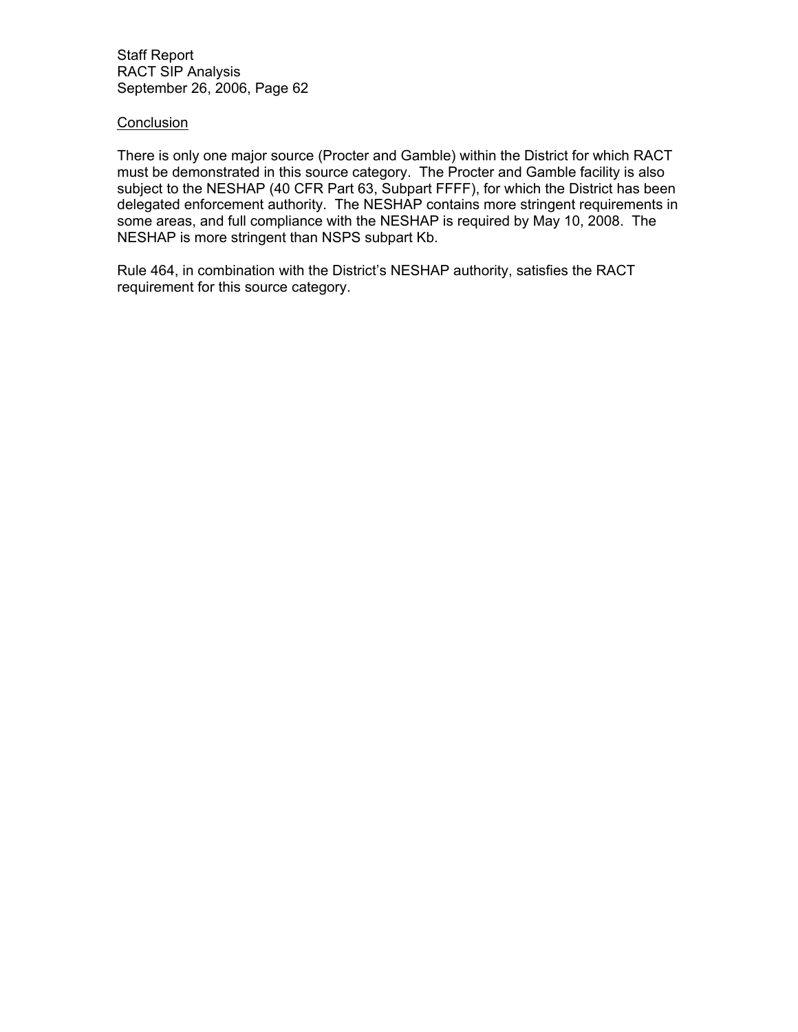Conclusion

There is only one major source (Procter and Gamble) within the District for which RACT must be demonstrated in this source category. The Procter and Gamble facility is also subject to the NESHAP (40 CFR Part 63, Subpart FFFF), for which the District has been delegated enforcement authority. The NESHAP contains more stringent requirements in some areas, and full compliance with the NESHAP is required by May 10, 2008. The NESHAP is more stringent than NSPS subpart Kb.

Rule 464, in combination with the District's NESHAP authority, satisfies the RACT requirement for this source category.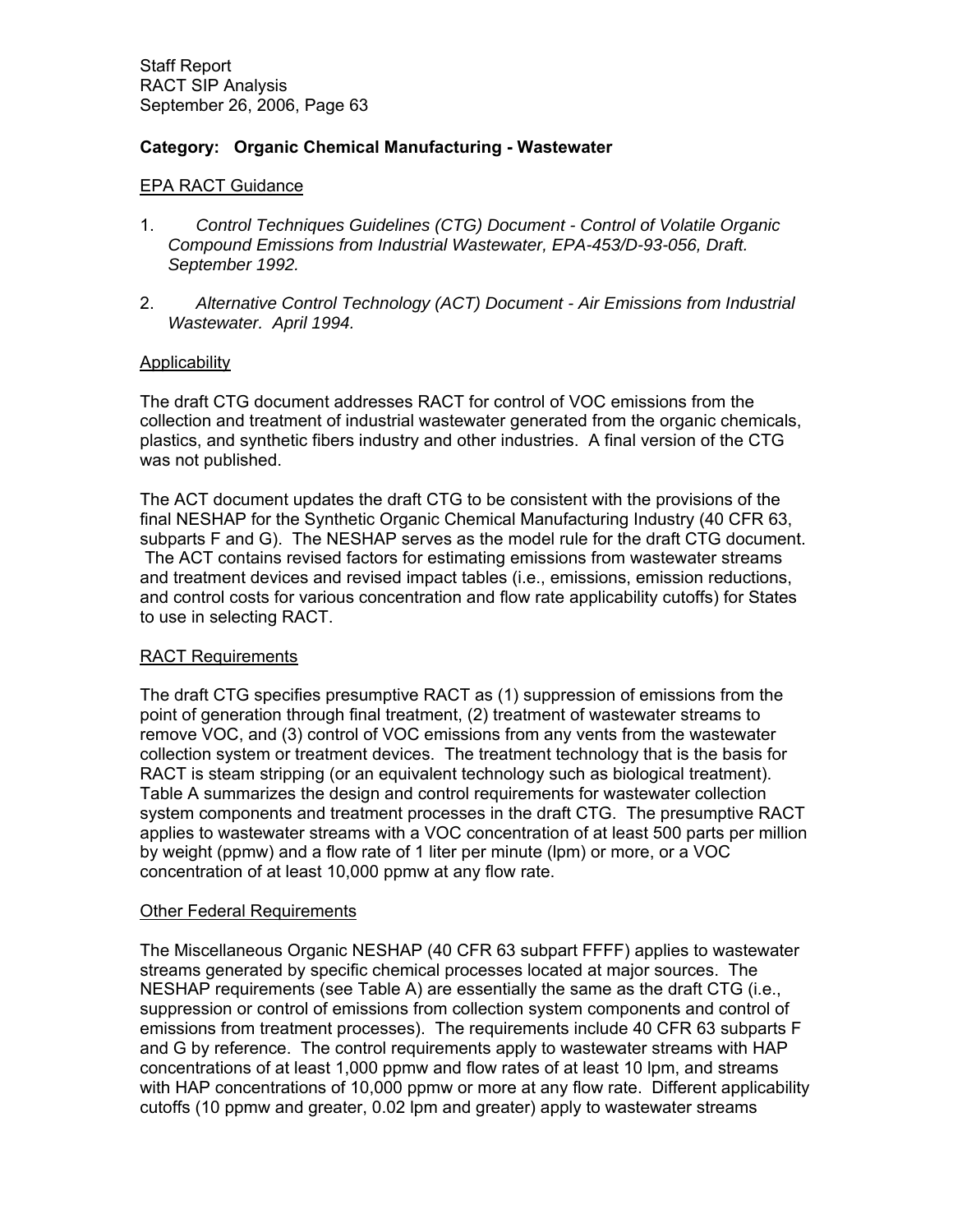**Category: Organic Chemical Manufacturing - Wastewater**

EPA RACT Guidance

1. *Control Techniques Guidelines (CTG) Document - Control of Volatile Organic Compound Emissions from Industrial Wastewater, EPA-453/D-93-056, Draft. September 1992.*

2. *Alternative Control Technology (ACT) Document - Air Emissions from Industrial Wastewater. April 1994.*

Applicability

The draft CTG document addresses RACT for control of VOC emissions from the collection and treatment of industrial wastewater generated from the organic chemicals, plastics, and synthetic fibers industry and other industries. A final version of the CTG was not published.

The ACT document updates the draft CTG to be consistent with the provisions of the final NESHAP for the Synthetic Organic Chemical Manufacturing Industry (40 CFR 63, subparts F and G). The NESHAP serves as the model rule for the draft CTG document. The ACT contains revised factors for estimating emissions from wastewater streams and treatment devices and revised impact tables (i.e., emissions, emission reductions, and control costs for various concentration and flow rate applicability cutoffs) for States to use in selecting RACT.

RACT Requirements

The draft CTG specifies presumptive RACT as (1) suppression of emissions from the point of generation through final treatment, (2) treatment of wastewater streams to remove VOC, and (3) control of VOC emissions from any vents from the wastewater collection system or treatment devices. The treatment technology that is the basis for RACT is steam stripping (or an equivalent technology such as biological treatment). Table A summarizes the design and control requirements for wastewater collection system components and treatment processes in the draft CTG. The presumptive RACT applies to wastewater streams with a VOC concentration of at least 500 parts per million by weight (ppmw) and a flow rate of 1 liter per minute (lpm) or more, or a VOC concentration of at least 10,000 ppmw at any flow rate.

Other Federal Requirements

The Miscellaneous Organic NESHAP (40 CFR 63 subpart FFFF) applies to wastewater streams generated by specific chemical processes located at major sources. The NESHAP requirements (see Table A) are essentially the same as the draft CTG (i.e., suppression or control of emissions from collection system components and control of emissions from treatment processes). The requirements include 40 CFR 63 subparts F and G by reference. The control requirements apply to wastewater streams with HAP concentrations of at least 1,000 ppmw and flow rates of at least 10 lpm, and streams with HAP concentrations of 10,000 ppmw or more at any flow rate. Different applicability cutoffs (10 ppmw and greater, 0.02 lpm and greater) apply to wastewater streams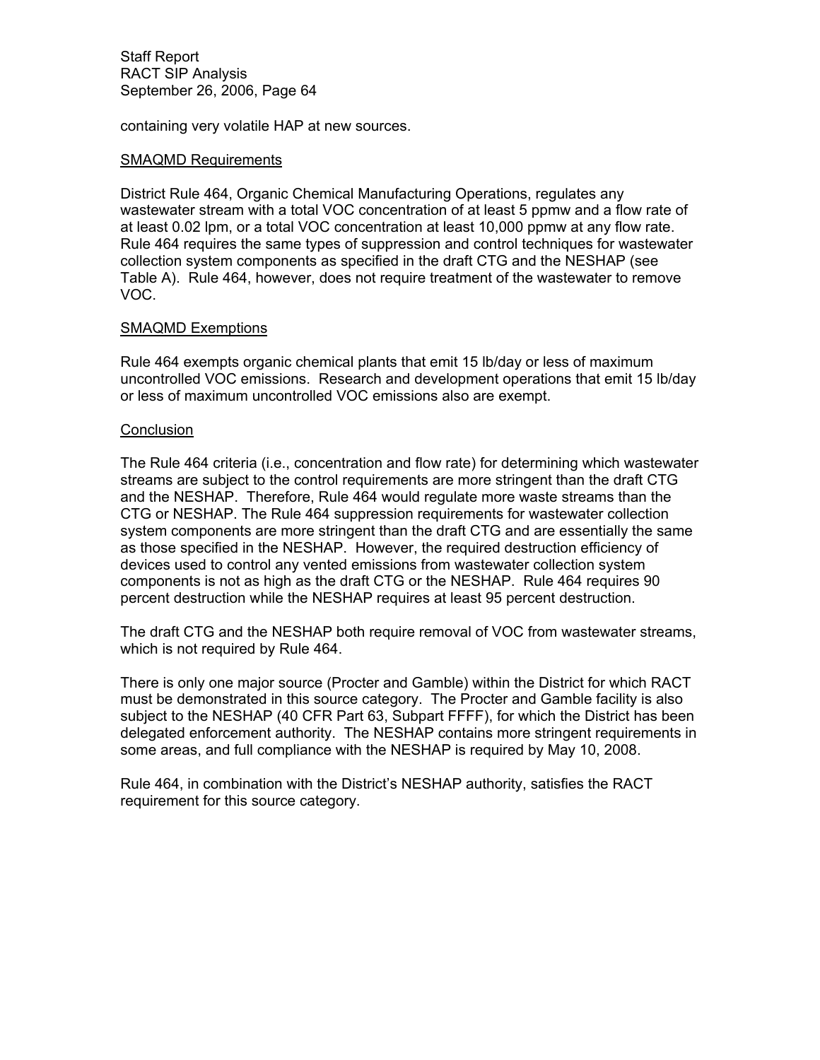containing very volatile HAP at new sources.

SMAQMD Requirements

District Rule 464, Organic Chemical Manufacturing Operations, regulates any wastewater stream with a total VOC concentration of at least 5 ppmw and a flow rate of at least 0.02 lpm, or a total VOC concentration at least 10,000 ppmw at any flow rate. Rule 464 requires the same types of suppression and control techniques for wastewater collection system components as specified in the draft CTG and the NESHAP (see Table A). Rule 464, however, does not require treatment of the wastewater to remove VOC.

SMAQMD Exemptions

Rule 464 exempts organic chemical plants that emit 15 lb/day or less of maximum uncontrolled VOC emissions. Research and development operations that emit 15 lb/day or less of maximum uncontrolled VOC emissions also are exempt.

Conclusion

The Rule 464 criteria (i.e., concentration and flow rate) for determining which wastewater streams are subject to the control requirements are more stringent than the draft CTG and the NESHAP. Therefore, Rule 464 would regulate more waste streams than the CTG or NESHAP. The Rule 464 suppression requirements for wastewater collection system components are more stringent than the draft CTG and are essentially the same as those specified in the NESHAP. However, the required destruction efficiency of devices used to control any vented emissions from wastewater collection system components is not as high as the draft CTG or the NESHAP. Rule 464 requires 90 percent destruction while the NESHAP requires at least 95 percent destruction.

The draft CTG and the NESHAP both require removal of VOC from wastewater streams, which is not required by Rule 464.

There is only one major source (Procter and Gamble) within the District for which RACT must be demonstrated in this source category. The Procter and Gamble facility is also subject to the NESHAP (40 CFR Part 63, Subpart FFFF), for which the District has been delegated enforcement authority. The NESHAP contains more stringent requirements in some areas, and full compliance with the NESHAP is required by May 10, 2008.

Rule 464, in combination with the District's NESHAP authority, satisfies the RACT requirement for this source category.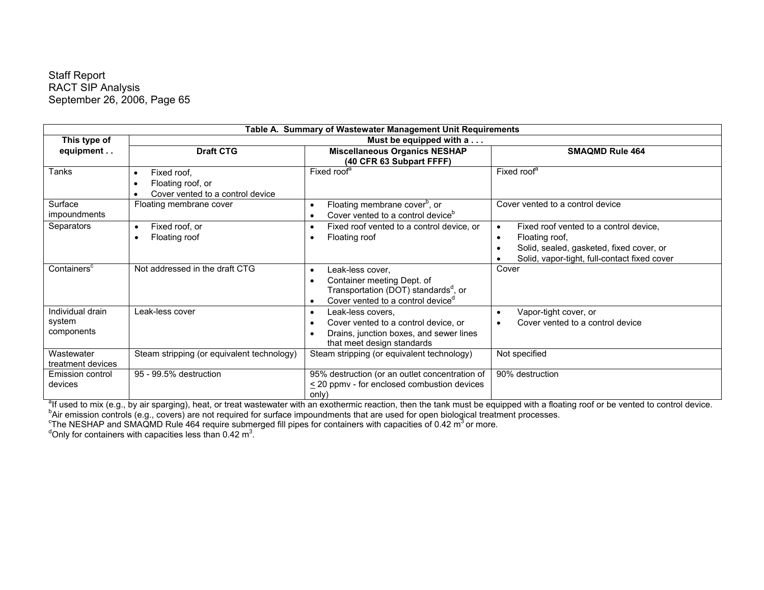**Table A. Summary of Wastewater Management Unit Requirements**

| This type of equipment . . | Must be equipped with a . . . | | |
|---|---|---|---|
| | **Draft CTG** | **Miscellaneous Organics NESHAP (40 CFR 63 Subpart FFFF)** | **SMAQMD Rule 464** |
| Tanks | • Fixed roof,<br>• Floating roof, or<br>• Cover vented to a control device | Fixed roof[a] | Fixed roof[a] |
| Surface impoundments | Floating membrane cover | • Floating membrane cover[b], or<br>• Cover vented to a control device[b] | Cover vented to a control device |
| Separators | • Fixed roof, or<br>• Floating roof | • Fixed roof vented to a control device, or<br>• Floating roof | • Fixed roof vented to a control device,<br>• Floating roof,<br>• Solid, sealed, gasketed, fixed cover, or<br>• Solid, vapor-tight, full-contact fixed cover |
| Containers[c] | Not addressed in the draft CTG | • Leak-less cover,<br>• Container meeting Dept. of Transportation (DOT) standards[d], or<br>• Cover vented to a control device[d] | Cover |
| Individual drain system components | Leak-less cover | • Leak-less covers,<br>• Cover vented to a control device, or<br>• Drains, junction boxes, and sewer lines that meet design standards | • Vapor-tight cover, or<br>• Cover vented to a control device |
| Wastewater treatment devices | Steam stripping (or equivalent technology) | Steam stripping (or equivalent technology) | Not specified |
| Emission control devices | 95 - 99.5% destruction | 95% destruction (or an outlet concentration of ≤ 20 ppmv - for enclosed combustion devices only) | 90% destruction |

[a]If used to mix (e.g., by air sparging), heat, or treat wastewater with an exothermic reaction, then the tank must be equipped with a floating roof or be vented to control device.
[b]Air emission controls (e.g., covers) are not required for surface impoundments that are used for open biological treatment processes.
[c]The NESHAP and SMAQMD Rule 464 require submerged fill pipes for containers with capacities of 0.42 $m^3$ or more.
[d]Only for containers with capacities less than 0.42 $m^3$.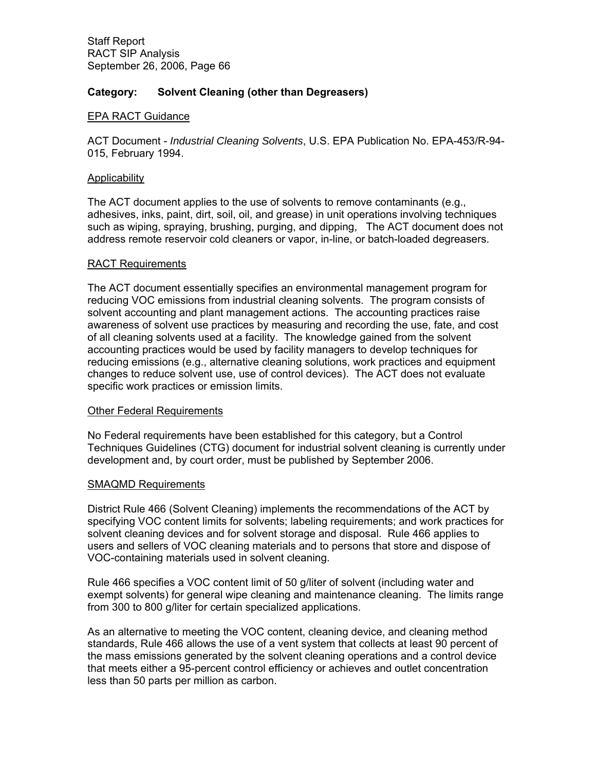**Category: Solvent Cleaning (other than Degreasers)**

EPA RACT Guidance

ACT Document - *Industrial Cleaning Solvents*, U.S. EPA Publication No. EPA-453/R-94-015, February 1994.

Applicability

The ACT document applies to the use of solvents to remove contaminants (e.g., adhesives, inks, paint, dirt, soil, oil, and grease) in unit operations involving techniques such as wiping, spraying, brushing, purging, and dipping, The ACT document does not address remote reservoir cold cleaners or vapor, in-line, or batch-loaded degreasers.

RACT Requirements

The ACT document essentially specifies an environmental management program for reducing VOC emissions from industrial cleaning solvents. The program consists of solvent accounting and plant management actions. The accounting practices raise awareness of solvent use practices by measuring and recording the use, fate, and cost of all cleaning solvents used at a facility. The knowledge gained from the solvent accounting practices would be used by facility managers to develop techniques for reducing emissions (e.g., alternative cleaning solutions, work practices and equipment changes to reduce solvent use, use of control devices). The ACT does not evaluate specific work practices or emission limits.

Other Federal Requirements

No Federal requirements have been established for this category, but a Control Techniques Guidelines (CTG) document for industrial solvent cleaning is currently under development and, by court order, must be published by September 2006.

SMAQMD Requirements

District Rule 466 (Solvent Cleaning) implements the recommendations of the ACT by specifying VOC content limits for solvents; labeling requirements; and work practices for solvent cleaning devices and for solvent storage and disposal. Rule 466 applies to users and sellers of VOC cleaning materials and to persons that store and dispose of VOC-containing materials used in solvent cleaning.

Rule 466 specifies a VOC content limit of 50 g/liter of solvent (including water and exempt solvents) for general wipe cleaning and maintenance cleaning. The limits range from 300 to 800 g/liter for certain specialized applications.

As an alternative to meeting the VOC content, cleaning device, and cleaning method standards, Rule 466 allows the use of a vent system that collects at least 90 percent of the mass emissions generated by the solvent cleaning operations and a control device that meets either a 95-percent control efficiency or achieves and outlet concentration less than 50 parts per million as carbon.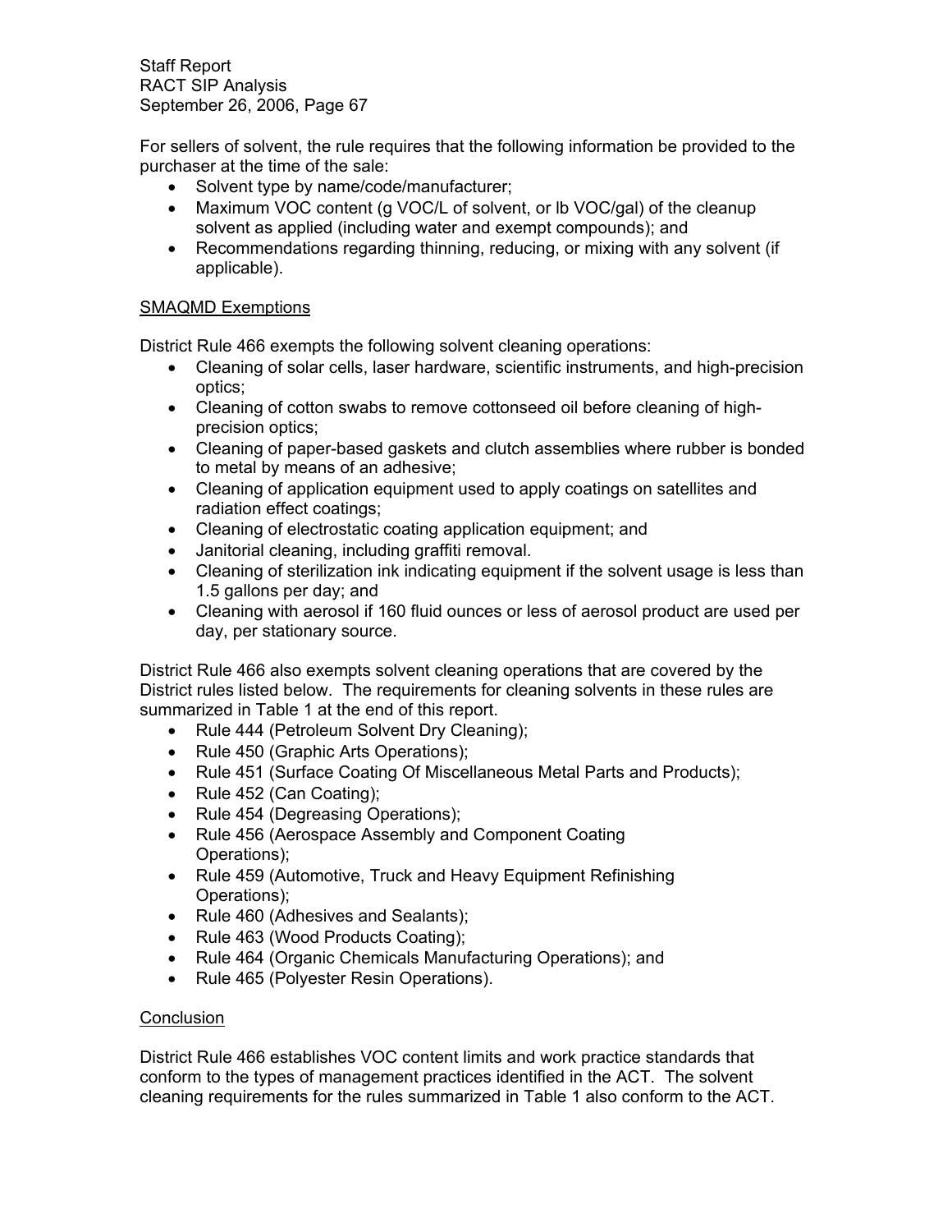For sellers of solvent, the rule requires that the following information be provided to the purchaser at the time of the sale:

- Solvent type by name/code/manufacturer;
- Maximum VOC content (g VOC/L of solvent, or lb VOC/gal) of the cleanup solvent as applied (including water and exempt compounds); and
- Recommendations regarding thinning, reducing, or mixing with any solvent (if applicable).

<u>SMAQMD Exemptions</u>

District Rule 466 exempts the following solvent cleaning operations:

- Cleaning of solar cells, laser hardware, scientific instruments, and high-precision optics;
- Cleaning of cotton swabs to remove cottonseed oil before cleaning of high-precision optics;
- Cleaning of paper-based gaskets and clutch assemblies where rubber is bonded to metal by means of an adhesive;
- Cleaning of application equipment used to apply coatings on satellites and radiation effect coatings;
- Cleaning of electrostatic coating application equipment; and
- Janitorial cleaning, including graffiti removal.
- Cleaning of sterilization ink indicating equipment if the solvent usage is less than 1.5 gallons per day; and
- Cleaning with aerosol if 160 fluid ounces or less of aerosol product are used per day, per stationary source.

District Rule 466 also exempts solvent cleaning operations that are covered by the District rules listed below. The requirements for cleaning solvents in these rules are summarized in Table 1 at the end of this report.

- Rule 444 (Petroleum Solvent Dry Cleaning);
- Rule 450 (Graphic Arts Operations);
- Rule 451 (Surface Coating Of Miscellaneous Metal Parts and Products);
- Rule 452 (Can Coating);
- Rule 454 (Degreasing Operations);
- Rule 456 (Aerospace Assembly and Component Coating Operations);
- Rule 459 (Automotive, Truck and Heavy Equipment Refinishing Operations);
- Rule 460 (Adhesives and Sealants);
- Rule 463 (Wood Products Coating);
- Rule 464 (Organic Chemicals Manufacturing Operations); and
- Rule 465 (Polyester Resin Operations).

<u>Conclusion</u>

District Rule 466 establishes VOC content limits and work practice standards that conform to the types of management practices identified in the ACT. The solvent cleaning requirements for the rules summarized in Table 1 also conform to the ACT.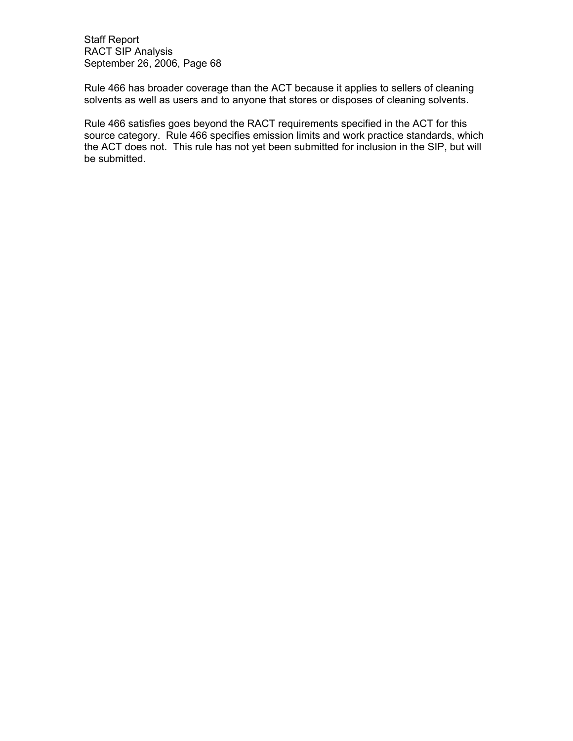Rule 466 has broader coverage than the ACT because it applies to sellers of cleaning solvents as well as users and to anyone that stores or disposes of cleaning solvents.

Rule 466 satisfies goes beyond the RACT requirements specified in the ACT for this source category. Rule 466 specifies emission limits and work practice standards, which the ACT does not. This rule has not yet been submitted for inclusion in the SIP, but will be submitted.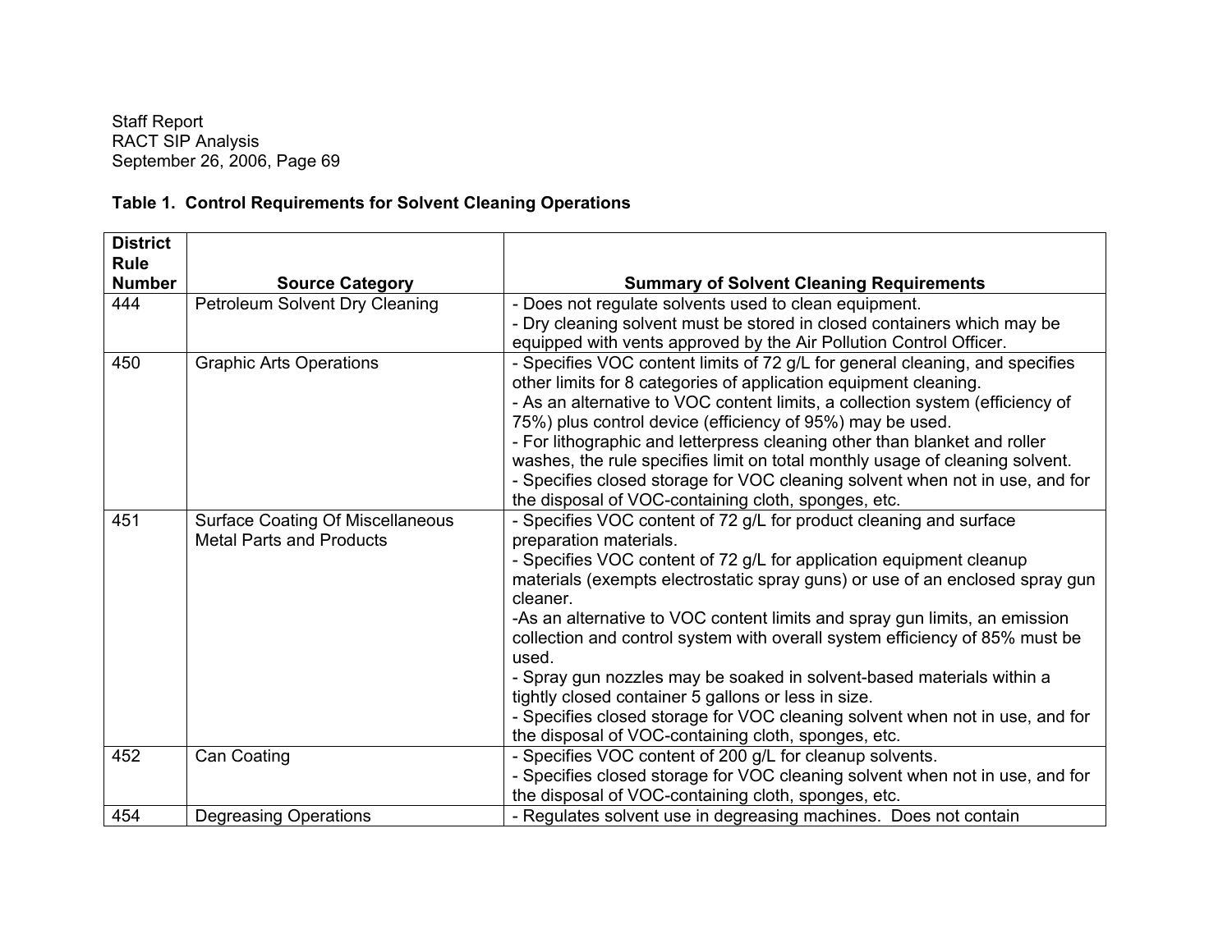**Table 1. Control Requirements for Solvent Cleaning Operations**

| District Rule Number | Source Category | Summary of Solvent Cleaning Requirements |
|---|---|---|
| 444 | Petroleum Solvent Dry Cleaning | - Does not regulate solvents used to clean equipment.<br>- Dry cleaning solvent must be stored in closed containers which may be equipped with vents approved by the Air Pollution Control Officer. |
| 450 | Graphic Arts Operations | - Specifies VOC content limits of 72 g/L for general cleaning, and specifies other limits for 8 categories of application equipment cleaning.<br>- As an alternative to VOC content limits, a collection system (efficiency of 75%) plus control device (efficiency of 95%) may be used.<br>- For lithographic and letterpress cleaning other than blanket and roller washes, the rule specifies limit on total monthly usage of cleaning solvent.<br>- Specifies closed storage for VOC cleaning solvent when not in use, and for the disposal of VOC-containing cloth, sponges, etc. |
| 451 | Surface Coating Of Miscellaneous Metal Parts and Products | - Specifies VOC content of 72 g/L for product cleaning and surface preparation materials.<br>- Specifies VOC content of 72 g/L for application equipment cleanup materials (exempts electrostatic spray guns) or use of an enclosed spray gun cleaner.<br>-As an alternative to VOC content limits and spray gun limits, an emission collection and control system with overall system efficiency of 85% must be used.<br>- Spray gun nozzles may be soaked in solvent-based materials within a tightly closed container 5 gallons or less in size.<br>- Specifies closed storage for VOC cleaning solvent when not in use, and for the disposal of VOC-containing cloth, sponges, etc. |
| 452 | Can Coating | - Specifies VOC content of 200 g/L for cleanup solvents.<br>- Specifies closed storage for VOC cleaning solvent when not in use, and for the disposal of VOC-containing cloth, sponges, etc. |
| 454 | Degreasing Operations | - Regulates solvent use in degreasing machines. Does not contain |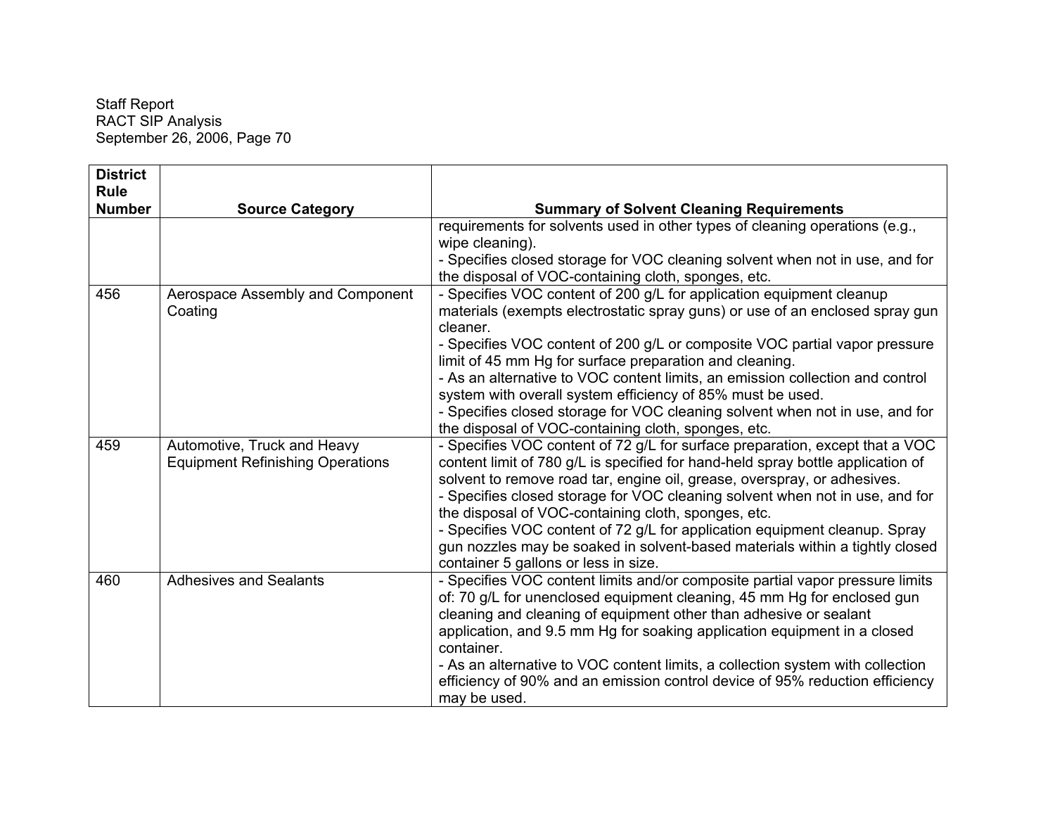| District Rule Number | Source Category | Summary of Solvent Cleaning Requirements |
|---|---|---|
| | | requirements for solvents used in other types of cleaning operations (e.g., wipe cleaning).<br>- Specifies closed storage for VOC cleaning solvent when not in use, and for the disposal of VOC-containing cloth, sponges, etc. |
| 456 | Aerospace Assembly and Component Coating | - Specifies VOC content of 200 g/L for application equipment cleanup materials (exempts electrostatic spray guns) or use of an enclosed spray gun cleaner.<br>- Specifies VOC content of 200 g/L or composite VOC partial vapor pressure limit of 45 mm Hg for surface preparation and cleaning.<br>- As an alternative to VOC content limits, an emission collection and control system with overall system efficiency of 85% must be used.<br>- Specifies closed storage for VOC cleaning solvent when not in use, and for the disposal of VOC-containing cloth, sponges, etc. |
| 459 | Automotive, Truck and Heavy Equipment Refinishing Operations | - Specifies VOC content of 72 g/L for surface preparation, except that a VOC content limit of 780 g/L is specified for hand-held spray bottle application of solvent to remove road tar, engine oil, grease, overspray, or adhesives.<br>- Specifies closed storage for VOC cleaning solvent when not in use, and for the disposal of VOC-containing cloth, sponges, etc.<br>- Specifies VOC content of 72 g/L for application equipment cleanup. Spray gun nozzles may be soaked in solvent-based materials within a tightly closed container 5 gallons or less in size. |
| 460 | Adhesives and Sealants | - Specifies VOC content limits and/or composite partial vapor pressure limits of: 70 g/L for unenclosed equipment cleaning, 45 mm Hg for enclosed gun cleaning and cleaning of equipment other than adhesive or sealant application, and 9.5 mm Hg for soaking application equipment in a closed container.<br>- As an alternative to VOC content limits, a collection system with collection efficiency of 90% and an emission control device of 95% reduction efficiency may be used. |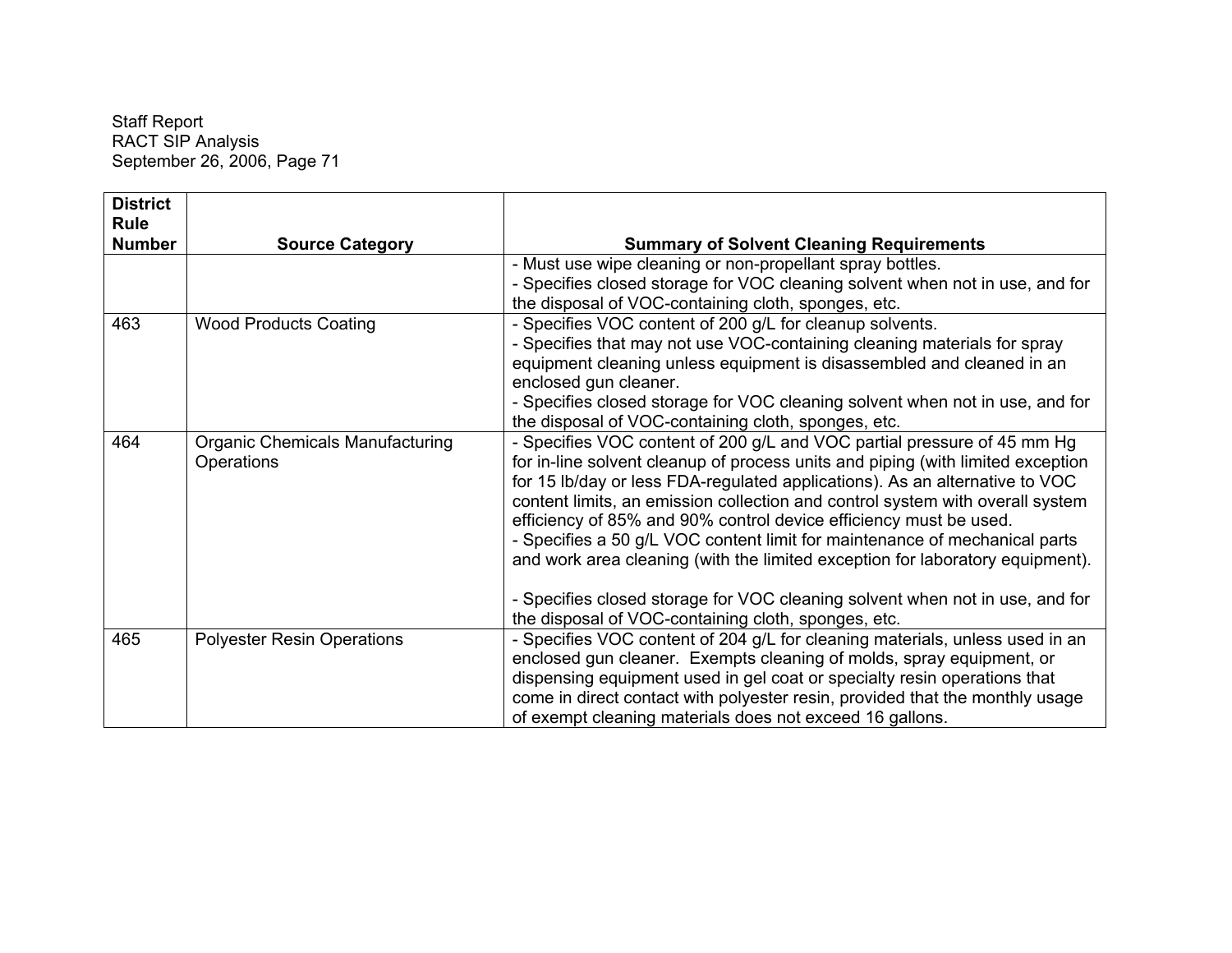| District Rule Number | Source Category | Summary of Solvent Cleaning Requirements |
|---|---|---|
| | | - Must use wipe cleaning or non-propellant spray bottles.<br>- Specifies closed storage for VOC cleaning solvent when not in use, and for the disposal of VOC-containing cloth, sponges, etc. |
| 463 | Wood Products Coating | - Specifies VOC content of 200 g/L for cleanup solvents.<br>- Specifies that may not use VOC-containing cleaning materials for spray equipment cleaning unless equipment is disassembled and cleaned in an enclosed gun cleaner.<br>- Specifies closed storage for VOC cleaning solvent when not in use, and for the disposal of VOC-containing cloth, sponges, etc. |
| 464 | Organic Chemicals Manufacturing Operations | - Specifies VOC content of 200 g/L and VOC partial pressure of 45 mm Hg for in-line solvent cleanup of process units and piping (with limited exception for 15 lb/day or less FDA-regulated applications). As an alternative to VOC content limits, an emission collection and control system with overall system efficiency of 85% and 90% control device efficiency must be used.<br>- Specifies a 50 g/L VOC content limit for maintenance of mechanical parts and work area cleaning (with the limited exception for laboratory equipment).<br><br>- Specifies closed storage for VOC cleaning solvent when not in use, and for the disposal of VOC-containing cloth, sponges, etc. |
| 465 | Polyester Resin Operations | - Specifies VOC content of 204 g/L for cleaning materials, unless used in an enclosed gun cleaner. Exempts cleaning of molds, spray equipment, or dispensing equipment used in gel coat or specialty resin operations that come in direct contact with polyester resin, provided that the monthly usage of exempt cleaning materials does not exceed 16 gallons. |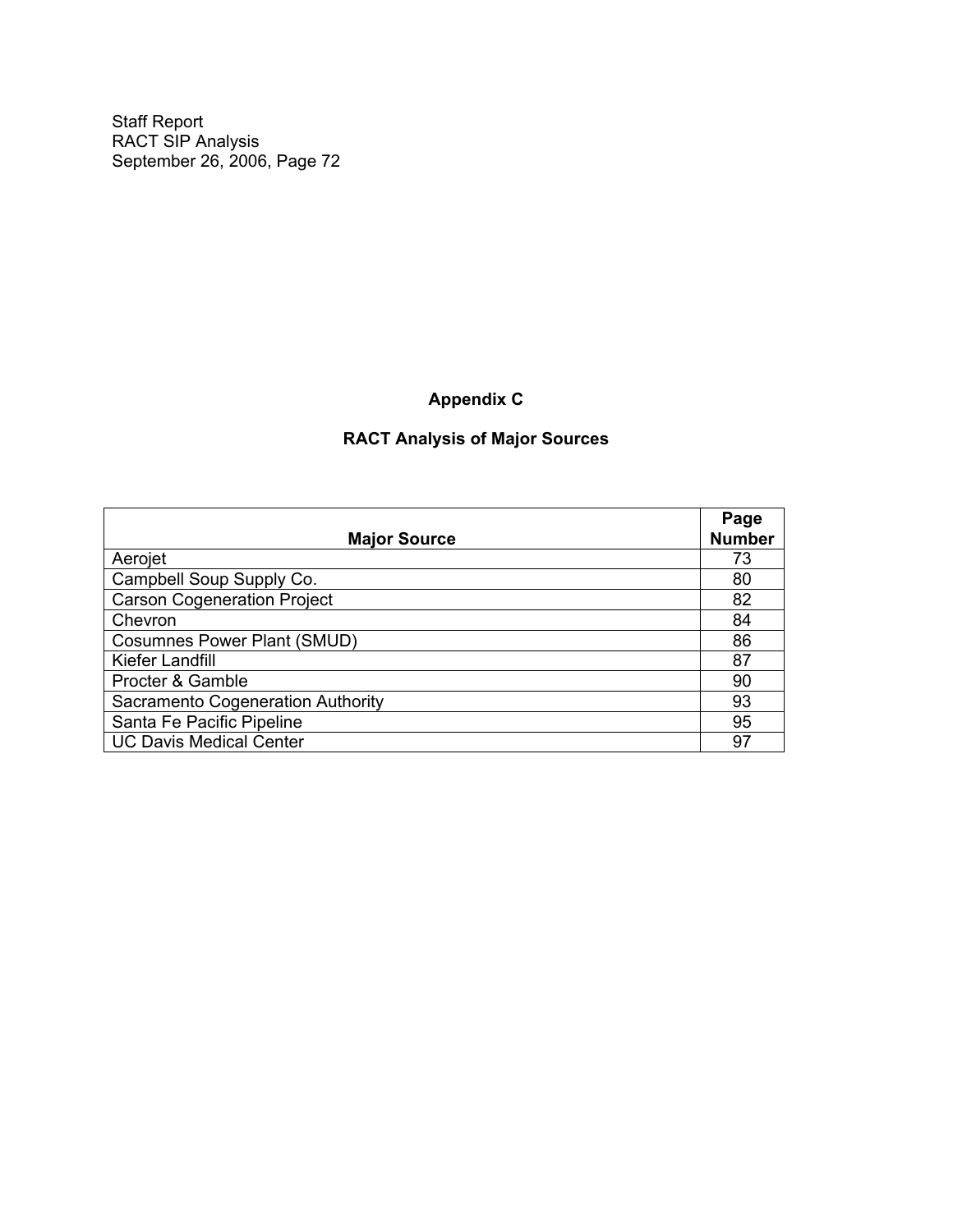## Appendix C

## RACT Analysis of Major Sources

| Major Source | Page Number |
|---|---|
| Aerojet | 73 |
| Campbell Soup Supply Co. | 80 |
| Carson Cogeneration Project | 82 |
| Chevron | 84 |
| Cosumnes Power Plant (SMUD) | 86 |
| Kiefer Landfill | 87 |
| Procter & Gamble | 90 |
| Sacramento Cogeneration Authority | 93 |
| Santa Fe Pacific Pipeline | 95 |
| UC Davis Medical Center | 97 |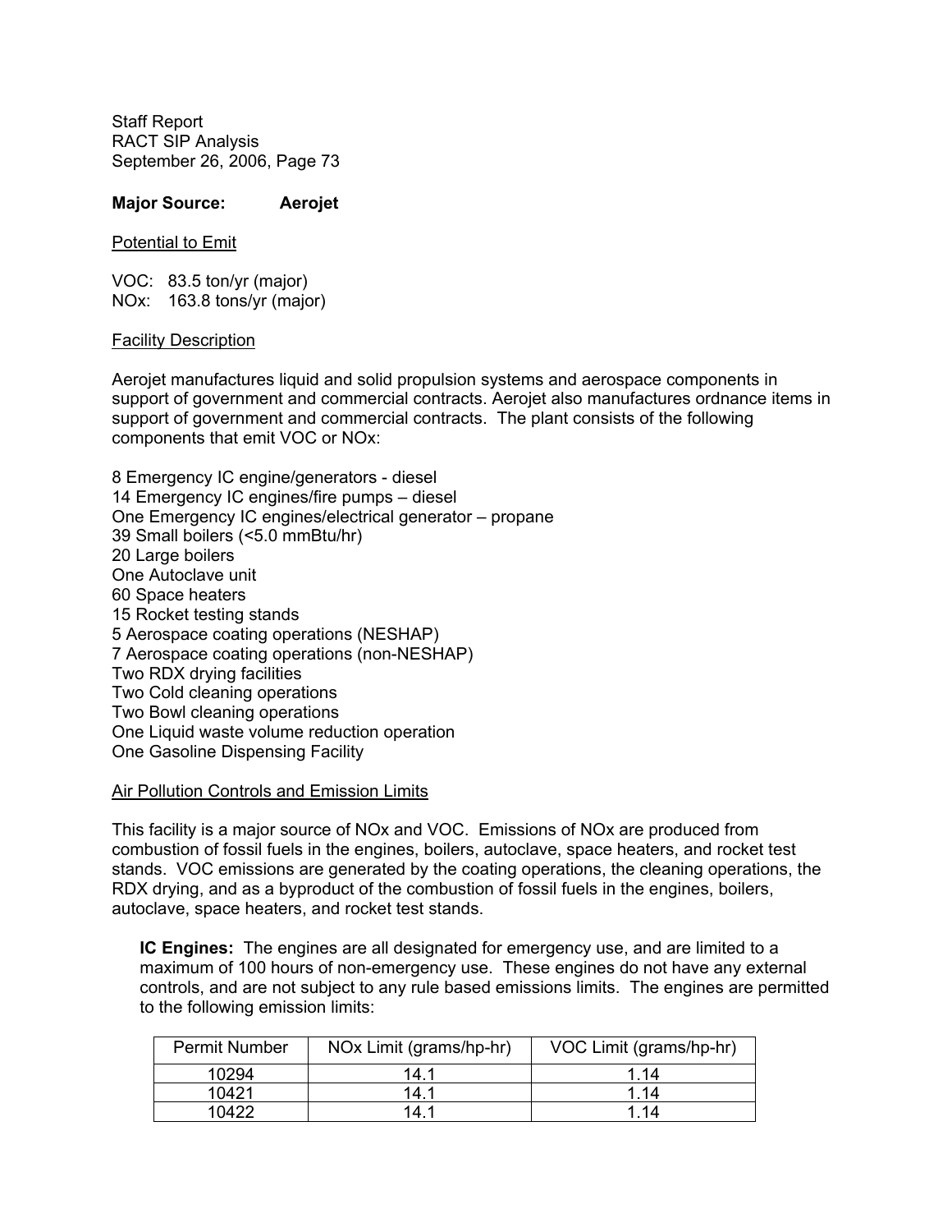Staff Report
RACT SIP Analysis
September 26, 2006, Page 73

**Major Source: Aerojet**

Potential to Emit

VOC: 83.5 ton/yr (major)
NOx: 163.8 tons/yr (major)

Facility Description

Aerojet manufactures liquid and solid propulsion systems and aerospace components in support of government and commercial contracts. Aerojet also manufactures ordnance items in support of government and commercial contracts. The plant consists of the following components that emit VOC or NOx:

8 Emergency IC engine/generators - diesel
14 Emergency IC engines/fire pumps – diesel
One Emergency IC engines/electrical generator – propane
39 Small boilers (<5.0 mmBtu/hr)
20 Large boilers
One Autoclave unit
60 Space heaters
15 Rocket testing stands
5 Aerospace coating operations (NESHAP)
7 Aerospace coating operations (non-NESHAP)
Two RDX drying facilities
Two Cold cleaning operations
Two Bowl cleaning operations
One Liquid waste volume reduction operation
One Gasoline Dispensing Facility

Air Pollution Controls and Emission Limits

This facility is a major source of NOx and VOC. Emissions of NOx are produced from combustion of fossil fuels in the engines, boilers, autoclave, space heaters, and rocket test stands. VOC emissions are generated by the coating operations, the cleaning operations, the RDX drying, and as a byproduct of the combustion of fossil fuels in the engines, boilers, autoclave, space heaters, and rocket test stands.

**IC Engines:** The engines are all designated for emergency use, and are limited to a maximum of 100 hours of non-emergency use. These engines do not have any external controls, and are not subject to any rule based emissions limits. The engines are permitted to the following emission limits:

| Permit Number | NOx Limit (grams/hp-hr) | VOC Limit (grams/hp-hr) |
|---|---|---|
| 10294 | 14.1 | 1.14 |
| 10421 | 14.1 | 1.14 |
| 10422 | 14.1 | 1.14 |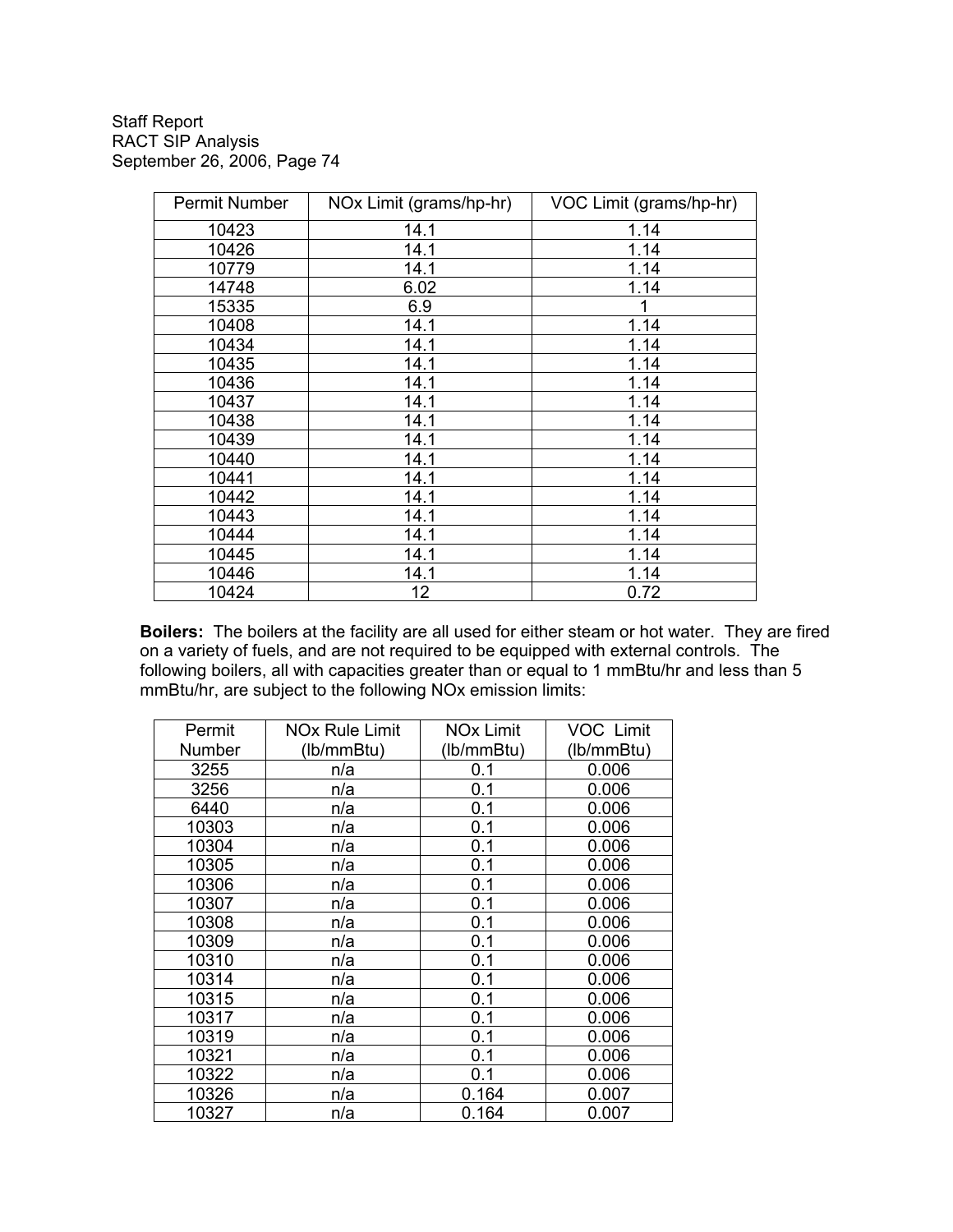| Permit Number | NOx Limit (grams/hp-hr) | VOC Limit (grams/hp-hr) |
|---|---|---|
| 10423 | 14.1 | 1.14 |
| 10426 | 14.1 | 1.14 |
| 10779 | 14.1 | 1.14 |
| 14748 | 6.02 | 1.14 |
| 15335 | 6.9 | 1 |
| 10408 | 14.1 | 1.14 |
| 10434 | 14.1 | 1.14 |
| 10435 | 14.1 | 1.14 |
| 10436 | 14.1 | 1.14 |
| 10437 | 14.1 | 1.14 |
| 10438 | 14.1 | 1.14 |
| 10439 | 14.1 | 1.14 |
| 10440 | 14.1 | 1.14 |
| 10441 | 14.1 | 1.14 |
| 10442 | 14.1 | 1.14 |
| 10443 | 14.1 | 1.14 |
| 10444 | 14.1 | 1.14 |
| 10445 | 14.1 | 1.14 |
| 10446 | 14.1 | 1.14 |
| 10424 | 12 | 0.72 |

**Boilers:** The boilers at the facility are all used for either steam or hot water. They are fired on a variety of fuels, and are not required to be equipped with external controls. The following boilers, all with capacities greater than or equal to 1 mmBtu/hr and less than 5 mmBtu/hr, are subject to the following NOx emission limits:

| Permit Number | NOx Rule Limit (lb/mmBtu) | NOx Limit (lb/mmBtu) | VOC Limit (lb/mmBtu) |
|---|---|---|---|
| 3255 | n/a | 0.1 | 0.006 |
| 3256 | n/a | 0.1 | 0.006 |
| 6440 | n/a | 0.1 | 0.006 |
| 10303 | n/a | 0.1 | 0.006 |
| 10304 | n/a | 0.1 | 0.006 |
| 10305 | n/a | 0.1 | 0.006 |
| 10306 | n/a | 0.1 | 0.006 |
| 10307 | n/a | 0.1 | 0.006 |
| 10308 | n/a | 0.1 | 0.006 |
| 10309 | n/a | 0.1 | 0.006 |
| 10310 | n/a | 0.1 | 0.006 |
| 10314 | n/a | 0.1 | 0.006 |
| 10315 | n/a | 0.1 | 0.006 |
| 10317 | n/a | 0.1 | 0.006 |
| 10319 | n/a | 0.1 | 0.006 |
| 10321 | n/a | 0.1 | 0.006 |
| 10322 | n/a | 0.1 | 0.006 |
| 10326 | n/a | 0.164 | 0.007 |
| 10327 | n/a | 0.164 | 0.007 |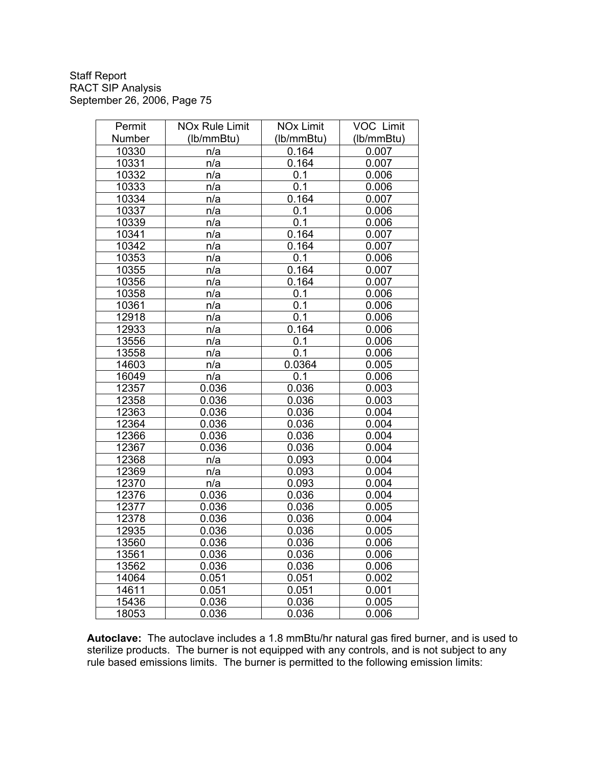| Permit Number | NOx Rule Limit (lb/mmBtu) | NOx Limit (lb/mmBtu) | VOC Limit (lb/mmBtu) |
|---|---|---|---|
| 10330 | n/a | 0.164 | 0.007 |
| 10331 | n/a | 0.164 | 0.007 |
| 10332 | n/a | 0.1 | 0.006 |
| 10333 | n/a | 0.1 | 0.006 |
| 10334 | n/a | 0.164 | 0.007 |
| 10337 | n/a | 0.1 | 0.006 |
| 10339 | n/a | 0.1 | 0.006 |
| 10341 | n/a | 0.164 | 0.007 |
| 10342 | n/a | 0.164 | 0.007 |
| 10353 | n/a | 0.1 | 0.006 |
| 10355 | n/a | 0.164 | 0.007 |
| 10356 | n/a | 0.164 | 0.007 |
| 10358 | n/a | 0.1 | 0.006 |
| 10361 | n/a | 0.1 | 0.006 |
| 12918 | n/a | 0.1 | 0.006 |
| 12933 | n/a | 0.164 | 0.006 |
| 13556 | n/a | 0.1 | 0.006 |
| 13558 | n/a | 0.1 | 0.006 |
| 14603 | n/a | 0.0364 | 0.005 |
| 16049 | n/a | 0.1 | 0.006 |
| 12357 | 0.036 | 0.036 | 0.003 |
| 12358 | 0.036 | 0.036 | 0.003 |
| 12363 | 0.036 | 0.036 | 0.004 |
| 12364 | 0.036 | 0.036 | 0.004 |
| 12366 | 0.036 | 0.036 | 0.004 |
| 12367 | 0.036 | 0.036 | 0.004 |
| 12368 | n/a | 0.093 | 0.004 |
| 12369 | n/a | 0.093 | 0.004 |
| 12370 | n/a | 0.093 | 0.004 |
| 12376 | 0.036 | 0.036 | 0.004 |
| 12377 | 0.036 | 0.036 | 0.005 |
| 12378 | 0.036 | 0.036 | 0.004 |
| 12935 | 0.036 | 0.036 | 0.005 |
| 13560 | 0.036 | 0.036 | 0.006 |
| 13561 | 0.036 | 0.036 | 0.006 |
| 13562 | 0.036 | 0.036 | 0.006 |
| 14064 | 0.051 | 0.051 | 0.002 |
| 14611 | 0.051 | 0.051 | 0.001 |
| 15436 | 0.036 | 0.036 | 0.005 |
| 18053 | 0.036 | 0.036 | 0.006 |

**Autoclave:** The autoclave includes a 1.8 mmBtu/hr natural gas fired burner, and is used to sterilize products. The burner is not equipped with any controls, and is not subject to any rule based emissions limits. The burner is permitted to the following emission limits: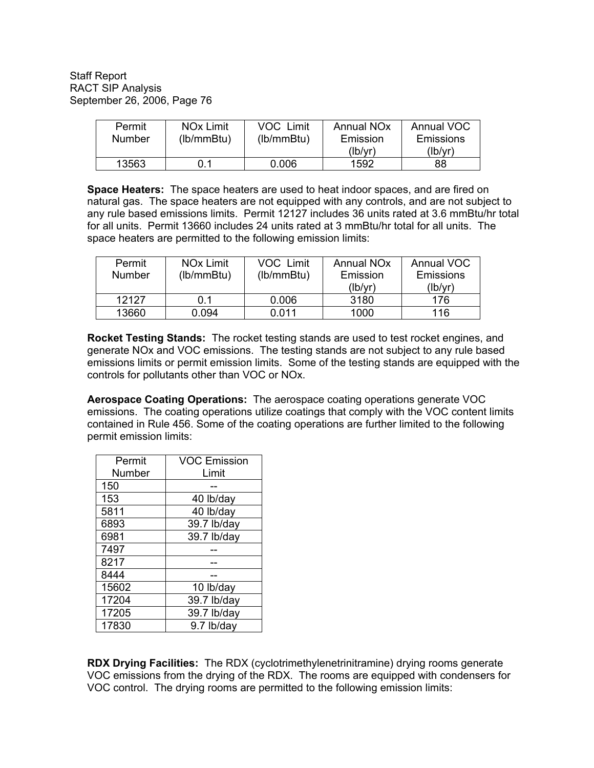| Permit Number | NOx Limit (lb/mmBtu) | VOC Limit (lb/mmBtu) | Annual NOx Emission (lb/yr) | Annual VOC Emissions (lb/yr) |
|---|---|---|---|---|
| 13563 | 0.1 | 0.006 | 1592 | 88 |

**Space Heaters:** The space heaters are used to heat indoor spaces, and are fired on natural gas. The space heaters are not equipped with any controls, and are not subject to any rule based emissions limits. Permit 12127 includes 36 units rated at 3.6 mmBtu/hr total for all units. Permit 13660 includes 24 units rated at 3 mmBtu/hr total for all units. The space heaters are permitted to the following emission limits:

| Permit Number | NOx Limit (lb/mmBtu) | VOC Limit (lb/mmBtu) | Annual NOx Emission (lb/yr) | Annual VOC Emissions (lb/yr) |
|---|---|---|---|---|
| 12127 | 0.1 | 0.006 | 3180 | 176 |
| 13660 | 0.094 | 0.011 | 1000 | 116 |

**Rocket Testing Stands:** The rocket testing stands are used to test rocket engines, and generate NOx and VOC emissions. The testing stands are not subject to any rule based emissions limits or permit emission limits. Some of the testing stands are equipped with the controls for pollutants other than VOC or NOx.

**Aerospace Coating Operations:** The aerospace coating operations generate VOC emissions. The coating operations utilize coatings that comply with the VOC content limits contained in Rule 456. Some of the coating operations are further limited to the following permit emission limits:

| Permit Number | VOC Emission Limit |
|---|---|
| 150 | -- |
| 153 | 40 lb/day |
| 5811 | 40 lb/day |
| 6893 | 39.7 lb/day |
| 6981 | 39.7 lb/day |
| 7497 | -- |
| 8217 | -- |
| 8444 | -- |
| 15602 | 10 lb/day |
| 17204 | 39.7 lb/day |
| 17205 | 39.7 lb/day |
| 17830 | 9.7 lb/day |

**RDX Drying Facilities:** The RDX (cyclotrimethylenetrinitramine) drying rooms generate VOC emissions from the drying of the RDX. The rooms are equipped with condensers for VOC control. The drying rooms are permitted to the following emission limits: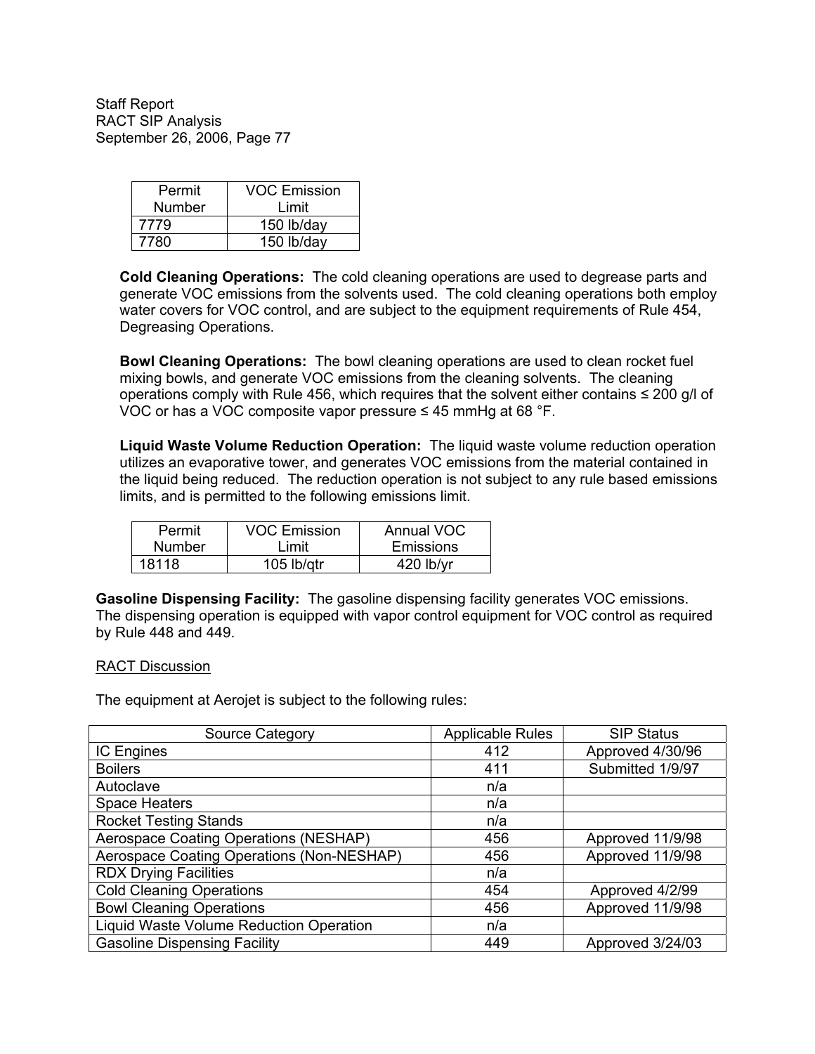| Permit Number | VOC Emission Limit |
|---|---|
| 7779 | 150 lb/day |
| 7780 | 150 lb/day |

**Cold Cleaning Operations:** The cold cleaning operations are used to degrease parts and generate VOC emissions from the solvents used. The cold cleaning operations both employ water covers for VOC control, and are subject to the equipment requirements of Rule 454, Degreasing Operations.

**Bowl Cleaning Operations:** The bowl cleaning operations are used to clean rocket fuel mixing bowls, and generate VOC emissions from the cleaning solvents. The cleaning operations comply with Rule 456, which requires that the solvent either contains ≤ 200 g/l of VOC or has a VOC composite vapor pressure ≤ 45 mmHg at 68 °F.

**Liquid Waste Volume Reduction Operation:** The liquid waste volume reduction operation utilizes an evaporative tower, and generates VOC emissions from the material contained in the liquid being reduced. The reduction operation is not subject to any rule based emissions limits, and is permitted to the following emissions limit.

| Permit Number | VOC Emission Limit | Annual VOC Emissions |
|---|---|---|
| 18118 | 105 lb/qtr | 420 lb/yr |

**Gasoline Dispensing Facility:** The gasoline dispensing facility generates VOC emissions. The dispensing operation is equipped with vapor control equipment for VOC control as required by Rule 448 and 449.

RACT Discussion

The equipment at Aerojet is subject to the following rules:

| Source Category | Applicable Rules | SIP Status |
|---|---|---|
| IC Engines | 412 | Approved 4/30/96 |
| Boilers | 411 | Submitted 1/9/97 |
| Autoclave | n/a | |
| Space Heaters | n/a | |
| Rocket Testing Stands | n/a | |
| Aerospace Coating Operations (NESHAP) | 456 | Approved 11/9/98 |
| Aerospace Coating Operations (Non-NESHAP) | 456 | Approved 11/9/98 |
| RDX Drying Facilities | n/a | |
| Cold Cleaning Operations | 454 | Approved 4/2/99 |
| Bowl Cleaning Operations | 456 | Approved 11/9/98 |
| Liquid Waste Volume Reduction Operation | n/a | |
| Gasoline Dispensing Facility | 449 | Approved 3/24/03 |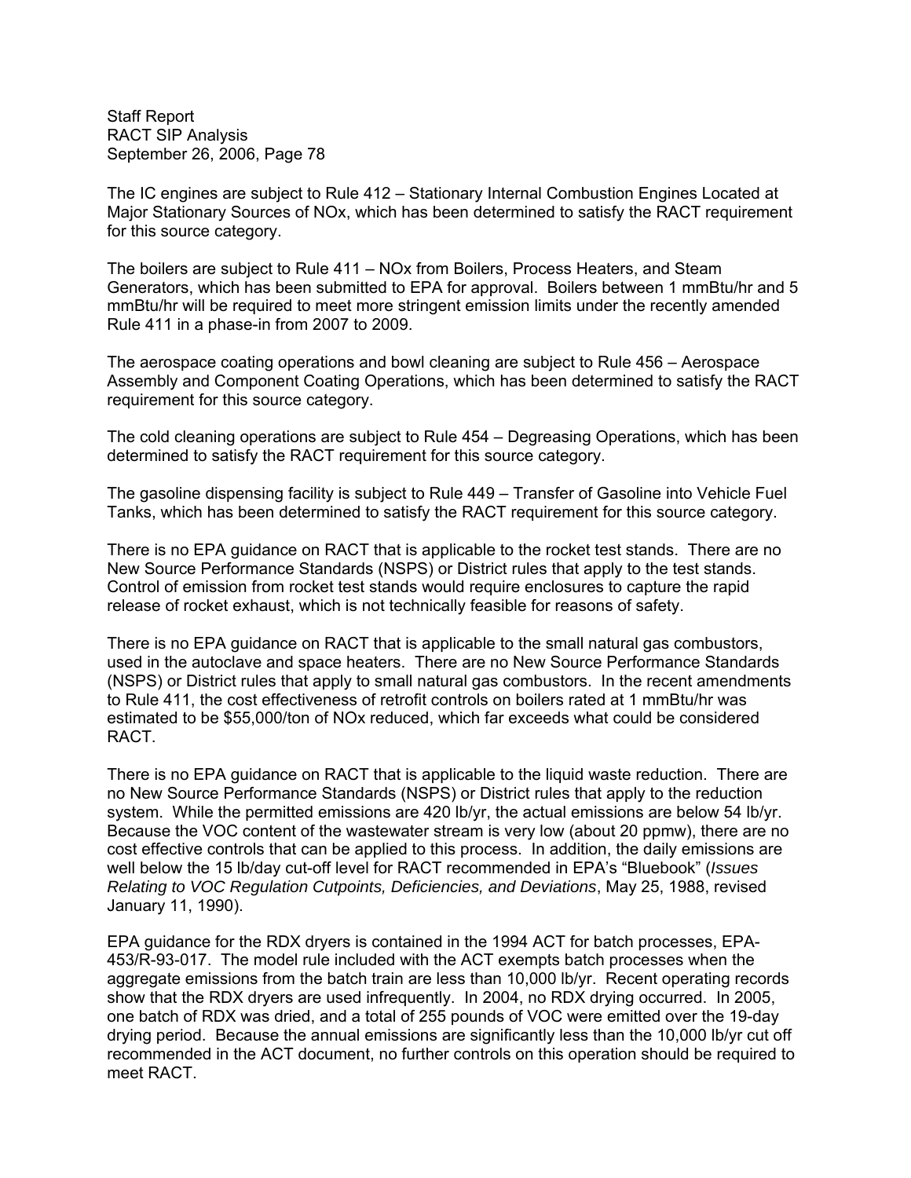The IC engines are subject to Rule 412 – Stationary Internal Combustion Engines Located at Major Stationary Sources of NOx, which has been determined to satisfy the RACT requirement for this source category.

The boilers are subject to Rule 411 – NOx from Boilers, Process Heaters, and Steam Generators, which has been submitted to EPA for approval. Boilers between 1 mmBtu/hr and 5 mmBtu/hr will be required to meet more stringent emission limits under the recently amended Rule 411 in a phase-in from 2007 to 2009.

The aerospace coating operations and bowl cleaning are subject to Rule 456 – Aerospace Assembly and Component Coating Operations, which has been determined to satisfy the RACT requirement for this source category.

The cold cleaning operations are subject to Rule 454 – Degreasing Operations, which has been determined to satisfy the RACT requirement for this source category.

The gasoline dispensing facility is subject to Rule 449 – Transfer of Gasoline into Vehicle Fuel Tanks, which has been determined to satisfy the RACT requirement for this source category.

There is no EPA guidance on RACT that is applicable to the rocket test stands. There are no New Source Performance Standards (NSPS) or District rules that apply to the test stands. Control of emission from rocket test stands would require enclosures to capture the rapid release of rocket exhaust, which is not technically feasible for reasons of safety.

There is no EPA guidance on RACT that is applicable to the small natural gas combustors, used in the autoclave and space heaters. There are no New Source Performance Standards (NSPS) or District rules that apply to small natural gas combustors. In the recent amendments to Rule 411, the cost effectiveness of retrofit controls on boilers rated at 1 mmBtu/hr was estimated to be $55,000/ton of NOx reduced, which far exceeds what could be considered RACT.

There is no EPA guidance on RACT that is applicable to the liquid waste reduction. There are no New Source Performance Standards (NSPS) or District rules that apply to the reduction system. While the permitted emissions are 420 lb/yr, the actual emissions are below 54 lb/yr. Because the VOC content of the wastewater stream is very low (about 20 ppmw), there are no cost effective controls that can be applied to this process. In addition, the daily emissions are well below the 15 lb/day cut-off level for RACT recommended in EPA's "Bluebook" (*Issues Relating to VOC Regulation Cutpoints, Deficiencies, and Deviations*, May 25, 1988, revised January 11, 1990).

EPA guidance for the RDX dryers is contained in the 1994 ACT for batch processes, EPA-453/R-93-017. The model rule included with the ACT exempts batch processes when the aggregate emissions from the batch train are less than 10,000 lb/yr. Recent operating records show that the RDX dryers are used infrequently. In 2004, no RDX drying occurred. In 2005, one batch of RDX was dried, and a total of 255 pounds of VOC were emitted over the 19-day drying period. Because the annual emissions are significantly less than the 10,000 lb/yr cut off recommended in the ACT document, no further controls on this operation should be required to meet RACT.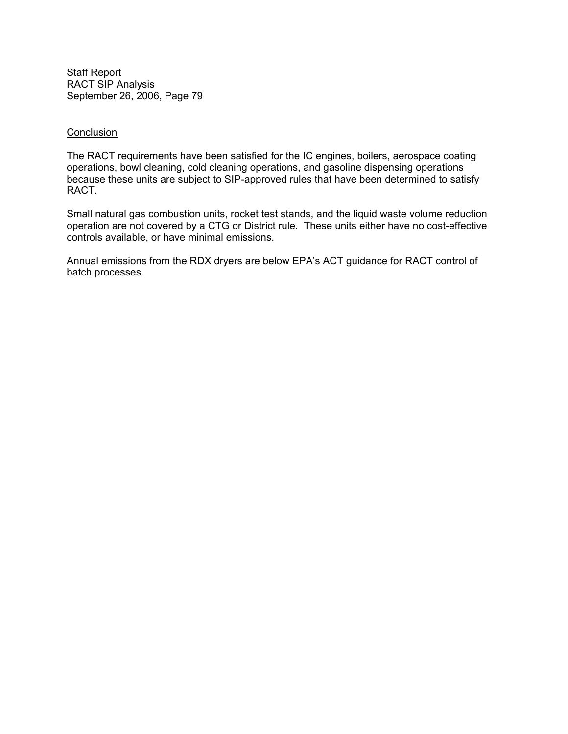Conclusion

The RACT requirements have been satisfied for the IC engines, boilers, aerospace coating operations, bowl cleaning, cold cleaning operations, and gasoline dispensing operations because these units are subject to SIP-approved rules that have been determined to satisfy RACT.

Small natural gas combustion units, rocket test stands, and the liquid waste volume reduction operation are not covered by a CTG or District rule. These units either have no cost-effective controls available, or have minimal emissions.

Annual emissions from the RDX dryers are below EPA's ACT guidance for RACT control of batch processes.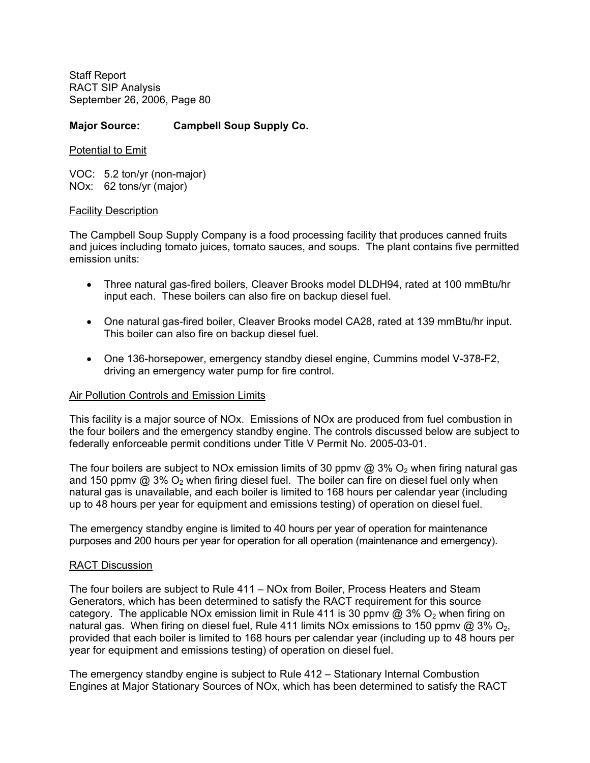**Major Source: Campbell Soup Supply Co.**

Potential to Emit

VOC: 5.2 ton/yr (non-major)
NOx: 62 tons/yr (major)

Facility Description

The Campbell Soup Supply Company is a food processing facility that produces canned fruits and juices including tomato juices, tomato sauces, and soups. The plant contains five permitted emission units:

- Three natural gas-fired boilers, Cleaver Brooks model DLDH94, rated at 100 mmBtu/hr input each. These boilers can also fire on backup diesel fuel.
- One natural gas-fired boiler, Cleaver Brooks model CA28, rated at 139 mmBtu/hr input. This boiler can also fire on backup diesel fuel.
- One 136-horsepower, emergency standby diesel engine, Cummins model V-378-F2, driving an emergency water pump for fire control.

Air Pollution Controls and Emission Limits

This facility is a major source of NOx. Emissions of NOx are produced from fuel combustion in the four boilers and the emergency standby engine. The controls discussed below are subject to federally enforceable permit conditions under Title V Permit No. 2005-03-01.

The four boilers are subject to NOx emission limits of 30 ppmv @ 3% $O_2$ when firing natural gas and 150 ppmv @ 3% $O_2$ when firing diesel fuel. The boiler can fire on diesel fuel only when natural gas is unavailable, and each boiler is limited to 168 hours per calendar year (including up to 48 hours per year for equipment and emissions testing) of operation on diesel fuel.

The emergency standby engine is limited to 40 hours per year of operation for maintenance purposes and 200 hours per year for operation for all operation (maintenance and emergency).

RACT Discussion

The four boilers are subject to Rule 411 – NOx from Boiler, Process Heaters and Steam Generators, which has been determined to satisfy the RACT requirement for this source category. The applicable NOx emission limit in Rule 411 is 30 ppmv @ 3% $O_2$ when firing on natural gas. When firing on diesel fuel, Rule 411 limits NOx emissions to 150 ppmv @ 3% $O_2$, provided that each boiler is limited to 168 hours per calendar year (including up to 48 hours per year for equipment and emissions testing) of operation on diesel fuel.

The emergency standby engine is subject to Rule 412 – Stationary Internal Combustion Engines at Major Stationary Sources of NOx, which has been determined to satisfy the RACT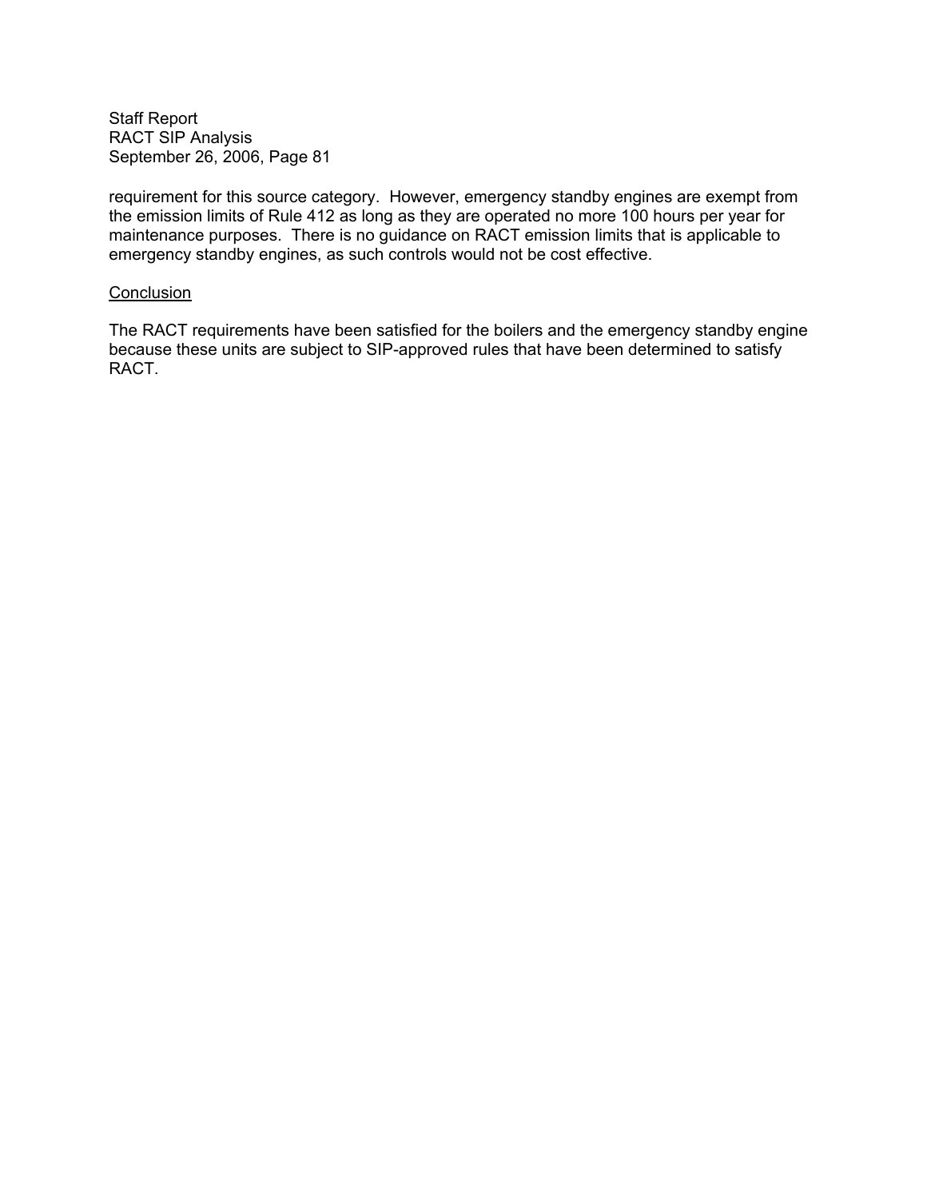requirement for this source category. However, emergency standby engines are exempt from the emission limits of Rule 412 as long as they are operated no more 100 hours per year for maintenance purposes. There is no guidance on RACT emission limits that is applicable to emergency standby engines, as such controls would not be cost effective.

Conclusion

The RACT requirements have been satisfied for the boilers and the emergency standby engine because these units are subject to SIP-approved rules that have been determined to satisfy RACT.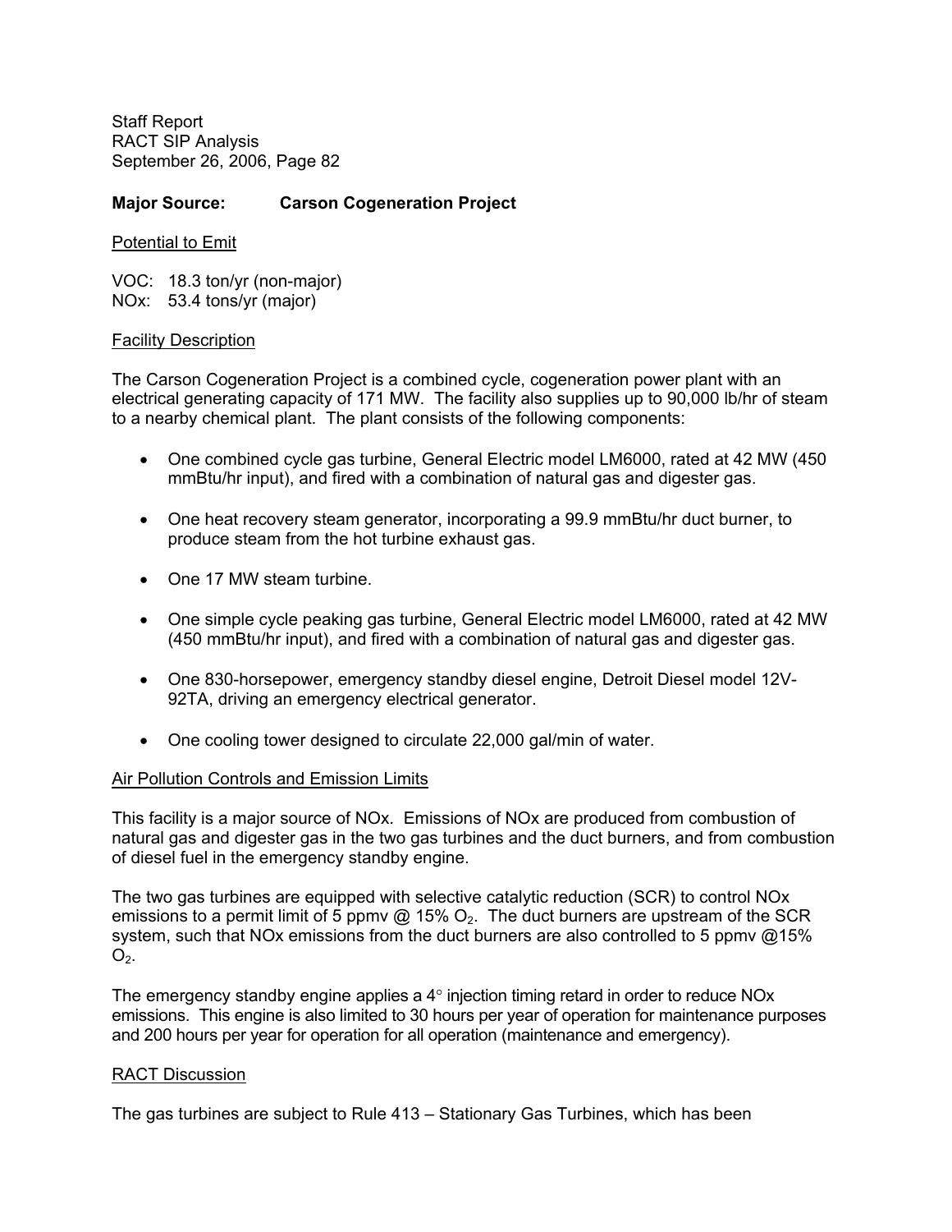**Major Source: Carson Cogeneration Project**

Potential to Emit

VOC: 18.3 ton/yr (non-major)
NOx: 53.4 tons/yr (major)

Facility Description

The Carson Cogeneration Project is a combined cycle, cogeneration power plant with an electrical generating capacity of 171 MW. The facility also supplies up to 90,000 lb/hr of steam to a nearby chemical plant. The plant consists of the following components:

- One combined cycle gas turbine, General Electric model LM6000, rated at 42 MW (450 mmBtu/hr input), and fired with a combination of natural gas and digester gas.
- One heat recovery steam generator, incorporating a 99.9 mmBtu/hr duct burner, to produce steam from the hot turbine exhaust gas.
- One 17 MW steam turbine.
- One simple cycle peaking gas turbine, General Electric model LM6000, rated at 42 MW (450 mmBtu/hr input), and fired with a combination of natural gas and digester gas.
- One 830-horsepower, emergency standby diesel engine, Detroit Diesel model 12V-92TA, driving an emergency electrical generator.
- One cooling tower designed to circulate 22,000 gal/min of water.

Air Pollution Controls and Emission Limits

This facility is a major source of NOx. Emissions of NOx are produced from combustion of natural gas and digester gas in the two gas turbines and the duct burners, and from combustion of diesel fuel in the emergency standby engine.

The two gas turbines are equipped with selective catalytic reduction (SCR) to control NOx emissions to a permit limit of 5 ppmv @ 15% $O_2$. The duct burners are upstream of the SCR system, such that NOx emissions from the duct burners are also controlled to 5 ppmv @15% $O_2$.

The emergency standby engine applies a 4° injection timing retard in order to reduce NOx emissions. This engine is also limited to 30 hours per year of operation for maintenance purposes and 200 hours per year for operation for all operation (maintenance and emergency).

RACT Discussion

The gas turbines are subject to Rule 413 – Stationary Gas Turbines, which has been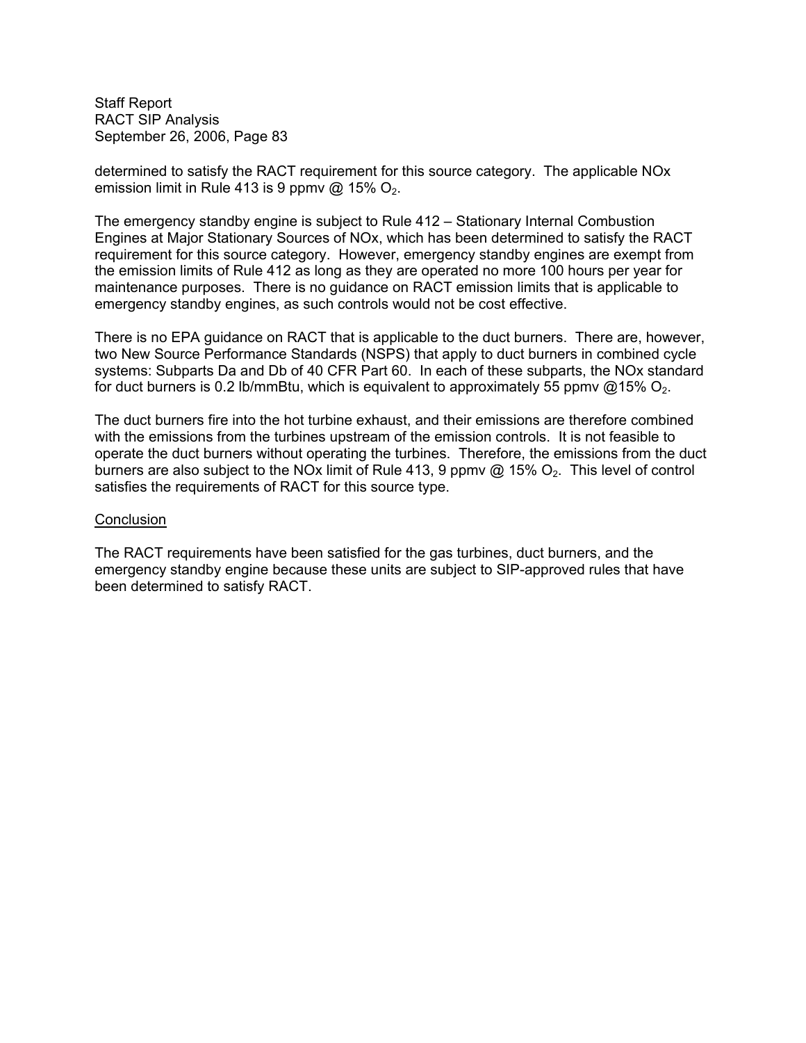determined to satisfy the RACT requirement for this source category. The applicable NOx emission limit in Rule 413 is 9 ppmv @ 15% $O_2$.

The emergency standby engine is subject to Rule 412 – Stationary Internal Combustion Engines at Major Stationary Sources of NOx, which has been determined to satisfy the RACT requirement for this source category. However, emergency standby engines are exempt from the emission limits of Rule 412 as long as they are operated no more 100 hours per year for maintenance purposes. There is no guidance on RACT emission limits that is applicable to emergency standby engines, as such controls would not be cost effective.

There is no EPA guidance on RACT that is applicable to the duct burners. There are, however, two New Source Performance Standards (NSPS) that apply to duct burners in combined cycle systems: Subparts Da and Db of 40 CFR Part 60. In each of these subparts, the NOx standard for duct burners is 0.2 lb/mmBtu, which is equivalent to approximately 55 ppmv @15% $O_2$.

The duct burners fire into the hot turbine exhaust, and their emissions are therefore combined with the emissions from the turbines upstream of the emission controls. It is not feasible to operate the duct burners without operating the turbines. Therefore, the emissions from the duct burners are also subject to the NOx limit of Rule 413, 9 ppmv @ 15% $O_2$. This level of control satisfies the requirements of RACT for this source type.

<u>Conclusion</u>

The RACT requirements have been satisfied for the gas turbines, duct burners, and the emergency standby engine because these units are subject to SIP-approved rules that have been determined to satisfy RACT.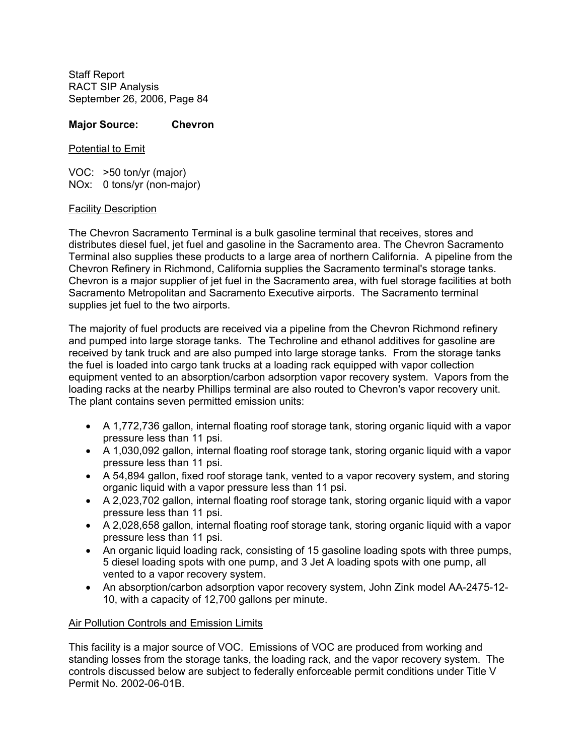**Major Source: Chevron**

Potential to Emit

VOC: >50 ton/yr (major)
NOx: 0 tons/yr (non-major)

Facility Description

The Chevron Sacramento Terminal is a bulk gasoline terminal that receives, stores and distributes diesel fuel, jet fuel and gasoline in the Sacramento area. The Chevron Sacramento Terminal also supplies these products to a large area of northern California. A pipeline from the Chevron Refinery in Richmond, California supplies the Sacramento terminal's storage tanks. Chevron is a major supplier of jet fuel in the Sacramento area, with fuel storage facilities at both Sacramento Metropolitan and Sacramento Executive airports. The Sacramento terminal supplies jet fuel to the two airports.

The majority of fuel products are received via a pipeline from the Chevron Richmond refinery and pumped into large storage tanks. The Techroline and ethanol additives for gasoline are received by tank truck and are also pumped into large storage tanks. From the storage tanks the fuel is loaded into cargo tank trucks at a loading rack equipped with vapor collection equipment vented to an absorption/carbon adsorption vapor recovery system. Vapors from the loading racks at the nearby Phillips terminal are also routed to Chevron's vapor recovery unit. The plant contains seven permitted emission units:

- A 1,772,736 gallon, internal floating roof storage tank, storing organic liquid with a vapor pressure less than 11 psi.
- A 1,030,092 gallon, internal floating roof storage tank, storing organic liquid with a vapor pressure less than 11 psi.
- A 54,894 gallon, fixed roof storage tank, vented to a vapor recovery system, and storing organic liquid with a vapor pressure less than 11 psi.
- A 2,023,702 gallon, internal floating roof storage tank, storing organic liquid with a vapor pressure less than 11 psi.
- A 2,028,658 gallon, internal floating roof storage tank, storing organic liquid with a vapor pressure less than 11 psi.
- An organic liquid loading rack, consisting of 15 gasoline loading spots with three pumps, 5 diesel loading spots with one pump, and 3 Jet A loading spots with one pump, all vented to a vapor recovery system.
- An absorption/carbon adsorption vapor recovery system, John Zink model AA-2475-12-10, with a capacity of 12,700 gallons per minute.

Air Pollution Controls and Emission Limits

This facility is a major source of VOC. Emissions of VOC are produced from working and standing losses from the storage tanks, the loading rack, and the vapor recovery system. The controls discussed below are subject to federally enforceable permit conditions under Title V Permit No. 2002-06-01B.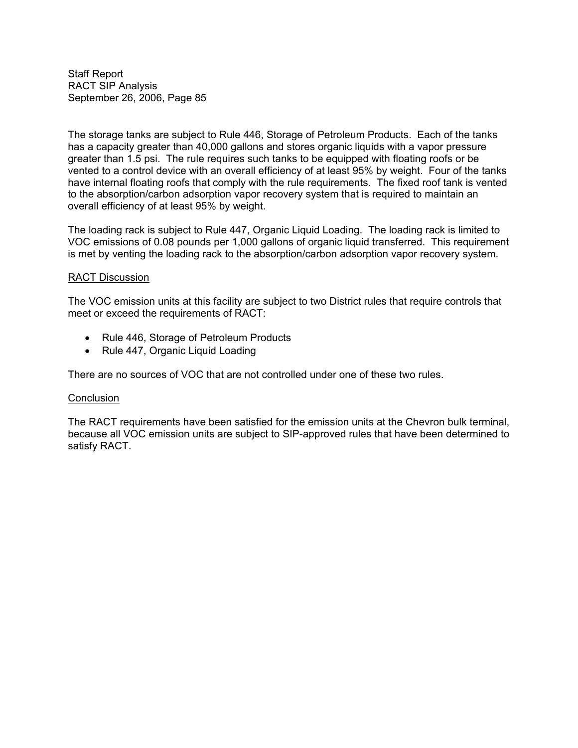The storage tanks are subject to Rule 446, Storage of Petroleum Products. Each of the tanks has a capacity greater than 40,000 gallons and stores organic liquids with a vapor pressure greater than 1.5 psi. The rule requires such tanks to be equipped with floating roofs or be vented to a control device with an overall efficiency of at least 95% by weight. Four of the tanks have internal floating roofs that comply with the rule requirements. The fixed roof tank is vented to the absorption/carbon adsorption vapor recovery system that is required to maintain an overall efficiency of at least 95% by weight.

The loading rack is subject to Rule 447, Organic Liquid Loading. The loading rack is limited to VOC emissions of 0.08 pounds per 1,000 gallons of organic liquid transferred. This requirement is met by venting the loading rack to the absorption/carbon adsorption vapor recovery system.

RACT Discussion

The VOC emission units at this facility are subject to two District rules that require controls that meet or exceed the requirements of RACT:

- Rule 446, Storage of Petroleum Products
- Rule 447, Organic Liquid Loading

There are no sources of VOC that are not controlled under one of these two rules.

Conclusion

The RACT requirements have been satisfied for the emission units at the Chevron bulk terminal, because all VOC emission units are subject to SIP-approved rules that have been determined to satisfy RACT.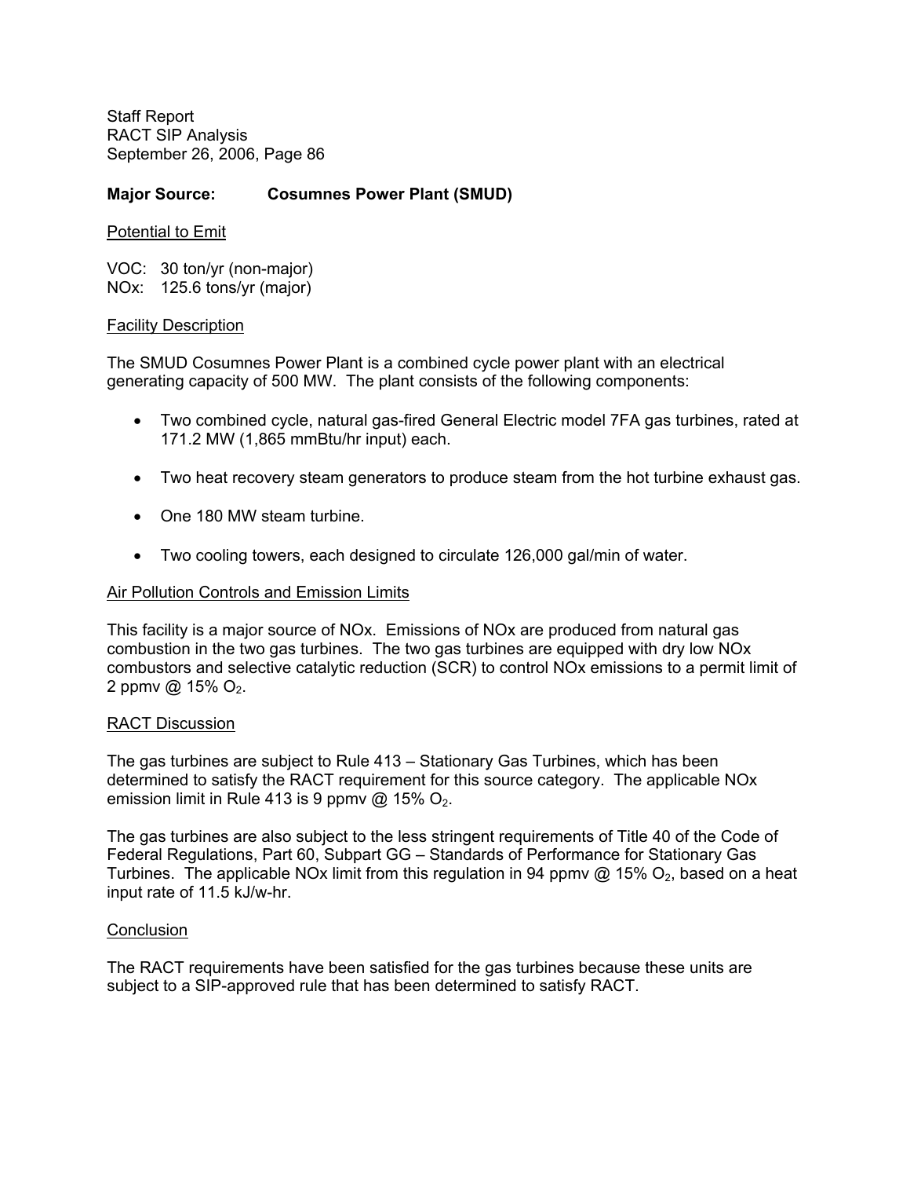**Major Source: Cosumnes Power Plant (SMUD)**

Potential to Emit

VOC: 30 ton/yr (non-major)
NOx: 125.6 tons/yr (major)

Facility Description

The SMUD Cosumnes Power Plant is a combined cycle power plant with an electrical generating capacity of 500 MW. The plant consists of the following components:

- Two combined cycle, natural gas-fired General Electric model 7FA gas turbines, rated at 171.2 MW (1,865 mmBtu/hr input) each.
- Two heat recovery steam generators to produce steam from the hot turbine exhaust gas.
- One 180 MW steam turbine.
- Two cooling towers, each designed to circulate 126,000 gal/min of water.

Air Pollution Controls and Emission Limits

This facility is a major source of NOx. Emissions of NOx are produced from natural gas combustion in the two gas turbines. The two gas turbines are equipped with dry low NOx combustors and selective catalytic reduction (SCR) to control NOx emissions to a permit limit of 2 ppmv @ 15% $O_2$.

RACT Discussion

The gas turbines are subject to Rule 413 – Stationary Gas Turbines, which has been determined to satisfy the RACT requirement for this source category. The applicable NOx emission limit in Rule 413 is 9 ppmv @ 15% $O_2$.

The gas turbines are also subject to the less stringent requirements of Title 40 of the Code of Federal Regulations, Part 60, Subpart GG – Standards of Performance for Stationary Gas Turbines. The applicable NOx limit from this regulation in 94 ppmv @ 15% $O_2$, based on a heat input rate of 11.5 kJ/w-hr.

Conclusion

The RACT requirements have been satisfied for the gas turbines because these units are subject to a SIP-approved rule that has been determined to satisfy RACT.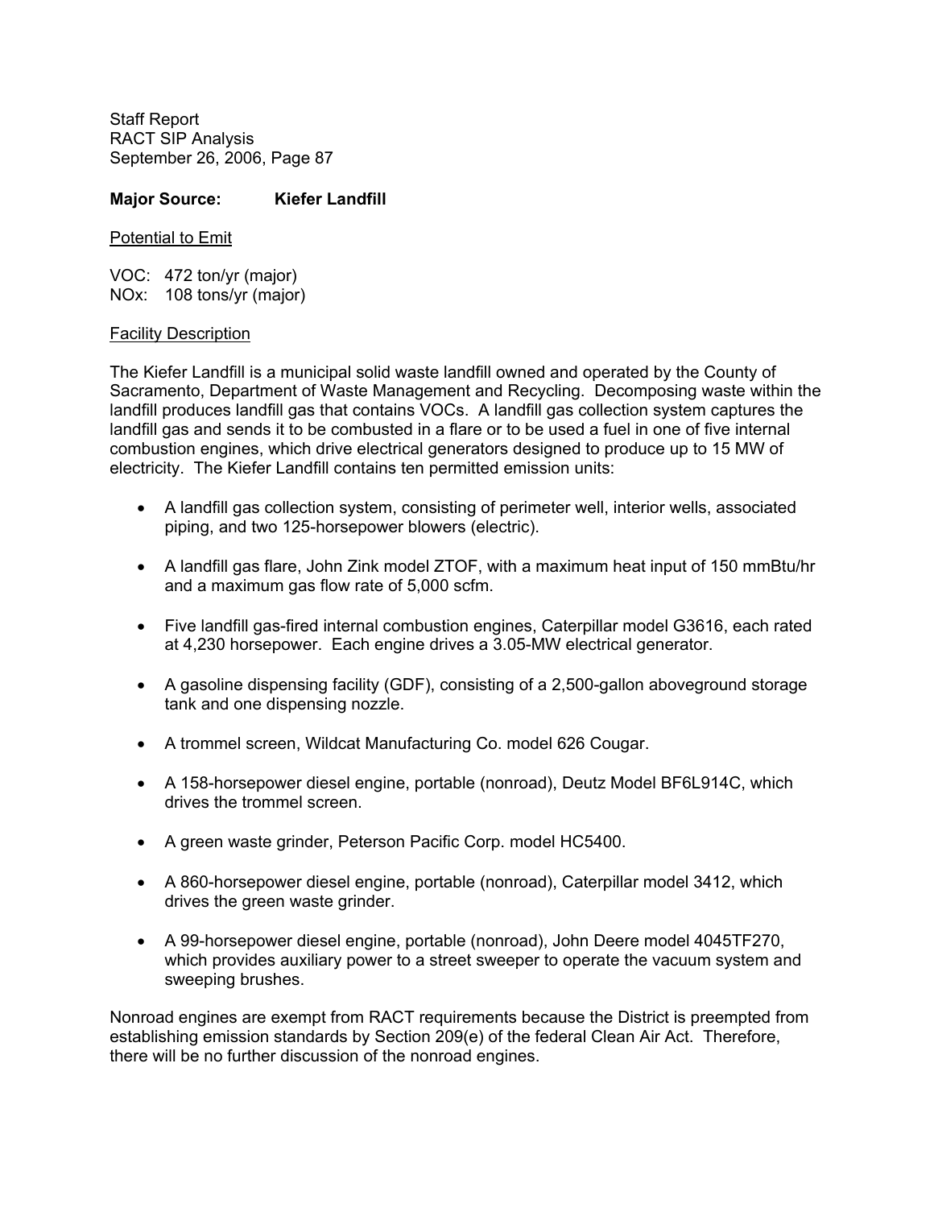**Major Source: Kiefer Landfill**

<u>Potential to Emit</u>

VOC: 472 ton/yr (major)
NOx: 108 tons/yr (major)

<u>Facility Description</u>

The Kiefer Landfill is a municipal solid waste landfill owned and operated by the County of Sacramento, Department of Waste Management and Recycling. Decomposing waste within the landfill produces landfill gas that contains VOCs. A landfill gas collection system captures the landfill gas and sends it to be combusted in a flare or to be used a fuel in one of five internal combustion engines, which drive electrical generators designed to produce up to 15 MW of electricity. The Kiefer Landfill contains ten permitted emission units:

- A landfill gas collection system, consisting of perimeter well, interior wells, associated piping, and two 125-horsepower blowers (electric).
- A landfill gas flare, John Zink model ZTOF, with a maximum heat input of 150 mmBtu/hr and a maximum gas flow rate of 5,000 scfm.
- Five landfill gas-fired internal combustion engines, Caterpillar model G3616, each rated at 4,230 horsepower. Each engine drives a 3.05-MW electrical generator.
- A gasoline dispensing facility (GDF), consisting of a 2,500-gallon aboveground storage tank and one dispensing nozzle.
- A trommel screen, Wildcat Manufacturing Co. model 626 Cougar.
- A 158-horsepower diesel engine, portable (nonroad), Deutz Model BF6L914C, which drives the trommel screen.
- A green waste grinder, Peterson Pacific Corp. model HC5400.
- A 860-horsepower diesel engine, portable (nonroad), Caterpillar model 3412, which drives the green waste grinder.
- A 99-horsepower diesel engine, portable (nonroad), John Deere model 4045TF270, which provides auxiliary power to a street sweeper to operate the vacuum system and sweeping brushes.

Nonroad engines are exempt from RACT requirements because the District is preempted from establishing emission standards by Section 209(e) of the federal Clean Air Act. Therefore, there will be no further discussion of the nonroad engines.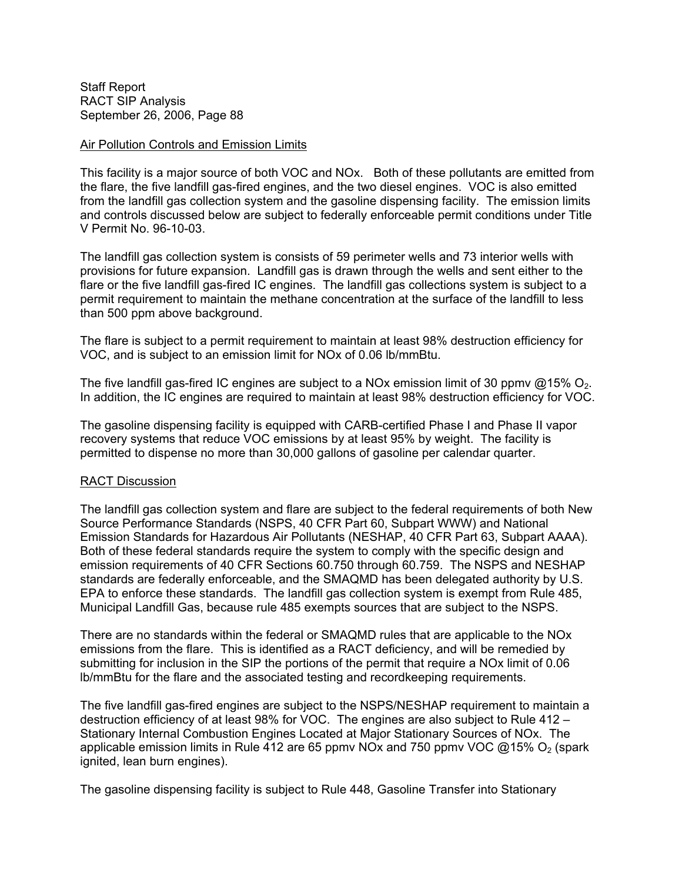Air Pollution Controls and Emission Limits

This facility is a major source of both VOC and NOx. Both of these pollutants are emitted from the flare, the five landfill gas-fired engines, and the two diesel engines. VOC is also emitted from the landfill gas collection system and the gasoline dispensing facility. The emission limits and controls discussed below are subject to federally enforceable permit conditions under Title V Permit No. 96-10-03.

The landfill gas collection system is consists of 59 perimeter wells and 73 interior wells with provisions for future expansion. Landfill gas is drawn through the wells and sent either to the flare or the five landfill gas-fired IC engines. The landfill gas collections system is subject to a permit requirement to maintain the methane concentration at the surface of the landfill to less than 500 ppm above background.

The flare is subject to a permit requirement to maintain at least 98% destruction efficiency for VOC, and is subject to an emission limit for NOx of 0.06 lb/mmBtu.

The five landfill gas-fired IC engines are subject to a NOx emission limit of 30 ppmv @15% $O_2$. In addition, the IC engines are required to maintain at least 98% destruction efficiency for VOC.

The gasoline dispensing facility is equipped with CARB-certified Phase I and Phase II vapor recovery systems that reduce VOC emissions by at least 95% by weight. The facility is permitted to dispense no more than 30,000 gallons of gasoline per calendar quarter.

RACT Discussion

The landfill gas collection system and flare are subject to the federal requirements of both New Source Performance Standards (NSPS, 40 CFR Part 60, Subpart WWW) and National Emission Standards for Hazardous Air Pollutants (NESHAP, 40 CFR Part 63, Subpart AAAA). Both of these federal standards require the system to comply with the specific design and emission requirements of 40 CFR Sections 60.750 through 60.759. The NSPS and NESHAP standards are federally enforceable, and the SMAQMD has been delegated authority by U.S. EPA to enforce these standards. The landfill gas collection system is exempt from Rule 485, Municipal Landfill Gas, because rule 485 exempts sources that are subject to the NSPS.

There are no standards within the federal or SMAQMD rules that are applicable to the NOx emissions from the flare. This is identified as a RACT deficiency, and will be remedied by submitting for inclusion in the SIP the portions of the permit that require a NOx limit of 0.06 lb/mmBtu for the flare and the associated testing and recordkeeping requirements.

The five landfill gas-fired engines are subject to the NSPS/NESHAP requirement to maintain a destruction efficiency of at least 98% for VOC. The engines are also subject to Rule 412 – Stationary Internal Combustion Engines Located at Major Stationary Sources of NOx. The applicable emission limits in Rule 412 are 65 ppmv NOx and 750 ppmv VOC @15% $O_2$ (spark ignited, lean burn engines).

The gasoline dispensing facility is subject to Rule 448, Gasoline Transfer into Stationary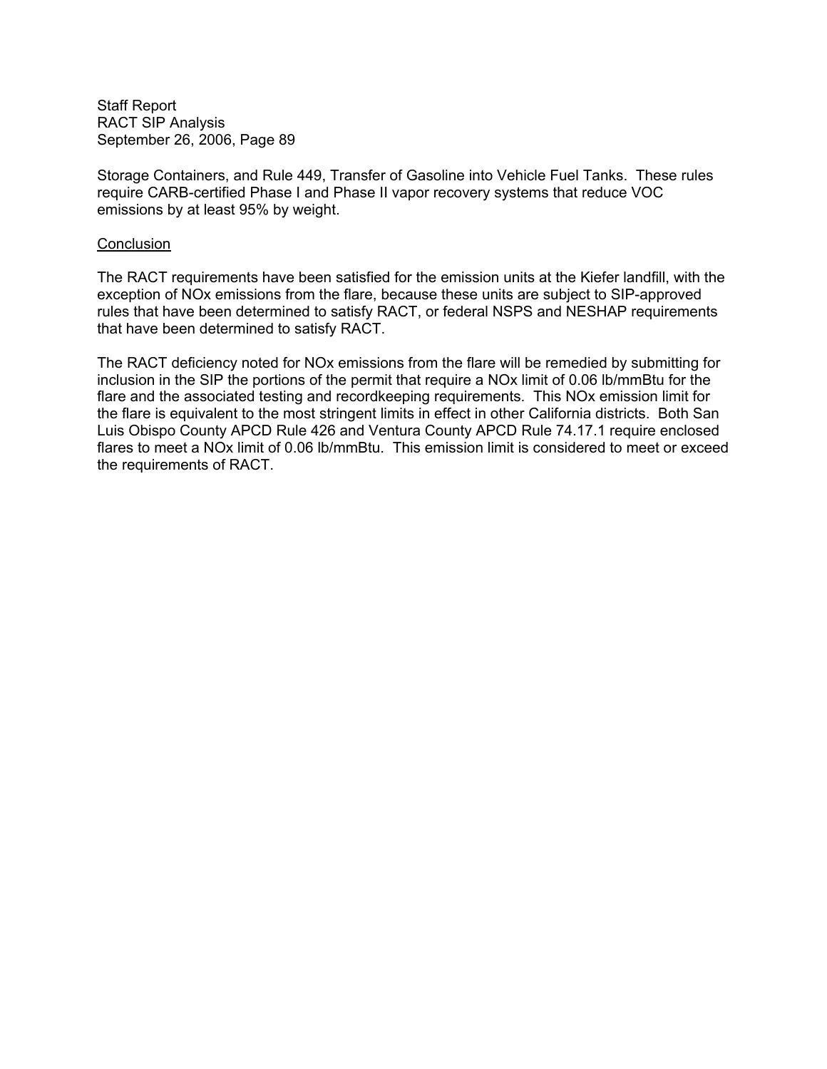Storage Containers, and Rule 449, Transfer of Gasoline into Vehicle Fuel Tanks. These rules require CARB-certified Phase I and Phase II vapor recovery systems that reduce VOC emissions by at least 95% by weight.

Conclusion

The RACT requirements have been satisfied for the emission units at the Kiefer landfill, with the exception of NOx emissions from the flare, because these units are subject to SIP-approved rules that have been determined to satisfy RACT, or federal NSPS and NESHAP requirements that have been determined to satisfy RACT.

The RACT deficiency noted for NOx emissions from the flare will be remedied by submitting for inclusion in the SIP the portions of the permit that require a NOx limit of 0.06 lb/mmBtu for the flare and the associated testing and recordkeeping requirements. This NOx emission limit for the flare is equivalent to the most stringent limits in effect in other California districts. Both San Luis Obispo County APCD Rule 426 and Ventura County APCD Rule 74.17.1 require enclosed flares to meet a NOx limit of 0.06 lb/mmBtu. This emission limit is considered to meet or exceed the requirements of RACT.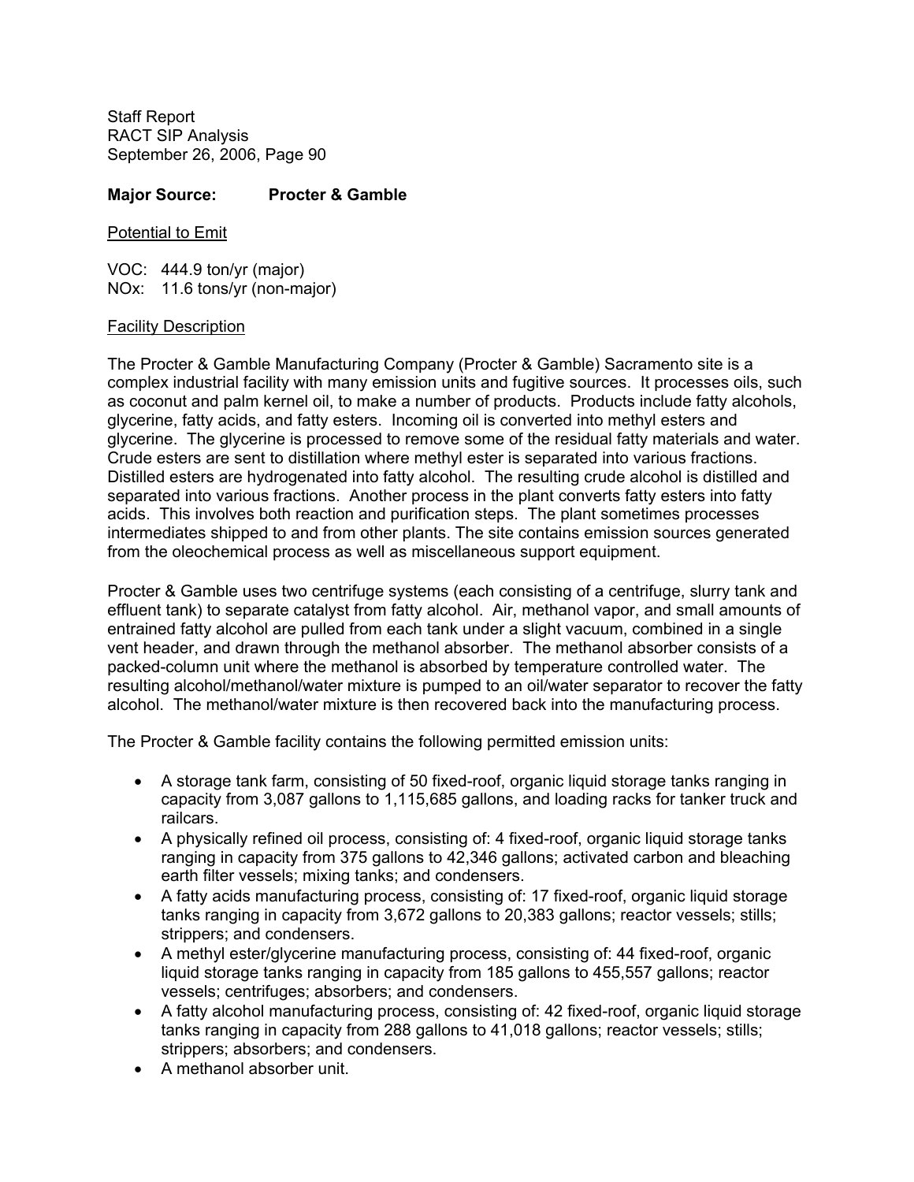**Major Source: Procter & Gamble**

<u>Potential to Emit</u>

VOC: 444.9 ton/yr (major)
NOx: 11.6 tons/yr (non-major)

<u>Facility Description</u>

The Procter & Gamble Manufacturing Company (Procter & Gamble) Sacramento site is a complex industrial facility with many emission units and fugitive sources. It processes oils, such as coconut and palm kernel oil, to make a number of products. Products include fatty alcohols, glycerine, fatty acids, and fatty esters. Incoming oil is converted into methyl esters and glycerine. The glycerine is processed to remove some of the residual fatty materials and water. Crude esters are sent to distillation where methyl ester is separated into various fractions. Distilled esters are hydrogenated into fatty alcohol. The resulting crude alcohol is distilled and separated into various fractions. Another process in the plant converts fatty esters into fatty acids. This involves both reaction and purification steps. The plant sometimes processes intermediates shipped to and from other plants. The site contains emission sources generated from the oleochemical process as well as miscellaneous support equipment.

Procter & Gamble uses two centrifuge systems (each consisting of a centrifuge, slurry tank and effluent tank) to separate catalyst from fatty alcohol. Air, methanol vapor, and small amounts of entrained fatty alcohol are pulled from each tank under a slight vacuum, combined in a single vent header, and drawn through the methanol absorber. The methanol absorber consists of a packed-column unit where the methanol is absorbed by temperature controlled water. The resulting alcohol/methanol/water mixture is pumped to an oil/water separator to recover the fatty alcohol. The methanol/water mixture is then recovered back into the manufacturing process.

The Procter & Gamble facility contains the following permitted emission units:

- A storage tank farm, consisting of 50 fixed-roof, organic liquid storage tanks ranging in capacity from 3,087 gallons to 1,115,685 gallons, and loading racks for tanker truck and railcars.
- A physically refined oil process, consisting of: 4 fixed-roof, organic liquid storage tanks ranging in capacity from 375 gallons to 42,346 gallons; activated carbon and bleaching earth filter vessels; mixing tanks; and condensers.
- A fatty acids manufacturing process, consisting of: 17 fixed-roof, organic liquid storage tanks ranging in capacity from 3,672 gallons to 20,383 gallons; reactor vessels; stills; strippers; and condensers.
- A methyl ester/glycerine manufacturing process, consisting of: 44 fixed-roof, organic liquid storage tanks ranging in capacity from 185 gallons to 455,557 gallons; reactor vessels; centrifuges; absorbers; and condensers.
- A fatty alcohol manufacturing process, consisting of: 42 fixed-roof, organic liquid storage tanks ranging in capacity from 288 gallons to 41,018 gallons; reactor vessels; stills; strippers; absorbers; and condensers.
- A methanol absorber unit.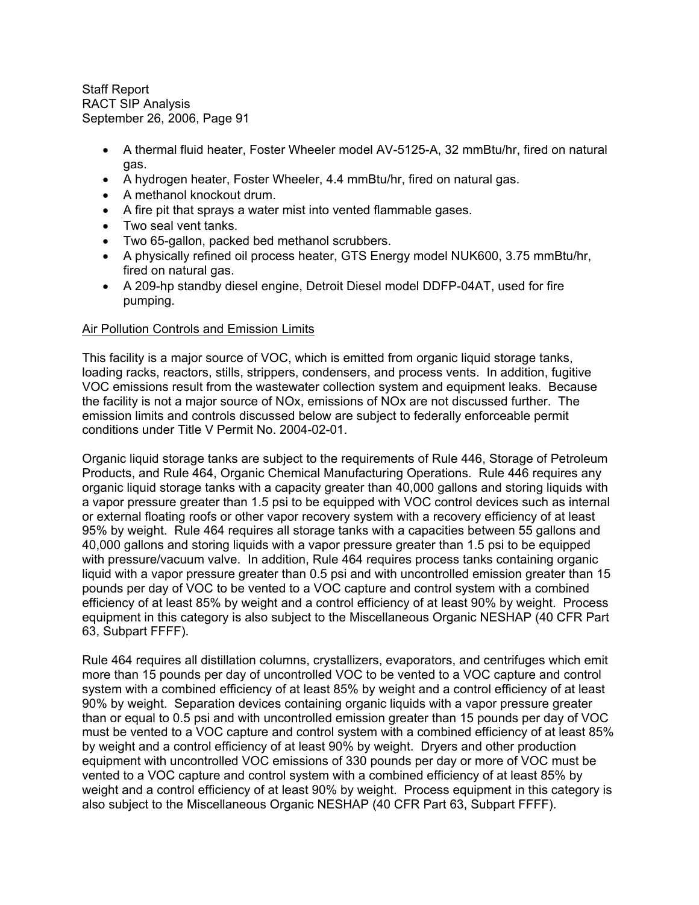- A thermal fluid heater, Foster Wheeler model AV-5125-A, 32 mmBtu/hr, fired on natural gas.
- A hydrogen heater, Foster Wheeler, 4.4 mmBtu/hr, fired on natural gas.
- A methanol knockout drum.
- A fire pit that sprays a water mist into vented flammable gases.
- Two seal vent tanks.
- Two 65-gallon, packed bed methanol scrubbers.
- A physically refined oil process heater, GTS Energy model NUK600, 3.75 mmBtu/hr, fired on natural gas.
- A 209-hp standby diesel engine, Detroit Diesel model DDFP-04AT, used for fire pumping.

Air Pollution Controls and Emission Limits

This facility is a major source of VOC, which is emitted from organic liquid storage tanks, loading racks, reactors, stills, strippers, condensers, and process vents. In addition, fugitive VOC emissions result from the wastewater collection system and equipment leaks. Because the facility is not a major source of NOx, emissions of NOx are not discussed further. The emission limits and controls discussed below are subject to federally enforceable permit conditions under Title V Permit No. 2004-02-01.

Organic liquid storage tanks are subject to the requirements of Rule 446, Storage of Petroleum Products, and Rule 464, Organic Chemical Manufacturing Operations. Rule 446 requires any organic liquid storage tanks with a capacity greater than 40,000 gallons and storing liquids with a vapor pressure greater than 1.5 psi to be equipped with VOC control devices such as internal or external floating roofs or other vapor recovery system with a recovery efficiency of at least 95% by weight. Rule 464 requires all storage tanks with a capacities between 55 gallons and 40,000 gallons and storing liquids with a vapor pressure greater than 1.5 psi to be equipped with pressure/vacuum valve. In addition, Rule 464 requires process tanks containing organic liquid with a vapor pressure greater than 0.5 psi and with uncontrolled emission greater than 15 pounds per day of VOC to be vented to a VOC capture and control system with a combined efficiency of at least 85% by weight and a control efficiency of at least 90% by weight. Process equipment in this category is also subject to the Miscellaneous Organic NESHAP (40 CFR Part 63, Subpart FFFF).

Rule 464 requires all distillation columns, crystallizers, evaporators, and centrifuges which emit more than 15 pounds per day of uncontrolled VOC to be vented to a VOC capture and control system with a combined efficiency of at least 85% by weight and a control efficiency of at least 90% by weight. Separation devices containing organic liquids with a vapor pressure greater than or equal to 0.5 psi and with uncontrolled emission greater than 15 pounds per day of VOC must be vented to a VOC capture and control system with a combined efficiency of at least 85% by weight and a control efficiency of at least 90% by weight. Dryers and other production equipment with uncontrolled VOC emissions of 330 pounds per day or more of VOC must be vented to a VOC capture and control system with a combined efficiency of at least 85% by weight and a control efficiency of at least 90% by weight. Process equipment in this category is also subject to the Miscellaneous Organic NESHAP (40 CFR Part 63, Subpart FFFF).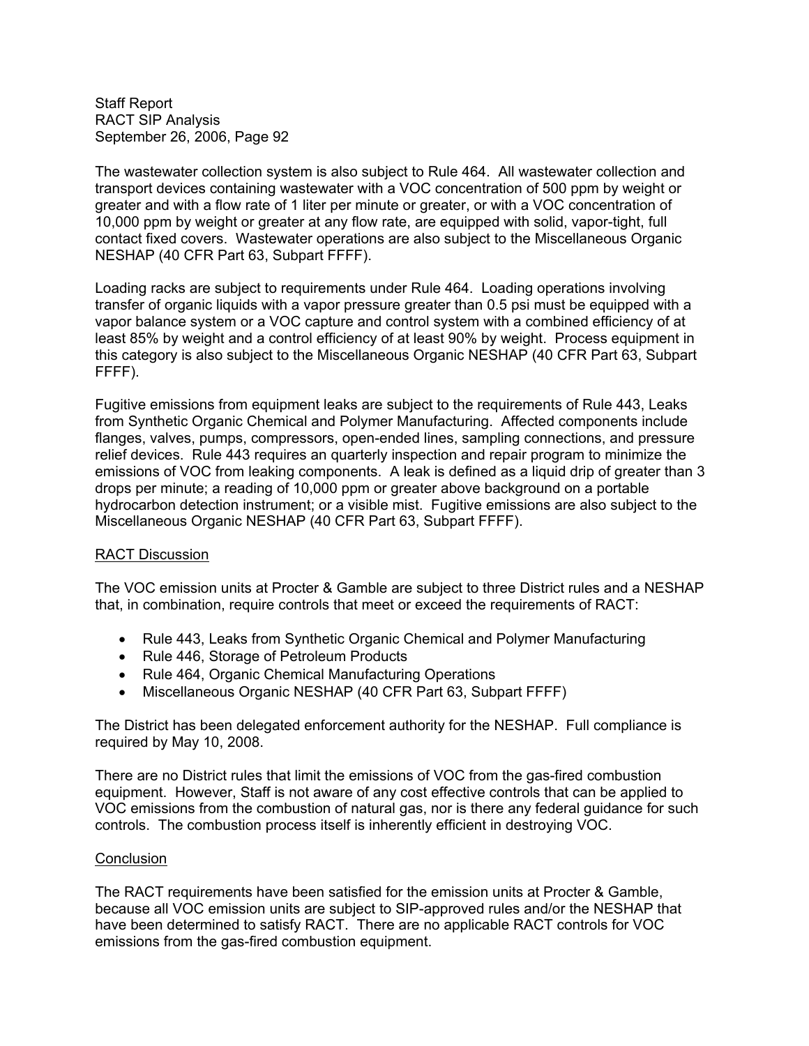The wastewater collection system is also subject to Rule 464. All wastewater collection and transport devices containing wastewater with a VOC concentration of 500 ppm by weight or greater and with a flow rate of 1 liter per minute or greater, or with a VOC concentration of 10,000 ppm by weight or greater at any flow rate, are equipped with solid, vapor-tight, full contact fixed covers. Wastewater operations are also subject to the Miscellaneous Organic NESHAP (40 CFR Part 63, Subpart FFFF).

Loading racks are subject to requirements under Rule 464. Loading operations involving transfer of organic liquids with a vapor pressure greater than 0.5 psi must be equipped with a vapor balance system or a VOC capture and control system with a combined efficiency of at least 85% by weight and a control efficiency of at least 90% by weight. Process equipment in this category is also subject to the Miscellaneous Organic NESHAP (40 CFR Part 63, Subpart FFFF).

Fugitive emissions from equipment leaks are subject to the requirements of Rule 443, Leaks from Synthetic Organic Chemical and Polymer Manufacturing. Affected components include flanges, valves, pumps, compressors, open-ended lines, sampling connections, and pressure relief devices. Rule 443 requires an quarterly inspection and repair program to minimize the emissions of VOC from leaking components. A leak is defined as a liquid drip of greater than 3 drops per minute; a reading of 10,000 ppm or greater above background on a portable hydrocarbon detection instrument; or a visible mist. Fugitive emissions are also subject to the Miscellaneous Organic NESHAP (40 CFR Part 63, Subpart FFFF).

## RACT Discussion

The VOC emission units at Procter & Gamble are subject to three District rules and a NESHAP that, in combination, require controls that meet or exceed the requirements of RACT:

- Rule 443, Leaks from Synthetic Organic Chemical and Polymer Manufacturing
- Rule 446, Storage of Petroleum Products
- Rule 464, Organic Chemical Manufacturing Operations
- Miscellaneous Organic NESHAP (40 CFR Part 63, Subpart FFFF)

The District has been delegated enforcement authority for the NESHAP. Full compliance is required by May 10, 2008.

There are no District rules that limit the emissions of VOC from the gas-fired combustion equipment. However, Staff is not aware of any cost effective controls that can be applied to VOC emissions from the combustion of natural gas, nor is there any federal guidance for such controls. The combustion process itself is inherently efficient in destroying VOC.

## Conclusion

The RACT requirements have been satisfied for the emission units at Procter & Gamble, because all VOC emission units are subject to SIP-approved rules and/or the NESHAP that have been determined to satisfy RACT. There are no applicable RACT controls for VOC emissions from the gas-fired combustion equipment.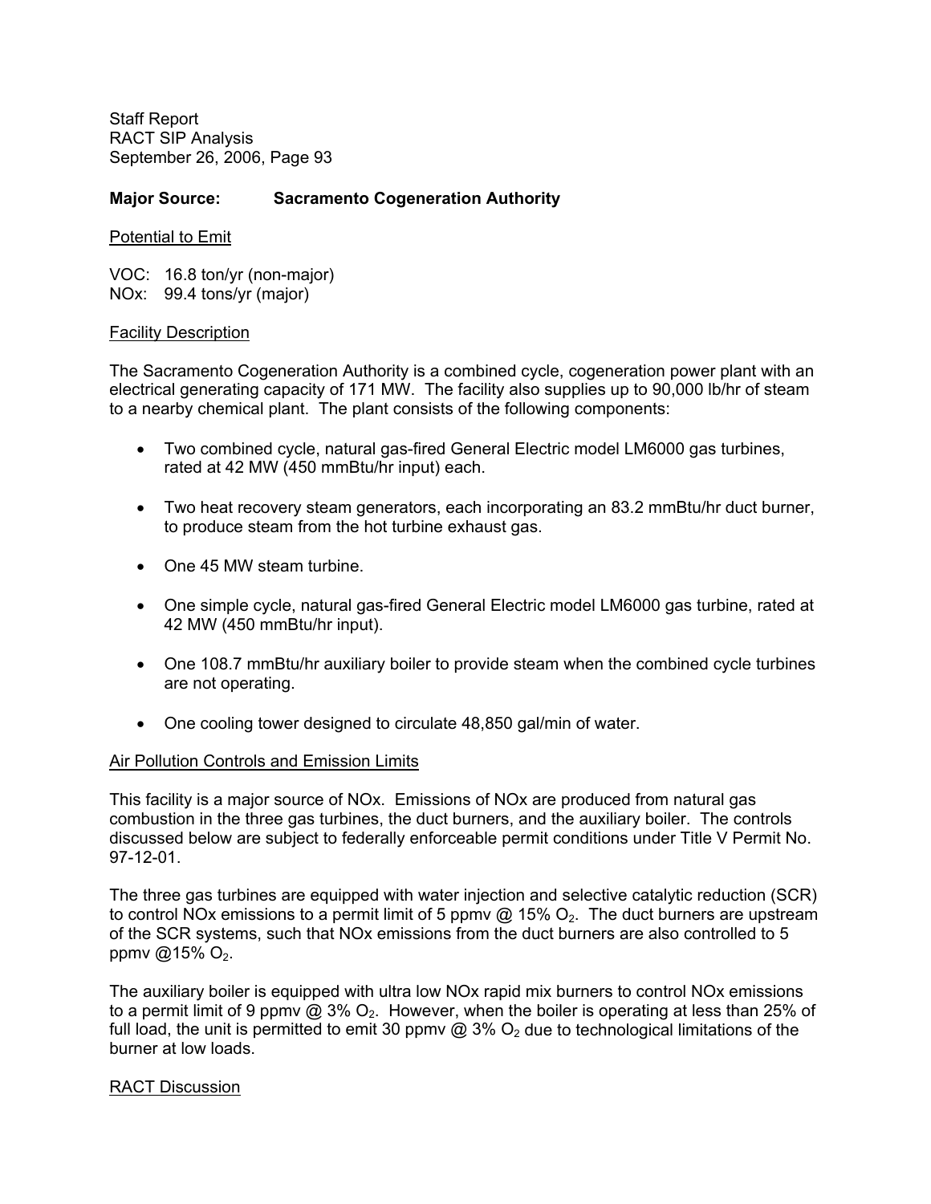**Major Source: Sacramento Cogeneration Authority**

Potential to Emit

VOC: 16.8 ton/yr (non-major)
NOx: 99.4 tons/yr (major)

Facility Description

The Sacramento Cogeneration Authority is a combined cycle, cogeneration power plant with an electrical generating capacity of 171 MW. The facility also supplies up to 90,000 lb/hr of steam to a nearby chemical plant. The plant consists of the following components:

- Two combined cycle, natural gas-fired General Electric model LM6000 gas turbines, rated at 42 MW (450 mmBtu/hr input) each.
- Two heat recovery steam generators, each incorporating an 83.2 mmBtu/hr duct burner, to produce steam from the hot turbine exhaust gas.
- One 45 MW steam turbine.
- One simple cycle, natural gas-fired General Electric model LM6000 gas turbine, rated at 42 MW (450 mmBtu/hr input).
- One 108.7 mmBtu/hr auxiliary boiler to provide steam when the combined cycle turbines are not operating.
- One cooling tower designed to circulate 48,850 gal/min of water.

Air Pollution Controls and Emission Limits

This facility is a major source of NOx. Emissions of NOx are produced from natural gas combustion in the three gas turbines, the duct burners, and the auxiliary boiler. The controls discussed below are subject to federally enforceable permit conditions under Title V Permit No. 97-12-01.

The three gas turbines are equipped with water injection and selective catalytic reduction (SCR) to control NOx emissions to a permit limit of 5 ppmv @ 15% $O_2$. The duct burners are upstream of the SCR systems, such that NOx emissions from the duct burners are also controlled to 5 ppmv @15% $O_2$.

The auxiliary boiler is equipped with ultra low NOx rapid mix burners to control NOx emissions to a permit limit of 9 ppmv @ 3% $O_2$. However, when the boiler is operating at less than 25% of full load, the unit is permitted to emit 30 ppmv @ 3% $O_2$ due to technological limitations of the burner at low loads.

RACT Discussion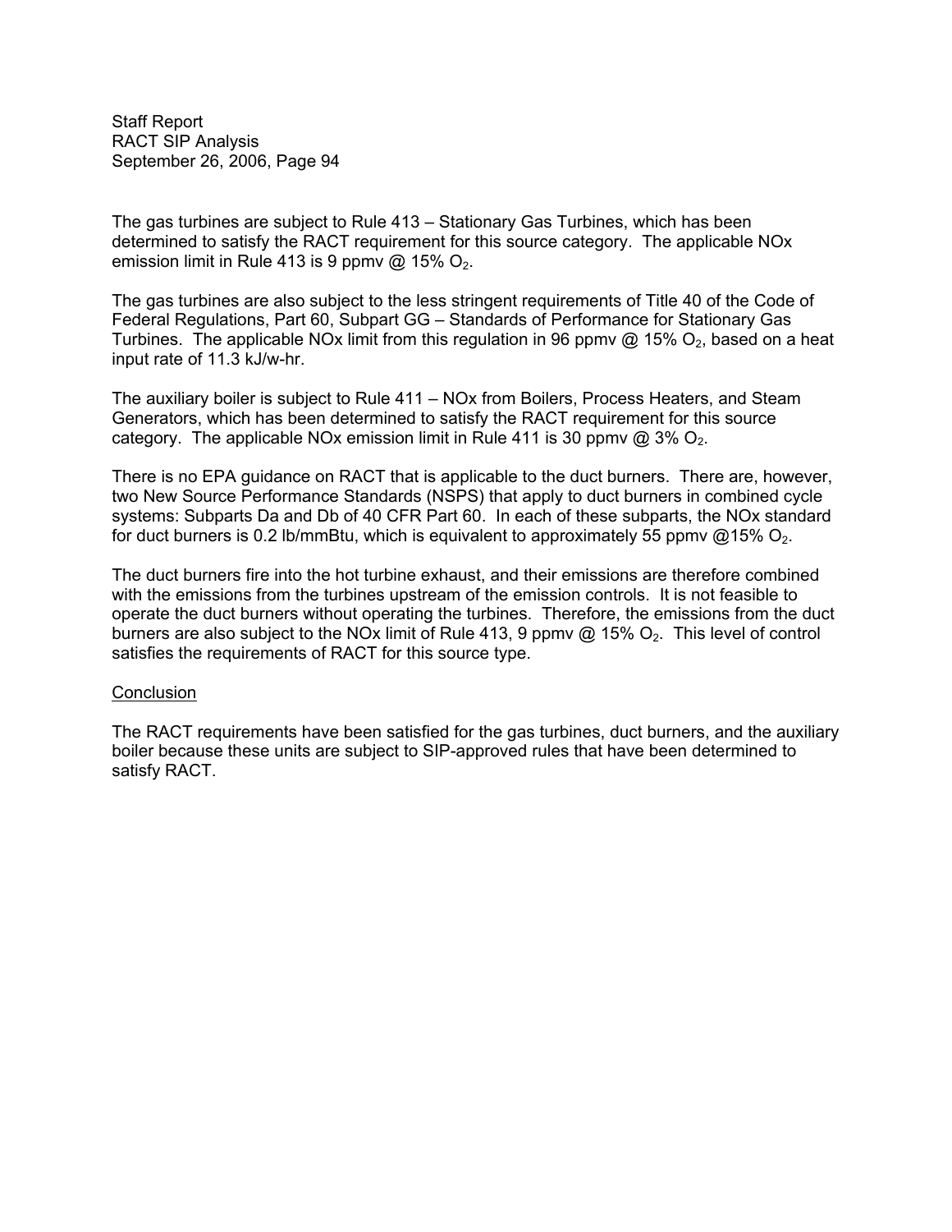The gas turbines are subject to Rule 413 – Stationary Gas Turbines, which has been determined to satisfy the RACT requirement for this source category. The applicable NOx emission limit in Rule 413 is 9 ppmv @ 15% $O_2$.

The gas turbines are also subject to the less stringent requirements of Title 40 of the Code of Federal Regulations, Part 60, Subpart GG – Standards of Performance for Stationary Gas Turbines. The applicable NOx limit from this regulation in 96 ppmv @ 15% $O_2$, based on a heat input rate of 11.3 kJ/w-hr.

The auxiliary boiler is subject to Rule 411 – NOx from Boilers, Process Heaters, and Steam Generators, which has been determined to satisfy the RACT requirement for this source category. The applicable NOx emission limit in Rule 411 is 30 ppmv @ 3% $O_2$.

There is no EPA guidance on RACT that is applicable to the duct burners. There are, however, two New Source Performance Standards (NSPS) that apply to duct burners in combined cycle systems: Subparts Da and Db of 40 CFR Part 60. In each of these subparts, the NOx standard for duct burners is 0.2 lb/mmBtu, which is equivalent to approximately 55 ppmv @15% $O_2$.

The duct burners fire into the hot turbine exhaust, and their emissions are therefore combined with the emissions from the turbines upstream of the emission controls. It is not feasible to operate the duct burners without operating the turbines. Therefore, the emissions from the duct burners are also subject to the NOx limit of Rule 413, 9 ppmv @ 15% $O_2$. This level of control satisfies the requirements of RACT for this source type.

Conclusion

The RACT requirements have been satisfied for the gas turbines, duct burners, and the auxiliary boiler because these units are subject to SIP-approved rules that have been determined to satisfy RACT.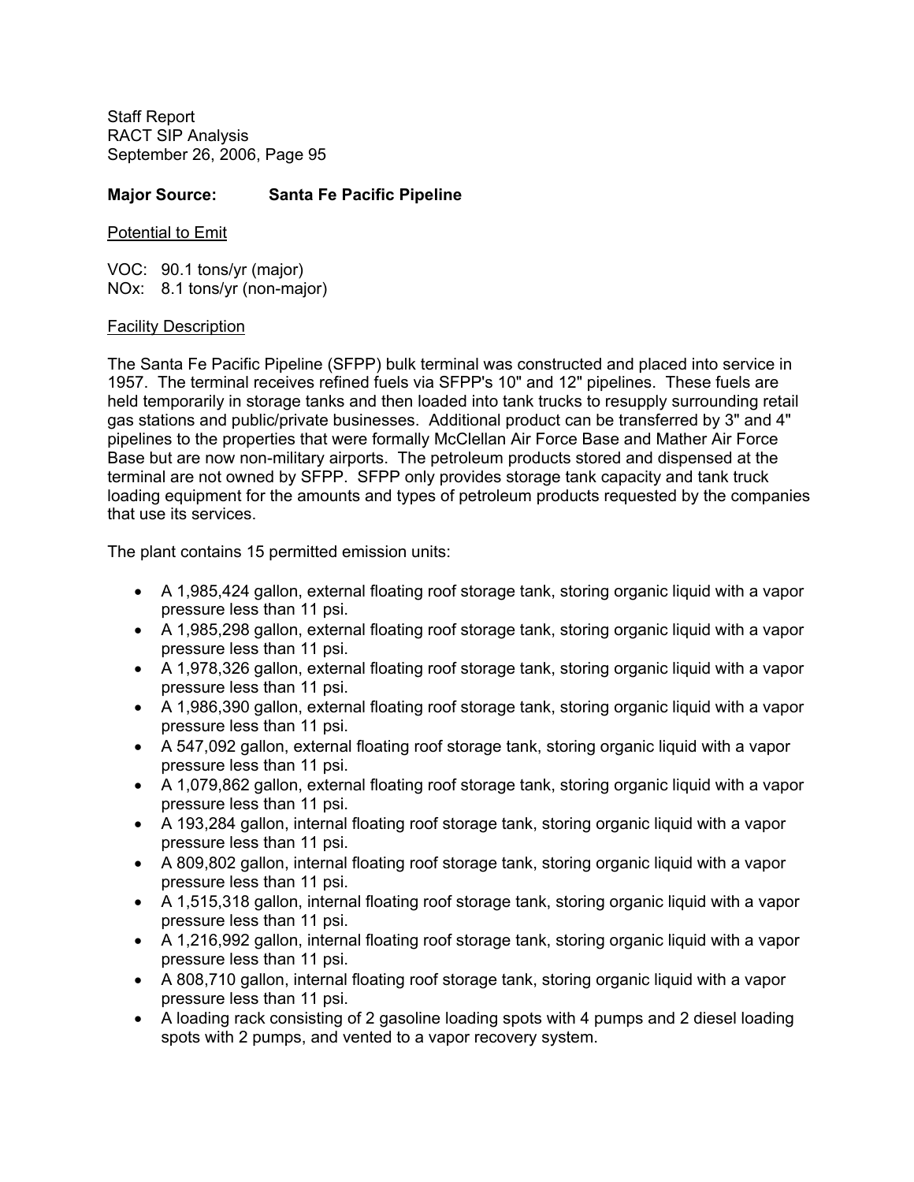**Major Source: Santa Fe Pacific Pipeline**

<u>Potential to Emit</u>

VOC: 90.1 tons/yr (major)
NOx: 8.1 tons/yr (non-major)

<u>Facility Description</u>

The Santa Fe Pacific Pipeline (SFPP) bulk terminal was constructed and placed into service in 1957. The terminal receives refined fuels via SFPP's 10" and 12" pipelines. These fuels are held temporarily in storage tanks and then loaded into tank trucks to resupply surrounding retail gas stations and public/private businesses. Additional product can be transferred by 3" and 4" pipelines to the properties that were formally McClellan Air Force Base and Mather Air Force Base but are now non-military airports. The petroleum products stored and dispensed at the terminal are not owned by SFPP. SFPP only provides storage tank capacity and tank truck loading equipment for the amounts and types of petroleum products requested by the companies that use its services.

The plant contains 15 permitted emission units:

- A 1,985,424 gallon, external floating roof storage tank, storing organic liquid with a vapor pressure less than 11 psi.
- A 1,985,298 gallon, external floating roof storage tank, storing organic liquid with a vapor pressure less than 11 psi.
- A 1,978,326 gallon, external floating roof storage tank, storing organic liquid with a vapor pressure less than 11 psi.
- A 1,986,390 gallon, external floating roof storage tank, storing organic liquid with a vapor pressure less than 11 psi.
- A 547,092 gallon, external floating roof storage tank, storing organic liquid with a vapor pressure less than 11 psi.
- A 1,079,862 gallon, external floating roof storage tank, storing organic liquid with a vapor pressure less than 11 psi.
- A 193,284 gallon, internal floating roof storage tank, storing organic liquid with a vapor pressure less than 11 psi.
- A 809,802 gallon, internal floating roof storage tank, storing organic liquid with a vapor pressure less than 11 psi.
- A 1,515,318 gallon, internal floating roof storage tank, storing organic liquid with a vapor pressure less than 11 psi.
- A 1,216,992 gallon, internal floating roof storage tank, storing organic liquid with a vapor pressure less than 11 psi.
- A 808,710 gallon, internal floating roof storage tank, storing organic liquid with a vapor pressure less than 11 psi.
- A loading rack consisting of 2 gasoline loading spots with 4 pumps and 2 diesel loading spots with 2 pumps, and vented to a vapor recovery system.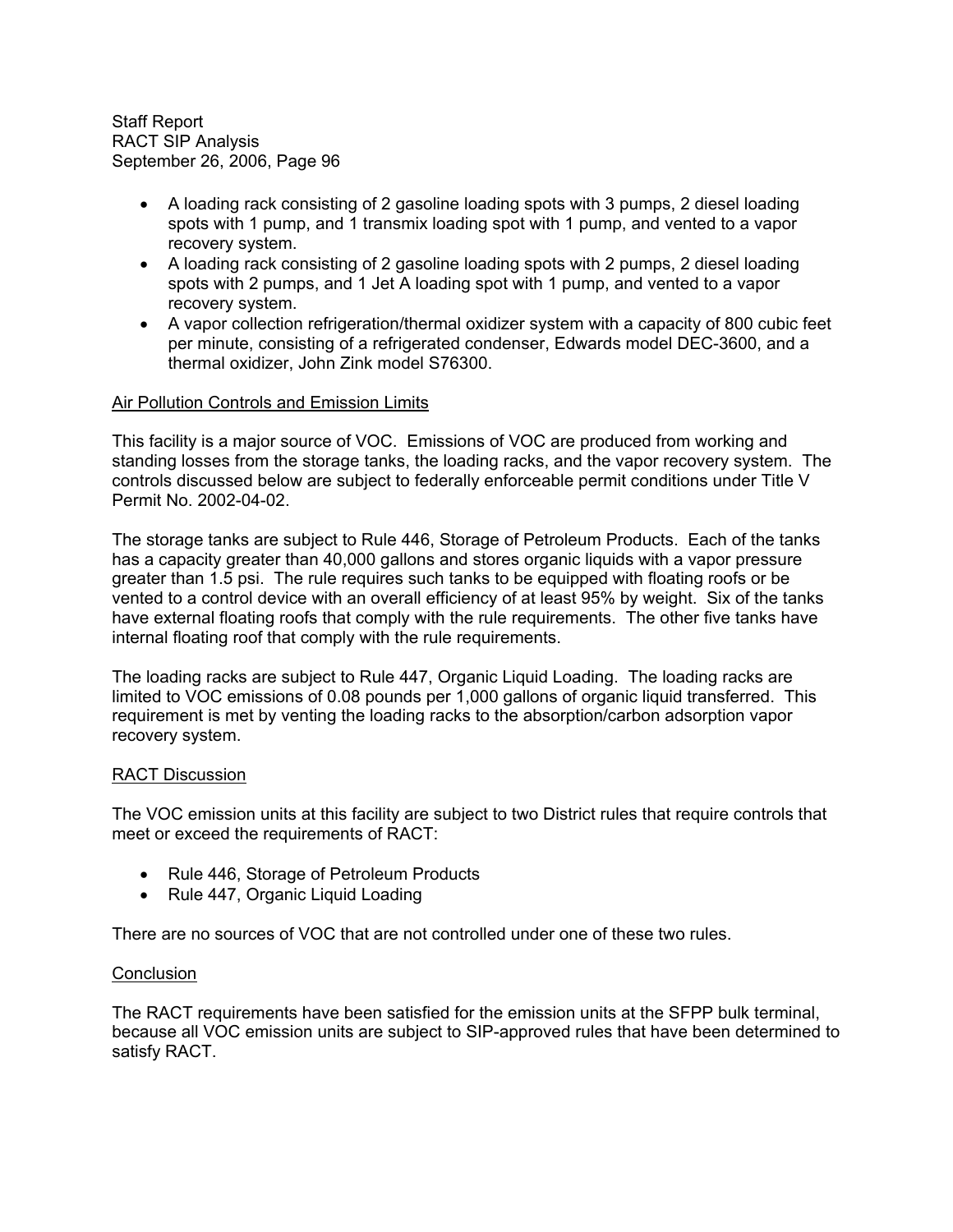- A loading rack consisting of 2 gasoline loading spots with 3 pumps, 2 diesel loading spots with 1 pump, and 1 transmix loading spot with 1 pump, and vented to a vapor recovery system.
- A loading rack consisting of 2 gasoline loading spots with 2 pumps, 2 diesel loading spots with 2 pumps, and 1 Jet A loading spot with 1 pump, and vented to a vapor recovery system.
- A vapor collection refrigeration/thermal oxidizer system with a capacity of 800 cubic feet per minute, consisting of a refrigerated condenser, Edwards model DEC-3600, and a thermal oxidizer, John Zink model S76300.

<u>Air Pollution Controls and Emission Limits</u>

This facility is a major source of VOC. Emissions of VOC are produced from working and standing losses from the storage tanks, the loading racks, and the vapor recovery system. The controls discussed below are subject to federally enforceable permit conditions under Title V Permit No. 2002-04-02.

The storage tanks are subject to Rule 446, Storage of Petroleum Products. Each of the tanks has a capacity greater than 40,000 gallons and stores organic liquids with a vapor pressure greater than 1.5 psi. The rule requires such tanks to be equipped with floating roofs or be vented to a control device with an overall efficiency of at least 95% by weight. Six of the tanks have external floating roofs that comply with the rule requirements. The other five tanks have internal floating roof that comply with the rule requirements.

The loading racks are subject to Rule 447, Organic Liquid Loading. The loading racks are limited to VOC emissions of 0.08 pounds per 1,000 gallons of organic liquid transferred. This requirement is met by venting the loading racks to the absorption/carbon adsorption vapor recovery system.

<u>RACT Discussion</u>

The VOC emission units at this facility are subject to two District rules that require controls that meet or exceed the requirements of RACT:

- Rule 446, Storage of Petroleum Products
- Rule 447, Organic Liquid Loading

There are no sources of VOC that are not controlled under one of these two rules.

<u>Conclusion</u>

The RACT requirements have been satisfied for the emission units at the SFPP bulk terminal, because all VOC emission units are subject to SIP-approved rules that have been determined to satisfy RACT.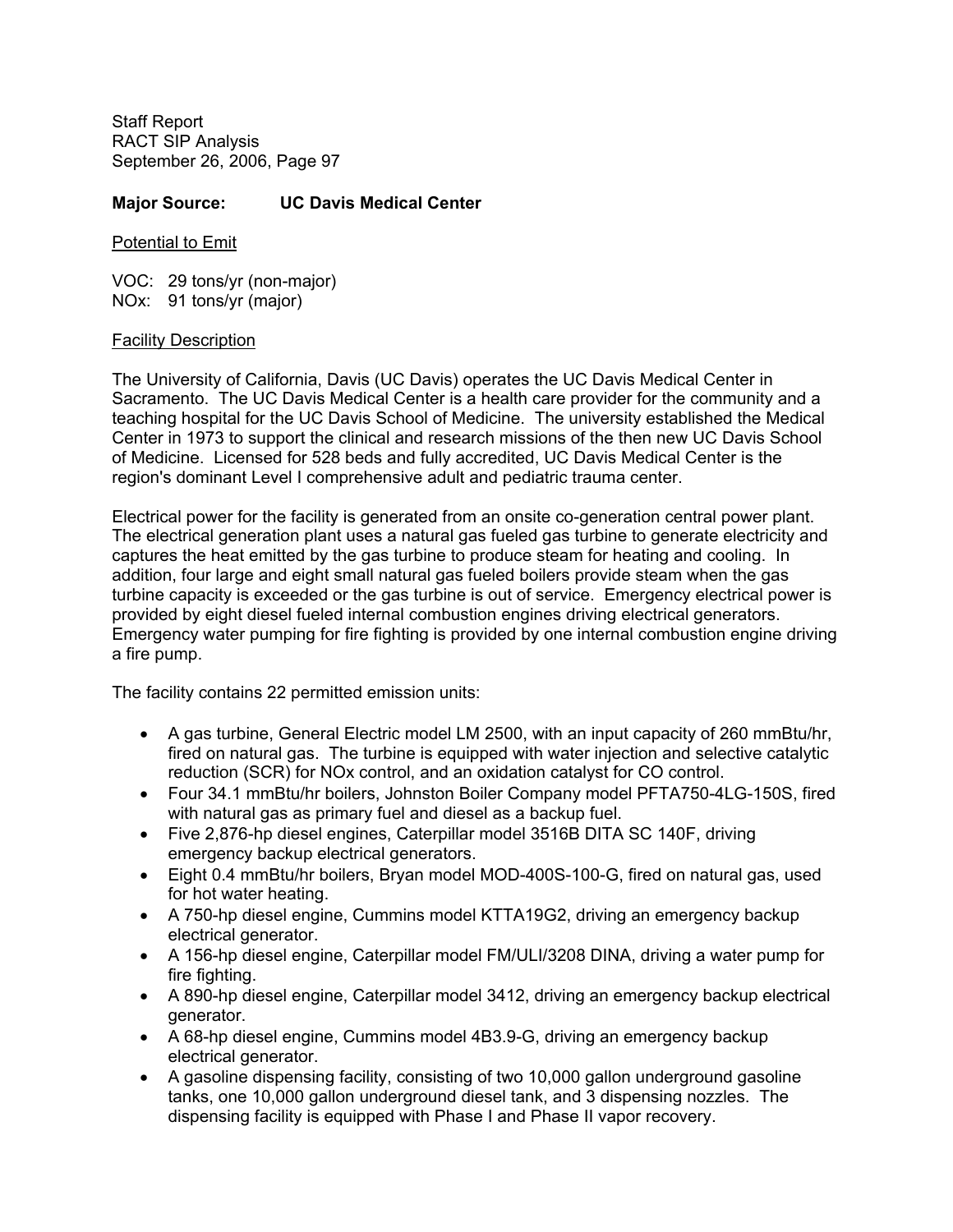**Major Source: UC Davis Medical Center**

Potential to Emit

VOC: 29 tons/yr (non-major)
NOx: 91 tons/yr (major)

Facility Description

The University of California, Davis (UC Davis) operates the UC Davis Medical Center in Sacramento. The UC Davis Medical Center is a health care provider for the community and a teaching hospital for the UC Davis School of Medicine. The university established the Medical Center in 1973 to support the clinical and research missions of the then new UC Davis School of Medicine. Licensed for 528 beds and fully accredited, UC Davis Medical Center is the region's dominant Level I comprehensive adult and pediatric trauma center.

Electrical power for the facility is generated from an onsite co-generation central power plant. The electrical generation plant uses a natural gas fueled gas turbine to generate electricity and captures the heat emitted by the gas turbine to produce steam for heating and cooling. In addition, four large and eight small natural gas fueled boilers provide steam when the gas turbine capacity is exceeded or the gas turbine is out of service. Emergency electrical power is provided by eight diesel fueled internal combustion engines driving electrical generators. Emergency water pumping for fire fighting is provided by one internal combustion engine driving a fire pump.

The facility contains 22 permitted emission units:

- A gas turbine, General Electric model LM 2500, with an input capacity of 260 mmBtu/hr, fired on natural gas. The turbine is equipped with water injection and selective catalytic reduction (SCR) for NOx control, and an oxidation catalyst for CO control.
- Four 34.1 mmBtu/hr boilers, Johnston Boiler Company model PFTA750-4LG-150S, fired with natural gas as primary fuel and diesel as a backup fuel.
- Five 2,876-hp diesel engines, Caterpillar model 3516B DITA SC 140F, driving emergency backup electrical generators.
- Eight 0.4 mmBtu/hr boilers, Bryan model MOD-400S-100-G, fired on natural gas, used for hot water heating.
- A 750-hp diesel engine, Cummins model KTTA19G2, driving an emergency backup electrical generator.
- A 156-hp diesel engine, Caterpillar model FM/ULI/3208 DINA, driving a water pump for fire fighting.
- A 890-hp diesel engine, Caterpillar model 3412, driving an emergency backup electrical generator.
- A 68-hp diesel engine, Cummins model 4B3.9-G, driving an emergency backup electrical generator.
- A gasoline dispensing facility, consisting of two 10,000 gallon underground gasoline tanks, one 10,000 gallon underground diesel tank, and 3 dispensing nozzles. The dispensing facility is equipped with Phase I and Phase II vapor recovery.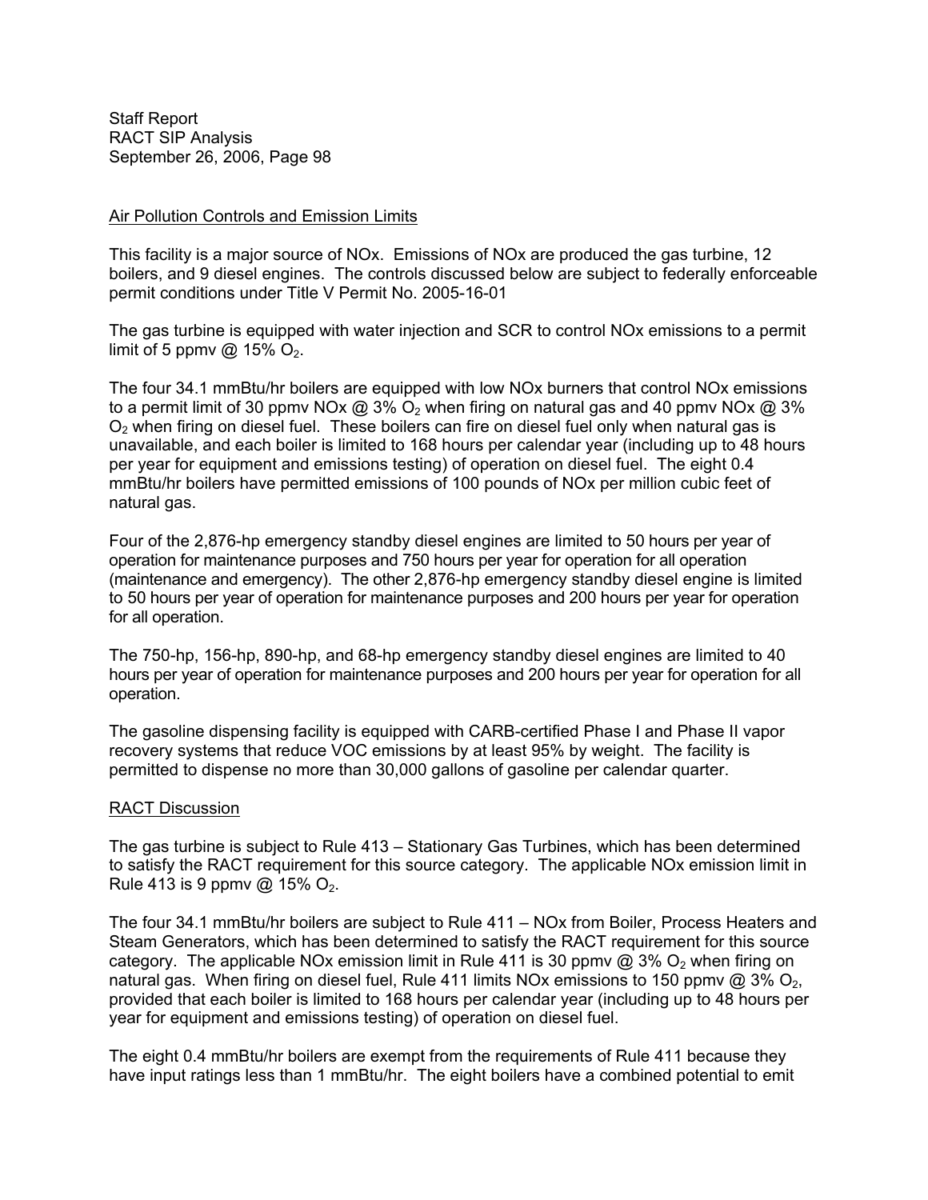Air Pollution Controls and Emission Limits

This facility is a major source of NOx. Emissions of NOx are produced the gas turbine, 12 boilers, and 9 diesel engines. The controls discussed below are subject to federally enforceable permit conditions under Title V Permit No. 2005-16-01

The gas turbine is equipped with water injection and SCR to control NOx emissions to a permit limit of 5 ppmv @ 15% $O_2$.

The four 34.1 mmBtu/hr boilers are equipped with low NOx burners that control NOx emissions to a permit limit of 30 ppmv NOx @ 3% $O_2$ when firing on natural gas and 40 ppmv NOx @ 3% $O_2$ when firing on diesel fuel. These boilers can fire on diesel fuel only when natural gas is unavailable, and each boiler is limited to 168 hours per calendar year (including up to 48 hours per year for equipment and emissions testing) of operation on diesel fuel. The eight 0.4 mmBtu/hr boilers have permitted emissions of 100 pounds of NOx per million cubic feet of natural gas.

Four of the 2,876-hp emergency standby diesel engines are limited to 50 hours per year of operation for maintenance purposes and 750 hours per year for operation for all operation (maintenance and emergency). The other 2,876-hp emergency standby diesel engine is limited to 50 hours per year of operation for maintenance purposes and 200 hours per year for operation for all operation.

The 750-hp, 156-hp, 890-hp, and 68-hp emergency standby diesel engines are limited to 40 hours per year of operation for maintenance purposes and 200 hours per year for operation for all operation.

The gasoline dispensing facility is equipped with CARB-certified Phase I and Phase II vapor recovery systems that reduce VOC emissions by at least 95% by weight. The facility is permitted to dispense no more than 30,000 gallons of gasoline per calendar quarter.

RACT Discussion

The gas turbine is subject to Rule 413 – Stationary Gas Turbines, which has been determined to satisfy the RACT requirement for this source category. The applicable NOx emission limit in Rule 413 is 9 ppmv @ 15% $O_2$.

The four 34.1 mmBtu/hr boilers are subject to Rule 411 – NOx from Boiler, Process Heaters and Steam Generators, which has been determined to satisfy the RACT requirement for this source category. The applicable NOx emission limit in Rule 411 is 30 ppmv @ 3% $O_2$ when firing on natural gas. When firing on diesel fuel, Rule 411 limits NOx emissions to 150 ppmv @ 3% $O_2$, provided that each boiler is limited to 168 hours per calendar year (including up to 48 hours per year for equipment and emissions testing) of operation on diesel fuel.

The eight 0.4 mmBtu/hr boilers are exempt from the requirements of Rule 411 because they have input ratings less than 1 mmBtu/hr. The eight boilers have a combined potential to emit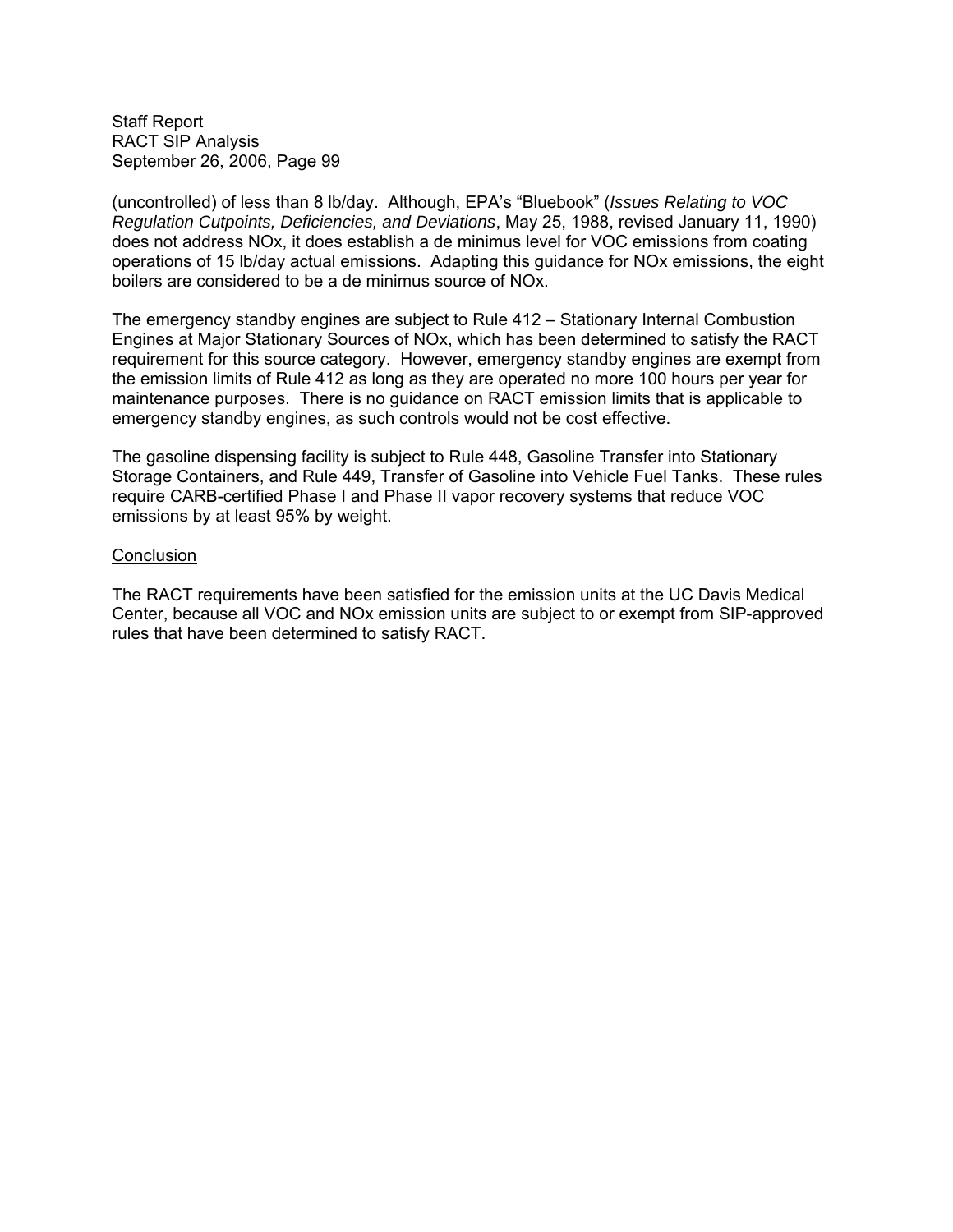(uncontrolled) of less than 8 lb/day. Although, EPA's "Bluebook" (*Issues Relating to VOC Regulation Cutpoints, Deficiencies, and Deviations*, May 25, 1988, revised January 11, 1990) does not address NOx, it does establish a de minimus level for VOC emissions from coating operations of 15 lb/day actual emissions. Adapting this guidance for NOx emissions, the eight boilers are considered to be a de minimus source of NOx.

The emergency standby engines are subject to Rule 412 – Stationary Internal Combustion Engines at Major Stationary Sources of NOx, which has been determined to satisfy the RACT requirement for this source category. However, emergency standby engines are exempt from the emission limits of Rule 412 as long as they are operated no more 100 hours per year for maintenance purposes. There is no guidance on RACT emission limits that is applicable to emergency standby engines, as such controls would not be cost effective.

The gasoline dispensing facility is subject to Rule 448, Gasoline Transfer into Stationary Storage Containers, and Rule 449, Transfer of Gasoline into Vehicle Fuel Tanks. These rules require CARB-certified Phase I and Phase II vapor recovery systems that reduce VOC emissions by at least 95% by weight.

<u>Conclusion</u>

The RACT requirements have been satisfied for the emission units at the UC Davis Medical Center, because all VOC and NOx emission units are subject to or exempt from SIP-approved rules that have been determined to satisfy RACT.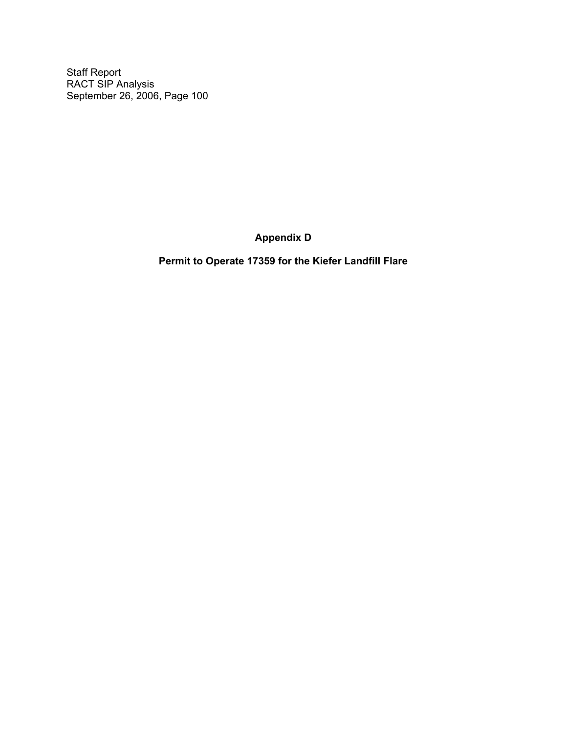## Appendix D

## Permit to Operate 17359 for the Kiefer Landfill Flare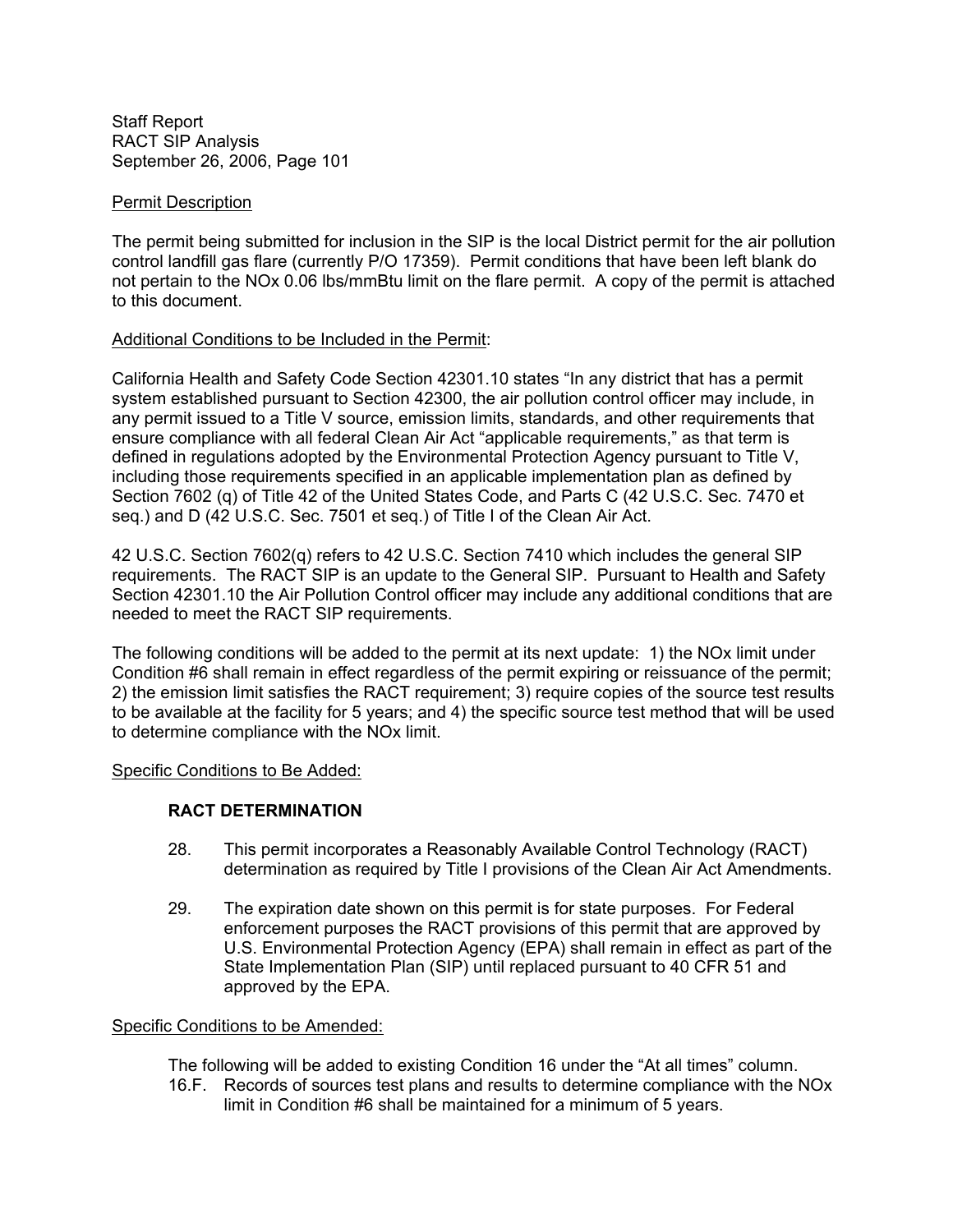Staff Report
RACT SIP Analysis
September 26, 2006, Page 101

Permit Description

The permit being submitted for inclusion in the SIP is the local District permit for the air pollution control landfill gas flare (currently P/O 17359). Permit conditions that have been left blank do not pertain to the NOx 0.06 lbs/mmBtu limit on the flare permit. A copy of the permit is attached to this document.

Additional Conditions to be Included in the Permit:

California Health and Safety Code Section 42301.10 states "In any district that has a permit system established pursuant to Section 42300, the air pollution control officer may include, in any permit issued to a Title V source, emission limits, standards, and other requirements that ensure compliance with all federal Clean Air Act "applicable requirements," as that term is defined in regulations adopted by the Environmental Protection Agency pursuant to Title V, including those requirements specified in an applicable implementation plan as defined by Section 7602 (q) of Title 42 of the United States Code, and Parts C (42 U.S.C. Sec. 7470 et seq.) and D (42 U.S.C. Sec. 7501 et seq.) of Title I of the Clean Air Act.

42 U.S.C. Section 7602(q) refers to 42 U.S.C. Section 7410 which includes the general SIP requirements. The RACT SIP is an update to the General SIP. Pursuant to Health and Safety Section 42301.10 the Air Pollution Control officer may include any additional conditions that are needed to meet the RACT SIP requirements.

The following conditions will be added to the permit at its next update: 1) the NOx limit under Condition #6 shall remain in effect regardless of the permit expiring or reissuance of the permit; 2) the emission limit satisfies the RACT requirement; 3) require copies of the source test results to be available at the facility for 5 years; and 4) the specific source test method that will be used to determine compliance with the NOx limit.

Specific Conditions to Be Added:

**RACT DETERMINATION**

28. This permit incorporates a Reasonably Available Control Technology (RACT) determination as required by Title I provisions of the Clean Air Act Amendments.

29. The expiration date shown on this permit is for state purposes. For Federal enforcement purposes the RACT provisions of this permit that are approved by U.S. Environmental Protection Agency (EPA) shall remain in effect as part of the State Implementation Plan (SIP) until replaced pursuant to 40 CFR 51 and approved by the EPA.

Specific Conditions to be Amended:

The following will be added to existing Condition 16 under the "At all times" column.

16.F. Records of sources test plans and results to determine compliance with the NOx limit in Condition #6 shall be maintained for a minimum of 5 years.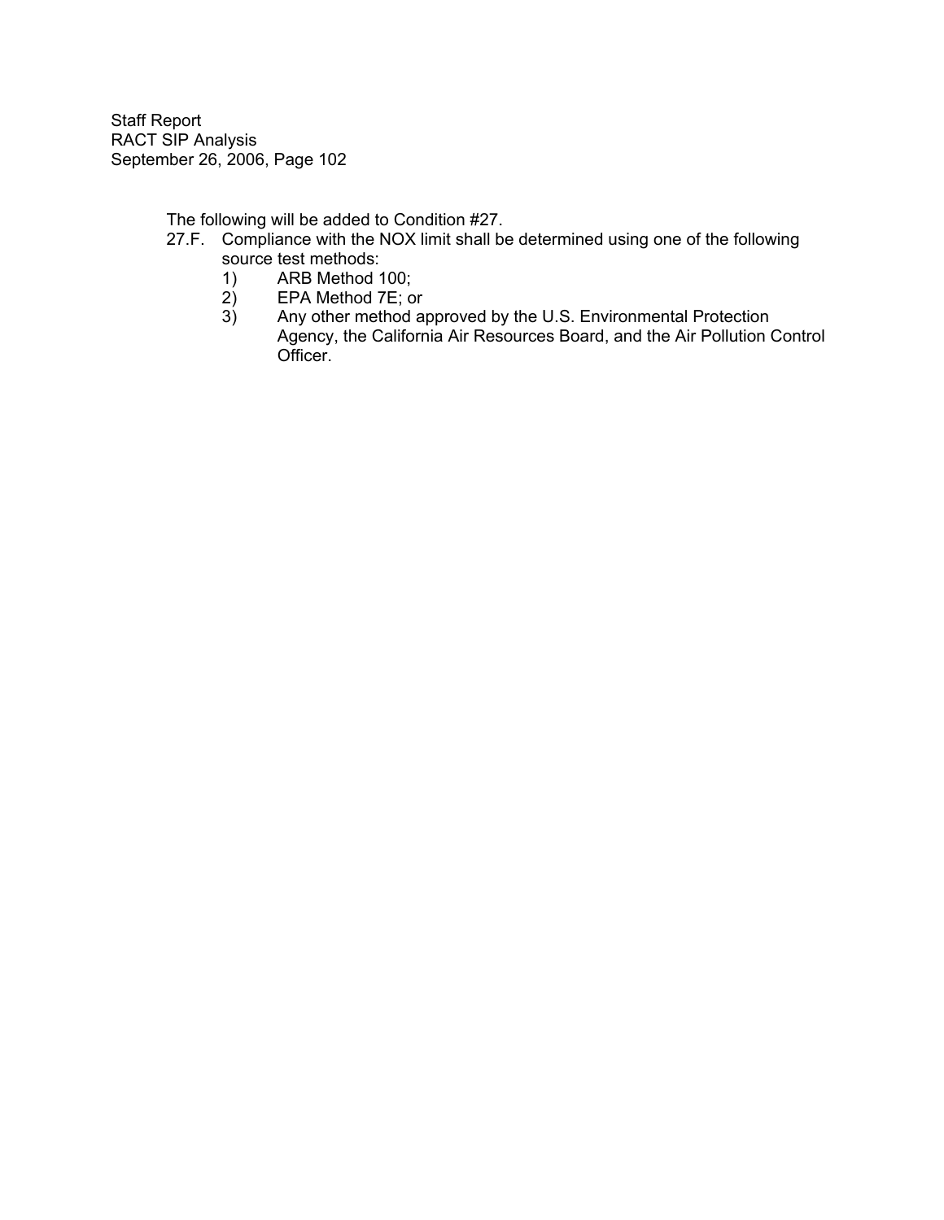The following will be added to Condition #27.

27.F. Compliance with the NOX limit shall be determined using one of the following source test methods:

1) ARB Method 100;
2) EPA Method 7E; or
3) Any other method approved by the U.S. Environmental Protection Agency, the California Air Resources Board, and the Air Pollution Control Officer.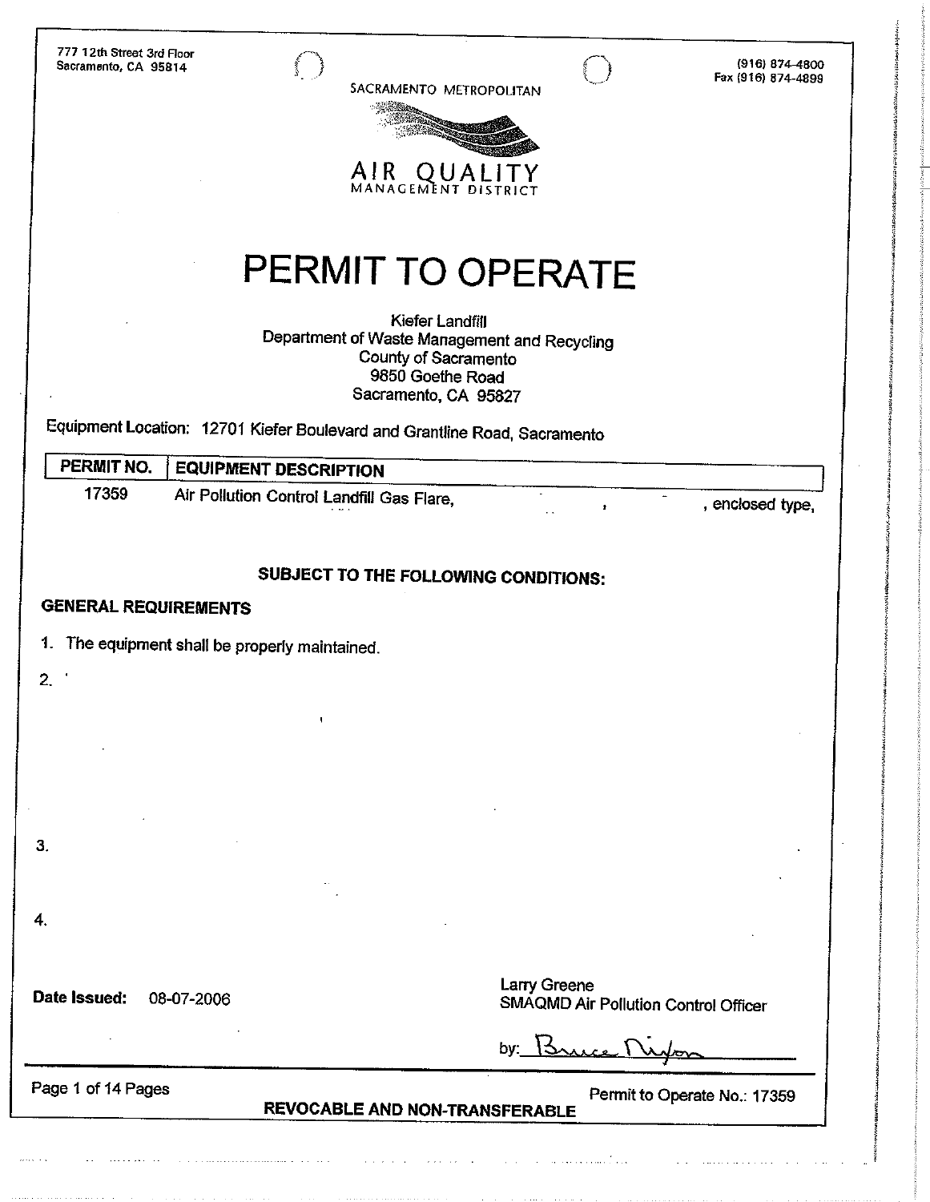777 12th Street 3rd Floor
Sacramento, CA 95814

(916) 874-4800
Fax (916) 874-4899

SACRAMENTO METROPOLITAN

AIR QUALITY
MANAGEMENT DISTRICT

# PERMIT TO OPERATE

Kiefer Landfill
Department of Waste Management and Recycling
County of Sacramento
9850 Goethe Road
Sacramento, CA 95827

Equipment Location: 12701 Kiefer Boulevard and Grantline Road, Sacramento

| PERMIT NO. | EQUIPMENT DESCRIPTION |
|---|---|
| 17359 | Air Pollution Control Landfill Gas Flare, , , enclosed type, |

**SUBJECT TO THE FOLLOWING CONDITIONS:**

**GENERAL REQUIREMENTS**

1. The equipment shall be properly maintained.
2.
3.
4.

**Date Issued:** 08-07-2006

Larry Greene
SMAQMD Air Pollution Control Officer

by: Bruce Nixon

**REVOCABLE AND NON-TRANSFERABLE**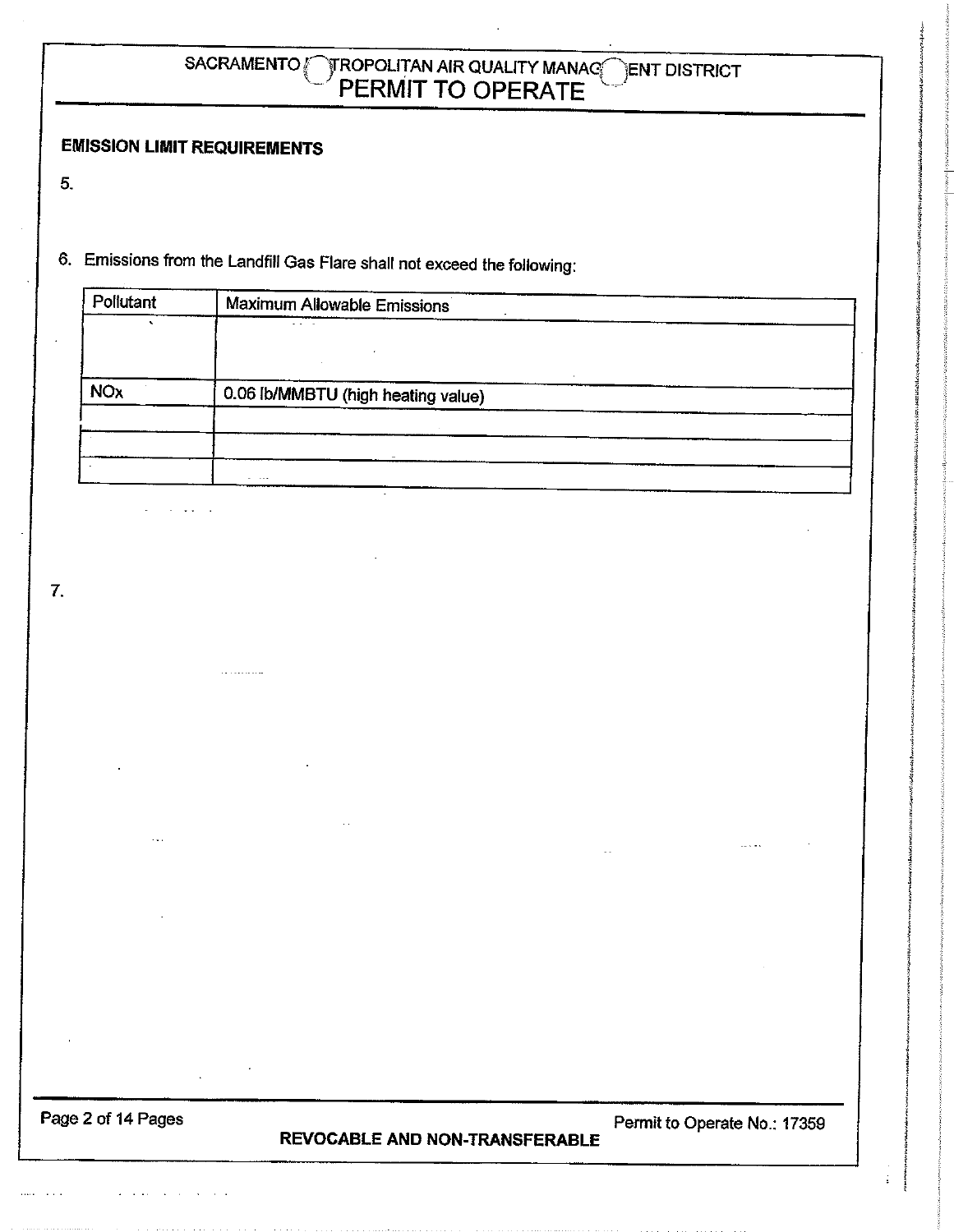### EMISSION LIMIT REQUIREMENTS

5.

6. Emissions from the Landfill Gas Flare shall not exceed the following:

| Pollutant | Maximum Allowable Emissions |
|---|---|
| | |
| NOx | 0.06 lb/MMBTU (high heating value) |
| | |
| | |
| | |

7.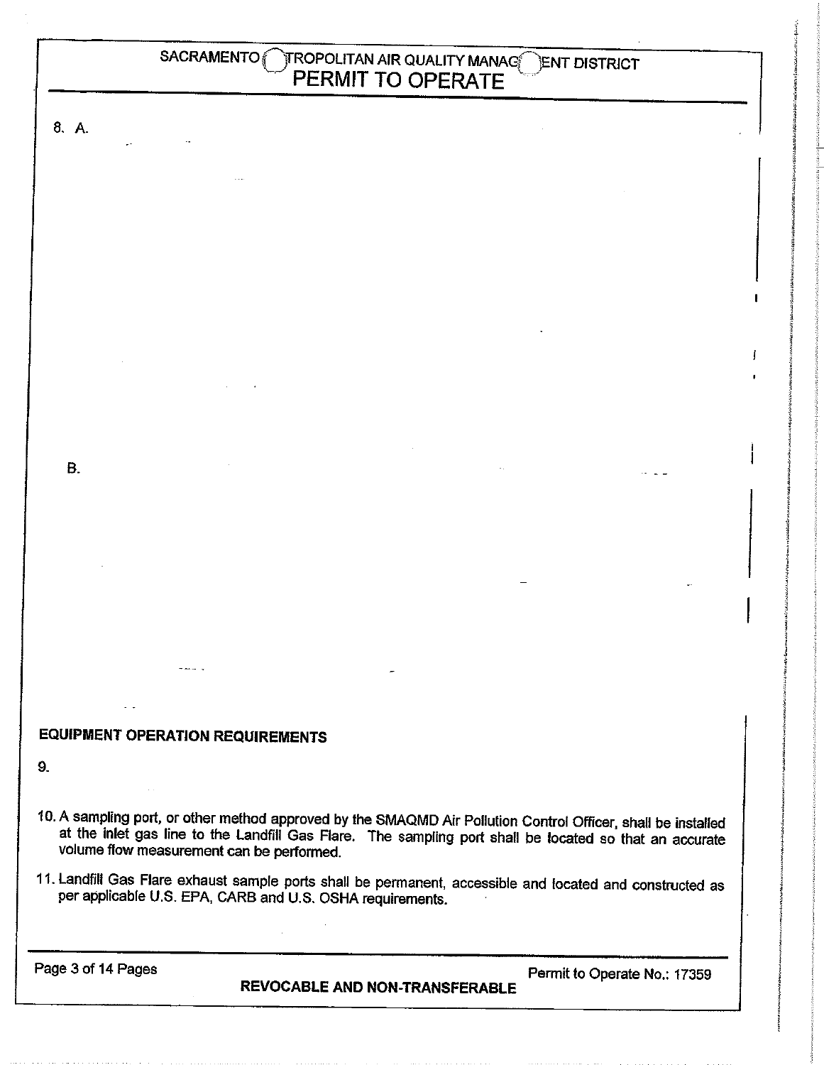# SACRAMENTO METROPOLITAN AIR QUALITY MANAGEMENT DISTRICT
## PERMIT TO OPERATE

8. A.

B.

**EQUIPMENT OPERATION REQUIREMENTS**

9.

10. A sampling port, or other method approved by the SMAQMD Air Pollution Control Officer, shall be installed at the inlet gas line to the Landfill Gas Flare. The sampling port shall be located so that an accurate volume flow measurement can be performed.

11. Landfill Gas Flare exhaust sample ports shall be permanent, accessible and located and constructed as per applicable U.S. EPA, CARB and U.S. OSHA requirements.

**REVOCABLE AND NON-TRANSFERABLE**

Permit to Operate No.: 17359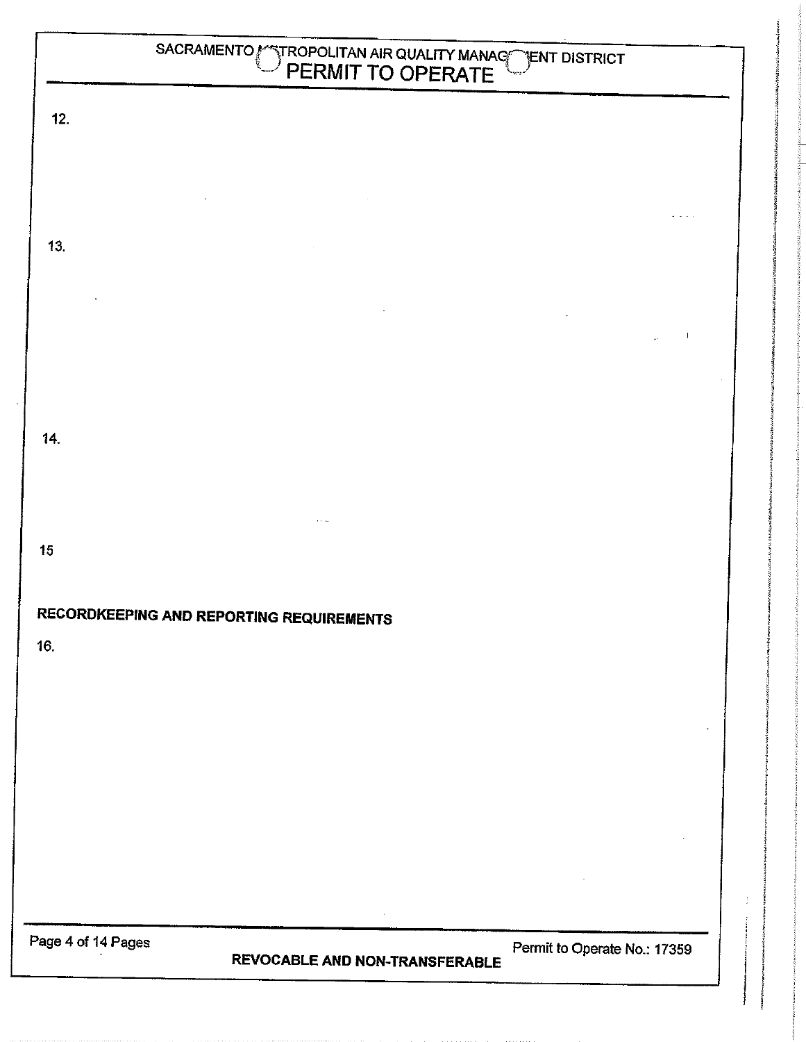12.

13.

14.

15

**RECORDKEEPING AND REPORTING REQUIREMENTS**

16.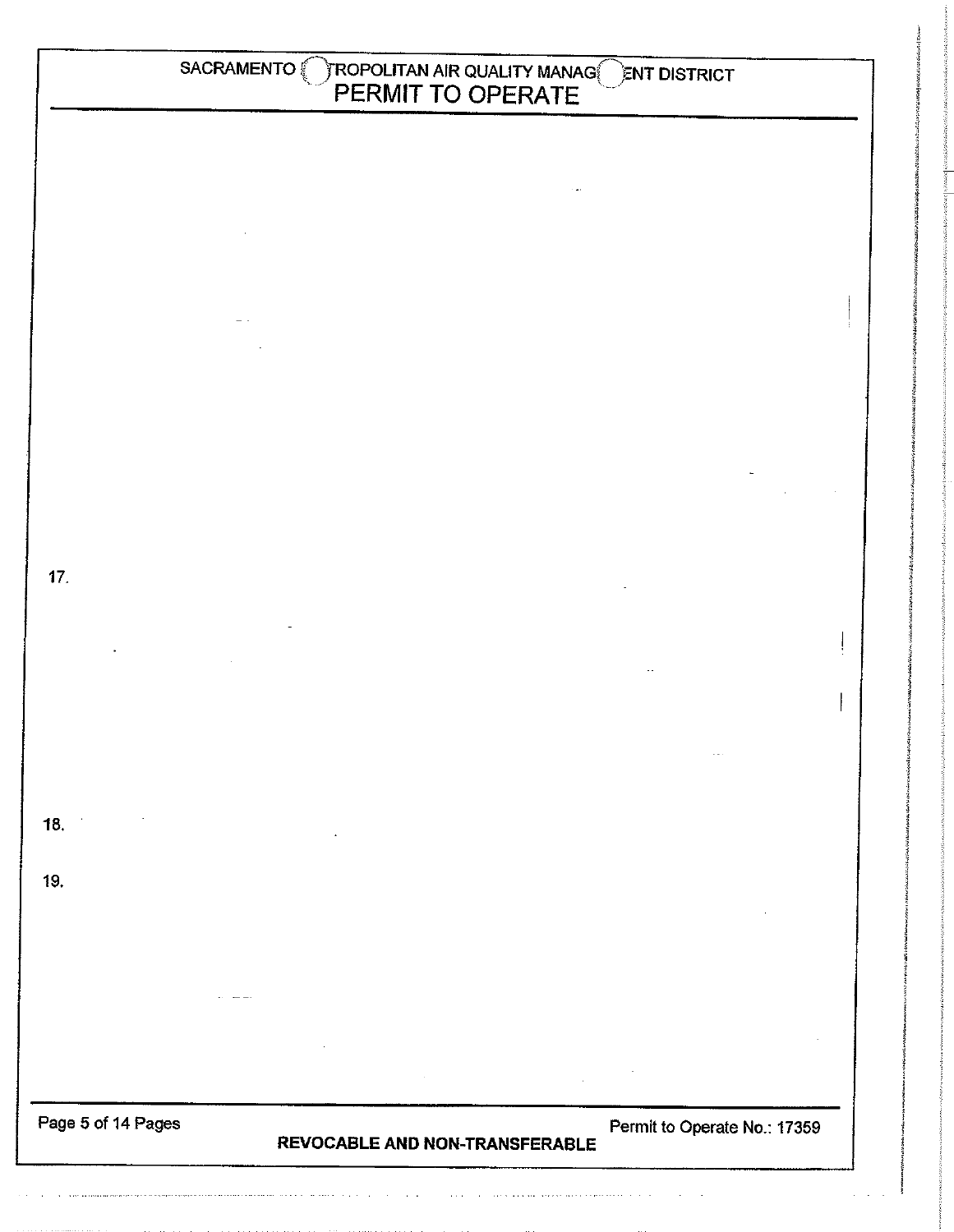17.

18.

19.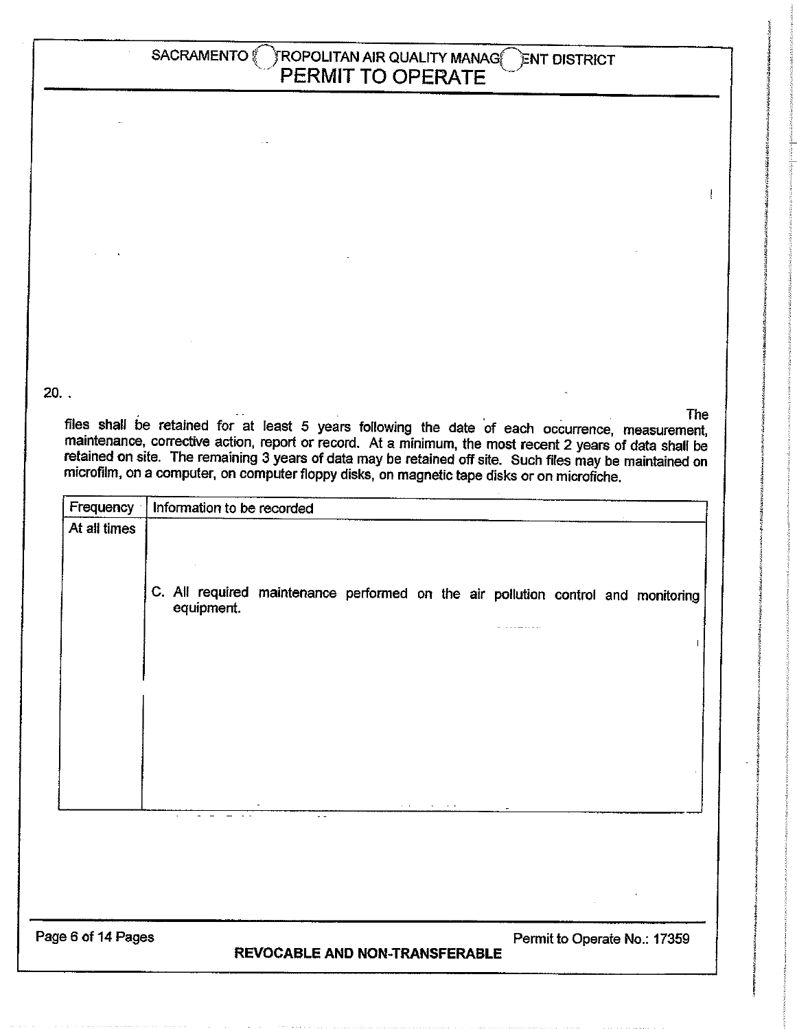20. .

The files shall be retained for at least 5 years following the date of each occurrence, measurement, maintenance, corrective action, report or record. At a minimum, the most recent 2 years of data shall be retained on site. The remaining 3 years of data may be retained off site. Such files may be maintained on microfilm, on a computer, on computer floppy disks, on magnetic tape disks or on microfiche.

| Frequency | Information to be recorded |
|---|---|
| At all times | C. All required maintenance performed on the air pollution control and monitoring equipment. |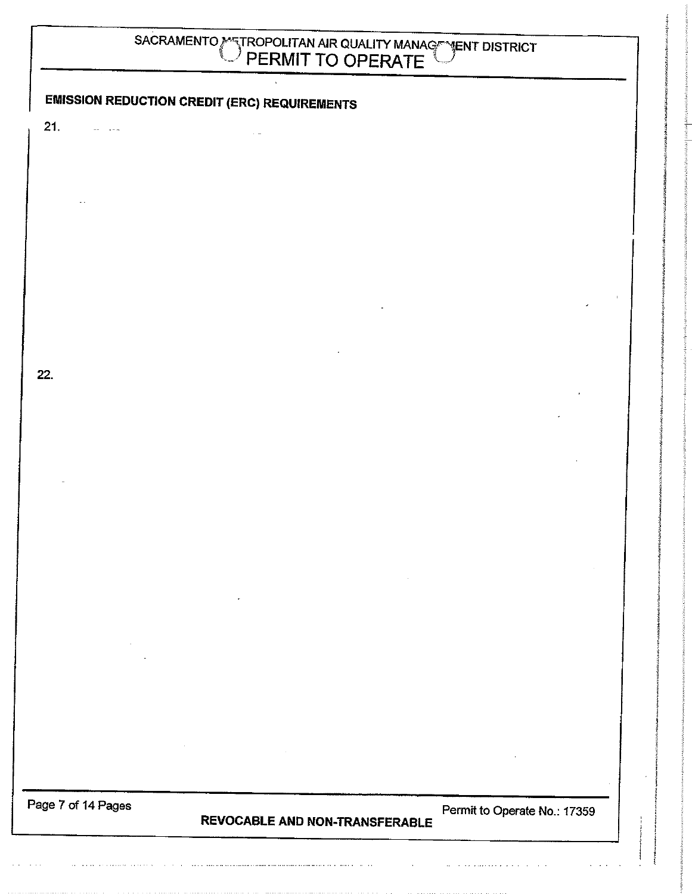## EMISSION REDUCTION CREDIT (ERC) REQUIREMENTS

21.

22.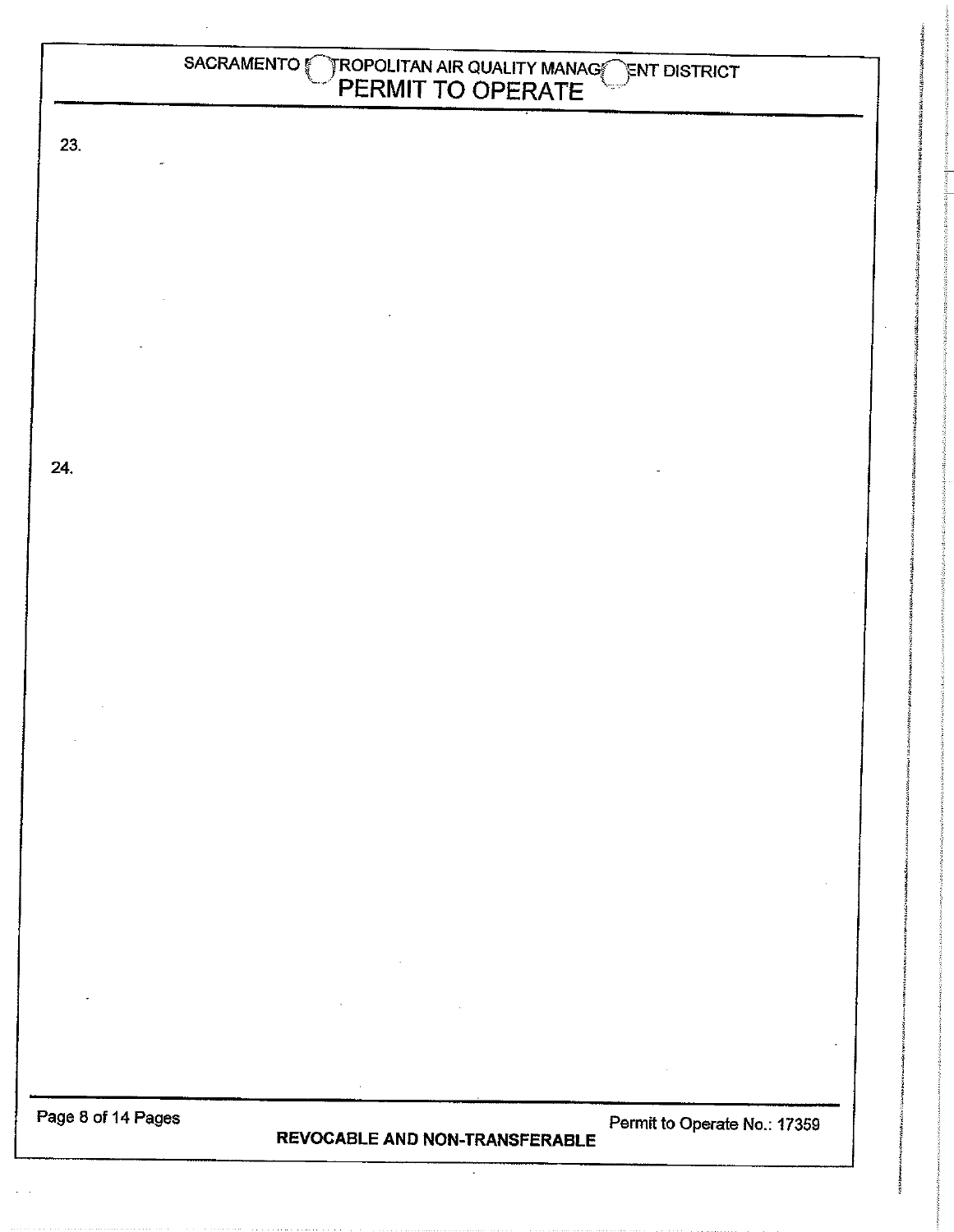23.

24.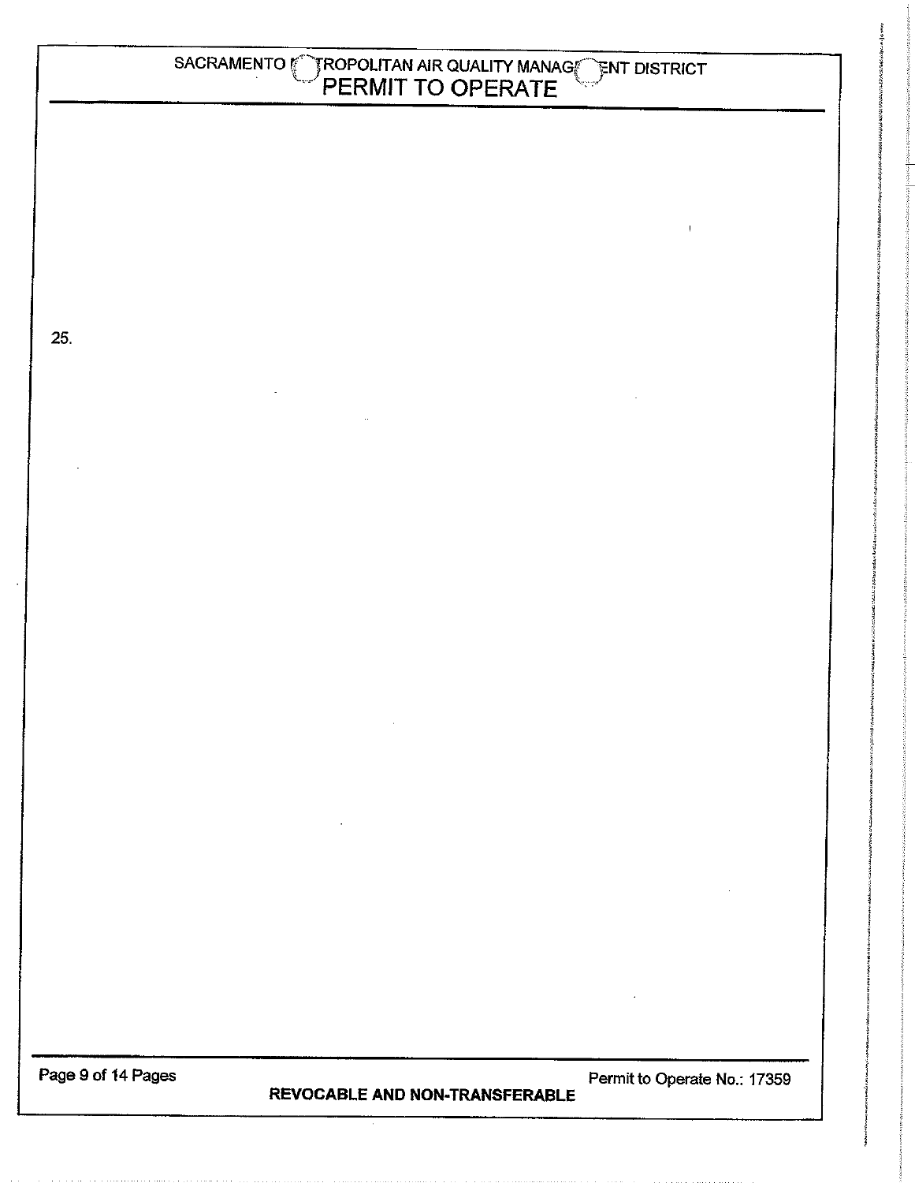25.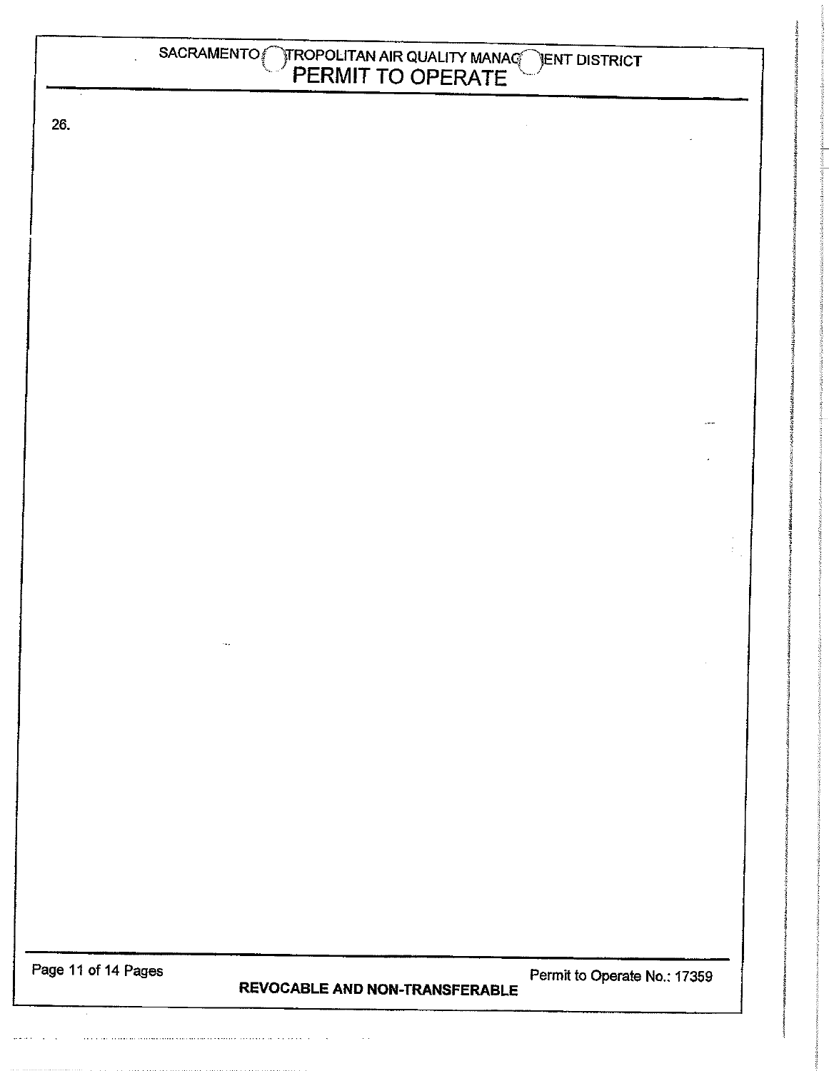26.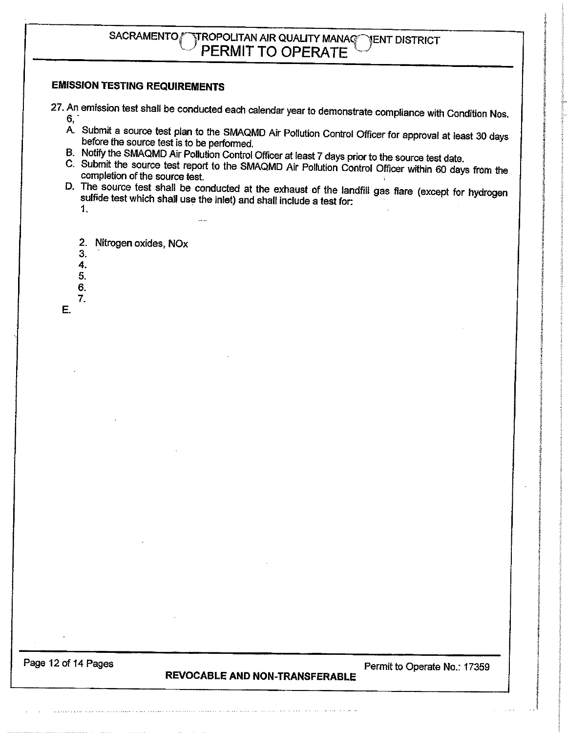## EMISSION TESTING REQUIREMENTS

27. An emission test shall be conducted each calendar year to demonstrate compliance with Condition Nos. 6,

    A. Submit a source test plan to the SMAQMD Air Pollution Control Officer for approval at least 30 days before the source test is to be performed.

    B. Notify the SMAQMD Air Pollution Control Officer at least 7 days prior to the source test date.

    C. Submit the source test report to the SMAQMD Air Pollution Control Officer within 60 days from the completion of the source test.

    D. The source test shall be conducted at the exhaust of the landfill gas flare (except for hydrogen sulfide test which shall use the inlet) and shall include a test for:

        1.

        2. Nitrogen oxides, NOx

        3.

        4.

        5.

        6.

        7.

    E.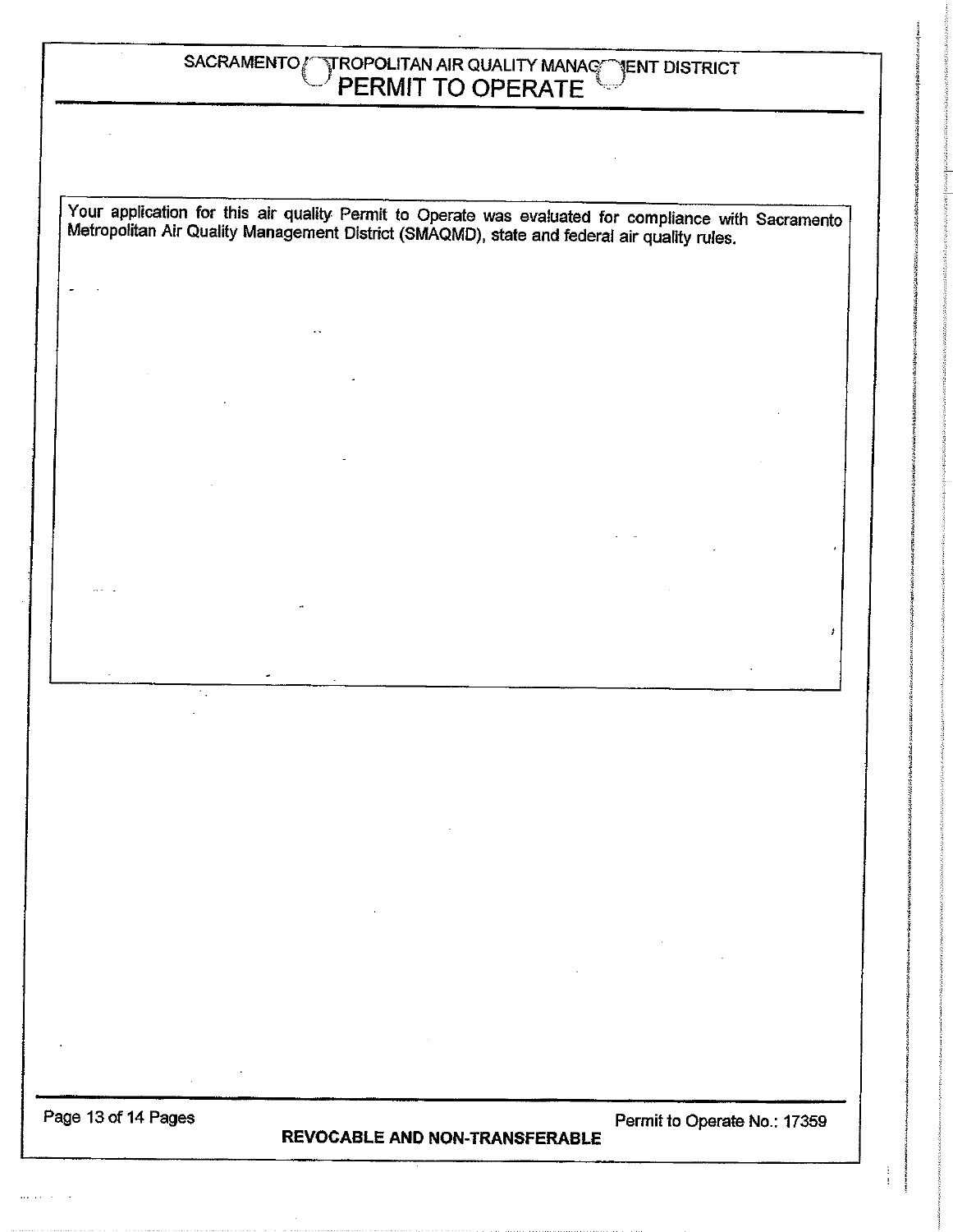Your application for this air quality Permit to Operate was evaluated for compliance with Sacramento Metropolitan Air Quality Management District (SMAQMD), state and federal air quality rules.

**REVOCABLE AND NON-TRANSFERABLE**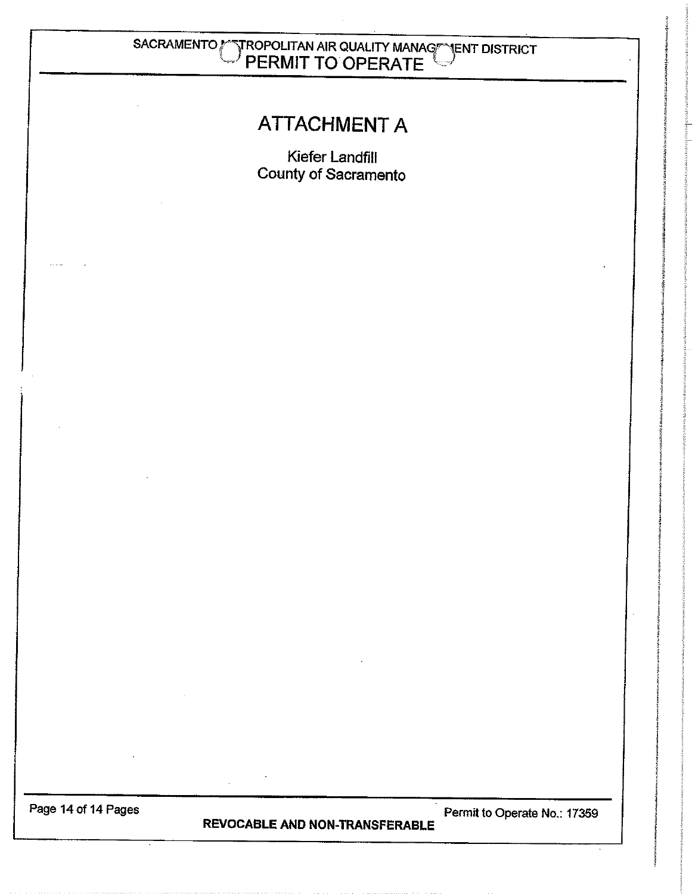# ATTACHMENT A

Kiefer Landfill
County of Sacramento